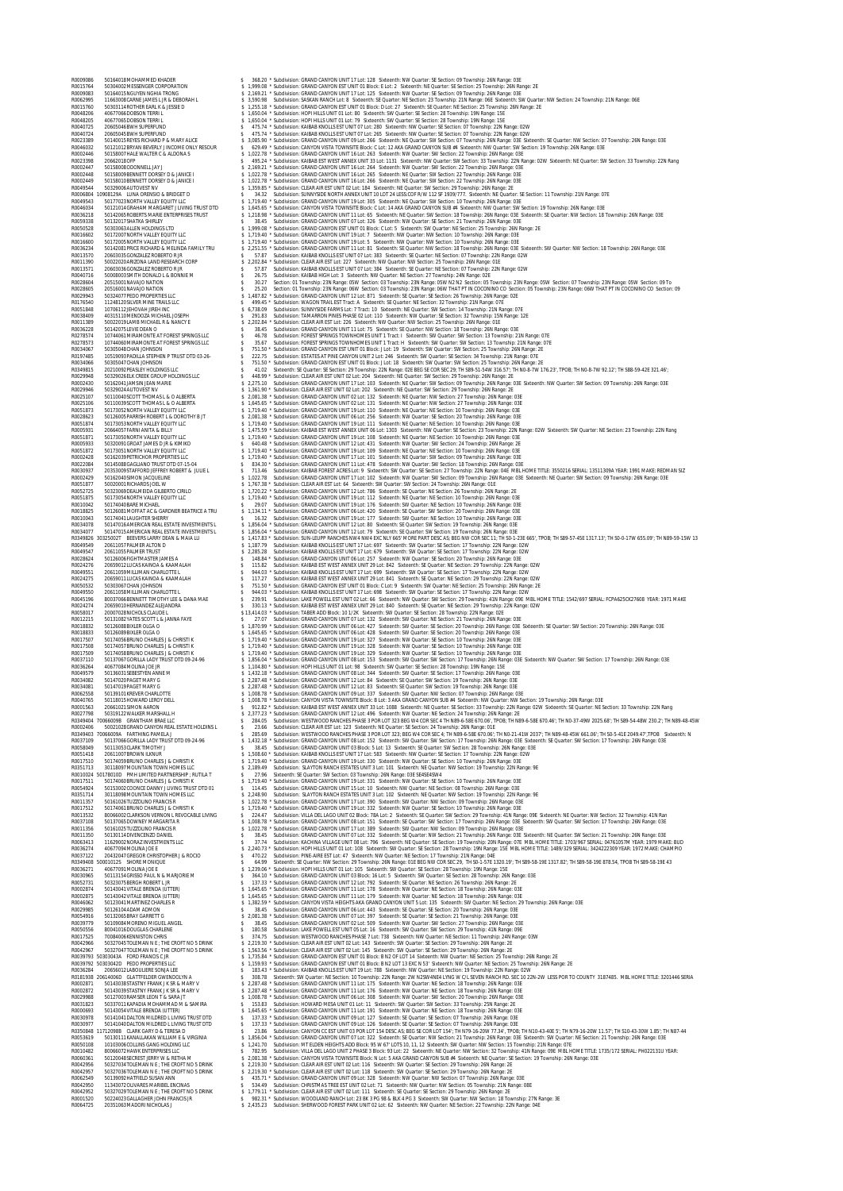| Parcel | Owner | Amount | Description |
|---|---|---|---|
| R0009086 | 50164018MOHAMMED KHADER | $ 368.20 * | Subdivision: GRAND CANYON UNIT 17 Lot: 128 Sixteenth: NW Quarter: SE Section: 09 Township: 26N Range: 03E |
| R0015764 | 50304002MESSENGER CORPORATION | $ 1,999.08 * | Subdivision: GRAND CANYON EST UNIT 01 Block: E Lot: 2 Sixteenth: NE Quarter: SE Section: 25 Township: 26N Range: 2E |
| R0009083 | 50164015NGUYEN NGHIA TRONG | $ 2,169.21 * | Subdivision: GRAND CANYON UNIT 17 Lot: 125 Sixteenth: NW Quarter: SE Section: 09 Township: 26N Range: 03E |
| R0062995 | 11663008CARNE JAMES L JR & DEBORAH L | $ 3,590.98 | Subdivision: SASKAN RANCH Lot: 8 Sixteenth: SE Quarter: NE Section: 23 Township: 21N Range: 06E Sixteenth: SW Quarter: NW Section: 24 Township: 21N Range: 06E |
| R0015760 | 50303114ROTHER EARL K & JESSIE D | $ 1,255.18 * | Subdivision: GRAND CANYON EST UNIT 01 Block: D Lot: 27 Sixteenth: SE Quarter: NE Section: 25 Township: 26N Range: 2E |
| R0048206 | 40677066DOBSON TERRI L | $ 1,650.04 * | Subdivision: HOPI HILLS UNIT 01 Lot: 80 Sixteenth: SW Quarter: SE Section: 28 Township: 19N Range: 15E |
| R0048205 | 40677065DOBSON TERRI L | $ 1,650.04 * | Subdivision: HOPI HILLS UNIT 01 Lot: 79 Sixteenth: SW Quarter: SE Section: 28 Township: 19N Range: 15E |
| R0040725 | 20605046BWH SUPERFUND | $ 475.74 * | Subdivision: KAIBAB KNOLLS EST UNIT 07 Lot: 280 Sixteenth: NW Quarter: SE Section: 07 Township: 22N Range: 02W |
| R0040724 | 20605045BWH SUPERFUND | $ 475.74 * | Subdivision: KAIBAB KNOLLS EST UNIT 07 Lot: 265 Sixteenth: NW Quarter: SE Section: 07 Township: 22N Range: 02W |
| R0023389 | 50140015REYES RICHARD P & MARY ALICE | $ 3,085.90 * | Subdivision: GRAND CANYON UNIT 09 Lot: 266 Sixteenth: NW Quarter: SE Section: 07 Township: 26N Range: 03E Sixteenth: SE Quarter: NW Section: 07 Township: 26N Range: 03E |
| R0046032 | 50121012BRYAN BEVERLY J INCOME ONLY RESOUR | $ 629.49 * | Subdivision: CANYON VISTA TOWNSITE Block: C Lot: 12 AKA GRAND CANYON SUB #4 Sixteenth: NW Quarter: SE Section: 19 Township: 26N Range: 03E |
| R0002446 | 50158007HALE WALTER C & ALDONA S | $ 1,022.78 * | Subdivision: GRAND CANYON UNIT 16 Lot: 263 Sixteenth: NW Quarter: SW Section: 22 Township: 26N Range: 03E |
| R0023398 | 20662018OPP | $ 495.24 * | Subdivision: KAIBAB EST WEST ANNEX UNIT 33 Lot: 1131 Sixteenth: NW Quarter: SW Section: 33 Township: 22N Range: 02W Sixteenth: NE Quarter: SW Section: 33 Township: 22N Rang |
| R0002447 | 50158008ODONNELL JAY J | $ 2,169.21 * | Subdivision: GRAND CANYON UNIT 16 Lot: 264 Sixteenth: NW Quarter: SW Section: 22 Township: 26N Range: 03E |
| R0002448 | 50158009BENNETT DORSEY D & JANICE I | $ 1,022.78 * | Subdivision: GRAND CANYON UNIT 16 Lot: 265 Sixteenth: NE Quarter: SW Section: 22 Township: 26N Range: 03E |
| R0002449 | 50158010BENNETT DORSEY D & JANICE I | $ 1,022.78 * | Subdivision: GRAND CANYON UNIT 16 Lot: 266 Sixteenth: NE Quarter: SW Section: 22 Township: 26N Range: 03E |
| R0049544 | 50329006AUTOVEST NV | $ 1,359.85 * | Subdivision: CLEAR AIR EST UNIT 02 Lot: 184 Sixteenth: NE Quarter: SW Section: 29 Township: 26N Range: 2E |
| R0006804 | 10908129A LUNA ORENSIO & BRIDGET D | $ 34.32 | Subdivision: SUNNYSIDE NORTH ANNEX UNIT 10 LOT 24 LESS COR R/W 112 SF 1939/777. Sixteenth: NE Quarter: SE Section: 11 Township: 21N Range: 07E |
| R0049543 | 50177023NORTH VALLEY EQUITY LLC | $ 1,719.40 * | Subdivision: GRAND CANYON UNIT 19 Lot: 305 Sixteenth: NE Quarter: SW Section: 10 Township: 26N Range: 03E |
| R0046034 | 50121014GRAHAM MARGARET J LIVING TRUST DTD | $ 1,645.65 * | Subdivision: CANYON VISTA TOWNSITE Block: C Lot: 14 AKA GRAND CANYON SUB #4 Sixteenth: NW Quarter: SE Section: 19 Township: 26N Range: 03E |
| R0036218 | 50142065ROBERTS MARIE ENTERPRISES TRUST | $ 1,218.98 * | Subdivision: GRAND CANYON UNIT 11 Lot: 65 Sixteenth: NE Quarter: SW Section: 18 Township: 26N Range: 03E Sixteenth: SE Quarter: NW Section: 18 Township: 26N Range: 03E |
| R0059338 | 50132017SHATKA SHIRLEY | $ 38.45 | Subdivision: GRAND CANYON UNIT 08 Lot: 326 Sixteenth: NW Quarter: SE Section: 21 Township: 26N Range: 03E |
| R0050528 | 50303063ALLEN HOLDINGS LTD | $ 1,999.08 * | Subdivision: GRAND CANYON EST UNIT 01 Block: C Lot: 5 Sixteenth: SW Quarter: NE Section: 25 Township: 26N Range: 2E |
| R0016602 | 50172007NORTH VALLEY EQUITY LLC | $ 1,719.40 * | Subdivision: GRAND CANYON UNIT 19 Lot: 7 Sixteenth: NW Quarter: NW Section: 10 Township: 26N Range: 03E |
| R0016600 | 50172005NORTH VALLEY EQUITY LLC | $ 1,719.40 * | Subdivision: GRAND CANYON UNIT 19 Lot: 5 Sixteenth: NW Quarter: NW Section: 10 Township: 26N Range: 03E |
| R0036234 | 50142081PRICE RICHARD & MELINDA FAMILY TRU | $ 2,251.55 * | Subdivision: GRAND CANYON UNIT 11 Lot: 81 Sixteenth: SE Quarter: NW Section: 18 Township: 26N Range: 03E Sixteenth: SW Quarter: NW Section: 18 Township: 26N Range: 03E |
| R0013570 | 20603035GONZALEZ ROBERTO R JR | $ 57.87 | Subdivision: KAIBAB KNOLLS EST UNIT 07 Lot: 383 Sixteenth: SE Quarter: NE Section: 07 Township: 22N Range: 02W |
| R0011390 | 50022020ARIZONA LAND RESEARCH CORP | $ 2,202.84 * | Subdivision: CLEAR AIR EST Lot: 227 Sixteenth: NW Quarter: NW Section: 25 Township: 26N Range: 01E |
| R0013571 | 20603036GONZALEZ ROBERTO R JR | $ 57.87 | Subdivision: KAIBAB KNOLLS EST UNIT 07 Lot: 384 Sixteenth: SE Quarter: NE Section: 07 Township: 22N Range: 02W |
| R0040716 | 50008003SMITH DONALD L & BONNIE M | $ 26.75 | Subdivision: KAIBAB HIGH Lot: 3 Sixteenth: NW Quarter: NE Section: 27 Township: 24N Range: 02E |
| R0028604 | 20515001NAVAJO NATION | $ 30.27 | Section: 01 Township: 23N Range: 05W Section: 03 Township: 23N Range: 05W N2 N2 Section: 05 Township: 23N Range: 05W Section: 07 Township: 23N Range: 05W Section: 09 To |
| R0028605 | 20516001NAVAJO NATION | $ 25.20 | Section: 01 Township: 23N Range: 06W Section: 03 Township: 23N Range: 06W THAT PT IN COCONINO CO Section: 05 Township: 23N Range: 06W THAT PT IN COCONINO CO Section: 09 |
| R0029943 | 50324077PEDO PROPERTIES LLC | $ 1,487.82 * | Subdivision: GRAND CANYON UNIT 12 Lot: 871 Sixteenth: SE Quarter: SE Section: 26 Township: 26N Range: 02E |
| R0176540 | 11248120SILVER MINE TRAILS LLC | $ 499.45 * | Subdivision: WAGON TRAIL EST Tract: A Sixteenth: SE Quarter: NE Section: 32 Township: 21N Range: 07E |
| R0051848 | 10706112JEHOVAH JIREH INC | $ 6,738.09 | Subdivision: SUNNYSIDE FARMS Lot: 7 Tract: 10 Sixteenth: NE Quarter: SW Section: 14 Township: 21N Range: 07E |
| R0038409 | 40315110MENDOZA MICHAEL JOSEPH | $ 291.83 | Subdivision: TAMARRON PINES PHASE 02 Lot: 110 Sixteenth: NW Quarter: SE Section: 32 Township: 15N Range: 12E |
| R0011389 | 50022019LAMB MICHAEL R & NANCY E | $ 2,202.84 * | Subdivision: CLEAR AIR EST Lot: 226 Sixteenth: NW Quarter: NW Section: 25 Township: 26N Range: 01E |
| R0036228 | 50142075LEVIE DEAN O | $ 38.45 | Subdivision: GRAND CANYON UNIT 11 Lot: 75 Sixteenth: SE Quarter: NW Section: 18 Township: 26N Range: 03E |
| R0278574 | 10744061MIRAMONTE AT FOREST SPRINGS LLC | $ 46.78 | Subdivision: FOREST SPRINGS TOWNHOMES UNIT 1 Tract: I Sixteenth: SW Quarter: SW Section: 13 Township: 21N Range: 07E |
| R0278573 | 10744060MIRAMONTE AT FOREST SPRINGS LLC | $ 35.67 | Subdivision: FOREST SPRINGS TOWNHOMES UNIT 1 Tract: H Sixteenth: SW Quarter: SW Section: 13 Township: 21N Range: 07E |
| R0034067 | 50305048CHAN JOHNSON | $ 751.50 * | Subdivision: GRAND CANYON EST UNIT 01 Block: J Lot: 19 Sixteenth: SW Quarter: SW Section: 25 Township: 26N Range: 2E |
| R0197485 | 10519093PADILLA STEPHEN P TRUST DTD 03-26- | $ 222.75 | Subdivision: ESTATES AT PINE CANYON UNIT 2 Lot: 246 Sixteenth: SW Quarter: SE Section: 34 Township: 21N Range: 07E |
| R0034066 | 50305047CHAN JOHNSON | $ 751.50 * | Subdivision: GRAND CANYON EST UNIT 01 Block: J Lot: 18 Sixteenth: SW Quarter: SW Section: 25 Township: 26N Range: 2E |
| R0349815 | 20210092PEASLEY HOLDINGS LLC | $ 41.02 | Sixteenth: SE Quarter: SE Section: 29 Township: 22N Range: 02E BEG SE COR SEC 29; TH S89-51-54W 316.57'; TH N0-8-7W 176.23'; TPOB; TH N0-8-7W 92.12'; TH S88-59-42E 321.46'; |
| R0029948 | 50329026ELK CREEK GROUP HOLDINGS LLC | $ 448.99 * | Subdivision: CLEAR AIR EST UNIT 02 Lot: 204 Sixteenth: NE Quarter: SW Section: 29 Township: 26N Range: 2E |
| R0002430 | 50162041JAMSIN JEAN MARIE | $ 2,275.10 | Subdivision: GRAND CANYON UNIT 17 Lot: 103 Sixteenth: NE Quarter: SW Section: 09 Township: 26N Range: 03E Sixteenth: NW Quarter: SW Section: 09 Township: 26N Range: 03E |
| R0029946 | 50329024AUTOVEST NV | $ 1,361.90 * | Subdivision: CLEAR AIR EST UNIT 02 Lot: 202 Sixteenth: NE Quarter: SW Section: 29 Township: 26N Range: 2E |
| R0025107 | 50110040SCOTT THOMAS L & O ALBERTA | $ 2,081.38 * | Subdivision: GRAND CANYON UNIT 02 Lot: 132 Sixteenth: NE Quarter: NW Section: 27 Township: 26N Range: 03E |
| R0025106 | 50110039SCOTT THOMAS L & O ALBERTA | $ 1,645.65 * | Subdivision: GRAND CANYON UNIT 02 Lot: 131 Sixteenth: NE Quarter: NW Section: 27 Township: 26N Range: 03E |
| R0051873 | 50173052NORTH VALLEY EQUITY LLC | $ 1,719.40 * | Subdivision: GRAND CANYON UNIT 19 Lot: 110 Sixteenth: NE Quarter: NE Section: 10 Township: 26N Range: 03E |
| R0028623 | 50126005PARRISH ROBERT L & DOROTHY B JT | $ 2,081.38 * | Subdivision: GRAND CANYON UNIT 06 Lot: 256 Sixteenth: NW Quarter: SE Section: 20 Township: 26N Range: 03E |
| R0051874 | 50173053NORTH VALLEY EQUITY LLC | $ 1,719.40 * | Subdivision: GRAND CANYON UNIT 19 Lot: 111 Sixteenth: NE Quarter: NE Section: 10 Township: 26N Range: 03E |
| R0005931 | 20664017FARNI ANITA & BILLY | $ 1,475.59 * | Subdivision: KAIBAB EST WEST ANNEX UNIT 06 Lot: 1303 Sixteenth: NW Quarter: SE Section: 23 Township: 22N Range: 02W Sixteenth: SW Quarter: NE Section: 23 Township: 22N Rang |
| R0051871 | 50173050NORTH VALLEY EQUITY LLC | $ 1,719.40 * | Subdivision: GRAND CANYON UNIT 19 Lot: 108 Sixteenth: NE Quarter: NE Section: 10 Township: 26N Range: 03E |
| R0005933 | 50320091GROAT JAMES D JR & KIMIKO | $ 640.48 * | Subdivision: GRAND CANYON UNIT 12 Lot: 431 Sixteenth: NW Quarter: SW Section: 24 Township: 26N Range: 2E |
| R0051872 | 50173051NORTH VALLEY EQUITY LLC | $ 1,719.40 * | Subdivision: GRAND CANYON UNIT 19 Lot: 109 Sixteenth: NE Quarter: NE Section: 10 Township: 26N Range: 03E |
| R0002428 | 50162039PETRICHOR PROPERTIES LLC | $ 1,719.40 * | Subdivision: GRAND CANYON UNIT 17 Lot: 101 Sixteenth: NE Quarter: SW Section: 09 Township: 26N Range: 03E |
| R0022084 | 50145088GAGLIANO TRUST DTD 07-15-04 | $ 834.30 * | Subdivision: GRAND CANYON UNIT 11 Lot: 478 Sixteenth: NW Quarter: SW Section: 18 Township: 26N Range: 03E |
| R0030937 | 20353009STAFFORD JEFFREY ROBERT & JULIE L | $ 713.46 | Subdivision: KAIBAB FOREST ACRES Lot: 9 Sixteenth: SW Quarter: SE Section: 27 Township: 22N Range: 04E MBL HOME TITLE: 3550216 SERIAL: 13511309A YEAR: 1991 MAKE: REDMAN SIZ |
| R0002429 | 50162040SIMON JACQUELINE | $ 1,022.78 | Subdivision: GRAND CANYON UNIT 17 Lot: 102 Sixteenth: NW Quarter: SW Section: 09 Township: 26N Range: 03E Sixteenth: NE Quarter: SW Section: 09 Township: 26N Range: 03E |
| R0051877 | 50020001RICHARDS JOEL W | $ 1,767.38 * | Subdivision: CLEAR AIR EST Lot: 64 Sixteenth: SW Quarter: SW Section: 24 Township: 26N Range: 01E |
| R0052725 | 50323069DEALMEIDA GILBERTO CIRILO | $ 1,720.22 * | Subdivision: GRAND CANYON UNIT 12 Lot: 786 Sixteenth: SE Quarter: NE Section: 26 Township: 26N Range: 2E |
| R0051875 | 50173054NORTH VALLEY EQUITY LLC | $ 1,719.40 * | Subdivision: GRAND CANYON UNIT 19 Lot: 112 Sixteenth: NE Quarter: NE Section: 10 Township: 26N Range: 03E |
| R0010042 | 50174040BARE MICHAEL | $ 29.07 | Subdivision: GRAND CANYON UNIT 19 Lot: 176 Sixteenth: SW Quarter: NE Section: 10 Township: 26N Range: 03E |
| R0018825 | 50126081MOFFAT AC & GARDNER BEATRICE A TRU | $ 1,134.11 * | Subdivision: GRAND CANYON UNIT 06 Lot: 420 Sixteenth: SE Quarter: SW Section: 20 Township: 26N Range: 03E |
| R0010043 | 50174041LAUGHTER SHERRY | $ 16.32 | Subdivision: GRAND CANYON UNIT 19 Lot: 177 Sixteenth: SW Quarter: NE Section: 10 Township: 26N Range: 03E |
| R0034078 | 50147016AMERICAN REAL ESTATE INVESTMENTS L | $ 1,856.04 * | Subdivision: GRAND CANYON UNIT 12 Lot: 80 Sixteenth: SE Quarter: SW Section: 19 Township: 26N Range: 03E |
| R0034077 | 50147015AMERICAN REAL ESTATE INVESTMENTS L | $ 1,856.04 * | Subdivision: GRAND CANYON UNIT 12 Lot: 79 Sixteenth: SE Quarter: SW Section: 19 Township: 26N Range: 03E |
| R0349826 | 30325002T BEEVERS LARRY DEAN & MAIA LU | $ 1,417.83 * | Subdivision: SUN-LEUPP RANCHES NW4 NW4 EXC NLY 665' MORE PART DESC AS; BEG NW COR SEC 11; TH S0-1-23E 665'; TPOB; TH S89-57-45E 1317.13'; TH S0-0-17W 655.09'; TH N89-59-15W 13 |
| R0049549 | 20611057PALMER ALTON D | $ 1,187.79 | Subdivision: KAIBAB KNOLLS EST UNIT 17 Lot: 697 Sixteenth: SE Quarter: SE Section: 17 Township: 22N Range: 02W |
| R0049547 | 20611055PALMER TRUST | $ 2,285.28 | Subdivision: KAIBAB KNOLLS EST UNIT 17 Lot: 679 Sixteenth: SE Quarter: SE Section: 17 Township: 22N Range: 02W |
| R0028624 | 50126006FIGHTMASTER JAMES A | $ 148.84 * | Subdivision: GRAND CANYON UNIT 06 Lot: 257 Sixteenth: NW Quarter: SE Section: 20 Township: 26N Range: 03E |
| R0024276 | 20659012LUCAS KAINOA & KAAMALAH | $ 115.82 | Subdivision: KAIBAB EST WEST ANNEX UNIT 29 Lot: 842 Sixteenth: SE Quarter: NE Section: 29 Township: 22N Range: 02W |
| R0049551 | 20611059MILLMAN CHARLOTTE L | $ 944.03 * | Subdivision: KAIBAB KNOLLS EST UNIT 17 Lot: 699 Sixteenth: SW Quarter: SE Section: 17 Township: 22N Range: 02W |
| R0024275 | 20659011LUCAS KAINOA & KAAMALAH | $ 117.27 | Subdivision: KAIBAB EST WEST ANNEX UNIT 29 Lot: 841 Sixteenth: SE Quarter: NE Section: 29 Township: 22N Range: 02W |
| R0050532 | 50303067CHAN JOHNSON | $ 751.50 * | Subdivision: GRAND CANYON EST UNIT 01 Block: C Lot: 9 Sixteenth: SW Quarter: NE Section: 25 Township: 26N Range: 2E |
| R0049550 | 20611058MILLMAN CHARLOTTE L | $ 944.03 * | Subdivision: KAIBAB KNOLLS EST UNIT 17 Lot: 698 Sixteenth: SW Quarter: SE Section: 17 Township: 22N Range: 02W |
| R0045196 | 80337066BENNETT TIMOTHY LEE & DANA MAE | $ 239.91 | Subdivision: LAKE POWELL EST UNIT 02 Lot: 66 Sixteenth: NW Quarter: NW Section: 29 Township: 41N Range: 09E MBL HOME TITLE: 1542/697 SERIAL: FCPA625CK27608 YEAR: 1971 MAKE |
| R0024274 | 20659010HERNANDEZ ALEJANDRA | $ 330.13 * | Subdivision: KAIBAB EST WEST ANNEX UNIT 29 Lot: 840 Sixteenth: SE Quarter: NE Section: 29 Township: 22N Range: 02W |
| R0058017 | 20007028NICHOLS CLAUDE L | $ 13,414.03 * | Subdivision: TABER ADD Block: 10 1/2K Sixteenth: SW Quarter: SE Section: 28 Township: 22N Range: 02E |
| R0012215 | 50131082YATES SCOTT L & JANNA FAYE | $ 27.07 | Subdivision: GRAND CANYON UNIT 07 Lot: 132 Sixteenth: SW Quarter: NE Section: 21 Township: 26N Range: 03E |
| R0018832 | 50126088BIXLER OLGA O | $ 1,870.99 * | Subdivision: GRAND CANYON UNIT 06 Lot: 427 Sixteenth: SW Quarter: SE Section: 20 Township: 26N Range: 03E Sixteenth: SE Quarter: SW Section: 20 Township: 26N Range: 03E |
| R0018833 | 50126089BIXLER OLGA O | $ 1,645.65 * | Subdivision: GRAND CANYON UNIT 06 Lot: 428 Sixteenth: SW Quarter: SE Section: 20 Township: 26N Range: 03E |
| R0017507 | 50174056BRUNO CHARLES J & CHRISTI K | $ 1,719.40 * | Subdivision: GRAND CANYON UNIT 19 Lot: 327 Sixteenth: NW Quarter: SE Section: 10 Township: 26N Range: 03E |
| R0017508 | 50174057BRUNO CHARLES J & CHRISTI K | $ 1,719.40 * | Subdivision: GRAND CANYON UNIT 19 Lot: 328 Sixteenth: NW Quarter: SE Section: 10 Township: 26N Range: 03E |
| R0017509 | 50174058BRUNO CHARLES J & CHRISTI K | $ 1,719.40 * | Subdivision: GRAND CANYON UNIT 19 Lot: 329 Sixteenth: NW Quarter: SE Section: 10 Township: 26N Range: 03E |
| R0037110 | 50137067GORILLA LADY TRUST DTD 09-24-96 | $ 1,856.04 * | Subdivision: GRAND CANYON UNIT 08 Lot: 153 Sixteenth: SW Quarter: SW Section: 17 Township: 26N Range: 03E Sixteenth: NW Quarter: SW Section: 17 Township: 26N Range: 03E |
| R0036264 | 40677084MOLINA JOE JR | $ 1,104.80 * | Subdivision: HOPI HILLS UNIT 01 Lot: 98 Sixteenth: SW Quarter: SE Section: 28 Township: 19N Range: 15E |
| R0049579 | 50136031SEBESTYEN ANNE M | $ 1,432.18 * | Subdivision: GRAND CANYON UNIT 08 Lot: 344 Sixteenth: SW Quarter: SE Section: 17 Township: 26N Range: 03E |
| R0034082 | 50147020PAGET MARY G | $ 2,287.48 * | Subdivision: GRAND CANYON UNIT 12 Lot: 84 Sixteenth: SE Quarter: SW Section: 19 Township: 26N Range: 03E |
| R0034081 | 50147019PAGET MARY G | $ 2,287.48 * | Subdivision: GRAND CANYON UNIT 12 Lot: 83 Sixteenth: SE Quarter: SW Section: 19 Township: 26N Range: 03E |
| R0062558 | 50139101KREVER CHARLOTTE | $ 1,008.78 * | Subdivision: GRAND CANYON UNIT 09 Lot: 337 Sixteenth: SW Quarter: NW Section: 07 Township: 26N Range: 03E |
| R0040765 | 50118015HOWARD LEROY DELL | $ 1,008.78 * | Subdivision: CANYON VISTA TOWNSITE Block: B Lot: 3 AKA GRAND CANYON SUB #4 Sixteenth: NW Quarter: NW Section: 19 Township: 26N Range: 03E |
| R0001563 | 20661021SIMON AARON | $ 912.82 * | Subdivision: KAIBAB EST WEST ANNEX UNIT 33 Lot: 1088 Sixteenth: NE Quarter: SE Section: 33 Township: 22N Range: 02W Sixteenth: SE Quarter: NE Section: 33 Township: 22N Rang |
| R0027798 | 50319122WALKER MARSHALL H | $ 2,377.23 * | Subdivision: GRAND CANYON UNIT 12 Lot: 496 Sixteenth: NW Quarter: NE Section: 24 Township: 26N Range: 2E |
| R0349404 | 70066009M GRANTHAM BRAE LLC | $ 284.05 | Subdivision: WESTWOOD RANCHES PHASE 3 POR LOT 323 BEG W4 COR SEC 4 TH N89-6-58E 670.46'; TPOB; TH N89-6-58E 670.46'; TH N0-37-49W 2025.68'; TH S89-54-48W 230.2'; TH N89-48-45W |
| R0002406 | 50021028GRAND CANYON REAL ESTATE HOLDINS L | $ 23.66 | Subdivision: CLEAR AIR EST Lot: 123 Sixteenth: NE Quarter: SE Section: 24 Township: 26N Range: 01E |
| R0349403 | 70066009A FARTHING PAMELA J | $ 285.69 | Subdivision: WESTWOOD RANCHES PHASE 3 POR LOT 323; BEG W4 COR SEC 4; TH N89-6-58E 670.06'; TH N0-21-41W 2037'; TH N89-48-45W 661.06'; TH S0-5-41E 2049.47';TPOB Sixteenth: N |
| R0037109 | 50137066GORILLA LADY TRUST DTD 09-24-96 | $ 1,432.18 * | Subdivision: GRAND CANYON UNIT 08 Lot: 152 Sixteenth: SW Quarter: SW Section: 17 Township: 26N Range: 03E Sixteenth: SE Quarter: SW Section: 17 Township: 26N Range: 03E |
| R0058049 | 50113053CLARK TIMOTHY J | $ 38.45 | Subdivision: GRAND CANYON UNIT 03 Block: 5 Lot: 13 Sixteenth: SE Quarter: SW Section: 28 Township: 26N Range: 03E |
| R0051418 | 20611007BROWN ILKNUR | $ 1,508.60 * | Subdivision: KAIBAB KNOLLS EST UNIT 17 Lot: 583 Sixteenth: NW Quarter: SE Section: 17 Township: 22N Range: 02W |
| R0017510 | 50174059BRUNO CHARLES J & CHRISTI K | $ 1,719.40 * | Subdivision: GRAND CANYON UNIT 19 Lot: 330 Sixteenth: NW Quarter: SE Section: 10 Township: 26N Range: 03E |
| R0351713 | 30118097MOUNTAIN TOWN HOMES LLC | $ 2,189.49 | Subdivision: SLAYTON RANCH ESTATES UNIT 3 Lot: 101 Sixteenth: NE Quarter: NW Section: 19 Township: 22N Range: 9E |
| R0010024 | 50178010D PMH LIMITED PARTNERSHIP ; RUTILA T | $ 27.96 | Sixteenth: SE Quarter: SW Section: 03 Township: 26N Range: 03E SE4SE4SW4 |
| R0017511 | 50174060BRUNO CHARLES J & CHRISTI K | $ 1,719.40 * | Subdivision: GRAND CANYON UNIT 19 Lot: 331 Sixteenth: NW Quarter: SE Section: 10 Township: 26N Range: 03E |
| R0054924 | 50153002COONCE DANNY J LIVING TRUST DTD 01 | $ 114.45 | Subdivision: GRAND CANYON UNIT 15 Lot: 10 Sixteenth: NW Quarter: NE Section: 08 Township: 26N Range: 03E |
| R0351714 | 30118098MOUNTAIN TOWN HOMES LLC | $ 2,248.90 | Subdivision: SLAYTON RANCH ESTATES UNIT 3 Lot: 102 Sixteenth: NE Quarter: NW Section: 19 Township: 22N Range: 9E |
| R0011357 | 50161026TUZZOLINO FRANCIS R | $ 1,022.78 * | Subdivision: GRAND CANYON UNIT 17 Lot: 390 Sixteenth: SW Quarter: NW Section: 09 Township: 26N Range: 03E |
| R0017512 | 50174061BRUNO CHARLES J & CHRISTI K | $ 1,719.40 * | Subdivision: GRAND CANYON UNIT 19 Lot: 332 Sixteenth: NW Quarter: SE Section: 10 Township: 26N Range: 03E |
| R0013532 | 80066002CLARKSON VERNON L REVOCABLE LIVING | $ 224.47 | Subdivision: VILLA DEL LAGO UNIT 02 Block: 78A Lot: 2 Sixteenth: SE Quarter: SW Section: 29 Township: 41N Range: 09E Sixteenth: NE Quarter: NW Section: 32 Township: 41N Ran |
| R0037108 | 50137065DOWNEY MARGARITA R | $ 1,008.78 * | Subdivision: GRAND CANYON UNIT 08 Lot: 151 Sixteenth: SE Quarter: SW Section: 17 Township: 26N Range: 03E Sixteenth: SW Quarter: SW Section: 17 Township: 26N Range: 03E |
| R0011356 | 50161025TUZZOLINO FRANCIS R | $ 1,022.78 * | Subdivision: GRAND CANYON UNIT 17 Lot: 389 Sixteenth: SW Quarter: NW Section: 09 Township: 26N Range: 03E |
| R0011350 | 50130114DIVENCENZO DANIEL | $ 38.45 | Subdivision: GRAND CANYON UNIT 07 Lot: 332 Sixteenth: SE Quarter: NW Section: 21 Township: 26N Range: 03E Sixteenth: NE Quarter: SW Section: 21 Township: 26N Range: 03E |
| R0063413 | 11629002NORAZ INVESTMENTS LLC | $ 37.74 | Subdivision: KACHINA VILLAGE UNIT 08 Lot: 796 Sixteenth: NE Quarter: SE Section: 19 Township: 20N Range: 07E MBL HOME TITLE: 1703/967 SERIAL: 04761057M YEAR: 1979 MAKE: BUD |
| R0036274 | 40677094MOLINA JOE E | $ 2,240.73 * | Subdivision: HOPI HILLS UNIT 01 Lot: 108 Sixteenth: SW Quarter: SE Section: 28 Township: 19N Range: 15E MBL HOME TITLE: 1489/329 SERIAL: 3424222309 YEAR: 1972 MAKE: CHAMPIO |
| R0037122 | 20432047GREGOR CHRISTOPHER J & ROCIO | $ 470.22 | Subdivision: PINE AIRE EST Lot: 47 Sixteenth: NW Quarter: SE Section: 17 Township: 21N Range: 04E |
| R0349408 | 50001012S SHORE MONIQUE | $ 64.99 | Sixteenth: SE Quarter: NW Section: 29 Township: 26N Range: 01E BEG NW COR SEC 29, TH S0-1-57E 1320.19'; TH S89-58-19E 1317.82'; TH S89-58-19E 878.54, TPOB TH S89-58-19E 43 |
| R0036271 | 40677091MOLINA JOE E | $ 1,239.06 * | Subdivision: HOPI HILLS UNIT 01 Lot: 105 Sixteenth: SW Quarter: SE Section: 28 Township: 19N Range: 15E |
| R0030965 | 50113154GRISSO PAUL N & MARJORIE M | $ 364.10 * | Subdivision: GRAND CANYON UNIT 03 Block: 16 Lot: 5 Sixteenth: SW Quarter: SE Section: 28 Township: 26N Range: 03E |
| R0052731 | 50323075BERGH ROBERT L JR | $ 137.33 * | Subdivision: GRAND CANYON UNIT 12 Lot: 792 Sixteenth: SE Quarter: NE Section: 26 Township: 26N Range: 2E |
| R0002874 | 50143041VITALE BRENDA (UTTER) | $ 1,645.65 * | Subdivision: GRAND CANYON UNIT 11 Lot: 178 Sixteenth: NW Quarter: NE Section: 18 Township: 26N Range: 03E |
| R0002875 | 50143042VITALE BRENDA (UTTER) | $ 1,645.65 * | Subdivision: GRAND CANYON UNIT 11 Lot: 179 Sixteenth: NW Quarter: NE Section: 18 Township: 26N Range: 03E |
| R0046062 | 50123041MARTINEZ CHARLES R | $ 1,382.59 * | Subdivision: CANYON VISTA HEIGHTS AKA GRAND CANYON UNIT 5 Lot: 135 Sixteenth: SW Quarter: NE Section: 29 Township: 26N Range: 03E |
| R0029985 | 50126104DAM ADMON | $ 38.45 | Subdivision: GRAND CANYON UNIT 06 Lot: 443 Sixteenth: SE Quarter: SE Section: 20 Township: 26N Range: 03E |
| R0054916 | 50132065BRAY GARRETT G | $ 2,081.38 * | Subdivision: GRAND CANYON UNIT 07 Lot: 397 Sixteenth: SE Quarter: SE Section: 21 Township: 26N Range: 03E |
| R0039779 | 50109084MORENO MIGUEL ANGEL | $ 38.45 | Subdivision: GRAND CANYON UNIT 02 Lot: 509 Sixteenth: NW Quarter: SW Section: 27 Township: 26N Range: 03E |
| R0050556 | 80041016DOUGLAS CHARLENE | $ 180.58 | Subdivision: LAKE POWELL EST UNIT 05 Lot: 16 Sixteenth: SW Quarter: SW Section: 29 Township: 41N Range: 09E |
| R0017525 | 70084006KENNISTON CHRIS | $ 374.75 | Subdivision: WESTWOOD RANCHES PHASE 7 Lot: 738 Sixteenth: NW Quarter: NE Section: 11 Township: 24N Range: 03W |
| R0042966 | 50327045TOLEMAN N E ; THE CROFT NO 5 DRINK | $ 2,219.30 * | Subdivision: CLEAR AIR EST UNIT 02 Lot: 143 Sixteenth: SW Quarter: SE Section: 29 Township: 26N Range: 2E |
| R0042967 | 50327047TOLEMAN N E ; THE CROFT NO 5 DRINK | $ 1,563.56 * | Subdivision: CLEAR AIR EST UNIT 02 Lot: 145 Sixteenth: SW Quarter: SE Section: 29 Township: 26N Range: 2E |
| R0039793 | 50303043A FORD FRANCIS C JR | $ 1,735.84 * | Subdivision: GRAND CANYON EST UNIT 01 Block: B N2 OF LOT 14 Sixteenth: NW Quarter: NE Section: 25 Township: 26N Range: 2E |
| R0039792 | 50303042D PEDO PROPERTIES LLC | $ 1,159.93 * | Subdivision: GRAND CANYON EST UNIT 01 Block: B N2 LOT 13 EXC N 53' Sixteenth: NW Quarter: NE Section: 25 Township: 26N Range: 2E |
| R0036284 | 20656012LABOULIERE SONJA LEE | $ 183.43 * | Subdivision: KAIBAB KNOLLS EST UNIT 19 Lot: 788 Sixteenth: NW Quarter: NE Section: 19 Township: 22N Range: 02W |
| R0181938 | 20614006D GLATTFELDER GWENDOLYN A | $ 308.78 | Sixteenth: SW Quarter: NE Section: 10 Township: 22N Range: 2W N2SW4NE4 LYING W C/L SEVEN RANCH RD. SEC 10 22N-2W LESS POR TO COUNTY 3187485. MBL HOME TITLE: 3201446 SERIA |
| R0002871 | 50143038STASTNY FRANK J K SR & MARY V | $ 2,287.48 * | Subdivision: GRAND CANYON UNIT 11 Lot: 175 Sixteenth: NW Quarter: NE Section: 18 Township: 26N Range: 03E |
| R0002872 | 50143039STASTNY FRANK J K SR & MARY V | $ 2,287.48 * | Subdivision: GRAND CANYON UNIT 11 Lot: 176 Sixteenth: NW Quarter: NE Section: 18 Township: 26N Range: 03E |
| R0029988 | 50127003RAMSER LEON T & SARA JT | $ 1,008.78 * | Subdivision: GRAND CANYON UNIT 06 Lot: 308 Sixteenth: NW Quarter: SW Section: 20 Township: 26N Range: 03E |
| R0031823 | 50337011KAPADIA MOHAMMAD M & SAMIRA | $ 153.83 | Subdivision: HOWARD MESA UNIT 01 Lot: 11 Sixteenth: SW Quarter: SW Section: 33 Township: 25N Range: 2E |
| R0000693 | 50143054VITALE BRENDA (UTTER) | $ 1,645.65 * | Subdivision: GRAND CANYON UNIT 11 Lot: 191 Sixteenth: NW Quarter: NE Section: 18 Township: 26N Range: 03E |
| R0030978 | 50141041DALTON MILDRED L LIVING TRUST DTD | $ 137.33 * | Subdivision: GRAND CANYON UNIT 09 Lot: 127 Sixteenth: SE Quarter: SE Section: 07 Township: 26N Range: 03E |
| R0030977 | 50141040DALTON MILDRED L LIVING TRUST DTD | $ 137.33 * | Subdivision: GRAND CANYON UNIT 09 Lot: 126 Sixteenth: SE Quarter: SE Section: 07 Township: 26N Range: 03E |
| R0350848 | 11712098B CLARK GARY D & TERESA D | $ 23.86 | Subdivision: CANYON CC EST UNIT 03 POR LOT 154 DESC AS; BEG SE COR LOT 154'; TH N79-16-20W 77.34', TPOB; TH N10-43-40E 5'; TH N79-16-20W 11.57'; TH S10-43-30W 1.85'; TH N87-44 |
| R0053619 | 50130111KANALLAKAN WILLIAM E & VIRGINIA | $ 1,856.04 * | Subdivision: GRAND CANYON UNIT 07 Lot: 322 Sixteenth: SE Quarter: NW Section: 21 Township: 26N Range: 03E Sixteenth: SW Quarter: NE Section: 21 Township: 26N Range: 03E |
| R0050108 | 10103006COLLINS GANG HOLDING LLC | $ 1,241.70 | Subdivision: MT ELDEN HEIGHTS ADD Block: 95 W 67' LOTS 10, 11, 12 Sixteenth: SW Quarter: NW Section: 15 Township: 21N Range: 07E |
| R0010482 | 80066072HAWK ENTERPRISES LLC | $ 782.95 | Subdivision: VILLA DEL LAGO UNIT 2 PHASE 3 Block: 93 Lot: 22 Sixteenth: NE Quarter: NW Section: 32 Township: 41N Range: 09E MBL HOME TITLE: 1735/172 SERIAL: PH022131U YEAR: |
| R0060361 | 50120048SECREST JERRY W & RETHA M | $ 2,081.38 * | Subdivision: CANYON VISTA TOWNSITE Block: N Lot: 5 AKA GRAND CANYON SUB #4 Sixteenth: NE Quarter: SE Section: 19 Township: 26N Range: 03E |
| R0042956 | 50327034TOLEMAN N E ; THE CROFT NO 5 DRINK | $ 2,219.30 * | Subdivision: CLEAR AIR EST UNIT 02 Lot: 116 Sixteenth: SW Quarter: SE Section: 29 Township: 26N Range: 2E |
| R0042957 | 50327036TOLEMAN N E ; THE CROFT NO 5 DRINK | $ 2,219.30 * | Subdivision: CLEAR AIR EST UNIT 02 Lot: 118 Sixteenth: SW Quarter: SE Section: 29 Township: 26N Range: 2E |
| R0062549 | 50139092HATFIELD SUSAN ANN | $ 435.71 * | Subdivision: GRAND CANYON UNIT 09 Lot: 328 Sixteenth: NW Quarter: NW Section: 07 Township: 26N Range: 03E |
| R0042950 | 11343072OLIVARES MARIBEL ENCINAS | $ 534.49 | Subdivision: CHRISTMAS TREE EST UNIT 02 Lot: 71 Sixteenth: NW Quarter: NW Section: 05 Township: 21N Range: 08E |
| R0042954 | 50327029TOLEMAN N E ; THE CROFT NO 5 DRINK | $ 1,779.11 * | Subdivision: CLEAR AIR EST UNIT 02 Lot: 111 Sixteenth: SE Quarter: SE Section: 29 Township: 26N Range: 2E |
| R0001520 | 50224023GALLAGHER JOHN FRANCIS JR | $ 982.31 * | Subdivision: WOODLAND RANCH Lot: 23 BK 3 PG 98 & BLK 4 PG 3 Sixteenth: SW Quarter: NW Section: 18 Township: 27N Range: 3E |
| R0064725 | 20351063MADORI NICHOLAS J | $ 2,435.23 | Subdivision: SHERWOOD FOREST PARK UNIT 02 Lot: 62 Sixteenth: NW Quarter: NE Section: 22 Township: 22N Range: 04E |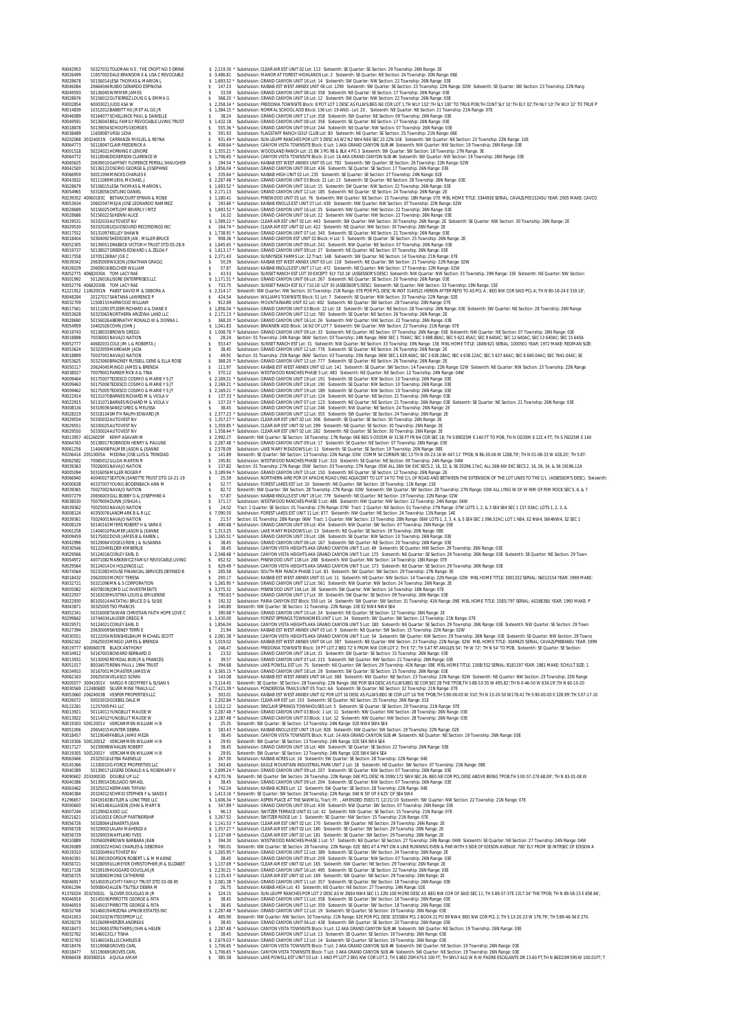R0042953 50327031 TOLEMAN N E ; THE CROFT NO 5 DRINK $ 2,219.30 * Subdivision: CLEAR AIR EST UNIT 02 Lot: 113 Sixteenth: SE Quarter: SE Section: 29 Township: 26N Range: 2E
R0026499 11657002 DALE BRANDON E & LISA C REVOCABLE $ 3,486.81 Subdivision: MANOR AT FOREST HIGHLANDS Lot: 2 Sixteenth: SE Quarter: NE Section: 24 Township: 20N Range: 06E
R0028678 50156014 LESA THOMAS & MARION L $ 1,693.52 * Subdivision: GRAND CANYON UNIT 16 Lot: 14 Sixteenth: SW Quarter: NW Section: 22 Township: 26N Range: 03E
R0046084 20664044 RUBIO GERARDO ESPINOSA $ 147.23 Subdivision: KAIBAB EST WEST ANNEX UNIT 06 Lot: 1290 Sixteenth: SW Quarter: SE Section: 23 Township: 22N Range: 02W Sixteenth: SE Quarter: SW Section: 23 Township: 22N Rang
R0049593 50136045 WIMMER JAMES $ 33.59 Subdivision: GRAND CANYON UNIT 08 Lot: 358 Sixteenth: NE Quarter: SE Section: 17 Township: 26N Range: 03E
R0028676 50156012 GUTIERREZ LOUIS G & EMMA G $ 368.20 * Subdivision: GRAND CANYON UNIT 16 Lot: 12 Sixteenth: SW Quarter: NW Section: 22 Township: 26N Range: 03E
R0002854 60003021 JUDD ASA W $ 2,358.34 * Subdivision: FREDONIA TOWNSITE Block: 8 POT LOT 1 DESC AS FLLWS:BEG NE COR LOT 1;TH WLY 132';TH SLY 100' TO TRUE POB;TH CONT SLY 10';TH ELY 32';TH NLY 10';TH WLY 32' TO TRUE P
R0014839 10312012 BABBITT HG JR ET AL GG JR $ 1,384.15 * Subdivision: NORMAL SCHOOL ADD Block: 136 Lot: 19 AND:- Lot: 20 , Sixteenth: NE Quarter: NE Section: 21 Township: 21N Range: 07E
R0046089 50164077 SCHELLINCK PAUL & DANIELLE $ 38.24 Subdivision: GRAND CANYON UNIT 17 Lot: 358 Sixteenth: SW Quarter: NE Section: 09 Township: 26N Range: 03E
R0049591 50136043 BELL FAMILY REVOCABLE LIVING TRUST $ 1,432.18 Subdivision: GRAND CANYON UNIT 08 Lot: 356 Sixteenth: SE Quarter: NE Section: 17 Township: 26N Range: 03E
R0018878 50139054 SCHOOFS GEORGES $ 555.36 * Subdivision: GRAND CANYON UNIT 09 Lot: 244 Sixteenth: NE Quarter: NW Section: 07 Township: 26N Range: 03E
R0038489 11658087 URSU LIDIA $ 591.93 Subdivision: FLAGSTAFF RANCH GOLF CLUB Lot: 80 Sixteenth: NE Quarter: SE Section: 25 Township: 21N Range: 06E
R0202068 30324001N CARRANZA MIGUEL & REYNA $ 931.49 * Subdivision: SUN-LEUPP RANCHES POR LOT 5 DESC AS W2 N2 SW4 NE4 SEC 23 22N-10E Sixteenth: SW Quarter: NE Section: 23 Township: 22N Range: 10E
R0064773 50118047 CLAIR FREDERICK A $ 408.64 * Subdivision: CANYON VISTA TOWNSITE Block: E Lot: 1 AKA GRAND CANYON SUB #4 Sixteenth: NW Quarter: NW Section: 19 Township: 26N Range: 03E
R0001518 50224021 HORNING E LENORE $ 1,355.21 * Subdivision: WOODLAND RANCH Lot: 21 BK 3 PG 98 & BLK 4 PG 3 Sixteenth: SW Quarter: SW Section: 18 Township: 27N Range: 3E
R0064772 50118046 DICKERSON CLARENCE W $ 1,706.65 * Subdivision: CANYON VISTA TOWNSITE Block: D Lot: 16 AKA GRAND CANYON SUB #4 Sixteenth: SW Quarter: NW Section: 19 Township: 26N Range: 03E
R0065625 20639010 GAFFNEY FLORENCE PERSILL SHAUGHER $ 194.54 * Subdivision: KAIBAB EST WEST ANNEX UNIT 05 Lot: 782 Sixteenth: SW Quarter: SE Section: 26 Township: 22N Range: 02W
R0042500 50136123 OSORIO GEORGE & JOSEPHINE $ 1,856.04 * Subdivision: GRAND CANYON UNIT 08 Lot: 436 Sixteenth: SE Quarter: SE Section: 17 Township: 26N Range: 03E
R0066959 50011094 MINCKS CHARLES E $ 335.64 * Subdivision: KAIBAB HIGH UNIT 02 Lot: 235 Sixteenth: SE Quarter: SE Section: 27 Township: 24N Range: 02E
R0043832 50171068 MUEHL MICHAEL J $ 2,287.48 * Subdivision: GRAND CANYON UNIT 03 Block: 21 Lot: 13 Sixteenth: SE Quarter: NE Section: 28 Township: 26N Range: 03E
R0028679 50156015 LESA THOMAS & MARION L $ 1,693.52 * Subdivision: GRAND CANYON UNIT 16 Lot: 15 Sixteenth: SW Quarter: NW Section: 22 Township: 26N Range: 03E
R0054965 50318056 OSTLING DANIEL $ 2,171.13 Subdivision: GRAND CANYON UNIT 12 Lot: 185 Sixteenth: NE Quarter: SE Section: 24 Township: 26N Range: 2E
R0239352 40060183C BETANCOURT EFRAIN & ROSIE $ 1,180.41 Subdivision: PINEWOOD UNIT 05 Lot: 76 Sixteenth: NW Quarter: NE Section: 15 Township: 18N Range: 07E MBL HOME TITLE: 3344916 SERIAL: CAVAZLP0515245U YEAR: 2005 MAKE: CAVCO
R0053634 20602047 MEJIA JOSE LEONARDO RAMIREZ $ 193.66 * Subdivision: KAIBAB KNOLLS EST UNIT 07 Lot: 430 Sixteenth: NW Quarter: NW Section: 07 Township: 22N Range: 02W
R0028689 50156025 ORTLOFF BEVERLY IRITZ $ 1,693.52 * Subdivision: GRAND CANYON UNIT 16 Lot: 25 Sixteenth: NW Quarter: NW Section: 22 Township: 26N Range: 03E
R0028686 50156022 SUKENNI ALICE $ 16.32 Subdivision: GRAND CANYON UNIT 16 Lot: 22 Sixteenth: NW Quarter: NW Section: 22 Township: 26N Range: 03E
R0029531 50332033 AUTOVEST NV $ 1,589.22 * Subdivision: CLEAR AIR EST UNIT 02 Lot: 443 Sixteenth: SW Quarter: NW Section: 30 Township: 26N Range: 2E Sixteenth: SE Quarter: NW Section: 30 Township: 26N Range: 2E
R0029530 50332028 LIQUIDSOUND RECORDINGS INC $ 164.74 * Subdivision: CLEAR AIR EST UNIT 02 Lot: 422 Sixteenth: NE Quarter: NW Section: 30 Township: 26N Range: 2E
R0017552 50131097 KELLEY SHAWN $ 1,738.91 * Subdivision: GRAND CANYON UNIT 07 Lot: 345 Sixteenth: SE Quarter: NE Section: 21 Township: 26N Range: 03E
R0018404 50304092 SHEDEGER JAN ; MILLER BRUCE $ 908.36 * Subdivision: GRAND CANYON EST UNIT 01 Block: H Lot: 5 Sixteenth: SE Quarter: SE Section: 25 Township: 26N Range: 2E
R0052305 50139051 DRABECK VICTOR H TRUST DTD 05-28-9 $ 1,645.65 * Subdivision: GRAND CANYON UNIT 09 Lot: 241 Sixteenth: NW Quarter: NE Section: 07 Township: 26N Range: 03E
R0019737 50138027 GREENIS EDWARD L & ZELDA F $ 1,613.17 * Subdivision: GRAND CANYON UNIT 09 Lot: 27 Sixteenth: NE Quarter: SE Section: 07 Township: 26N Range: 03E
R0017558 10705128 RAY JOE C $ 2,371.43 Subdivision: SUNNYSIDE FARMS Lot: 12 Tract: 14B Sixteenth: SW Quarter: NE Section: 14 Township: 21N Range: 07E
R0039342 20635009 WILSON JONATHAN GRAGG $ 50.29 Subdivision: KAIBAB EST WEST ANNEX UNIT 03 Lot: 118 Sixteenth: NE Quarter: SW Section: 21 Township: 22N Range: 02W
R0026029 20609016 BELCHER WILLIAM $ 57.87 Subdivision: KAIBAB KNOLLS EST UNIT 17 Lot: 472 Sixteenth: SE Quarter: NE Section: 17 Township: 22N Range: 02W
R0052775 40682030A TOM LACY RAE $ 43.53 Subdivision: SUNSET RANCH EST LOT 30 EXCEPT: ELY 710.16' (ASSESSOR'S DESC) Sixteenth: NW Quarter: NW Section: 33 Township: 19N Range: 15E Sixteenth: NE Quarter: NW Section:
R0001992 50126016 LISGRE ENTERPRISES LLC $ 1,171.51 * Subdivision: GRAND CANYON UNIT 06 Lot: 267 Sixteenth: NE Quarter: SE Section: 20 Township: 26N Range: 03E
R0052776 40682030B TOM LACY RAE $ 733.75 Subdivision: SUNSET RANCH EST ELY 710.16' LOT 30 (ASSESSOR'S DESC) Sixteenth: NE Quarter: NW Section: 33 Township: 19N Range: 15E
R1221912 11002001N PABST DAVID M & DEBORA A $ 2,314.17 Sixteenth: NW Quarter: NW Section: 10 Township: 21N Range: 07E POR PCL DESC IN INST 3140521 HEREIN AFTER REFD TO AS PCL A ; BEG NW COR SAID PCL A; TH N 80-18-24 E 319.18';
R0048284 20127017 SANTANA LAWRENCE P $ 424.54 Subdivision: WILLIAMS TOWNSITE Block: 51 Lot: 7 Sixteenth: NE Quarter: NW Section: 33 Township: 22N Range: 02E
R0032709 11508153 HARWOOD WILLIAM $ 912.69 Subdivision: MOUNTAINAIRE UNIT 02 Lot: 402 Sixteenth: NE Quarter: SW Section: 28 Township: 20N Range: 07E
R0017561 50112093 STUDER RICHARD A & DIANE E $ 1,856.04 * Subdivision: GRAND CANYON UNIT 03 Block: 22 Lot: 18 Sixteenth: SE Quarter: NE Section: 28 Township: 26N Range: 03E Sixteenth: SW Quarter: NE Section: 28 Township: 26N Range: 03E
R0055628 50232063 NORTHERN ARIZONA LAND LLC $ 2,171.13 * Subdivision: GRAND CANYON UNIT 12 Lot: 780 Sixteenth: SE Quarter: NE Section: 26 Township: 26N Range: 2E
R0028690 50156026 ABERNATHY RONALD W & DONNA L $ 368.20 * Subdivision: GRAND CANYON UNIT 16 Lot: 26 Sixteenth: NW Quarter: NW Section: 22 Township: 26N Range: 03E
R0054959 10402026 COHN JOHN J $ 1,041.83 Subdivision: BRANNEN ADD Block: 16 N2 OF LOT 7 Sixteenth: SW Quarter: NW Section: 22 Township: 21N Range: 07E
R0019743 50138033 BROWN GREGG $ 1,008.78 * Subdivision: GRAND CANYON UNIT 09 Lot: 33 Sixteenth: NE Quarter: NE Section: 07 Township: 26N Range: 03E Sixteenth: NW Quarter: NE Section: 07 Township: 26N Range: 03E
R0018898 70036001 NAVAJO NATION $ 28.24 Section: 01 Township: 24N Range: 06W Section: 03 Township: 24N Range: 06W SEC 1 704AC; SEC 3 698.88AC; SEC 5 622.65AC; SEC 9 640AC; SEC 11 640AC; SEC 13 640AC; SEC 15 640A
R0052777 40682031 COLE JIM L & ROBERTA J $ 553.47 Subdivision: SUNSET RANCH EST Lot: 31 Sixteenth: NW Quarter: NE Section: 33 Township: 19N Range: 15E MBL HOME TITLE: 1849/621 SERIAL: 1000501 YEAR: 1972 MAKE: REDMAN SIZE:
R0053624 50323059 MARKHAM JADA $ 38.45 Subdivision: GRAND CANYON UNIT 12 Lot: 776 Sixteenth: SE Quarter: NE Section: 26 Township: 26N Range: 2E
R0018899 70037001 NAVAJO NATION $ 49.91 Section: 01 Township: 25N Range: 06W Section: 03 Township: 25N Range: 06W SEC 1 639.40AC; SEC 3 638.28AC; SEC 4 638.12AC; SEC 5 637.64AC; SEC 6 640.04AC; SEC 7641.04AC; SE
R0053625 50323060 BRADNEY RUSSELL GENE & ELLA ROSE $ 368.20 * Subdivision: GRAND CANYON UNIT 12 Lot: 777 Sixteenth: SE Quarter: NE Section: 26 Township: 26N Range: 2E
R0050117 20624045 MINGO JAMES & BRENDA $ 111.97 Subdivision: KAIBAB EST WEST ANNEX UNIT 02 Lot: 141 Sixteenth: SE Quarter: SW Section: 14 Township: 22N Range: 02W Sixteenth: NE Quarter: SW Section: 23 Township: 22N Range
R0038027 70079001 PARKER RICK A & TINA $ 370.12 Subdivision: WESTWOOD RANCHES PHASE 5 Lot: 483 Sixteenth: NE Quarter: NE Section: 12 Township: 24N Range: 04W
R0009464 50175007 TEDESCO COSIMO & MARIE Y S JT $ 2,169.21 * Subdivision: GRAND CANYON UNIT 19 Lot: 191 Sixteenth: SE Quarter: NW Section: 10 Township: 26N Range: 03E
R0009463 50175006 TEDESCO COSIMO & MARIE Y S JT $ 2,169.21 * Subdivision: GRAND CANYON UNIT 19 Lot: 190 Sixteenth: SE Quarter: NW Section: 10 Township: 26N Range: 03E
R0009462 50175005 TEDESCO COSIMO & MARIE Y S JT $ 2,169.21 * Subdivision: GRAND CANYON UNIT 19 Lot: 189 Sixteenth: SE Quarter: NW Section: 10 Township: 26N Range: 03E
R0022914 50131070 BARNES RICHARD M & VIOLA V $ 137.33 * Subdivision: GRAND CANYON UNIT 07 Lot: 124 Sixteenth: NE Quarter: NE Section: 21 Township: 26N Range: 03E
R0022915 50131071 BARNES RICHARD M & VIOLA V $ 137.33 * Subdivision: GRAND CANYON UNIT 07 Lot: 123 Sixteenth: NE Quarter: NE Section: 21 Township: 26N Range: 03E Sixteenth: SE Quarter: NE Section: 21 Township: 26N Range: 03E
R0008134 50319036 SANEZ GREG & MELISSA $ 38.45 Subdivision: GRAND CANYON UNIT 12 Lot: 246 Sixteenth: NW Quarter: NE Section: 24 Township: 26N Range: 2E
R0028219 50318104 SMITH RALPH EDWARD JR $ 2,377.23 * Subdivision: GRAND CANYON UNIT 12 Lot: 355 Sixteenth: SW Quarter: SE Section: 24 Township: 26N Range: 2E
R0029554 50330032 AUTOVEST NV $ 1,357.27 * Subdivision: CLEAR AIR EST UNIT 02 Lot: 306 Sixteenth: SE Quarter: SE Section: 30 Township: 26N Range: 2E
R0029551 50330025 AUTOVEST NV $ 1,359.85 * Subdivision: CLEAR AIR EST UNIT 02 Lot: 299 Sixteenth: NE Quarter: SE Section: 30 Township: 26N Range: 2E
R0029550 50330024 AUTOVEST NV $ 1,358.44 * Subdivision: CLEAR AIR EST UNIT 02 Lot: 282 Sixteenth: NE Quarter: SE Section: 30 Township: 26N Range: 2E
R0013957 40126029F KEMP ASAVARI M $ 2,992.27 Sixteenth: NW Quarter: SE Section: 18 Township: 17N Range: 06E BEG S OD35M W 3138 FT FR N4 COR SEC 18; TH S89D25M E 140 FT TO POB; TH N OD35M E 122.4 FT; TH S 76D25M E 140
R0064763 50138017 ROBINSON HENRY & PAULINE $ 2,287.48 * Subdivision: GRAND CANYON UNIT 09 Lot: 17 Sixteenth: SE Quarter: NE Section: 07 Township: 26N Range: 03E
R0061256 11404008 PALMER JASON & JEANNE $ 2,578.09 Subdivision: LAKE MARY MEADOWS Lot: 11 Sixteenth: SE Quarter: NE Section: 19 Township: 20N Range: 08E
R0206416 20510005A MEDINA JOSE LUIS & TRINIDAD $ 141.89 Sixteenth: SE Quarter: SW Section: 13 Township: 22N Range: 03W COMM S4 CORNER SEC 13 TH N 00-23-16 W 447.11' TPOB; N 86-30-06 W 1288.79'; TH N 01-08-33 W 428.20'; TH S 87-
R0062582 70060012 ULLOA MARTIN R $ 195.81 Subdivision: WESTWOOD RANCHES PHASE 3 Lot: 310 Sixteenth: SE Quarter: NW Section: 09 Township: 24N Range: 04W
R0039363 70026001 NAVAJO NATION $ 137.82 Section: 01 Township: 27N Range: 05W Section: 03 Township: 27N Range: 05W ALL 26N 5W EXC SECS 2, 16, 32, & 36 20296.17AC; ALL 26N 6W EXC SECS 2, 16, 26, 34, & 36 19196.12A
R0005094 50316056 MILLER ROGER P $ 3,189.94 * Subdivision: GRAND CANYON UNIT 10 Lot: 150 Sixteenth: NE Quarter: SE Section: 12 Township: 26N Range: 2E
R0066940 40040027 SEXTON JEANETTE TRUST DTD 10-21-19 $ 25.59 Subdivision: NORTHERN-AIRE POR OF APACHE ROAD LYING ADJACENT TO LOT 14 TO THE C/L OF ROAD AND BETWEEN THE EXTENSION OF THE LOT LINES TO THE C/L (ASSESSOR'S DESC). Sixteenth:
R0000638 40337007 YOUNG-BODENBACH ANN M $ 52.77 Subdivision: FOREST LAKES EST Lot: 10 Sixteenth: NE Quarter: SW Section: 19 Township: 11N Range: 15E
R0039365 70027002 NAVAJO NATION $ 82.72 Sixteenth: NW Quarter: SW Section: 28 Township: 27N Range: 03W Sixteenth: SW Quarter: SW Section: 28 Township: 27N Range: 03W ALL LYNG W OF W RIM OF RIM ROCK SEC 5, 6, & 7
R0007279 20656003 GILL BOBBY G & JOSEPHINE A $ 57.87 Subdivision: KAIBAB KNOLLS EST UNIT 19 Lot: 779 Sixteenth: NE Quarter: NE Section: 19 Township: 22N Range: 02W
R0038030 70079004 DUNN JOSHUA L $ 371.17 Subdivision: WESTWOOD RANCHES PHASE 5 Lot: 486 Sixteenth: NW Quarter: NW Section: 12 Township: 24N Range: 04W
R0039362 70025001 NAVAJO NATION $ 24.02 Tract: 1 Quarter: SE Section: 01 Township: 27N Range: 07W Tract: 1 Quarter: NE Section: 01 Township: 27N Range: 07W LOTS 1, 2, 3 & 3 SE4 SE4 SEC 1 157.03AC; LOTS 1, 2, 3, &
R0008124 40350076 LANDMARK B & R LLC $ 7,090.50 Subdivision: FOREST LAKES EST UNIT 11 Lot: 877 Sixteenth: NW Quarter: NE Section: 24 Township: 11N Range: 14E
R0039361 70024001 NAVAJO NATION $ 21.57 Section: 01 Township: 28N Range: 06W Tract: 1 Quarter: NW Section: 17 Township: 28N Range: 06W LOTS 1, 2, 3, 4, & 5 SE4 SE4 SEC 1 396.52AC; LOT 1 NE4, E2 NW4, SW4NW4, S2 SEC 1
R0008129 50140163 MYERS ROBERT H & SARA E $ 490.48 * Subdivision: GRAND CANYON UNIT 09 Lot: 454 Sixteenth: NW Quarter: SW Section: 07 Township: 26N Range: 03E
R0061258 11404010 PALMER JASON & JEANNE $ 1,313.25 Subdivision: LAKE MARY MEADOWS Lot: 13 Sixteenth: NE Quarter: SE Section: 19 Township: 20N Range: 08E
R0009459 50175002 DOVE JAMES B & KAREN L $ 1,265.51 * Subdivision: GRAND CANYON UNIT 19 Lot: 186 Sixteenth: SE Quarter: NW Section: 10 Township: 26N Range: 03E
R0042996 50129064 VOGELS REIN J & SUSANNA $ 38.45 Subdivision: GRAND CANYON UNIT 06 Lot: 167 Sixteenth: SW Quarter: NE Section: 20 Township: 26N Range: 03E
R0030546 50122049 ELDER KIMBERLIE $ 38.45 Subdivision: CANYON VISTA HEIGHTS AKA GRAND CANYON UNIT 5 Lot: 49 Sixteenth: SE Quarter: NW Section: 29 Township: 26N Range: 03E
R0029566 50124016 CORLEY EARL D $ 2,348.48 * Subdivision: CANYON VISTA HEIGHTS AKA GRAND CANYON UNIT 5 Lot: 175 Sixteenth: NE Quarter: SE Section: 29 Township: 26N Range: 03E Sixteenth: SE Quarter: NE Section: 29 Town
R0054972 40071082 MARKEWICZ FAMILY REVOCABLE LIVING $ 652.52 Subdivision: PINEWOOD UNIT 11B Lot: 288 Sixteenth: NW Quarter: NW Section: 14 Township: 18N Range: 07E
R0029564 50124014 GCX HOLDINGS LLC $ 629.49 * Subdivision: CANYON VISTA HEIGHTS AKA GRAND CANYON UNIT 5 Lot: 173 Sixteenth: NE Quarter: SE Section: 29 Township: 26N Range: 03E
R0074564 50231083 HOUSE FINANCIAL SERVICES DEFINED B $ 285.58 Subdivision: SOUTH RIM RANCH PHASE 1 Lot: 83 Sixteenth: SW Quarter: SW Section: 29 Township: 27N Range: 3E
R0018432 20620003 MCCOY TERESA $ 200.17 Subdivision: KAIBAB EST WEST ANNEX UNIT 01 Lot: 11 Sixteenth: NW Quarter: NE Section: 14 Township: 22N Range: 02W MBL HOME TITLE: 3001322 SERIAL: S6012154 YEAR: 1969 MAKE:
R0032721 50321096 MM & S CORPORATION $ 1,265.95 * Subdivision: GRAND CANYON UNIT 12 Lot: 561 Sixteenth: NW Quarter: NW Section: 24 Township: 26N Range: 2E
R0005082 40078038 JDMD LLC INVESTMENTS $ 3,375.32 Subdivision: PINEWOOD UNIT 10A Lot: 38 Sixteenth: SW Quarter: NW Section: 14 Township: 18N Range: 07E
R0022937 50136039 HUSTINX LOUIS & EMILIENNE $ 790.63 * Subdivision: GRAND CANYON UNIT 17 Lot: 39 Sixteenth: SW Quarter: SE Section: 09 Township: 26N Range: 03E
R0022930 80105014 HATATHLI BRUCE D & SUSIE $ 192.32 Subdivision: PARIA CANYON EST Block: 550 Lot: 14 Sixteenth: SW Quarter: SE Section: 31 Township: 41N Range: 09E MBL HOME TITLE: 1585/797 SERIAL: AS19838U YEAR: 1993 MAKE: P
R0043871 30325005 TSO FRANCIS $ 140.80 Sixteenth: NW Quarter: SE Section: 11 Township: 22N Range: 10E E2 NW4 NW4 SE4
R0052341 50316008 TAIWAN CHRISTIAN FAITH HOPE LOVE C $ 390.68 * Subdivision: GRAND CANYON UNIT 10 Lot: 24 Sixteenth: NE Quarter: SE Section: 12 Township: 26N Range: 2E
R0299842 10744034 LAUDER GREGG R $ 1,430.00 Subdivision: FOREST SPRINGS TOWNHOMES UNIT 1 Lot: 34 Sixteenth: SW Quarter: SW Section: 13 Township: 21N Range: 07E
R0029571 50124021 CORLEY EARL D $ 1,856.04 Subdivision: CANYON VISTA HEIGHTS AKA GRAND CANYON UNIT 5 Lot: 180 Sixteenth: NE Quarter: SE Section: 29 Township: 26N Range: 03E Sixteenth: NW Quarter: SE Section: 29 Town
R0027394 20630009 SWEENEY TERRI E $ 21.94 Subdivision: KAIBAB EST WEST ANNEX UNIT 03 Lot: 9 Sixteenth: NE Quarter: SW Section: 15 Township: 22N Range: 02W
R0030551 50122054 WENSHELBAUM MICHAEL SCOTT $ 2,081.38 * Subdivision: CANYON VISTA HEIGHTS AKA GRAND CANYON UNIT 5 Lot: 54 Sixteenth: SW Quarter: NW Section: 29 Township: 26N Range: 03E Sixteenth: SE Quarter: NW Section: 29 Towns
R0062162 20625033 MINGO JAMES & BRENDA $ 1,010.02 Subdivision: KAIBAB EST WEST ANNEX UNIT 04 Lot: 387 Sixteenth: NE Quarter: NW Section: 23 Township: 22N Range: 02W MBL HOME TITLE: 3049625 SERIAL: CAVAZLP06060916 YEAR: 1999
R0019777 60006007B BLACK ANTHONY $ 246.47 Subdivision: FREDONIA TOWNSITE Block: 19 PT LOT 2 BEG 73' E FROM NW COR LOT 2; TH E 72'; TH S AT RT ANGLES 54'; TH W 72'; TH N 54' TO POB. Sixteenth: SE Quarter: SE Section:
R0034912 50167003 BOWARD BERNARD D $ 23.52 Subdivision: GRAND CANYON UNIT 18 Lot: 3 Sixteenth: SW Quarter: SE Section: 15 Township: 26N Range: 03E
R0013931 50130092 REYDAL BOB JR & FRANCES $ 39.57 Subdivision: GRAND CANYON UNIT 07 Lot: 215 Sixteenth: SW Quarter: NE Section: 21 Township: 26N Range: 03E
R0051017 80034075 RENN PAUL L 1994 TRUST $ 394.68 Subdivision: LAKE POWELL EST Lot: 75 Sixteenth: NE Quarter: SW Section: 29 Township: 41N Range: 09E MBL HOME TITLE: 1308/552 SERIAL: B181197 YEAR: 1981 MAKE: SCHULT SIZE: 1
R0034910 50167001 MCMASTER JAMES W $ 3,165.15 * Subdivision: GRAND CANYON UNIT 18 Lot: 29 Sixteenth: SW Quarter: SE Section: 15 Township: 26N Range: 03E
R0062163 20625034 VELASCO SONNI $ 143.08 Subdivision: KAIBAB EST WEST ANNEX UNIT 04 Lot: 388 Sixteenth: NW Quarter: NE Section: 23 Township: 22N Range: 02W Sixteenth: NE Quarter: NW Section: 23 Township: 22N Range
R0005077 30041001V VARGO R GEOFFREY & SUSAN S $ 3,114.45 Sixteenth: SE Quarter: SE Section: 28 Township: 22N Range: 06E POR SE4 DESC AS FLLWS:BEG SE COR SEC 28 THE TPOB;TH S 88-53-55 W 495.82';TH N 0-46-50 W 634.19';TH N 60-10-20
R0030569 11248068D SILVER MINE TRAILS LLC $ 77,421.39 * Subdivision: PONDEROSA TRAILS UNIT 05 Tract: AA Sixteenth: SE Quarter: NE Section: 32 Township: 21N Range: 07E
R0053660 20624003B VESPER PROPERTIES LLC $ 303.01 Subdivision: KAIBAB EST WEST ANNEX UNIT 02 POR LOT 16 DESC AS FLLWS:BEG SE COR LOT 16 THE TPOB;TH S 90-00-00 W 310';TH N 13-20-50 W178.41 TH S 90-00-00 E 328.99';TH S 07-17-10
R0026072 50323010 GOEBEL DALE M $ 2,242.84 * Subdivision: CLEAR AIR EST Lot: 153 Sixteenth: SE Quarter: NE Section: 25 Township: 26N Range: 01E
R0122281 11257005 P41 LLC $ 1,012.12 * Subdivision: SINCLAIR SPRINGS TOWNHOUSES Lot: 5 Sixteenth: SE Quarter: SE Section: 29 Township: 21N Range: 07E
R0013921 50114011 YUNGBLUT MAUDE W $ 2,287.48 * Subdivision: GRAND CANYON UNIT 03 Block: 1 Lot: 11 Sixteenth: NW Quarter: NE Section: 28 Township: 26N Range: 03E
R0013922 50114012 YUNGBLUT MAUDE W $ 2,287.48 * Subdivision: GRAND CANYON UNIT 03 Block: 1 Lot: 12 Sixteenth: NW Quarter: NE Section: 28 Township: 26N Range: 03E
R0019303 50012001V VERCAMMEN WILLIAM H III $ 25.35 Sixteenth: SW Quarter: SE Section: 13 Township: 24N Range: 02E NW4 SW4 SE4
R0051006 20654015 HUSTEN DEBRA $ 283.43 * Subdivision: KAIBAB KNOLLS EST UNIT 19 Lot: 928 Sixteenth: NW Quarter: SW Section: 19 Township: 22N Range: 02E
R0018457 50119049 FABELA JAIME MEZA $ 38.45 Subdivision: CANYON VISTA TOWNSITE Block: R Lot: 14 AKA GRAND CANYON SUB #4 Sixteenth: NE Quarter: NE Section: 19 Township: 26N Range: 03E
R0019306 50012001Z VERCAMMEN WILLIAM H III $ 29.91 Sixteenth: SW Quarter: SE Section: 13 Township: 24N Range: 02E SE4 SW4 SE4
R0017127 50159098 WHALEN ROBERT $ 38.45 Subdivision: GRAND CANYON UNIT 16 Lot: 484 Sixteenth: SE Quarter: SE Section: 22 Township: 26N Range: 03E
R0019305 50012001Y VERCAMMEN WILLIAM H III $ 29.91 Sixteenth: SW Quarter: SE Section: 13 Township: 24N Range: 02E SW4 SW4 SE4
R0063466 20325016 LEYBA RAENELLE $ 267.30 Subdivision: KAIBAB ACRES Lot: 16 Sixteenth: SW Quarter: SE Section: 28 Township: 22N Range: 04E
R0145366 11330010 G-FORCE PROPERTIES LLC $ 343.40 * Subdivision: EAGLE MOUNTAIN INDUSTRIAL PARK UNIT 2 Lot: 18 Sixteenth: NE Quarter: SW Section: 07 Township: 21N Range: 08E
R0040389 50139017 LEGERE DONALD A & ROSEMARY V $ 2,699.24 * Subdivision: GRAND CANYON UNIT 09 Lot: 207 Sixteenth: SE Quarter: NW Section: 07 Township: 26N Range: 03E
R0090602 20330003D DOUBLE UP LLC $ 4,270.76 Sixteenth: NE Quarter: SW Section: 26 Township: 22N Range: 04E PCL DESC IN 2090/172 SW4 SEC 26; BEG NE COR PCL DESC ABOVE BEING TPOB;TH S 00-57-27E 68.09'; TH N 83-01-08 W
R0040386 50139014 DELGADO ISMAEL $ 38.45 Subdivision: GRAND CANYON UNIT 09 Lot: 204 Sixteenth: SE Quarter: NW Section: 07 Township: 26N Range: 03E
R0063462 20325012 HERMANN TIFFANI $ 742.24 Subdivision: KAIBAB ACRES Lot: 12 Sixteenth: SW Quarter: SE Section: 28 Township: 22N Range: 04E
R0040384 20324012 SCHMID STEPHEN F & SANDI E $ 1,413.16 * Subdivision: SE Quarter: SW Section: 28 Township: 22N Range: 04E N 50' OF E 625' OF SE4 SW4
R1296657 10419163 BUTLER & LONE TREE LLC $ 1,606.34 * Subdivision: ASPEN PLACE AT THE SAWMILL Tract: FF, , AMENDED 3583171 12/21/10 Sixteenth: SW Quarter: NW Section: 22 Township: 21N Range: 07E
R0000600 50140148 ALLISON JOHN & MARY B $ 347.89 * Subdivision: GRAND CANYON UNIT 09 Lot: 439 Sixteenth: NW Quarter: SW Section: 07 Township: 26N Range: 03E
R0007244 10129042 AXXD LLC $ 96.13 Subdivision: SWITZER TERRACE UNIT 01 Lot: 42 Sixteenth: NW Quarter: SE Section: 15 Township: 21N Range: 07E
R0021621 32141001 E GROUP PARTNERSHIP $ 3,267.52 Subdivision: SWITZER RIDGE Lot: 1 Sixteenth: SE Quarter: NW Section: 15 Township: 21N Range: 07E
R0056726 50328064 LENAERTS JEAN $ 1,141.53 * Subdivision: CLEAR AIR EST UNIT 02 Lot: 170 Sixteenth: SW Quarter: NE Section: 29 Township: 26N Range: 2E
R0056728 50329002 LALANI MAHENDI A $ 1,357.27 * Subdivision: CLEAR AIR EST UNIT 02 Lot: 180 Sixteenth: SE Quarter: SW Section: 29 Township: 26N Range: 2E
R0056729 50329003 WAFFLARD YVES $ 1,137.69 * Subdivision: CLEAR AIR EST UNIT 02 Lot: 181 Sixteenth: SE Quarter: SW Section: 29 Township: 26N Range: 2E
R0010889 70056009 BROWN BARBARA JEAN $ 394.30 Subdivision: WESTWOOD RANCHES PHASE 1 Lot: 57 Sixteenth: NE Quarter: SE Section: 27 Township: 24N Range: 04W Sixteenth: SE Quarter: NE Section: 27 Township: 24N Range: 04W
R0026089 20003022 HOAG CHARLES & DEBORAH $ 780.01 Sixteenth: NW Quarter: SE Section: 28 Township: 22N Range: 02E BEG AT A PNT ON A LINE RUNNING EVEN & PAR WITH S SIDE OF EDISON AVENUE 780' ELY FROM SE INTRSEC OF EDISON A
R0019310 50320049 AUTOVEST NV $ 1,265.95 * Subdivision: GRAND CANYON UNIT 12 Lot: 389 Sixteenth: SE Quarter: SW Section: 24 Township: 26N Range: 2E
R0040391 50139019 DORSON ROBERT L & M MAXINE $ 38.45 Subdivision: GRAND CANYON UNIT 09 Lot: 209 Sixteenth: SE Quarter: NW Section: 07 Township: 26N Range: 03E
R0056721 50328059 ULLMEYER CHRISTOPHER JR & ELIZABET $ 1,137.69 * Subdivision: CLEAR AIR EST UNIT 02 Lot: 165 Sixteenth: NW Quarter: NE Section: 29 Township: 26N Range: 2E
R0017138 50159109 HUGGARD DOUGLAS JR $ 2,230.21 * Subdivision: GRAND CANYON UNIT 16 Lot: 495 Sixteenth: SE Quarter: SE Section: 22 Township: 26N Range: 03E
R0056725 50328063 MONE CATHERINE $ 1,135.43 * Subdivision: CLEAR AIR EST UNIT 02 Lot: 169 Sixteenth: SW Quarter: NE Section: 29 Township: 26N Range: 2E
R0046917 50145035 LICHTY FAMILY TRUST DTD 03-08-95 $ 2,081.38 * Subdivision: GRAND CANYON UNIT 11 Lot: 357 Sixteenth: SE Quarter: SW Section: 18 Township: 26N Range: 03E
R0061294 50008043 ALLEN-TSUTSUI DEBRA M $ 26.75 Subdivision: KAIBAB HIGH Lot: 43 Sixteenth: NE Quarter: NE Section: 27 Township: 24N Range: 02E
R1376024 30325002L SLOVER DOUGLAS W JR $ 324.15 Subdivision: SUN-LEUPP RANCHES POR LOT 2 DESC AS W 2NE4 NW4 SEC 11 22N-10E MORE DESC AS BEG NW COR OF SAID SEC 11; TH S 89-57-37E 1317.54' THE TPOB; TH N 89-58-15 E 658.66';
R0046918 50145036 PIRROTTE GEORGE & RITA $ 38.45 Subdivision: GRAND CANYON UNIT 11 Lot: 358 Sixteenth: SE Quarter: SW Section: 18 Township: 26N Range: 03E
R0046919 50145037 PIRROTTE GEORGE & RITA $ 38.45 Subdivision: GRAND CANYON UNIT 11 Lot: 359 Sixteenth: SE Quarter: SW Section: 18 Township: 26N Range: 03E
R0032768 50146019 ARIZONA LIPNOB ESTATES INC $ 2,287.48 * Subdivision: GRAND CANYON UNIT 12 Lot: 19 Sixteenth: SE Quarter: SE Section: 19 Township: 26N Range: 03E
R0241653 20415032 WITEOSPROP LLC $ 485.90 Sixteenth: NW Quarter: NE Section: 10 Township: 21N Range: 02E POR PCL DESC 3255804 PCL 2 BOOK 21 PG 89 NW4; BEG NW COR PCL 2; TH S 13-20-23 W 179.79'; TH S 89-46-56 E 270.
R0028278 50126099 HERZER ANDREAS $ 38.45 Subdivision: GRAND CANYON UNIT 06 Lot: 438 Sixteenth: SW Quarter: SE Section: 20 Township: 26N Range: 03E
R0018473 50119065 STRUTHERS JOHN & HELEN $ 2,287.48 * Subdivision: CANYON VISTA TOWNSITE Block: S Lot: 12 AKA GRAND CANYON SUB #4 Sixteenth: SW Quarter: NE Section: 19 Township: 26N Range: 03E
R0032762 50146013 LUCY TISHA $ 38.45 Subdivision: GRAND CANYON UNIT 12 Lot: 13 Sixteenth: SE Quarter: SE Section: 19 Township: 26N Range: 03E
R0032763 50146014 ELLIS CHARLES B $ 2,679.03 * Subdivision: GRAND CANYON UNIT 12 Lot: 14 Sixteenth: SE Quarter: SE Section: 19 Township: 26N Range: 03E
R0018476 50119068 GROVES CARL $ 1,706.65 * Subdivision: CANYON VISTA TOWNSITE Block: T Lot: 2 AKA GRAND CANYON SUB #4 Sixteenth: SW Quarter: NE Section: 19 Township: 26N Range: 03E
R0018477 50119069 GROVES CARL $ 1,706.65 * Subdivision: CANYON VISTA TOWNSITE Block: T Lot: 3 AKA GRAND CANYON SUB #4 Sixteenth: SW Quarter: NE Section: 19 Township: 26N Range: 03E
R0066438 80038001A AQUILA AMAR $ 385.38 Subdivision: LAKE POWELL EST UNIT 03 Lot: 1 AND PT LOT 2 BEG NW COR LOT 2; TH S 86D 25M 47S E 100 FT; TH SWLY ALG W R-W PAGE ESCALANTE DR 13.60 FT;TH N 86D23M59S W 100.01FT; T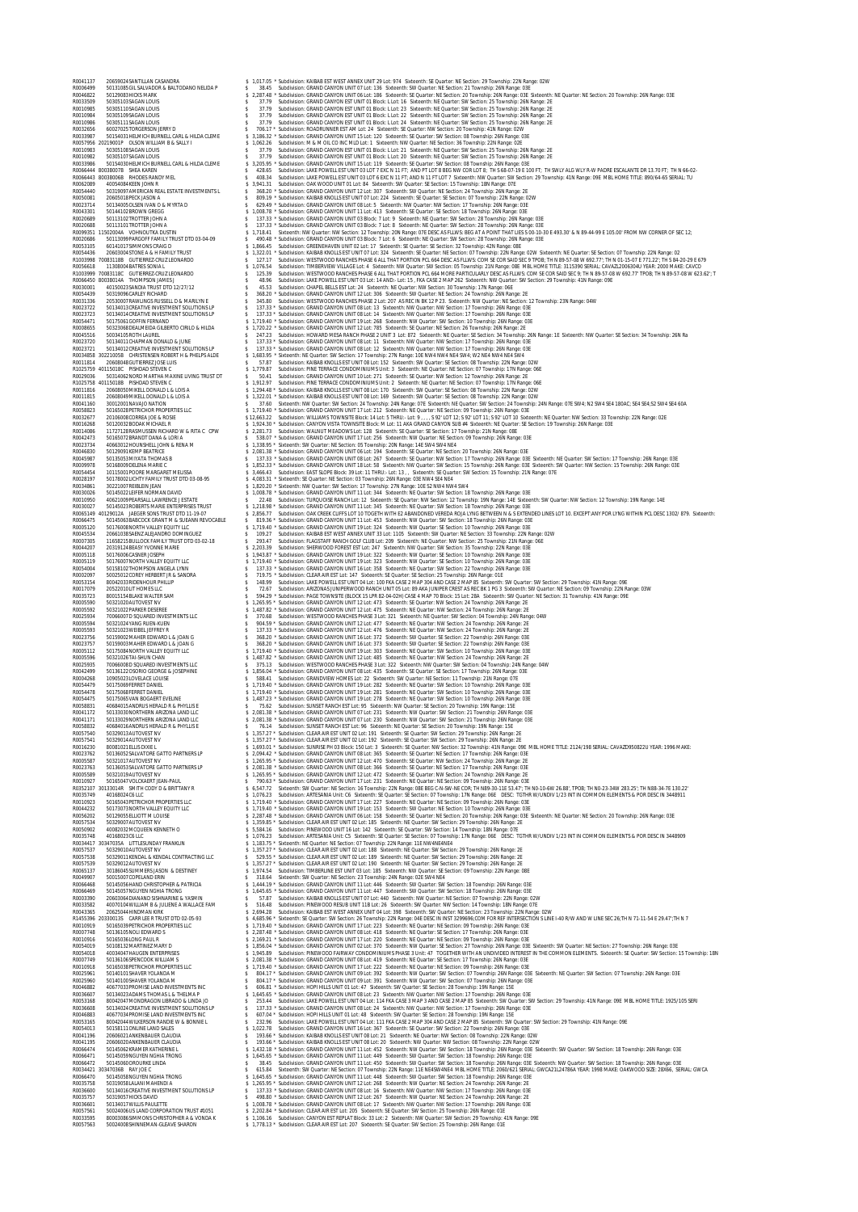R0041137 20659024 SANTILLAN CASANDRA $ 1,017.05 * Subdivision: KAIBAB EST WEST ANNEX UNIT 29 Lot: 974 Sixteenth: SE Quarter: NE Section: 29 Township: 22N Range: 02W
R0006499 50131085 GIL SALVADOR & BALTODANO NELIDA P $ 38.45 Subdivision: GRAND CANYON UNIT 07 Lot: 136 Sixteenth: SW Quarter: NE Section: 21 Township: 26N Range: 03E
R0046822 50129083 HICKS MARK $ 2,287.48 * Subdivision: GRAND CANYON UNIT 06 Lot: 186 Sixteenth: SE Quarter: NE Section: 20 Township: 26N Range: 03E Sixteenth: NE Quarter: SE Section: 20 Township: 26N Range: 03E
R0033509 50305103 SAGAN LOUIS $ 37.79 Subdivision: GRAND CANYON EST UNIT 01 Block: L Lot: 16 Sixteenth: NE Quarter: SW Section: 25 Township: 26N Range: 2E
R0010985 50305110 SAGAN LOUIS $ 37.79 Subdivision: GRAND CANYON EST UNIT 01 Block: L Lot: 23 Sixteenth: NE Quarter: SW Section: 25 Township: 26N Range: 2E
R0010984 50305109 SAGAN LOUIS $ 37.79 Subdivision: GRAND CANYON EST UNIT 01 Block: L Lot: 22 Sixteenth: NE Quarter: SW Section: 25 Township: 26N Range: 2E
R0010986 50305111 SAGAN LOUIS $ 37.79 Subdivision: GRAND CANYON EST UNIT 01 Block: L Lot: 24 Sixteenth: NE Quarter: SW Section: 25 Township: 26N Range: 2E
R0032656 60027025 TORGERSON JERRY D $ 706.17 * Subdivision: ROADRUNNER EST AM Lot: 24 Sixteenth: SE Quarter: NW Section: 20 Township: 21N Range: 02W
R0033987 50154031 HELMICH BURNELL CARL & HILDA CLEME $ 3,186.32 * Subdivision: GRAND CANYON UNIT 15 Lot: 120 Sixteenth: SE Quarter: SW Section: 08 Township: 26N Range: 03E
R0057956 20219001P OLSON WILLIAM B & SALLY I $ 1,062.26 Subdivision: M & M OIL CO INC MLD Lot: 1 Sixteenth: NW Quarter: NE Section: 36 Township: 22N Range: 02E
R0010983 50305108 SAGAN LOUIS $ 37.79 Subdivision: GRAND CANYON EST UNIT 01 Block: L Lot: 21 Sixteenth: NE Quarter: SW Section: 25 Township: 26N Range: 2E
R0010982 50305107 SAGAN LOUIS $ 37.79 Subdivision: GRAND CANYON EST UNIT 01 Block: L Lot: 20 Sixteenth: NE Quarter: SW Section: 25 Township: 26N Range: 2E
R0033986 50154030 HELMICH BURNELL CARL & HILDA CLEME $ 3,205.95 * Subdivision: GRAND CANYON UNIT 15 Lot: 119 Sixteenth: SE Quarter: SW Section: 08 Township: 26N Range: 03E
R0066444 80038007B SHEA KAREN $ 428.65 Subdivision: LAKE POWELL EST UNIT 03 LOT 7 EXC N 11 FT; AND PT LOT 8 BEG NW COR LOT 8; TH S 68-07-19 E 100 FT; TH SWLY ALG WLY R-W PADRE ESCALANTE DR 13.70 FT; TH N 66-02-
R0066443 80038006B RHODES RANDY MEL $ 408.34 Subdivision: LAKE POWELL EST UNIT 03 LOT 6 EXC N 11 FT; AND N 11 FT LOT 7 Sixteenth: NW Quarter: SW Section: 29 Township: 41N Range: 09E MBL HOME TITLE: 890/64-65 SERIAL: TU
R0062089 40054084 KEEN JOHN R $ 3,941.31 Subdivision: OAK WOOD UNIT 01 Lot: 84 Sixteenth: SW Quarter: SE Section: 15 Township: 18N Range: 07E
R0054440 50319097 AMERICAN REAL ESTATE INVESTMENTS L $ 368.20 * Subdivision: GRAND CANYON UNIT 12 Lot: 307 Sixteenth: SW Quarter: NE Section: 24 Township: 26N Range: 2E
R0050081 20605018 PECK JASON A $ 809.19 * Subdivision: KAIBAB KNOLLS EST UNIT 07 Lot: 224 Sixteenth: SE Quarter: SE Section: 07 Township: 22N Range: 02W
R0023714 50134005 OLSEN IVAN O & MYRTA D $ 629.49 * Subdivision: GRAND CANYON UNIT 08 Lot: 5 Sixteenth: NW Quarter: NW Section: 17 Township: 26N Range: 03E
R0043301 50144102 BROWN GREGG $ 1,008.78 * Subdivision: GRAND CANYON UNIT 11 Lot: 413 Sixteenth: SE Quarter: SE Section: 18 Township: 26N Range: 03E
R0020689 50113102 TROTTER JOHN A $ 137.33 * Subdivision: GRAND CANYON UNIT 03 Block: 7 Lot: 9 Sixteenth: NE Quarter: SW Section: 28 Township: 26N Range: 03E
R0020688 50113101 TROTTER JOHN A $ 137.33 * Subdivision: GRAND CANYON UNIT 03 Block: 7 Lot: 8 Sixteenth: NE Quarter: SW Section: 28 Township: 26N Range: 03E
R0099351 11502004A VOHNOUTKA DUSTIN $ 1,718.41 Sixteenth: NW Quarter: NW Section: 12 Township: 20N Range: 07E DESC AS FLLWS: BEG AT A POINT THAT LIES S 00-10-30 E 493.30' & N 89-44-99 E 105.00' FROM NW CORNER OF SEC 12;
R0020686 50113099 PARGOFF FAMILY TRUST DTD 03-04-09 $ 490.48 * Subdivision: GRAND CANYON UNIT 03 Block: 7 Lot: 6 Sixteenth: NE Quarter: SW Section: 28 Township: 26N Range: 03E
R0053105 80141017 SIMMONS CRAIG D $ 1,866.45 Subdivision: GREENEHAVEN UNIT 02 Lot: 17 Sixteenth: SE Quarter: SE Section: 32 Township: 42N Range: 08E
R0054436 20603004 STONE A & H FAMILY TRUST $ 1,322.01 * Subdivision: KAIBAB KNOLLS EST UNIT 07 Lot: 324 Sixteenth: SE Quarter: NE Section: 07 Township: 22N Range: 02W Sixteenth: NE Quarter: SE Section: 07 Township: 22N Range: 02
R1003998 70083118B GUTIERREZ-CRUZ LEONARDO $ 127.17 Subdivision: WESTWOOD RANCHES PHASE 6 ALL THAT PORTION PCL 664 DESC AS FLLWS: COM SE COR SAID SEC 9 TPOB; TH N 89-57-08 W 692.77'; TH N 01-15-07 E 771.22'; TH S 84-20-29 E 679
R0056618 11308004 BATRES SONIA L $ 1,076.54 Subdivision: TIMBERVIEW VILLAGE Lot: 4 Sixteenth: NW Quarter: SW Section: 05 Township: 21N Range: 08E MBL HOME TITLE: 3115390 SERIAL: CAVAZL2006304U YEAR: 2000 MAKE: CAVCO
R1003999 70083118C GUTIERREZ-CRUZ LEONARDO $ 125.39 Subdivision: WESTWOOD RANCHES PHASE 6 ALL THAT PORTION PCL 664 MORE PARTICULARLY DESC AS FLLWS: COM SE COR SAID SEC 9; TH N 89-57-08 W 692.77' TPOB; TH N 89-57-08 W 623.62'; T
R0066450 80038014A THOMPSON JAMES J $ 48.96 Subdivision: LAKE POWELL EST UNIT 03 Lot: 14 AND - Lot: 15 . FKA CASE 2 MAP 262 Sixteenth: NW Quarter: SW Section: 29 Township: 41N Range: 09E
R0030001 40150023 SANDIA TRUST DTD 12/27/12 $ 45.53 Subdivision: CHAPEL BELLS EST Lot: 24 Sixteenth: NE Quarter: NW Section: 30 Township: 17N Range: 06E
R0054439 50319096 CARLEY RICHARD $ 368.20 * Subdivision: GRAND CANYON UNIT 12 Lot: 306 Sixteenth: SW Quarter: NE Section: 24 Township: 26N Range: 2E
R0031336 20530007 RAWLINGS RUSSELL D & MARILYN E $ 345.80 Subdivision: WESTWOOD RANCHES PHASE 2 Lot: 207 AS REC IN BK 12 P 23. Sixteenth: NW Quarter: NE Section: 12 Township: 23N Range: 04W
R0023722 50134013 CREATIVE INVESTMENT SOLUTIONS LP $ 137.33 * Subdivision: GRAND CANYON UNIT 08 Lot: 13 Sixteenth: NW Quarter: NW Section: 17 Township: 26N Range: 03E
R0023723 50134014 CREATIVE INVESTMENT SOLUTIONS LP $ 137.33 * Subdivision: GRAND CANYON UNIT 08 Lot: 14 Sixteenth: NW Quarter: NW Section: 17 Township: 26N Range: 03E
R0054471 50175061 GOFFIN FERNAND $ 1,719.40 * Subdivision: GRAND CANYON UNIT 19 Lot: 268 Sixteenth: NW Quarter: SW Section: 10 Township: 26N Range: 03E
R0008605 50323086 DEALMEIDA GILBERTO CIRILO & HILDA $ 1,720.22 * Subdivision: GRAND CANYON UNIT 12 Lot: 785 Sixteenth: SE Quarter: NE Section: 26 Township: 26N Range: 2E
R0045516 50034105 ROTH LAUREL $ 247.23 Subdivision: HOWARD MESA RANCH PHASE 2 UNIT 3 Lot: 872 Sixteenth: NE Quarter: SE Section: 34 Township: 26N Range: 1E Sixteenth: NW Quarter: SE Section: 34 Township: 26N Ra
R0023720 50134011 CHAPMAN DONALD & JUNE $ 137.33 * Subdivision: GRAND CANYON UNIT 08 Lot: 11 Sixteenth: NW Quarter: NW Section: 17 Township: 26N Range: 03E
R0023721 50134012 CREATIVE INVESTMENT SOLUTIONS LP $ 137.33 * Subdivision: GRAND CANYON UNIT 08 Lot: 12 Sixteenth: NW Quarter: NW Section: 17 Township: 26N Range: 03E
R0034858 30221005B CHRISTENSEN ROBERT H & PHELPS ALDE $ 1,683.95 * Sixteenth: NE Quarter: SW Section: 17 Township: 27N Range: 10E NW4 NW4 NE4 SW4; W2 NE4 NW4 NE4 SW4
R0011814 20608048 GUTIERREZ JOSE LUIS $ 57.87 Subdivision: KAIBAB KNOLLS EST UNIT 08 Lot: 152 Sixteenth: SW Quarter: SE Section: 08 Township: 22N Range: 02W
R1025759 40115018C PISHDAD STEVEN C $ 1,779.87 Subdivision: PINE TERRACE CONDOMINIUMS Unit: 3 Sixteenth: NE Quarter: NE Section: 07 Township: 17N Range: 06E
R0029036 50314062 NORD MARTHA MAXINE LIVING TRUST DT $ 50.41 Subdivision: GRAND CANYON UNIT 10 Lot: 271 Sixteenth: SE Quarter: NW Section: 12 Township: 26N Range: 2E
R1025758 40115018B PISHDAD STEVEN C $ 1,912.97 Subdivision: PINE TERRACE CONDOMINIUMS Unit: 2 Sixteenth: NE Quarter: NE Section: 07 Township: 17N Range: 06E
R0011816 20608050 MIKELL DONALD L & LOIS A $ 1,294.48 * Subdivision: KAIBAB KNOLLS EST UNIT 08 Lot: 170 Sixteenth: SW Quarter: SE Section: 08 Township: 22N Range: 02W
R0011815 20608049 MIKELL DONALD L & LOIS A $ 1,322.01 * Subdivision: KAIBAB KNOLLS EST UNIT 08 Lot: 169 Sixteenth: SW Quarter: SE Section: 08 Township: 22N Range: 02W
R0041160 30012001 NAVAJO NATION $ 37.60 Sixteenth: NW Quarter: SW Section: 24 Township: 24N Range: 07E Sixteenth: NE Quarter: SW Section: 24 Township: 24N Range: 07E SW4; N2 SW4 SE4 180AC; SE4 SE4;S2 SW4 SE4 60A
R0058823 50165028 PETRICHOR PROPERTIES LLC $ 1,719.40 * Subdivision: GRAND CANYON UNIT 17 Lot: 212 Sixteenth: NE Quarter: NE Section: 09 Township: 26N Range: 03E
R0032677 20106008 CORREA JOE & ROSIE $ 12,663.22 Subdivision: WILLIAMS TOWNSITE Block: 14 Lot: 5 THRU - Lot: 9 ; , S 92' LOT 12; S 92' LOT 11; S 92' LOT 10 Sixteenth: NE Quarter: NW Section: 33 Township: 22N Range: 02E
R0016268 50120032 BODAK MICHAEL R $ 1,924.30 * Subdivision: CANYON VISTA TOWNSITE Block: M Lot: 11 AKA GRAND CANYON SUB #4 Sixteenth: NE Quarter: SE Section: 19 Township: 26N Range: 03E
R0014086 11727128 RASMUSSEN RICHARD W & RITA C CPW $ 2,281.73 Subdivision: WALNUT MEADOWS Lot: 128 Sixteenth: SE Quarter: SE Section: 17 Township: 21N Range: 08E
R0042473 50165072 BRANDT DANA & LORI A $ 538.07 * Subdivision: GRAND CANYON UNIT 17 Lot: 256 Sixteenth: NW Quarter: NE Section: 09 Township: 26N Range: 03E
R0023734 40663012 HOUNSHELL JOHN & RENA M $ 1,338.95 * Sixteenth: SW Quarter: NE Section: 05 Township: 20N Range: 14E SW4 SW4 NE4
R0046830 50129091 KEMP BEATRICE $ 2,081.38 * Subdivision: GRAND CANYON UNIT 06 Lot: 194 Sixteenth: SE Quarter: NE Section: 20 Township: 26N Range: 03E
R0045987 50135053 MIYATA THOMAS B $ 137.33 * Subdivision: GRAND CANYON UNIT 08 Lot: 267 Sixteenth: SE Quarter: NW Section: 17 Township: 26N Range: 03E Sixteenth: NE Quarter: SW Section: 17 Township: 26N Range: 03E
R0009978 50168009 DELENA MARIE C $ 1,852.33 * Subdivision: GRAND CANYON UNIT 18 Lot: 58 Sixteenth: NW Quarter: SW Section: 15 Township: 26N Range: 03E Sixteenth: SW Quarter: NW Section: 15 Township: 26N Range: 03E
R0054454 10115001 POORE MARGARET MELISSA $ 3,466.43 Subdivision: EAST SLOPE Block: 39 Lot: 11 THRU - Lot: 13 , , Sixteenth: SE Quarter: SW Section: 15 Township: 21N Range: 07E
R0028197 50178002 LICHTY FAMILY TRUST DTD 03-08-95 $ 4,083.31 * Sixteenth: SE Quarter: NE Section: 03 Township: 26N Range: 03E NW4 SE4 NE4
R0034861 30221007 REEBLEN JEAN $ 1,820.20 * Sixteenth: NW Quarter: SW Section: 17 Township: 27N Range: 10E S2 NW4 NW4 SW4
R0030026 50145022 LEIFER NORMAN DAVID $ 1,008.78 * Subdivision: GRAND CANYON UNIT 11 Lot: 344 Sixteenth: NE Quarter: SE Section: 18 Township: 26N Range: 03E
R0010950 40621009 PEARSALL LAWRENCE J ESTATE $ 22.48 Subdivision: TURQUOISE RANCH Lot: 12 Sixteenth: SE Quarter: NW Section: 12 Township: 19N Range: 14E Sixteenth: SW Quarter: NW Section: 12 Township: 19N Range: 14E
R0030027 50145023 ROBERTS MARIE ENTERPRISES TRUST $ 1,218.98 * Subdivision: GRAND CANYON UNIT 11 Lot: 345 Sixteenth: NE Quarter: SE Section: 18 Township: 26N Range: 03E
R0065149 40129012A JAEGER SONS TRUST DTD 11-19-07 $ 2,856.77 Subdivision: OAK CREEK CLIFFS LOT 10 TOGETH WITH E2 ABANDONED VEREDA ROJA LYING BETWEEN N & S EXTENDED LINES LOT 10. EXCEPT ANY POR LYING WITHIN PCL DESC 1302/ 879. Sixteenth:
R0066475 50145063 BABCOCK GRANT M & SUEANN REVOCABLE $ 819.36 * Subdivision: GRAND CANYON UNIT 11 Lot: 453 Sixteenth: NW Quarter: SE Section: 18 Township: 26N Range: 03E
R0005120 50176008 NORTH VALLEY EQUITY LLC $ 1,719.40 * Subdivision: GRAND CANYON UNIT 19 Lot: 324 Sixteenth: NW Quarter: SE Section: 10 Township: 26N Range: 03E
R0045534 20661038 SAENZ ALEJANDRO DOMINGUEZ $ 109.27 Subdivision: KAIBAB EST WEST ANNEX UNIT 33 Lot: 1105 Sixteenth: SW Quarter: NE Section: 33 Township: 22N Range: 02W
R0007305 11658215 BULLOCK FAMILY TRUST DTD 03-02-18 $ 293.47 Subdivision: FLAGSTAFF RANCH GOLF CLUB Lot: 209 Sixteenth: NE Quarter: NW Section: 25 Township: 21N Range: 06E
R0044207 20319124 BEASY YVONNE MARIE $ 2,203.39 Subdivision: SHERWOOD FOREST EST Lot: 247 Sixteenth: NW Quarter: SE Section: 35 Township: 22N Range: 03E
R0005118 50176006 CASNER JOSEPH $ 1,943.87 * Subdivision: GRAND CANYON UNIT 19 Lot: 322 Sixteenth: NW Quarter: SE Section: 10 Township: 26N Range: 03E
R0005119 50176007 NORTH VALLEY EQUITY LLC $ 1,719.40 * Subdivision: GRAND CANYON UNIT 19 Lot: 323 Sixteenth: NW Quarter: SE Section: 10 Township: 26N Range: 03E
R0054004 50158102 THOMPSON ANGELA LYNN $ 137.33 * Subdivision: GRAND CANYON UNIT 16 Lot: 358 Sixteenth: NE Quarter: SW Section: 22 Township: 26N Range: 03E
R0002097 50025012 COREY HERBERT JR & SANDRA $ 719.75 * Subdivision: CLEAR AIR EST Lot: 147 Sixteenth: SE Quarter: SE Section: 25 Township: 26N Range: 01E
R0053154 80042033 RIDENHOUR PHILLIP $ 148.99 Subdivision: LAKE POWELL EST UNIT 04 Lot: 100 FKA CASE 2 MAP 304 AND CASE 2 MAP 85 Sixteenth: SW Quarter: SW Section: 29 Township: 41N Range: 09E
R0017079 20521010 ULT HOMES LLC $ 72.67 Subdivision: ARIZONAS JUNIPERWOOD RANCH UNIT 05 Lot: 89 AKA JUNIPER CREST AS REC BK 1 PG 3 Sixteenth: SW Quarter: NE Section: 09 Township: 22N Range: 03W
R0035723 80201154 BLAKE WALTER SAM $ 594.29 * Subdivision: PAGE TOWNSITE (BLOCK 15 LPR 82-04-02H) CASE 4 MAP 70 Block: 15 Lot: 28A Sixteenth: SW Quarter: NE Section: 31 Township: 41N Range: 09E
R0005590 50321020 AUTOVEST NV $ 1,265.95 * Subdivision: GRAND CANYON UNIT 12 Lot: 473 Sixteenth: SE Quarter: NW Section: 24 Township: 26N Range: 2E
R0005592 50321022 PARKER DESEREE $ 1,487.82 * Subdivision: GRAND CANYON UNIT 12 Lot: 475 Sixteenth: NE Quarter: NW Section: 24 Township: 26N Range: 2E
R0025934 70066007D SQUARED INVESTMENTS LLC $ 370.68 Subdivision: WESTWOOD RANCHES PHASE 3 Lot: 321 Sixteenth: NE Quarter: SW Section: 04 Township: 24N Range: 04W
R0005594 50321024 YANG RUEN-KUEN $ 904.59 * Subdivision: GRAND CANYON UNIT 12 Lot: 477 Sixteenth: NE Quarter: NW Section: 24 Township: 26N Range: 2E
R0005593 50321023 WIEBEL JEFFREY R $ 137.33 * Subdivision: GRAND CANYON UNIT 12 Lot: 476 Sixteenth: NE Quarter: NW Section: 24 Township: 26N Range: 2E
R0023756 50159002 MAHER EDWARD L & JOAN G $ 368.20 * Subdivision: GRAND CANYON UNIT 16 Lot: 372 Sixteenth: SW Quarter: SE Section: 22 Township: 26N Range: 03E
R0023757 50159003 MAHER EDWARD L & JOAN G $ 368.20 * Subdivision: GRAND CANYON UNIT 16 Lot: 373 Sixteenth: SW Quarter: SE Section: 22 Township: 26N Range: 03E
R0005112 50175084 NORTH VALLEY EQUITY LLC $ 1,719.40 * Subdivision: GRAND CANYON UNIT 19 Lot: 303 Sixteenth: NE Quarter: SW Section: 10 Township: 26N Range: 03E
R0005596 50321026 TAI SHUN CHAN $ 1,487.82 * Subdivision: GRAND CANYON UNIT 12 Lot: 485 Sixteenth: NE Quarter: NW Section: 24 Township: 26N Range: 2E
R0025935 70066008D SQUARED INVESTMENTS LLC $ 375.13 Subdivision: WESTWOOD RANCHES PHASE 3 Lot: 322 Sixteenth: NW Quarter: SW Section: 04 Township: 24N Range: 04W
R0042499 50136122 OSORIO GEORGE & JOSEPHINE $ 1,856.04 * Subdivision: GRAND CANYON UNIT 08 Lot: 435 Sixteenth: SE Quarter: SE Section: 17 Township: 26N Range: 03E
R0004268 10905023 LOVELACE LOUISE $ 588.41 Subdivision: GRANDVIEW HOMES Lot: 22 Sixteenth: SW Quarter: NE Section: 11 Township: 21N Range: 07E
R0054479 50175069 FERRET DANIEL $ 1,719.40 * Subdivision: GRAND CANYON UNIT 19 Lot: 282 Sixteenth: NE Quarter: SW Section: 10 Township: 26N Range: 03E
R0054478 50175068 FERRET DANIEL $ 1,719.40 * Subdivision: GRAND CANYON UNIT 19 Lot: 281 Sixteenth: NE Quarter: SW Section: 10 Township: 26N Range: 03E
R0054475 50175065 VAN BOGAERT EVELINE $ 1,487.23 * Subdivision: GRAND CANYON UNIT 19 Lot: 278 Sixteenth: NE Quarter: SW Section: 10 Township: 26N Range: 03E
R0058831 40684015 ANDRUS HERALD R & PHYLLIS E $ 75.62 Subdivision: SUNSET RANCH EST Lot: 95 Sixteenth: NW Quarter: SE Section: 20 Township: 19N Range: 15E
R0041172 50133030 NORTHERN ARIZONA LAND LLC $ 2,081.38 * Subdivision: GRAND CANYON UNIT 07 Lot: 231 Sixteenth: NW Quarter: SW Section: 21 Township: 26N Range: 03E
R0041171 50133029 NORTHERN ARIZONA LAND LLC $ 2,081.38 * Subdivision: GRAND CANYON UNIT 07 Lot: 230 Sixteenth: NW Quarter: SW Section: 21 Township: 26N Range: 03E
R0058832 40684016 ANDRUS HERALD R & PHYLLIS E $ 76.14 Subdivision: SUNSET RANCH EST Lot: 96 Sixteenth: NE Quarter: SE Section: 20 Township: 19N Range: 15E
R0057540 50329013 AUTOVEST NV $ 1,357.27 * Subdivision: CLEAR AIR EST UNIT 02 Lot: 191 Sixteenth: SE Quarter: SW Section: 29 Township: 26N Range: 2E
R0057541 50329014 AUTOVEST NV $ 1,357.27 * Subdivision: CLEAR AIR EST UNIT 02 Lot: 192 Sixteenth: SE Quarter: SW Section: 29 Township: 26N Range: 2E
R0016230 80081021 ELLIS DIXIE L $ 1,693.01 * Subdivision: SUNRISE PH 03 Block: 150 Lot: 3 Sixteenth: SE Quarter: NW Section: 32 Township: 41N Range: 09E MBL HOME TITLE: 2124/198 SERIAL: CAVAZD950822U YEAR: 1996 MAKE:
R0023762 50136052 SALVATORE GATTO PARTNERS LP $ 2,094.42 * Subdivision: GRAND CANYON UNIT 08 Lot: 365 Sixteenth: SW Quarter: SE Section: 17 Township: 26N Range: 03E
R0005587 50321017 AUTOVEST NV $ 1,265.95 * Subdivision: GRAND CANYON UNIT 12 Lot: 470 Sixteenth: SE Quarter: NW Section: 24 Township: 26N Range: 2E
R0023763 50136053 SALVATORE GATTO PARTNERS LP $ 2,081.38 * Subdivision: GRAND CANYON UNIT 08 Lot: 366 Sixteenth: SE Quarter: NE Section: 17 Township: 26N Range: 03E
R0005589 50321019 AUTOVEST NV $ 1,265.95 * Subdivision: GRAND CANYON UNIT 12 Lot: 472 Sixteenth: SE Quarter: NW Section: 24 Township: 26N Range: 2E
R0010927 50165047 VOLCKAERT JEAN-PAUL $ 790.63 * Subdivision: GRAND CANYON UNIT 17 Lot: 231 Sixteenth: NE Quarter: NW Section: 09 Township: 26N Range: 03E
R1052107 30133014R SMITH CODY D & BRITTANY R $ 6,547.72 Sixteenth: SW Quarter: NE Section: 16 Township: 22N Range: 08E BEG C/4-SW-NE COR; TH N89-30-11E 53.47'; TH N0-10-6W 26.88'; TPOB; TH N0-23-34W 283.25'; TH N88-34-7E 130.22'
R0035749 40168024 CS LLC $ 1,076.23 Subdivision: ARTESANIA Unit: C6 Sixteenth: SE Quarter: SE Section: 07 Township: 17N Range: 06E DESC: TGTHR W/UNDIV 1/23 INT IN COMMON ELEMENTS & POR DESC IN 3448911
R0010923 50165043 PETRICHOR PROPERTIES LLC $ 1,719.40 * Subdivision: GRAND CANYON UNIT 17 Lot: 227 Sixteenth: NE Quarter: NW Section: 09 Township: 26N Range: 03E
R0044232 50173073 NORTH VALLEY EQUITY LLC $ 1,719.40 * Subdivision: GRAND CANYON UNIT 19 Lot: 153 Sixteenth: SW Quarter: SW Section: 10 Township: 26N Range: 03E
R0056202 50129055 ELLIOTT MOUISE $ 2,287.48 * Subdivision: GRAND CANYON UNIT 06 Lot: 158 Sixteenth: SE Quarter: NE Section: 20 Township: 26N Range: 03E Sixteenth: NE Quarter: SE Section: 20 Township: 26N Range: 03E
R0057534 50329007 AUTOVEST NV $ 1,359.85 * Subdivision: CLEAR AIR EST UNIT 02 Lot: 185 Sixteenth: NE Quarter: SW Section: 29 Township: 26N Range: 2E
R0050902 40082032 MCQUEEN KENNETH O $ 5,584.16 Subdivision: PINEWOOD UNIT 16 Lot: 142 Sixteenth: SE Quarter: SW Section: 14 Township: 18N Range: 07E
R0035748 40168023 CS LLC $ 1,076.23 Subdivision: ARTESANIA Unit: C5 Sixteenth: SE Quarter: SE Section: 07 Township: 17N Range: 06E DESC: TGTHR W/UNDIV 1/23 INT IN COMMON ELEMENTS & POR DESC IN 3448909
R0034417 30347035A LITTLESUNDAY FRANKLIN $ 1,183.75 * Sixteenth: NE Quarter: NE Section: 07 Township: 22N Range: 11E NW4NE4NE4
R0057537 50329010 AUTOVEST NV $ 1,357.27 * Subdivision: CLEAR AIR EST UNIT 02 Lot: 188 Sixteenth: NE Quarter: SW Section: 29 Township: 26N Range: 2E
R0057538 50329011 KENDAL & KENDAL CONTRACTING LLC $ 529.55 * Subdivision: CLEAR AIR EST UNIT 02 Lot: 189 Sixteenth: NE Quarter: SW Section: 29 Township: 26N Range: 2E
R0057539 50329012 AUTOVEST NV $ 1,357.27 * Subdivision: CLEAR AIR EST UNIT 02 Lot: 190 Sixteenth: NE Quarter: SW Section: 29 Township: 26N Range: 2E
R0065137 30186045 SUMMERS JASON & DESTINEY $ 1,974.54 Subdivision: TIMBERLINE EST UNIT 03 Lot: 185 Sixteenth: NW Quarter: SE Section: 09 Township: 22N Range: 08E
R0049907 50015007 COPELAND ERIN $ 318.64 Sixteenth: SW Quarter: NE Section: 23 Township: 24N Range: 02E SW4 NE4
R0066468 50145056 HAND CHRISTOPHER & PATRICIA $ 1,444.19 * Subdivision: GRAND CANYON UNIT 11 Lot: 446 Sixteenth: SW Quarter: SW Section: 18 Township: 26N Range: 03E
R0066469 50145057 NGUYEN NGHIA TRONG $ 1,645.65 * Subdivision: GRAND CANYON UNIT 11 Lot: 447 Sixteenth: SW Quarter: SE Section: 18 Township: 26N Range: 03E
R0003390 20603064 DIANAND SISHNARINE & YASMIN $ 57.87 Subdivision: KAIBAB KNOLLS EST UNIT 07 Lot: 440 Sixteenth: NW Quarter: NE Section: 07 Township: 22N Range: 02W
R0033582 40070104 WILLIAM B & JULIENE A WALLACE FAM $ 516.48 Subdivision: PINEWOOD RESUB UNIT 11B Lot: 26 Sixteenth: SW Quarter: NW Section: 14 Township: 18N Range: 07E
R0043365 20625044 HINDMAN KIRK $ 2,694.28 Subdivision: KAIBAB EST WEST ANNEX UNIT 04 Lot: 398 Sixteenth: SW Quarter: NE Section: 23 Township: 22N Range: 02W
R1455396 20330013S CARR LEIR TRUST DTD 02-05-93 $ 4,685.96 * Sixteenth: SE Quarter: SW Section: 26 Township: 22N Range: 04E DESC IN INST 3299696;COM FOR REF INTERSECTION S LINE I-40 R/W AND W LINE SEC 26;TH N 71-11-54 E 29.47';TH N 7
R0010919 50165039 PETRICHOR PROPERTIES LLC $ 1,719.40 * Subdivision: GRAND CANYON UNIT 17 Lot: 223 Sixteenth: NE Quarter: NW Section: 09 Township: 26N Range: 03E
R0007748 50136105 NOLI EDWARD S $ 2,287.48 * Subdivision: GRAND CANYON UNIT 08 Lot: 418 Sixteenth: NE Quarter: SE Section: 17 Township: 26N Range: 03E
R0010916 50165036 LONG PAUL R $ 2,169.21 * Subdivision: GRAND CANYON UNIT 17 Lot: 220 Sixteenth: NE Quarter: NE Section: 09 Township: 26N Range: 03E
R0054019 50108132 MARTINEZ MARY D $ 1,856.04 * Subdivision: GRAND CANYON UNIT 02 Lot: 370 Sixteenth: NW Quarter: SE Section: 27 Township: 26N Range: 03E Sixteenth: SW Quarter: NE Section: 27 Township: 26N Range: 03E
R0054018 40034047 HAUGEN ENTERPRISES $ 1,945.89 * Subdivision: PINEWOOD FAIRWAY CONDOMINIUM PHASE 3 Unit: 47 TOGETHER WITH AN UNDIVIDED INTEREST IN THE COMMON ELEMENTS. Sixteenth: SE Quarter: SW Section: 15 Township: 18N
R0007749 50136106 SPENCOOK WILLIAM S $ 2,081.38 * Subdivision: GRAND CANYON UNIT 08 Lot: 419 Sixteenth: NE Quarter: SE Section: 17 Township: 26N Range: 03E
R0010918 50165038 PETRICHOR PROPERTIES LLC $ 1,719.40 * Subdivision: GRAND CANYON UNIT 17 Lot: 222 Sixteenth: NE Quarter: NE Section: 09 Township: 26N Range: 03E
R0025961 50140101 SHAVER YOLANDA M $ 804.17 * Subdivision: GRAND CANYON UNIT 09 Lot: 392 Sixteenth: NW Quarter: SW Section: 07 Township: 26N Range: 03E Sixteenth: NE Quarter: SW Section: 07 Township: 26N Range: 03E
R0025960 50140100 SHAVER YOLANDA M $ 804.17 * Subdivision: GRAND CANYON UNIT 09 Lot: 391 Sixteenth: NW Quarter: SW Section: 07 Township: 26N Range: 03E
R0046882 40677033 PROMISE LAND INVESTMENTS INC $ 606.81 * Subdivision: HOPI HILLS UNIT 01 Lot: 47 Sixteenth: SW Quarter: SE Section: 28 Township: 19N Range: 15E
R0036607 50134023 ADAMS THOMAS L & THELMA P $ 1,645.65 * Subdivision: GRAND CANYON UNIT 08 Lot: 23 Sixteenth: NW Quarter: NW Section: 17 Township: 26N Range: 03E
R0053168 80042047 MONDRAGON LIBRADO & LINDA JO $ 253.44 Subdivision: LAKE POWELL EST UNIT 04 Lot: 114 FKA CASE 3 MAP 3 AND CASE 2 MAP 85 Sixteenth: SW Quarter: SW Section: 29 Township: 41N Range: 09E MBL HOME TITLE: 1925/105 SERI
R0036608 50134024 CREATIVE INVESTMENT SOLUTIONS LP $ 137.33 * Subdivision: GRAND CANYON UNIT 08 Lot: 24 Sixteenth: NW Quarter: NW Section: 17 Township: 26N Range: 03E
R0046883 40677034 PROMISE LAND INVESTMENTS INC $ 607.04 * Subdivision: HOPI HILLS UNIT 01 Lot: 48 Sixteenth: SW Quarter: SE Section: 28 Township: 19N Range: 15E
R0053165 80042044 WILKERSON RANDIE W & BONNIE L $ 232.96 Subdivision: LAKE POWELL EST UNIT 04 Lot: 111 FKA CASE 2 MAP 304 AND CASE 2 MAP 85 Sixteenth: SW Quarter: SW Section: 29 Township: 41N Range: 09E
R0054013 50158111 ONLINE LAND SALES $ 1,022.78 * Subdivision: GRAND CANYON UNIT 16 Lot: 367 Sixteenth: SE Quarter: SW Section: 22 Township: 26N Range: 03E
R0041196 20606021 ANKENBAUER CLAUDIA $ 193.66 * Subdivision: KAIBAB KNOLLS EST UNIT 08 Lot: 21 Sixteenth: NE Quarter: NW Section: 08 Township: 22N Range: 02W
R0041195 20606020 ANKENBAUER CLAUDIA $ 193.66 * Subdivision: KAIBAB KNOLLS EST UNIT 08 Lot: 20 Sixteenth: NW Quarter: NW Section: 08 Township: 22N Range: 02W
R0066474 50145062 KRAMER KATHERINE L $ 1,432.18 * Subdivision: GRAND CANYON UNIT 11 Lot: 452 Sixteenth: SW Quarter: NE Section: 18 Township: 26N Range: 03E Sixteenth: SW Quarter: SW Section: 18 Township: 26N Range: 03E
R0066471 50145059 NGUYEN NGHIA TRONG $ 1,645.65 * Subdivision: GRAND CANYON UNIT 11 Lot: 449 Sixteenth: SW Quarter: SW Section: 18 Township: 26N Range: 03E
R0066472 50145060 ROURKE LINDA $ 38.45 Subdivision: GRAND CANYON UNIT 11 Lot: 450 Sixteenth: SW Quarter: NE Section: 18 Township: 26N Range: 03E Sixteenth: NW Quarter: SW Section: 18 Township: 26N Range: 03E
R0034421 30347036B RAY JOE C $ 615.84 Sixteenth: SW Quarter: NE Section: 07 Township: 22N Range: 11E NE4SW4NE4 MBL HOME TITLE: 2060/621 SERIAL: GWCA21L24786A YEAR: 1998 MAKE: OAKWOOD SIZE: 28X66, SERIAL: GWCA
R0066470 50145058 NGUYEN NGHIA TRONG $ 1,645.65 * Subdivision: GRAND CANYON UNIT 11 Lot: 448 Sixteenth: SW Quarter: SW Section: 18 Township: 26N Range: 03E
R0035758 50319058 LALANI MAHENDI A $ 1,265.95 * Subdivision: GRAND CANYON UNIT 12 Lot: 268 Sixteenth: SW Quarter: NE Section: 24 Township: 26N Range: 2E
R0036600 50134016 CREATIVE INVESTMENT SOLUTIONS LP $ 137.33 * Subdivision: GRAND CANYON UNIT 08 Lot: 16 Sixteenth: NW Quarter: NW Section: 17 Township: 26N Range: 03E
R0023757 50319057 HICKS DAVID $ 498.80 * Subdivision: GRAND CANYON UNIT 12 Lot: 267 Sixteenth: NW Quarter: NE Section: 24 Township: 26N Range: 2E
R0036601 50134017 WILLIS PAULETTE $ 1,008.78 * Subdivision: GRAND CANYON UNIT 08 Lot: 17 Sixteenth: NW Quarter: NW Section: 17 Township: 26N Range: 03E
R0057561 50024006 US LAND CORPORATION TRUST #1051 $ 2,202.84 * Subdivision: CLEAR AIR EST Lot: 205 Sixteenth: SE Quarter: SE Section: 25 Township: 26N Range: 01E
R0033595 80003086 SIMMONS CHRISTOPHER A & VONDA K $ 1,106.16 Subdivision: CANYON EST REPLAT Block: 33 Lot: 2 Sixteenth: NW Quarter: SW Section: 29 Township: 41N Range: 09E
R0057563 50024008 SHINNEMAN-GLEAVE SHARON $ 1,778.13 * Subdivision: CLEAR AIR EST Lot: 207 Sixteenth: SE Quarter: SW Section: 25 Township: 26N Range: 01E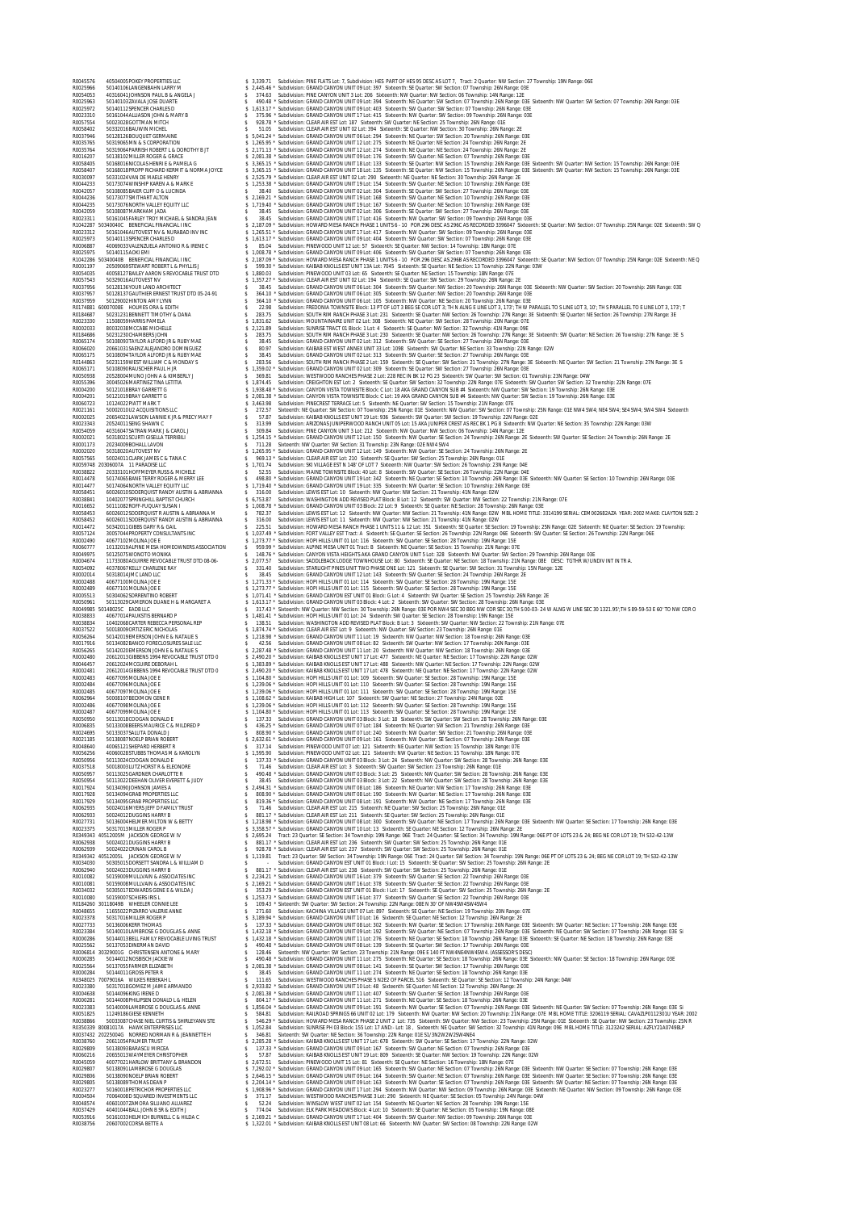| Account | Parcel / Owner | Amount | Legal Description |
|---|---|---|---|
| R0045576 | 40504005 POKEY PROPERTIES LLC | $ 3,339.71 | Subdivision: PINE FLATS Lot: 7, Subdivision: HES PART OF HES 95 DESC AS LOT 7, Tract: 2 Quarter: NW Section: 27 Township: 19N Range: 06E |
| R0025966 | 50140106 LANGENBAHN LARRY M | $ 2,445.46 * | Subdivision: GRAND CANYON UNIT 09 Lot: 397 Sixteenth: SE Quarter: SW Section: 07 Township: 26N Range: 03E |
| R0054053 | 40316041 JOHNSON PAUL B & ANGELA J | $ 374.63 | Subdivision: PINE CANYON UNIT 3 Lot: 206 Sixteenth: NW Quarter: NW Section: 06 Township: 14N Range: 12E |
| R0025963 | 50140103 ZAVALA JOSE DUARTE | $ 490.48 * | Subdivision: GRAND CANYON UNIT 09 Lot: 394 Sixteenth: NE Quarter: SW Section: 07 Township: 26N Range: 03E Sixteenth: NW Quarter: SW Section: 07 Township: 26N Range: 03E |
| R0025972 | 50140112 SPENCER CHARLES O | $ 1,613.17 * | Subdivision: GRAND CANYON UNIT 09 Lot: 403 Sixteenth: SW Quarter: SW Section: 07 Township: 26N Range: 03E |
| R0023310 | 50161044 ALLASON JOHN & MARY B | $ 375.96 * | Subdivision: GRAND CANYON UNIT 17 Lot: 415 Sixteenth: NW Quarter: SW Section: 09 Township: 26N Range: 03E |
| R0057554 | 50023028 GOTTMAN MITCH | $ 928.78 * | Subdivision: CLEAR AIR EST Lot: 187 Sixteenth: SW Quarter: NE Section: 25 Township: 26N Range: 01E |
| R0058402 | 50332016 BAUWIN MICHEL | $ 51.05 | Subdivision: CLEAR AIR EST UNIT 02 Lot: 394 Sixteenth: SE Quarter: NW Section: 30 Township: 26N Range: 2E |
| R0037946 | 50128126 BOUQUET GERMAINE | $ 5,041.24 * | Subdivision: GRAND CANYON UNIT 06 Lot: 294 Sixteenth: NE Quarter: SW Section: 20 Township: 26N Range: 03E |
| R0035765 | 50319065 MN & S CORPORATION | $ 1,265.95 * | Subdivision: GRAND CANYON UNIT 12 Lot: 275 Sixteenth: NE Quarter: NE Section: 24 Township: 26N Range: 2E |
| R0035764 | 50319064 PARRISH ROBERT L & DOROTHY B JT | $ 2,171.13 * | Subdivision: GRAND CANYON UNIT 12 Lot: 274 Sixteenth: NE Quarter: NE Section: 24 Township: 26N Range: 2E |
| R0016207 | 50138102 MILLER ROGER & GRACE | $ 2,081.38 * | Subdivision: GRAND CANYON UNIT 09 Lot: 176 Sixteenth: SW Quarter: NE Section: 07 Township: 26N Range: 03E |
| R0058405 | 50168016 NICOLAS HENRI E & PAMELA G | $ 3,365.15 * | Subdivision: GRAND CANYON UNIT 18 Lot: 133 Sixteenth: SE Quarter: NW Section: 15 Township: 26N Range: 03E Sixteenth: SW Quarter: NW Section: 15 Township: 26N Range: 03E |
| R0058407 | 50168018 PROPP RICHARD KERMIT & NORMA JOYCE | $ 3,365.15 * | Subdivision: GRAND CANYON UNIT 18 Lot: 135 Sixteenth: SE Quarter: NW Section: 15 Township: 26N Range: 03E Sixteenth: SW Quarter: NW Section: 15 Township: 26N Range: 03E |
| R0030097 | 50331024 VAN DE MAELE HENRY | $ 2,525.79 * | Subdivision: CLEAR AIR EST UNIT 02 Lot: 290 Sixteenth: NE Quarter: NE Section: 30 Township: 26N Range: 2E |
| R0044233 | 50173074 WINSHIP KAREN A & MARK E | $ 1,253.38 * | Subdivision: GRAND CANYON UNIT 19 Lot: 154 Sixteenth: SW Quarter: NE Section: 10 Township: 26N Range: 03E |
| R0042057 | 50108085 BAER CLIFF O & LUCINDA | $ 38.40 | Subdivision: GRAND CANYON UNIT 02 Lot: 304 Sixteenth: SE Quarter: SW Section: 27 Township: 26N Range: 03E |
| R0044236 | 50173077 SMITHART ALTON | $ 2,169.21 * | Subdivision: GRAND CANYON UNIT 19 Lot: 168 Sixteenth: SW Quarter: NE Section: 10 Township: 26N Range: 03E |
| R0044235 | 50173076 NORTH VALLEY EQUITY LLC | $ 1,719.40 * | Subdivision: GRAND CANYON UNIT 19 Lot: 167 Sixteenth: SW Quarter: NE Section: 10 Township: 26N Range: 03E |
| R0042059 | 50108087 MARKHAM JADA | $ 38.45 | Subdivision: GRAND CANYON UNIT 02 Lot: 306 Sixteenth: SE Quarter: SW Section: 27 Township: 26N Range: 03E |
| R0023311 | 50161045 FARLEY TROY MICHAEL & SANDRA JEAN | $ 38.45 | Subdivision: GRAND CANYON UNIT 17 Lot: 416 Sixteenth: NW Quarter: SW Section: 09 Township: 26N Range: 03E |
| R1042287 | 50340040C BENEFICIAL FINANCIAL I INC | $ 2,187.09 * | Subdivision: HOWARD MESA RANCH PHASE 1 UNITS 6 - 10 POR 296 DESC AS 296C AS RECORDED 3396047 Sixteenth: SE Quarter: NW Section: 07 Township: 25N Range: 02E Sixteenth: SW Q |
| R0023312 | 50161046 AUTOVEST NV & NURABAD INV INC | $ 1,265.51 * | Subdivision: GRAND CANYON UNIT 17 Lot: 417 Sixteenth: NW Quarter: SW Section: 09 Township: 26N Range: 03E |
| R0025973 | 50140113 SPENCER CHARLES O | $ 1,613.17 * | Subdivision: GRAND CANYON UNIT 09 Lot: 404 Sixteenth: SW Quarter: SW Section: 07 Township: 26N Range: 03E |
| R0006887 | 40069033 VALENZUELA ANTONIO R & IRENE C | $ 85.04 | Subdivision: PINEWOOD UNIT 12 Lot: 57 Sixteenth: SE Quarter: NW Section: 14 Township: 18N Range: 07E |
| R0025975 | 50140115 AOKI EMI | $ 1,008.78 * | Subdivision: GRAND CANYON UNIT 09 Lot: 406 Sixteenth: SW Quarter: SW Section: 07 Township: 26N Range: 03E |
| R1042286 | 50340040B BENEFICIAL FINANCIAL I INC | $ 2,187.09 * | Subdivision: HOWARD MESA RANCH PHASE 1 UNITS 6 - 10 POR 296 DESC AS 296B AS RECORDED 3396047 Sixteenth: SE Quarter: NW Section: 07 Township: 25N Range: 02E Sixteenth: NE Q |
| R0001197 | 20509069 STEWART ROBERT L & PHYLLIS J | $ 599.30 * | Subdivision: KAIBAB KNOLLS EST UNIT 13A Lot: 7045 Sixteenth: SE Quarter: NE Section: 13 Township: 22N Range: 03W |
| R0054035 | 40058127 BAILEY AARON S REVOCABLE TRUST DTD | $ 1,880.03 | Subdivision: PINEWOOD UNIT 03 Lot: 65 Sixteenth: SE Quarter: NE Section: 15 Township: 18N Range: 07E |
| R0057543 | 50329016 AUTOVEST NV | $ 1,357.27 * | Subdivision: CLEAR AIR EST UNIT 02 Lot: 194 Sixteenth: SE Quarter: SW Section: 29 Township: 26N Range: 2E |
| R0037956 | 50128136 YOUR LAND ARCHITECT | $ 38.45 | Subdivision: GRAND CANYON UNIT 06 Lot: 304 Sixteenth: SW Quarter: NW Section: 20 Township: 26N Range: 03E Sixteenth: NW Quarter: SW Section: 20 Township: 26N Range: 03E |
| R0037957 | 50128137 GAUTHIER ERNEST TRUST DTD 05-24-91 | $ 364.10 * | Subdivision: GRAND CANYON UNIT 06 Lot: 305 Sixteenth: SW Quarter: NW Section: 20 Township: 26N Range: 03E |
| R0037959 | 50129002 HINTON AMY LYNN | $ 364.10 * | Subdivision: GRAND CANYON UNIT 06 Lot: 105 Sixteenth: NW Quarter: NE Section: 20 Township: 26N Range: 03E |
| R0174881 | 60007008E HOLMES ORA & EDITH | $ 22.98 | Subdivision: FREDONIA TOWNSITE Block: 13 PT OF LOT 3 BEG SE COR LOT 3; TH N ALNG E LINE LOT 3, 173'; TH W PARALLEL TO S LINE LOT 3, 10'; TH S PARALLEL TO E LINE LOT 3, 173'; T |
| R0184687 | 50231231 BENNETT TIMOTHY & DANA | $ 283.75 | Subdivision: SOUTH RIM RANCH PHASE 3 Lot: 231 Sixteenth: SE Quarter: NE Section: 26 Township: 27N Range: 3E Sixteenth: SE Quarter: NE Section: 26 Township: 27N Range: 3E |
| R0023330 | 11508059 HARRIS PAMELA | $ 1,831.62 | Subdivision: MOUNTAINAIRE UNIT 02 Lot: 308 Sixteenth: SE Quarter: SW Section: 28 Township: 20N Range: 07E |
| R0002033 | 80032038 MCCABE MICHELLE | $ 2,121.89 | Subdivision: SUNRISE TRACT 01 Block: 1 Lot: 4 Sixteenth: SE Quarter: NW Section: 32 Township: 41N Range: 09E |
| R0184686 | 50231230 CHAMBERS JOHN | $ 283.75 | Subdivision: SOUTH RIM RANCH PHASE 3 Lot: 230 Sixteenth: SE Quarter: NE Section: 26 Township: 27N Range: 3E Sixteenth: SW Quarter: NE Section: 26 Township: 27N Range: 3E S |
| R0065174 | 50108093 TAYLOR ALFORD JR & RUBY MAE | $ 38.45 | Subdivision: GRAND CANYON UNIT 02 Lot: 312 Sixteenth: SW Quarter: SE Section: 27 Township: 26N Range: 03E |
| R0066020 | 20661031 SAENZ ALEJANDRO DOMINGUEZ | $ 80.97 | Subdivision: KAIBAB EST WEST ANNEX UNIT 33 Lot: 1098 Sixteenth: SW Quarter: NE Section: 33 Township: 22N Range: 02W |
| R0065175 | 50108094 TAYLOR ALFORD JR & RUBY MAE | $ 38.45 | Subdivision: GRAND CANYON UNIT 02 Lot: 313 Sixteenth: SW Quarter: SE Section: 27 Township: 26N Range: 03E |
| R0144863 | 50231159 WEST WILLIAM C & MONDAY S | $ 283.56 | Subdivision: SOUTH RIM RANCH PHASE 2 Lot: 159 Sixteenth: SE Quarter: SE Section: 21 Township: 27N Range: 3E Sixteenth: NE Quarter: SE Section: 21 Township: 27N Range: 3E S |
| R0065171 | 50108090 RAUSCHER PAUL H JR | $ 1,359.02 * | Subdivision: GRAND CANYON UNIT 02 Lot: 309 Sixteenth: SE Quarter: SW Section: 27 Township: 26N Range: 03E |
| R0050938 | 20528004 MUNO JOHN A & KIMBERLY J | $ 369.81 | Subdivision: WESTWOOD RANCHES PHASE 2 Lot: 228 REC IN BK 12 PG 23 Sixteenth: SW Quarter: SW Section: 01 Township: 23N Range: 04W |
| R0055396 | 30045026 MARTINEZ TINA LETITIA | $ 1,874.45 | Subdivision: CREIGHTON EST Lot: 2 Sixteenth: SE Quarter: SW Section: 32 Township: 22N Range: 07E Sixteenth: SW Quarter: SW Section: 32 Township: 22N Range: 07E |
| R0004200 | 50121018 BRAY GARRETT G | $ 1,938.48 * | Subdivision: CANYON VISTA TOWNSITE Block: C Lot: 18 AKA GRAND CANYON SUB #4 Sixteenth: NW Quarter: SW Section: 19 Township: 26N Range: 03E |
| R0004201 | 50121019 BRAY GARRETT G | $ 2,081.38 * | Subdivision: CANYON VISTA TOWNSITE Block: C Lot: 19 AKA GRAND CANYON SUB #4 Sixteenth: NW Quarter: SW Section: 19 Township: 26N Range: 03E |
| R0060723 | 10124022 PRATT MARK T | $ 3,463.98 | Subdivision: PINECREST TERRACE Lot: 5 Sixteenth: NE Quarter: SE Section: 15 Township: 21N Range: 07E |
| R0021161 | 50002010 U2 ACQUISITIONS LLC | $ 272.57 | Subdivision: NE Quarter: SW Section: 07 Township: 25N Range: 01E Sixteenth: NW Quarter: SW Section: 07 Township: 25N Range: 01E NW4 SW4; NE4 SW4; SE4 SW4; SW4 SW4 Sixteenth |
| R0002025 | 20654021 LAWSON LANNIE K JR & PRECY MAY F | $ 57.87 | Subdivision: KAIBAB KNOLLS EST UNIT 19 Lot: 936 Sixteenth: SW Quarter: SE Section: 19 Township: 22N Range: 02E |
| R0023343 | 20524011 SENG SHAWN C | $ 313.99 | Subdivision: ARIZONAS JUNIPERWOOD RANCH UNIT 05 Lot: 15 AKA JUNIPER CREST AS REC BK 1 PG 8 Sixteenth: NW Quarter: NE Section: 35 Township: 22N Range: 03W |
| R0054059 | 40316047 SATRAN MARK J & CAROL J | $ 309.84 | Subdivision: PINE CANYON UNIT 3 Lot: 212 Sixteenth: NW Quarter: NW Section: 06 Township: 14N Range: 12E |
| R0002021 | 50318021 SCURTI GISELLA TERRIBILI | $ 1,254.15 * | Subdivision: GRAND CANYON UNIT 12 Lot: 150 Sixteenth: NW Quarter: SE Section: 24 Township: 26N Range: 2E Sixteenth: SW Quarter: SE Section: 24 Township: 26N Range: 2E |
| R0001173 | 20234009 BOHALL LAVON | $ 711.28 | Sixteenth: NW Quarter: SW Section: 31 Township: 23N Range: 02E NW4 SW4 |
| R0002020 | 50318020 AUTOVEST NV | $ 1,265.95 * | Subdivision: GRAND CANYON UNIT 12 Lot: 149 Sixteenth: NW Quarter: SE Section: 24 Township: 26N Range: 2E |
| R0057565 | 50024011 CLARK JAMES C & TANA C | $ 969.13 * | Subdivision: CLEAR AIR EST Lot: 210 Sixteenth: SE Quarter: SW Section: 25 Township: 26N Range: 01E |
| R0059748 | 20306007A 11 PARADISE LLC | $ 1,701.74 | Subdivision: SKI VILLAGE EST N 148' OF LOT 7 Sixteenth: NW Quarter: SW Section: 26 Township: 23N Range: 04E |
| R0038822 | 20205101 HOFFMEYER RUSS & MICHELE | $ 52.55 | Subdivision: MAINE TOWNSITE Block: 40 Lot: 8 Sixteenth: SW Quarter: SE Section: 26 Township: 22N Range: 04E |
| R0014478 | 50174065 BANE TERRY ROGER & MERRY LEE | $ 498.80 * | Subdivision: GRAND CANYON UNIT 19 Lot: 342 Sixteenth: NE Quarter: SE Section: 10 Township: 26N Range: 03E Sixteenth: NW Quarter: SE Section: 10 Township: 26N Range: 03E |
| R0014477 | 50174064 NORTH VALLEY EQUITY LLC | $ 1,719.40 * | Subdivision: GRAND CANYON UNIT 19 Lot: 335 Sixteenth: NW Quarter: SE Section: 10 Township: 26N Range: 03E |
| R0058451 | 60026010 SODERQUIST RANDY AUSTIN & ABRIANNA | $ 316.00 | Subdivision: LEWIS EST Lot: 10 Sixteenth: NW Quarter: NW Section: 21 Township: 41N Range: 02W |
| R0038841 | 10402077 SPRINGHILL BAPTIST CHURCH | $ 6,753.87 | Subdivision: WASHINGTON ADD REVISED PLAT Block: B Lot: 12 Sixteenth: SW Quarter: NW Section: 22 Township: 21N Range: 07E |
| R0016652 | 50111082 ROFF-FUQUAY SUSAN I | $ 1,008.78 * | Subdivision: GRAND CANYON UNIT 03 Block: 22 Lot: 9 Sixteenth: SE Quarter: NE Section: 28 Township: 26N Range: 03E |
| R0058453 | 60026012 SODERQUIST RAUSTIN & ABRIANNA M | $ 782.37 | Subdivision: LEWIS EST Lot: 12 Sixteenth: NW Quarter: NW Section: 21 Township: 41N Range: 02W MBL HOME TITLE: 3314199 SERIAL: CEM002682AZA YEAR: 2002 MAKE: CLAYTON SIZE: 2 |
| R0058452 | 60026011 SODERQUIST RANDY AUSTIN & ABRIANNA | $ 316.00 | Subdivision: LEWIS EST Lot: 11 Sixteenth: NW Quarter: NW Section: 21 Township: 41N Range: 02W |
| R0014472 | 50342011 GIBBS GARY R & GAIL | $ 225.51 | Subdivision: HOWARD MESA RANCH PHASE 1 UNITS 11 & 12 Lot: 351 Sixteenth: SE Quarter: SE Section: 19 Township: 25N Range: 02E Sixteenth: NE Quarter: SE Section: 19 Township: |
| R0057124 | 30057044 PROPERTY CONSULTANTS INC | $ 1,037.49 * | Subdivision: FORT VALLEY EST Tract: A Sixteenth: SE Quarter: SE Section: 26 Township: 22N Range: 06E Sixteenth: SW Quarter: SE Section: 26 Township: 22N Range: 06E |
| R0002490 | 40677102 MOLINA JOE E | $ 1,273.77 * | Subdivision: HOPI HILLS UNIT 01 Lot: 116 Sixteenth: SW Quarter: SE Section: 28 Township: 19N Range: 15E |
| R0060777 | 10132019 ALPINE MESA HOMEOWNERS ASSOCIATION | $ 959.99 * | Subdivision: ALPINE MESA UNIT 01 Tract: B Sixteenth: NE Quarter: SE Section: 15 Township: 21N Range: 07E |
| R0049975 | 50125075 WONOTO MONIKA | $ 148.76 * | Subdivision: CANYON VISTA HEIGHTS AKA GRAND CANYON UNIT 5 Lot: 328 Sixteenth: NW Quarter: SW Section: 29 Township: 26N Range: 03E |
| R0004674 | 11733080 AGUIRRE REVOCABLE TRUST DTD 08-06- | $ 2,077.57 | Subdivision: SADDLEBACK LODGE TOWNHOUSE Lot: 80 Sixteenth: SE Quarter: NE Section: 18 Township: 21N Range: 08E DESC: TGTHR W/UNDIV INT IN TR A. |
| R0054092 | 40378067 KELLY CHARLENE RAY | $ 331.40 | Subdivision: STARLIGHT PINES UNIT TWO PHASE ONE Lot: 121 Sixteenth: SE Quarter: SW Section: 31 Township: 15N Range: 12E |
| R0002014 | 50318014 JMC LAND LLC | $ 38.45 | Subdivision: GRAND CANYON UNIT 12 Lot: 143 Sixteenth: SW Quarter: SE Section: 24 Township: 26N Range: 2E |
| R0002488 | 40677100 MOLINA JOE E | $ 1,271.33 * | Subdivision: HOPI HILLS UNIT 01 Lot: 114 Sixteenth: SW Quarter: SE Section: 28 Township: 19N Range: 15E |
| R0002489 | 40677101 MOLINA JOE E | $ 1,273.77 * | Subdivision: HOPI HILLS UNIT 01 Lot: 115 Sixteenth: SW Quarter: SE Section: 28 Township: 19N Range: 15E |
| R0005513 | 50304062 SORRENTINO ROBERT | $ 1,071.41 * | Subdivision: GRAND CANYON EST UNIT 01 Block: G Lot: 4 Sixteenth: SW Quarter: SE Section: 25 Township: 26N Range: 2E |
| R0050961 | 50113029 CAMERON DUANE H & MARGARET A | $ 1,613.17 * | Subdivision: GRAND CANYON UNIT 03 Block: 4 Lot: 2 Sixteenth: SW Quarter: SW Section: 28 Township: 26N Range: 03E |
| R0049985 | 50148025C EADB LLC | $ 317.43 * | Sixteenth: NW Quarter: NW Section: 30 Township: 26N Range: 03E POR NW4 SEC 30 BEG NW COR SEC 30;TH S 00-03-24 W ALNG W LINE SEC 30 1321.95';TH S 89-59-53 E 60' TO NW COR O |
| R0038833 | 40677014 PAUKSTIS BERNARD P | $ 1,481.41 * | Subdivision: HOPI HILLS UNIT 01 Lot: 24 Sixteenth: SW Quarter: SE Section: 28 Township: 19N Range: 15E |
| R0038834 | 10402068 CARTER REBECCA PERSONAL REP | $ 138.51 | Subdivision: WASHINGTON ADD REVISED PLAT Block: B Lot: 3 Sixteenth: SW Quarter: NW Section: 22 Township: 21N Range: 07E |
| R0037522 | 50018009 ORTIZ ERIC NICHOLAS | $ 1,874.74 * | Subdivision: CLEAR AIR EST Lot: 9 Sixteenth: NW Quarter: SW Section: 23 Township: 26N Range: 01E |
| R0056264 | 50142019 EMERSON JOHN E & NATALIE S | $ 1,218.98 * | Subdivision: GRAND CANYON UNIT 11 Lot: 19 Sixteenth: NW Quarter: NW Section: 18 Township: 26N Range: 03E |
| R0017916 | 50134082 BANCO FORECLOSURES SALE LLC | $ 42.56 | Subdivision: GRAND CANYON UNIT 08 Lot: 82 Sixteenth: SW Quarter: SW Section: 17 Township: 26N Range: 03E |
| R0056265 | 50142020 EMERSON JOHN E & NATALIE S | $ 2,287.48 * | Subdivision: GRAND CANYON UNIT 11 Lot: 20 Sixteenth: NW Quarter: NW Section: 18 Township: 26N Range: 03E |
| R0002480 | 20621013 GIBBENS 1994 REVOCABLE TRUST DTD 0 | $ 2,490.20 * | Subdivision: KAIBAB KNOLLS EST UNIT 17 Lot: 477 Sixteenth: NE Quarter: NE Section: 17 Township: 22N Range: 02W |
| R0046457 | 20612024 MCGUIRE DEBORAH L | $ 1,383.89 * | Subdivision: KAIBAB KNOLLS EST UNIT 17 Lot: 488 Sixteenth: NW Quarter: NE Section: 17 Township: 22N Range: 02W |
| R0002481 | 20612014 GIBBENS 1994 REVOCABLE TRUST DTD 0 | $ 2,490.20 * | Subdivision: KAIBAB KNOLLS EST UNIT 17 Lot: 478 Sixteenth: NE Quarter: NE Section: 17 Township: 22N Range: 02W |
| R0002483 | 40677095 MOLINA JOE E | $ 1,104.80 * | Subdivision: HOPI HILLS UNIT 01 Lot: 109 Sixteenth: SW Quarter: SE Section: 28 Township: 19N Range: 15E |
| R0002484 | 40677096 MOLINA JOE E | $ 1,239.06 * | Subdivision: HOPI HILLS UNIT 01 Lot: 110 Sixteenth: SW Quarter: SE Section: 28 Township: 19N Range: 15E |
| R0002485 | 40677097 MOLINA JOE E | $ 1,239.06 * | Subdivision: HOPI HILLS UNIT 01 Lot: 111 Sixteenth: SW Quarter: SE Section: 28 Township: 19N Range: 15E |
| R0062964 | 50008107 BECKMON GENE R | $ 1,108.62 * | Subdivision: KAIBAB HIGH Lot: 107 Sixteenth: SW Quarter: NE Section: 27 Township: 24N Range: 02E |
| R0002486 | 40677098 MOLINA JOE E | $ 1,239.06 * | Subdivision: HOPI HILLS UNIT 01 Lot: 112 Sixteenth: SW Quarter: SE Section: 28 Township: 19N Range: 15E |
| R0002487 | 40677099 MOLINA JOE E | $ 1,104.80 * | Subdivision: HOPI HILLS UNIT 01 Lot: 113 Sixteenth: SW Quarter: SE Section: 28 Township: 19N Range: 15E |
| R0050950 | 50113018 COOGAN DONALD E | $ 137.33 | Subdivision: GRAND CANYON UNIT 03 Block: 3 Lot: 18 Sixteenth: SW Quarter: SE Section: 28 Township: 26N Range: 03E |
| R0006835 | 50133008 BEERS MAURICE C & MILDRED P | $ 436.25 * | Subdivision: GRAND CANYON UNIT 07 Lot: 184 Sixteenth: NE Quarter: SW Section: 21 Township: 26N Range: 03E |
| R0024695 | 50133037 SALUTA DONALD J | $ 808.90 * | Subdivision: GRAND CANYON UNIT 07 Lot: 240 Sixteenth: NW Quarter: SW Section: 21 Township: 26N Range: 03E |
| R0021185 | 50138087 NOELP BRIAN ROBERT | $ 2,632.61 * | Subdivision: GRAND CANYON UNIT 09 Lot: 161 Sixteenth: NW Quarter: SE Section: 07 Township: 26N Range: 03E |
| R0048640 | 40065125 HEPARD HERBERT R | $ 317.14 | Subdivision: PINEWOOD UNIT 07 Lot: 121 Sixteenth: NE Quarter: NE Section: 15 Township: 18N Range: 07E |
| R0056256 | 40060028 STUBBS THOMAS M & KAROLYN | $ 1,595.90 | Subdivision: PINEWOOD UNIT 02 Lot: 121 Sixteenth: NW Quarter: NE Section: 15 Township: 18N Range: 07E |
| R0050956 | 50113024 COOGAN DONALD E | $ 137.33 * | Subdivision: GRAND CANYON UNIT 03 Block: 3 Lot: 24 Sixteenth: NW Quarter: SE Section: 28 Township: 26N Range: 03E |
| R0037518 | 50018003 LUTZ HORST R & ELEONORE | $ 71.46 | Subdivision: CLEAR AIR EST Lot: 3 Sixteenth: SW Quarter: SW Section: 23 Township: 26N Range: 01E |
| R0050957 | 50113025 GARDNER CHARLOTTE R | $ 490.48 * | Subdivision: GRAND CANYON UNIT 03 Block: 3 Lot: 25 Sixteenth: NW Quarter: SE Section: 28 Township: 26N Range: 03E |
| R0050954 | 50113022 DEEHAN OLIVER EVERETT & JUDY | $ 38.45 | Subdivision: GRAND CANYON UNIT 03 Block: 3 Lot: 22 Sixteenth: NW Quarter: SE Section: 28 Township: 26N Range: 03E |
| R0017924 | 50134090 JOHNSON JAMES A | $ 2,494.31 * | Subdivision: GRAND CANYON UNIT 08 Lot: 186 Sixteenth: NE Quarter: NW Section: 17 Township: 26N Range: 03E |
| R0017928 | 50134094 GRAB PROPERTIES LLC | $ 808.90 * | Subdivision: GRAND CANYON UNIT 08 Lot: 190 Sixteenth: NW Quarter: NE Section: 17 Township: 26N Range: 03E |
| R0017929 | 50134095 GRAB PROPERTIES LLC | $ 819.36 * | Subdivision: GRAND CANYON UNIT 08 Lot: 191 Sixteenth: NW Quarter: NE Section: 17 Township: 26N Range: 03E |
| R0062935 | 50024016 MYERS JEFF D FAMILY TRUST | $ 71.46 | Subdivision: CLEAR AIR EST Lot: 215 Sixteenth: NE Quarter: SW Section: 25 Township: 26N Range: 01E |
| R0062933 | 50024012 DUGGINS HARRY B | $ 881.17 * | Subdivision: CLEAR AIR EST Lot: 211 Sixteenth: SE Quarter: SW Section: 25 Township: 26N Range: 01E |
| R0027731 | 50136004 HELMER MILTON W & BETTY | $ 1,218.98 * | Subdivision: GRAND CANYON UNIT 08 Lot: 300 Sixteenth: SW Quarter: NE Section: 17 Township: 26N Range: 03E Sixteenth: NW Quarter: SE Section: 17 Township: 26N Range: 03E |
| R0023375 | 50317013 MILLER ROGER P | $ 3,358.57 * | Subdivision: GRAND CANYON UNIT 10 Lot: 13 Sixteenth: SE Quarter: NE Section: 12 Township: 26N Range: 2E |
| R0349343 | 40512005M JACKSON GEORGE W IV | $ 2,695.24 | Tract: 23 Quarter: SE Section: 34 Township: 19N Range: 06E Tract: 24 Quarter: SE Section: 34 Township: 19N Range: 06E PT OF LOTS 23 & 24; BEG NE COR LOT 19; TH S32-42-13W |
| R0062938 | 50024021 DUGGINS HARRY B | $ 881.17 * | Subdivision: CLEAR AIR EST Lot: 236 Sixteenth: SW Quarter: SW Section: 25 Township: 26N Range: 01E |
| R0062939 | 50024022 CRINAN CAROL B | $ 928.78 * | Subdivision: CLEAR AIR EST Lot: 237 Sixteenth: SW Quarter: SW Section: 25 Township: 26N Range: 01E |
| R0349342 | 40512005L JACKSON GEORGE W IV | $ 3,119.81 | Tract: 23 Quarter: SE Section: 34 Township: 19N Range: 06E Tract: 24 Quarter: SE Section: 34 Township: 19N Range: 06E PT OF LOTS 23 & 24; BEG NE COR LOT 19; TH S32-42-13W |
| R0034030 | 50305015 DORSETT SANDRA L & WILLIAM D | $ - | Subdivision: GRAND CANYON EST UNIT 01 Block: I Lot: 15 Sixteenth: SE Quarter: SW Section: 25 Township: 26N Range: 2E |
| R0062940 | 50024023 DUGGINS HARRY B | $ 881.17 * | Subdivision: CLEAR AIR EST Lot: 238 Sixteenth: SW Quarter: SW Section: 25 Township: 26N Range: 01E |
| R0010082 | 50159009 MULLVAIN & ASSOCIATES INC | $ 2,234.21 * | Subdivision: GRAND CANYON UNIT 16 Lot: 379 Sixteenth: SW Quarter: SE Section: 22 Township: 26N Range: 03E |
| R0010081 | 50159008 MULLVAIN & ASSOCIATES INC | $ 2,169.21 * | Subdivision: GRAND CANYON UNIT 16 Lot: 378 Sixteenth: SW Quarter: SE Section: 22 Township: 26N Range: 03E |
| R0034032 | 50305017 EDWARDS GENE E & WILDA J | $ 353.29 * | Subdivision: GRAND CANYON EST UNIT 01 Block: I Lot: 17 Sixteenth: SE Quarter: SW Section: 25 Township: 26N Range: 2E |
| R0010080 | 50159007 SCHIERS IRIS L | $ 1,253.73 * | Subdivision: GRAND CANYON UNIT 16 Lot: 377 Sixteenth: SW Quarter: SE Section: 22 Township: 26N Range: 03E |
| R0184260 | 30118049B WHEELER CONNIE LEE | $ 109.43 * | Sixteenth: SW Quarter: SW Section: 24 Township: 22N Range: 08E N 30' OF NW4SW4SW4SW4 |
| R0048655 | 11655022 PIZARRO VALERIE ANNE | $ 271.60 | Subdivision: KACHINA VILLAGE UNIT 07 Lot: 897 Sixteenth: SE Quarter: NE Section: 19 Township: 20N Range: 07E |
| R0023378 | 50317016 MILLER ROGER P | $ 3,189.94 * | Subdivision: GRAND CANYON UNIT 10 Lot: 16 Sixteenth: SE Quarter: NE Section: 12 Township: 26N Range: 2E |
| R0027733 | 50136006 KERR THOMAS | $ 137.33 * | Subdivision: GRAND CANYON UNIT 08 Lot: 302 Sixteenth: SW Quarter: NE Section: 17 Township: 26N Range: 03E Sixteenth: NW Quarter: SE Section: 17 Township: 26N Range: 03E |
| R0023384 | 50140010 LAMBROSE G DOUGLAS & ANNE | $ 1,432.18 * | Subdivision: GRAND CANYON UNIT 09 Lot: 192 Sixteenth: SW Quarter: NE Section: 07 Township: 26N Range: 03E Sixteenth: SE Quarter: NE Section: 07 Township: 26N Range: 03E Si |
| R0000286 | 50144013 BELL FAMILY REVOCABLE LIVING TRUST | $ 1,432.18 * | Subdivision: GRAND CANYON UNIT 11 Lot: 276 Sixteenth: NE Quarter: SE Section: 18 Township: 26N Range: 03E Sixteenth: SE Quarter: NE Section: 18 Township: 26N Range: 03E |
| R0025562 | 50137053 ONERMAN DAVID | $ 490.48 * | Subdivision: GRAND CANYON UNIT 08 Lot: 139 Sixteenth: SE Quarter: SW Section: 17 Township: 26N Range: 03E |
| R0006814 | 30329001G CHRISTENSEN ANTONE & MARY | $ 128.46 | Sixteenth: NW Quarter: SW Section: 23 Township: 21N Range: 09E E 140 FT NW4NE4NW4SW4. (ASSESSOR'S DESC) |
| R0000285 | 50144012 NOSBISCH JACKIE W | $ 490.48 * | Subdivision: GRAND CANYON UNIT 11 Lot: 275 Sixteenth: NE Quarter: SE Section: 18 Township: 26N Range: 03E Sixteenth: NW Quarter: SE Section: 18 Township: 26N Range: 03E |
| R0025564 | 50137055 FARMER ELIZABETH | $ 2,081.38 * | Subdivision: GRAND CANYON UNIT 08 Lot: 141 Sixteenth: SE Quarter: SW Section: 17 Township: 26N Range: 03E |
| R0000284 | 50144011 GROSS PETER R | $ 38.45 | Subdivision: GRAND CANYON UNIT 11 Lot: 274 Sixteenth: NE Quarter: SE Section: 18 Township: 26N Range: 03E |
| R0348025 | 70079016A WILKES REBEKAH L | $ 111.65 | Subdivision: WESTWOOD RANCHES PHASE 5 N2E2 OF PARCEL 516 Sixteenth: SE Quarter: SE Section: 12 Township: 24N Range: 04W |
| R0023380 | 50317018 GOMEZ M JAIME ARMANDO | $ 2,933.82 * | Subdivision: GRAND CANYON UNIT 10 Lot: 48 Sixteenth: SE Quarter: NE Section: 12 Township: 26N Range: 2E |
| R0004638 | 50144096 KING IRENE D | $ 2,081.38 * | Subdivision: GRAND CANYON UNIT 11 Lot: 407 Sixteenth: SW Quarter: SE Section: 18 Township: 26N Range: 03E |
| R0000281 | 50144008 PHILIPSEN DONALD L & HELEN | $ 804.17 * | Subdivision: GRAND CANYON UNIT 11 Lot: 271 Sixteenth: NE Quarter: SE Section: 18 Township: 26N Range: 03E |
| R0023383 | 50140009 LAMBROSE G DOUGLAS & ANNE | $ 1,856.04 * | Subdivision: GRAND CANYON UNIT 09 Lot: 191 Sixteenth: NW Quarter: SE Section: 07 Township: 26N Range: 03E Sixteenth: SW Quarter: NE Section: 07 Township: 26N Range: 03E Si |
| R0051825 | 11249186 GIESE KENNETH | $ 584.81 | Subdivision: RAILROAD SPRINGS 66 UNIT 02 Lot: 179 Sixteenth: NW Quarter: NW Section: 20 Township: 21N Range: 07E MBL HOME TITLE: 3206119 SERIAL: CAVAZLP01123031U YEAR: 2002 |
| R0038866 | 50033087 CHASE NIEL CURTIS & SHIRLEYANN STE | $ 546.29 * | Subdivision: HOWARD MESA RANCH PHASE 2 UNIT 2 Lot: 735 Sixteenth: SW Quarter: NW Section: 23 Township: 25N Range: 01E Sixteenth: SE Quarter: NW Section: 23 Township: 25N R |
| R0350339 | 80081017A HAWK ENTERPRISES LLC | $ 1,052.84 | Subdivision: SUNRISE PH 03 Block: 155 Lot: 17 AND-: Lot: 18 , Sixteenth: NE Quarter: SW Section: 32 Township: 41N Range: 09E MBL HOME TITLE: 3123242 SERIAL: AZFLY21A07498LP |
| R0037432 | 20225004G NORRED NORMAN R & JEANNETTE H | $ 346.81 | Sixteenth: SW Quarter: NE Section: 36 Township: 22N Range: 01E S1/3N2W2W2SW4NE4 |
| R0038760 | 20611054 PALMER TRUST | $ 2,285.28 * | Subdivision: KAIBAB KNOLLS EST UNIT 17 Lot: 678 Sixteenth: SW Quarter: SE Section: 17 Township: 22N Range: 02W |
| R0029809 | 50138093 BARASCU MIRCEA | $ 137.33 * | Subdivision: GRAND CANYON UNIT 09 Lot: 167 Sixteenth: SW Quarter: NE Section: 07 Township: 26N Range: 03E |
| R0060216 | 20655013 WAYMEYER CHRISTOPHER | $ 57.87 | Subdivision: KAIBAB KNOLLS EST UNIT 19 Lot: 809 Sixteenth: SE Quarter: NW Section: 19 Township: 22N Range: 02W |
| R0045059 | 40077021 HARLOW BRITTANY & BRANDON | $ 2,672.51 | Subdivision: PINEWOOD UNIT 15 Lot: 81 Sixteenth: SE Quarter: NE Section: 16 Township: 18N Range: 07E |
| R0029807 | 50138091 LAMBROSE G DOUGLAS | $ 7,292.02 * | Subdivision: GRAND CANYON UNIT 09 Lot: 165 Sixteenth: SW Quarter: NE Section: 07 Township: 26N Range: 03E Sixteenth: NW Quarter: SE Section: 07 Township: 26N Range: 03E |
| R0029806 | 50138090 NOELP BRIAN ROBERT | $ 2,646.15 * | Subdivision: GRAND CANYON UNIT 09 Lot: 164 Sixteenth: SW Quarter: NE Section: 07 Township: 26N Range: 03E Sixteenth: NW Quarter: SE Section: 07 Township: 26N Range: 03E |
| R0029805 | 50138089 THOMAS DEAN P | $ 2,004.14 * | Subdivision: GRAND CANYON UNIT 09 Lot: 163 Sixteenth: SW Quarter: NE Section: 07 Township: 26N Range: 03E Sixteenth: NW Quarter: SE Section: 07 Township: 26N Range: 03E |
| R0023277 | 50160018 PETRICHOR PROPERTIES LLC | $ 1,908.96 * | Subdivision: GRAND CANYON UNIT 17 Lot: 294 Sixteenth: NW Quarter: NW Section: 09 Township: 26N Range: 03E Sixteenth: NE Quarter: NW Section: 09 Township: 26N Range: 03E |
| R0045004 | 70064008 D SQUARED INVESTMENTS LLC | $ 371.17 | Subdivision: WESTWOOD RANCHES PHASE 3 Lot: 290 Sixteenth: NE Quarter: SE Section: 05 Township: 24N Range: 04W |
| R0048574 | 40601007 ZAMORA SILUANO ALVAREZ | $ 52.24 | Subdivision: WINSLOW WEST UNIT 02 Lot: 154 Sixteenth: NE Quarter: NE Section: 28 Township: 19N Range: 15E |
| R0037429 | 40401044 BALL JOHN B SR & EDITH J | $ 774.04 | Subdivision: ELK PARK MEADOWS Block: 4 Lot: 10 Sixteenth: SE Quarter: NE Section: 05 Township: 19N Range: 08E |
| R0053916 | 50161033 HELMICH BURNELL C & HILDA C | $ 2,169.21 * | Subdivision: GRAND CANYON UNIT 17 Lot: 404 Sixteenth: SW Quarter: NW Section: 09 Township: 26N Range: 03E |
| R0038756 | 20607002 CORSA BETTE A | $ 1,322.01 * | Subdivision: KAIBAB KNOLLS EST UNIT 08 Lot: 66 Sixteenth: NW Quarter: SE Section: 08 Township: 22N Range: 02W |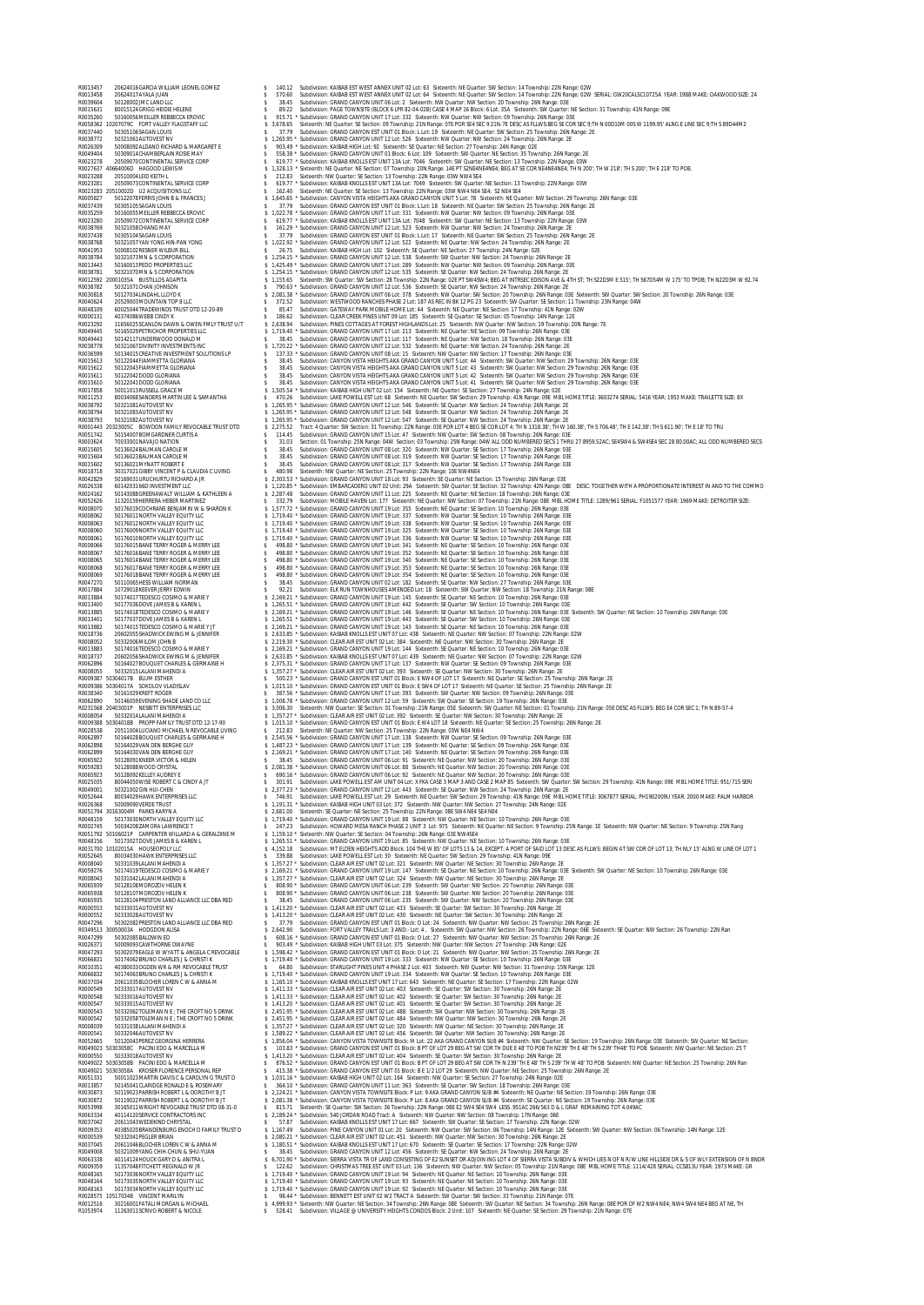| Account | Parcel / Owner | Amount | Description |
|---|---|---|---|
| R0013457 | 20626016 GARCIA WILLIAM LEONEL GOMEZ | $ 140.12 | Subdivision: KAIBAB ESTATES WEST ANNEX UNIT 02 Lot: 63 Sixteenth: NE Quarter: SW Section: 14 Township: 22N Range: 02W |
| R0013458 | 20626017 AYALA JUAN | $ 570.60 | Subdivision: KAIBAB ESTATES WEST ANNEX UNIT 02 Lot: 64 Sixteenth: NE Quarter: SW Section: 14 Township: 22N Range: 02W SERIAL: GW20CA1SC10725A YEAR: 1988 MAKE: OAKWOOD SIZE: 24 |
| R0039604 | 50128002 JMC LAND LLC | $ 38.45 | Subdivision: GRAND CANYON UNIT 06 Lot: 2 Sixteenth: NW Quarter: NW Section: 20 Township: 26N Range: 03E |
| R0015631 | 80015124 GRIGG HEIDIE HELENE | $ 89.22 | Subdivision: PAGE TOWNSITE (BLOCK 6 LPR 82-04-02B) CASE 4 MAP 16 Block: 6 Lot: 35A Sixteenth: SW Quarter: NE Section: 31 Township: 41N Range: 09E |
| R0035260 | 50160056 MEILLER REBBECCA EROVIC | $ 915.71 * | Subdivision: GRAND CANYON UNIT 17 Lot: 332 Sixteenth: NW Quarter: NW Section: 09 Township: 26N Range: 03E |
| R0058362 | 10207079C FORT VALLEY FLAGSTAFF LLC | $ 3,678.65 | Sixteenth: NE Quarter: SE Section: 09 Township: 21N Range: 07E POR SE4 SEC 9 21N-7E DESC AS FLLWS:BEG SE COR SEC 9;TH N 00D10M 00S W 1199.95' ALNG E LINE SEC 9;TH S 89D44M2 |
| R0037440 | 50305106 SAGAN LOUIS | $ 37.79 | Subdivision: GRAND CANYON ESTATES UNIT 01 Block: L Lot: 19 Sixteenth: NE Quarter: SW Section: 25 Township: 26N Range: 2E |
| R0038772 | 50321061 AUTOVEST NV | $ 1,265.95 * | Subdivision: GRAND CANYON UNIT 12 Lot: 526 Sixteenth: NW Quarter: NW Section: 24 Township: 26N Range: 2E |
| R0026309 | 50008092 ALDANO RICHARD & MARGARET E | $ 903.49 * | Subdivision: KAIBAB HIGH Lot: 92 Sixteenth: SE Quarter: NE Section: 27 Township: 24N Range: 02E |
| R0049404 | 50309014 CHAMBERLAIN ROSE MAY | $ 558.38 * | Subdivision: GRAND CANYON ESTATES UNIT 01 Block: 6 Lot: 109 Sixteenth: SW Quarter: NE Section: 35 Township: 26N Range: 2E |
| R0023278 | 20509070 CONTINENTAL SERVICE CORP | $ 619.77 * | Subdivision: KAIBAB KNOLLS ESTATES UNIT 13A Lot: 7046 Sixteenth: SW Quarter: NE Section: 13 Township: 22N Range: 03W |
| R0027637 | 40664006D HAGOOD LEWIS M | $ 3,328.13 * | Sixteenth: NE Quarter: NE Section: 07 Township: 20N Range: 14E PT S2NE4NE4NE4; BEG AT SE COR NE4NE4NE4; TH N 200'; TH W 218'; TH S 200'; TH E 218' TO POB. |
| R0023288 | 20510004 LEID KEITH L | $ 212.83 | Sixteenth: NW Quarter: SE Section: 13 Township: 22N Range: 03W NW4 SE4 |
| R0023281 | 20509073 CONTINENTAL SERVICE CORP | $ 619.77 * | Subdivision: KAIBAB KNOLLS ESTATES UNIT 13A Lot: 7049 Sixteenth: SW Quarter: NE Section: 13 Township: 22N Range: 03W |
| R0023285 | 20510002D U2 ACQUISITIONS LLC | $ 162.40 | Sixteenth: NE Quarter: SE Section: 13 Township: 22N Range: 03W NW4 NE4 SE4; S2 NE4 SE4 |
| R0005827 | 50122078 FERRIS JOHN B & FRANCES J | $ 1,645.65 * | Subdivision: CANYON VISTA HEIGHTS AKA GRAND CANYON UNIT 5 Lot: 78 Sixteenth: NE Quarter: NW Section: 29 Township: 26N Range: 03E |
| R0037439 | 50305105 SAGAN LOUIS | $ 37.79 | Subdivision: GRAND CANYON ESTATES UNIT 01 Block: L Lot: 18 Sixteenth: NE Quarter: SW Section: 25 Township: 26N Range: 2E |
| R0035259 | 50160055 MEILLER REBBECCA EROVIC | $ 1,022.78 * | Subdivision: GRAND CANYON UNIT 17 Lot: 331 Sixteenth: NW Quarter: NW Section: 09 Township: 26N Range: 03E |
| R0023280 | 20509072 CONTINENTAL SERVICE CORP | $ 619.77 * | Subdivision: KAIBAB KNOLLS ESTATES UNIT 13A Lot: 7048 Sixteenth: SW Quarter: NE Section: 13 Township: 22N Range: 03W |
| R0038769 | 50321058 CHANG MAY | $ 161.29 * | Subdivision: GRAND CANYON UNIT 12 Lot: 523 Sixteenth: NW Quarter: NW Section: 24 Township: 26N Range: 2E |
| R0037438 | 50305104 SAGAN LOUIS | $ 37.79 | Subdivision: GRAND CANYON ESTATES UNIT 01 Block: L Lot: 17 Sixteenth: NE Quarter: SW Section: 25 Township: 26N Range: 2E |
| R0038768 | 50321057 YAN YONG HIN-PAN YONG | $ 1,022.92 * | Subdivision: GRAND CANYON UNIT 12 Lot: 522 Sixteenth: NE Quarter: NW Section: 24 Township: 26N Range: 2E |
| R0041953 | 50008102 RESNER WILBUR BILL | $ 26.75 | Subdivision: KAIBAB HIGH Lot: 102 Sixteenth: SE Quarter: NE Section: 27 Township: 24N Range: 02E |
| R0038784 | 50321073 MN & S CORPORATION | $ 1,254.15 * | Subdivision: GRAND CANYON UNIT 12 Lot: 538 Sixteenth: SW Quarter: NW Section: 24 Township: 26N Range: 2E |
| R0013443 | 50160013 PEDO PROPERTIES LLC | $ 1,425.49 * | Subdivision: GRAND CANYON UNIT 17 Lot: 289 Sixteenth: NW Quarter: NW Section: 09 Township: 26N Range: 03E |
| R0038781 | 50321070 MN & S CORPORATION | $ 1,254.15 * | Subdivision: GRAND CANYON UNIT 12 Lot: 535 Sixteenth: SE Quarter: NW Section: 24 Township: 26N Range: 2E |
| R0012592 | 20001035A BUSTILLOS AGAPITA | $ 1,155.65 | Sixteenth: SW Quarter: SW Section: 28 Township: 22N Range: 02E PT SW4SW4; BEG AT INTRSEC EDISON AVE & 4TH ST; TH S22D3M E 515'; TH S67D54M W 175' TO TPOB; TH N22D3M W 92.74 |
| R0038782 | 50321071 CHAN JOHNSON | $ 790.63 * | Subdivision: GRAND CANYON UNIT 12 Lot: 536 Sixteenth: SE Quarter: NW Section: 24 Township: 26N Range: 2E |
| R0030818 | 50127034 LINDAHL LLOYD K | $ 2,081.38 * | Subdivision: GRAND CANYON UNIT 06 Lot: 378 Sixteenth: NW Quarter: SW Section: 20 Township: 26N Range: 03E Sixteenth: SW Quarter: SW Section: 20 Township: 26N Range: 03E |
| R0040624 | 20529003 MOUNTAIN TOP 8 LLC | $ 372.52 | Subdivision: WESTWOOD RANCHES PHASE 2 Lot: 187 AS REC IN BK 12 PG 23 Sixteenth: SW Quarter: SE Section: 11 Township: 23N Range: 04W |
| R0048109 | 60025044 TRADEWINDS TRUST DTD 12-20-89 | $ 85.47 | Subdivision: GATEWAY PARK MOBILE HOME Lot: 44 Sixteenth: NE Quarter: NE Section: 17 Township: 41N Range: 02W |
| R0000131 | 40374086 WEBB CINDY K | $ 186.62 | Subdivision: CLEAR CREEK PINES UNIT 09 Lot: 185 Sixteenth: SE Quarter: SE Section: 05 Township: 14N Range: 12E |
| R0023292 | 11656025 SCANLON DAWN & OWEN FMLY TRUST U/T | $ 2,638.94 | Subdivision: PINES COTTAGES AT FOREST HIGHLANDS Lot: 25 Sixteenth: NW Quarter: NW Section: 19 Township: 20N Range: 7E |
| R0049445 | 50165029 PETRICHOR PROPERTIES LLC | $ 1,719.40 * | Subdivision: GRAND CANYON UNIT 17 Lot: 213 Sixteenth: NE Quarter: NE Section: 09 Township: 26N Range: 03E |
| R0049443 | 50142117 UNDERWOOD DONALD M | $ 38.45 | Subdivision: GRAND CANYON UNIT 11 Lot: 117 Sixteenth: NE Quarter: NW Section: 18 Township: 26N Range: 03E |
| R0038778 | 50321067 DIVINITY INVESTMENTS INC | $ 1,720.22 * | Subdivision: GRAND CANYON UNIT 12 Lot: 532 Sixteenth: NE Quarter: NW Section: 24 Township: 26N Range: 2E |
| R0036599 | 50134015 CREATIVE INVESTMENT SOLUTIONS LP | $ 137.33 * | Subdivision: GRAND CANYON UNIT 08 Lot: 15 Sixteenth: NW Quarter: NW Section: 17 Township: 26N Range: 03E |
| R0015613 | 50122044 FIAMMETTA GLORIANA | $ 38.45 | Subdivision: CANYON VISTA HEIGHTS AKA GRAND CANYON UNIT 5 Lot: 44 Sixteenth: SW Quarter: NW Section: 29 Township: 26N Range: 03E |
| R0015612 | 50122043 FIAMMETTA GLORIANA | $ 38.45 | Subdivision: CANYON VISTA HEIGHTS AKA GRAND CANYON UNIT 5 Lot: 43 Sixteenth: SW Quarter: NW Section: 29 Township: 26N Range: 03E |
| R0015611 | 50122042 DODD GLORIANA | $ 38.45 | Subdivision: CANYON VISTA HEIGHTS AKA GRAND CANYON UNIT 5 Lot: 42 Sixteenth: SW Quarter: NW Section: 29 Township: 26N Range: 03E |
| R0015610 | 50122041 DODD GLORIANA | $ 38.45 | Subdivision: CANYON VISTA HEIGHTS AKA GRAND CANYON UNIT 5 Lot: 41 Sixteenth: SW Quarter: NW Section: 29 Township: 26N Range: 03E |
| R0017858 | 50011013 RUSSELL GRACE M | $ 1,505.54 * | Subdivision: KAIBAB HIGH UNIT 02 Lot: 154 Sixteenth: NE Quarter: SE Section: 27 Township: 24N Range: 02E |
| R0011253 | 80034068 SANDERS MARTIN LEE & SAMANTHA | $ 470.26 | Subdivision: LAKE POWELL ESTATES Lot: 68 Sixteenth: NE Quarter: SW Section: 29 Township: 41N Range: 09E MBL HOME TITLE: 3603274 SERIAL: 5416 YEAR: 1953 MAKE: TRAILETTE SIZE: 8X |
| R0038792 | 50321081 AUTOVEST NV | $ 1,265.95 * | Subdivision: GRAND CANYON UNIT 12 Lot: 546 Sixteenth: SE Quarter: NW Section: 24 Township: 26N Range: 2E |
| R0038794 | 50321083 AUTOVEST NV | $ 1,265.95 * | Subdivision: GRAND CANYON UNIT 12 Lot: 548 Sixteenth: SE Quarter: NW Section: 24 Township: 26N Range: 2E |
| R0038793 | 50321082 AUTOVEST NV | $ 1,265.95 * | Subdivision: GRAND CANYON UNIT 12 Lot: 547 Sixteenth: SE Quarter: NW Section: 24 Township: 26N Range: 2E |
| R0001443 | 20323005C BOWDON FAMILY REVOCABLE TRUST DTD | $ 2,275.52 | Tract: 4 Quarter: SW Section: 31 Township: 22N Range: 03E POR LOT 4 BEG SE COR LOT 4; TH N 1318.38'; TH W 160.38'; TH S 706.48'; TH E 142.38'; TH S 611.90'; TH E 18' TO TRU |
| R0051742 | 50154007 BOMGARDNER CURTIS A | $ 114.45 | Subdivision: GRAND CANYON UNIT 15 Lot: 47 Sixteenth: NW Quarter: SW Section: 08 Township: 26N Range: 03E |
| R0003624 | 70033001 NAVAJO NATION | $ 31.03 | Section: 01 Township: 25N Range: 04W Section: 03 Township: 25N Range: 04W ALL ODD NUMBERED SECS 1 THRU 27 8959.52AC; SE4SW4 & SW4SE4 SEC 28 80.00AC; ALL ODD NUMBERED SECS |
| R0015605 | 50136024 BAUMAN CAROLE M | $ 38.45 | Subdivision: GRAND CANYON UNIT 08 Lot: 320 Sixteenth: SW Quarter: NE Section: 17 Township: 26N Range: 03E |
| R0015604 | 50136023 BAUMAN CAROLE M | $ 38.45 | Subdivision: GRAND CANYON UNIT 08 Lot: 319 Sixteenth: NW Quarter: SE Section: 17 Township: 26N Range: 03E |
| R0015602 | 50136021 MYNATT ROBERT E | $ 38.45 | Subdivision: GRAND CANYON UNIT 08 Lot: 317 Sixteenth: NW Quarter: SE Section: 17 Township: 26N Range: 03E |
| R0018718 | 30317021 GIBBY VINCENT P & CLAUDIA C LIVING | $ 480.98 | Sixteenth: NW Quarter: NE Section: 25 Township: 22N Range: 10E NW4NE4 |
| R0042829 | 50169031 URUCHURTU RICHARD A JR | $ 2,303.53 * | Subdivision: GRAND CANYON UNIT 18 Lot: 93 Sixteenth: SE Quarter: NE Section: 15 Township: 26N Range: 03E |
| R0026338 | 60142031 RED INVESTMENT LLC | $ 5,120.85 * | Subdivision: QUAIL ESTATES UNIT 02 Unit: EMBARCADERO UNIT 02 Unit: Sixteenth: SW Quarter: SE Section: 32 Township: 42N Range: 08E DESC: TOGETHER WITH A PROPORTIONATE INTEREST IN AND TO THE COMMO |
| R0024162 | 50143088 GREENAWALT WILLIAM & KATHLEEN A | $ 2,287.48 | Subdivision: GRAND CANYON UNIT 11 Lot: 225 Sixteenth: NE Quarter: NE Section: 18 Township: 26N Range: 03E |
| R0052626 | 11320159 HERRERA HEBER MARTINEZ | $ 332.79 | Subdivision: MOBILE HAVEN Lot: 177 Sixteenth: NE Quarter: NW Section: 07 Township: 21N Range: 08E MBL HOME TITLE: 1289/961 SERIAL: F1051577 YEAR: 1969 MAKE: DETROITER SIZE: |
| R0008070 | 50176019 COCHRANE BENJAMIN W & SHARON K | $ 1,577.72 * | Subdivision: GRAND CANYON UNIT 19 Lot: 355 Sixteenth: NW Quarter: SE Section: 10 Township: 26N Range: 03E |
| R0008062 | 50176011 NORTH VALLEY EQUITY LLC | $ 1,719.40 * | Subdivision: GRAND CANYON UNIT 19 Lot: 337 Sixteenth: NW Quarter: SE Section: 10 Township: 26N Range: 03E |
| R0008063 | 50176012 NORTH VALLEY EQUITY LLC | $ 1,719.40 * | Subdivision: GRAND CANYON UNIT 19 Lot: 338 Sixteenth: NW Quarter: SE Section: 10 Township: 26N Range: 03E |
| R0008060 | 50176009 NORTH VALLEY EQUITY LLC | $ 1,719.40 * | Subdivision: GRAND CANYON UNIT 19 Lot: 325 Sixteenth: NW Quarter: SE Section: 10 Township: 26N Range: 03E |
| R0008061 | 50176010 NORTH VALLEY EQUITY LLC | $ 1,719.40 * | Subdivision: GRAND CANYON UNIT 19 Lot: 336 Sixteenth: NW Quarter: SE Section: 10 Township: 26N Range: 03E |
| R0008066 | 50176015 BANE TERRY ROGER & MERRY LEE | $ 498.80 * | Subdivision: GRAND CANYON UNIT 19 Lot: 341 Sixteenth: NE Quarter: SE Section: 10 Township: 26N Range: 03E |
| R0008067 | 50176016 BANE TERRY ROGER & MERRY LEE | $ 498.80 * | Subdivision: GRAND CANYON UNIT 19 Lot: 352 Sixteenth: NE Quarter: SE Section: 10 Township: 26N Range: 03E |
| R0008065 | 50176014 BANE TERRY ROGER & MERRY LEE | $ 498.80 * | Subdivision: GRAND CANYON UNIT 19 Lot: 340 Sixteenth: NE Quarter: SE Section: 10 Township: 26N Range: 03E |
| R0008068 | 50176017 BANE TERRY ROGER & MERRY LEE | $ 498.80 * | Subdivision: GRAND CANYON UNIT 19 Lot: 353 Sixteenth: NE Quarter: SE Section: 10 Township: 26N Range: 03E |
| R0008069 | 50176018 BANE TERRY ROGER & MERRY LEE | $ 498.80 * | Subdivision: GRAND CANYON UNIT 19 Lot: 354 Sixteenth: NE Quarter: SE Section: 10 Township: 26N Range: 03E |
| R0047270 | 50110065 HESS WILLIAM NORMAN | $ 38.45 | Subdivision: GRAND CANYON UNIT 02 Lot: 182 Sixteenth: SE Quarter: NW Section: 27 Township: 26N Range: 03E |
| R0017884 | 10729018 KEEVER JERRY EDWIN | $ 92.21 | Subdivision: ELK RUN TOWNHOUSES AMENDED Lot: 18 Sixteenth: SW Quarter: NW Section: 18 Township: 21N Range: 08E |
| R0013884 | 50174017 TEDESCO COSIMO & MARIE Y | $ 2,169.21 * | Subdivision: GRAND CANYON UNIT 19 Lot: 145 Sixteenth: SE Quarter: NE Section: 10 Township: 26N Range: 03E |
| R0013400 | 50177036 DOVE JAMES B & KAREN L | $ 1,265.51 * | Subdivision: GRAND CANYON UNIT 19 Lot: 442 Sixteenth: SE Quarter: SW Section: 10 Township: 26N Range: 03E |
| R0013885 | 50174018 TEDESCO COSIMO & MARIE Y | $ 2,169.21 * | Subdivision: GRAND CANYON UNIT 19 Lot: 146 Sixteenth: SE Quarter: NE Section: 10 Township: 26N Range: 03E Sixteenth: SW Quarter: NE Section: 10 Township: 26N Range: 03E |
| R0013401 | 50177037 DOVE JAMES B & KAREN L | $ 1,265.51 * | Subdivision: GRAND CANYON UNIT 19 Lot: 443 Sixteenth: SE Quarter: SW Section: 10 Township: 26N Range: 03E |
| R0013882 | 50174015 TEDESCO COSIMO & MARIE Y JT | $ 2,169.21 * | Subdivision: GRAND CANYON UNIT 19 Lot: 143 Sixteenth: SE Quarter: NE Section: 10 Township: 26N Range: 03E |
| R0018736 | 20602055 SHADWICK EWING M & JENNIFER | $ 2,633.85 * | Subdivision: KAIBAB KNOLLS ESTATES UNIT 07 Lot: 438 Sixteenth: NE Quarter: NW Section: 07 Township: 22N Range: 02W |
| R0008052 | 50332006 MILOM JOHN B | $ 2,219.30 * | Subdivision: CLEAR AIR ESTATES UNIT 02 Lot: 384 Sixteenth: NE Quarter: NW Section: 30 Township: 26N Range: 2E |
| R0013883 | 50174016 TEDESCO COSIMO & MARIE Y | $ 2,169.21 * | Subdivision: GRAND CANYON UNIT 19 Lot: 144 Sixteenth: SE Quarter: NE Section: 10 Township: 26N Range: 03E |
| R0018737 | 20602056 SHADWICK EWING M & JENNIFER | $ 2,633.85 * | Subdivision: KAIBAB KNOLLS ESTATES UNIT 07 Lot: 439 Sixteenth: NE Quarter: NW Section: 07 Township: 22N Range: 02W |
| R0062896 | 50164027 BOUQUET CHARLES & GERMAINE H | $ 2,375.31 * | Subdivision: GRAND CANYON UNIT 17 Lot: 137 Sixteenth: NW Quarter: SE Section: 09 Township: 26N Range: 03E |
| R0008055 | 50332015 LALANI MAHENDI A | $ 1,357.27 * | Subdivision: CLEAR AIR ESTATES UNIT 02 Lot: 393 Sixteenth: SE Quarter: NW Section: 30 Township: 26N Range: 2E |
| R0009387 | 50304017B BLUM ESTHER | $ 500.23 * | Subdivision: GRAND CANYON ESTATES UNIT 01 Block: E NW4 OF LOT 17 Sixteenth: NE Quarter: SE Section: 25 Township: 26N Range: 2E |
| R0009386 | 50304017A SOKOLOV VLADISLAV | $ 1,015.10 * | Subdivision: GRAND CANYON ESTATES UNIT 01 Block: E SW4 OF LOT 17 Sixteenth: NE Quarter: SE Section: 25 Township: 26N Range: 2E |
| R0038340 | 50161029 KREFT ROGER | $ 387.56 * | Subdivision: GRAND CANYON UNIT 17 Lot: 393 Sixteenth: SW Quarter: NW Section: 09 Township: 26N Range: 03E |
| R0062890 | 50146059 EVENING SHADE LAND CO LLC | $ 1,008.78 * | Subdivision: GRAND CANYON UNIT 12 Lot: 59 Sixteenth: SW Quarter: SE Section: 19 Township: 26N Range: 03E |
| R0231568 | 20403003F NESBITT ENTERPRISES LLC | $ 3,006.30 | Sixteenth: NW Quarter: SE Section: 01 Township: 21N Range: 05E Sixteenth: SW Quarter: NE Section: 01 Township: 21N Range: 05E DESC AS FLLWS: BEG E4 COR SEC 1; TH N 89-57-4 |
| R0008054 | 50332014 LALANI MAHENDI A | $ 1,357.27 * | Subdivision: CLEAR AIR ESTATES UNIT 02 Lot: 392 Sixteenth: SE Quarter: NW Section: 30 Township: 26N Range: 2E |
| R0009388 | 50304018B PROPP FAMILY TRUST DTD 12-17-90 | $ 1,015.10 * | Subdivision: GRAND CANYON ESTATES UNIT 01 Block: E W4 LOT 18 Sixteenth: NE Quarter: SE Section: 25 Township: 26N Range: 2E |
| R0028538 | 20512004 LUCIANO MICHAEL N REVOCABLE LIVING | $ 212.83 | Sixteenth: NE Quarter: NW Section: 25 Township: 22N Range: 03W NE4 NW4 |
| R0062897 | 50164028 BOUQUET CHARLES & GERMAINE H | $ 2,545.56 * | Subdivision: GRAND CANYON UNIT 17 Lot: 138 Sixteenth: NW Quarter: SE Section: 09 Township: 26N Range: 03E |
| R0062898 | 50164029 VAN DEN BERGHE GUY | $ 1,487.23 * | Subdivision: GRAND CANYON UNIT 17 Lot: 139 Sixteenth: NE Quarter: SE Section: 09 Township: 26N Range: 03E |
| R0062899 | 50164030 VAN DEN BERGHE GUY | $ 2,169.21 * | Subdivision: GRAND CANYON UNIT 17 Lot: 140 Sixteenth: NE Quarter: SE Section: 09 Township: 26N Range: 03E |
| R0065922 | 50128091 KNEER VICTOR & HELEN | $ 38.45 | Subdivision: GRAND CANYON UNIT 06 Lot: 91 Sixteenth: NE Quarter: NW Section: 20 Township: 26N Range: 03E |
| R0059283 | 50128088 WOOD CRYSTAL | $ 2,081.38 * | Subdivision: GRAND CANYON UNIT 06 Lot: 88 Sixteenth: NE Quarter: NW Section: 20 Township: 26N Range: 03E |
| R0065923 | 50128092 KELLEY AUDREY E | $ 690.16 * | Subdivision: GRAND CANYON UNIT 06 Lot: 92 Sixteenth: NE Quarter: NW Section: 20 Township: 26N Range: 03E |
| R0025035 | 80044050 WISE ROBERT C & CINDY A JT | $ 301.91 | Subdivision: LAKE POWELL ESTATES AMM UNIT 04 Lot: XFKA CASE 3 MAP 3 AND CASE 2 MAP 85 Sixteenth: SW Quarter: SW Section: 29 Township: 41N Range: 09E MBL HOME TITLE: 951/715 SERI |
| R0049001 | 50321002 GIN HUI-CHEN | $ 2,377.23 * | Subdivision: GRAND CANYON UNIT 12 Lot: 443 Sixteenth: SE Quarter: NE Section: 24 Township: 26N Range: 2E |
| R0052644 | 80034029 HAWK ENTERPRISES LLC | $ 746.91 | Subdivision: LAKE POWELL ESTATES Lot: 29 Sixteenth: NE Quarter: SW Section: 29 Township: 41N Range: 09E MBL HOME TITLE: 3067877 SERIAL: PH1902009U YEAR: 2000 MAKE: PALM HARBOR |
| R0026368 | 50009090 VERDE TRUST | $ 1,191.31 * | Subdivision: KAIBAB HIGH UNIT 03 Lot: 372 Sixteenth: NW Quarter: NE Section: 27 Township: 24N Range: 02E |
| R0051794 | 30163004M PARKS KARYN A | $ 2,681.00 | Sixteenth: NE Quarter: SE Section: 25 Township: 22N Range: 08E SW4 NE4 SE4 NE4 |
| R0048159 | 50173030 NORTH VALLEY EQUITY LLC | $ 1,719.40 * | Subdivision: GRAND CANYON UNIT 19 Lot: 88 Sixteenth: NW Quarter: NE Section: 10 Township: 26N Range: 03E |
| R0002745 | 50034208 ZAMORA LAWRENCE T | $ 247.23 | Subdivision: HOWARD MESA RANCH PHASE 2 UNIT 3 Lot: 975 Sixteenth: NE Quarter: NE Section: 9 Township: 25N Range: 1E Sixteenth: NW Quarter: NE Section: 9 Township: 25N Rang |
| R0051792 | 50106021P CARPENTER WILLARD A & GERALDINE M | $ 1,159.10 * | Sixteenth: NW Quarter: SE Section: 04 Township: 26N Range: 03E NW4SE4 |
| R0048156 | 50173027 DOVE JAMES B & KAREN L | $ 1,265.51 * | Subdivision: GRAND CANYON UNIT 19 Lot: 85 Sixteenth: NW Quarter: NE Section: 10 Township: 26N Range: 03E |
| R0031700 | 10102015A HOUSEOPOLY LLC | $ 4,152.18 | Subdivision: MT ELDEN HEIGHTS ADD Block: 104 THE W 85' OF LOTS 13 & 14, EXCEPT; A PORT OF SAID LOT 13 DESC AS FLLWS: BEGIN AT SW COR OF LOT 13; TH NLY 15' ALNG W LINE OF LOT 1 |
| R0052645 | 80034030 HAWK ENTERPRISES LLC | $ 339.88 | Subdivision: LAKE POWELL ESTATES Lot: 30 Sixteenth: NE Quarter: SW Section: 29 Township: 41N Range: 09E |
| R0008040 | 50331039 LALANI MAHENDI A | $ 1,357.27 * | Subdivision: CLEAR AIR ESTATES UNIT 02 Lot: 321 Sixteenth: NW Quarter: NE Section: 30 Township: 26N Range: 2E |
| R0059276 | 50174019 TEDESCO COSIMO & MARIE Y | $ 2,169.21 * | Subdivision: GRAND CANYON UNIT 19 Lot: 147 Sixteenth: SE Quarter: NE Section: 10 Township: 26N Range: 03E Sixteenth: SW Quarter: NE Section: 10 Township: 26N Range: 03E |
| R0008043 | 50331042 LALANI MAHENDI A | $ 1,357.27 * | Subdivision: CLEAR AIR ESTATES UNIT 02 Lot: 324 Sixteenth: NW Quarter: NE Section: 30 Township: 26N Range: 2E |
| R0065939 | 50128108 MOROZOV HELEN K | $ 808.90 * | Subdivision: GRAND CANYON UNIT 06 Lot: 239 Sixteenth: SW Quarter: NW Section: 20 Township: 26N Range: 03E |
| R0065938 | 50128107 MOROZOV HELEN K | $ 808.90 * | Subdivision: GRAND CANYON UNIT 06 Lot: 238 Sixteenth: SW Quarter: NW Section: 20 Township: 26N Range: 03E |
| R0065935 | 50128104 PRESTON LAND ALLIANCE LLC DBA RED | $ 38.45 | Subdivision: GRAND CANYON UNIT 06 Lot: 235 Sixteenth: SW Quarter: NW Section: 20 Township: 26N Range: 03E |
| R0000553 | 50333031 AUTOVEST NV | $ 1,413.20 * | Subdivision: CLEAR AIR ESTATES UNIT 02 Lot: 433 Sixteenth: SE Quarter: SW Section: 30 Township: 26N Range: 2E |
| R0000552 | 50333028 AUTOVEST NV | $ 1,413.20 * | Subdivision: CLEAR AIR ESTATES UNIT 02 Lot: 430 Sixteenth: NE Quarter: SW Section: 30 Township: 26N Range: 2E |
| R0047296 | 50302082 PRESTON LAND ALLIANCE LLC DBA RED | $ 37.79 | Subdivision: GRAND CANYON ESTATES UNIT 01 Block: O Lot: 24 Sixteenth: NW Quarter: NW Section: 25 Township: 26N Range: 2E |
| R0349513 | 30050003A HODGDON ALISA | $ 2,642.90 | Subdivision: FORT VALLEY TRAILS Lot: 3 AND: Lot: 4, Sixteenth: SW Quarter: NW Section: 26 Township: 22N Range: 06E Sixteenth: SE Quarter: NW Section: 26 Township: 22N Ran |
| R0047299 | 50302085 BALDWIN ED | $ 608.16 * | Subdivision: GRAND CANYON ESTATES UNIT 01 Block: O Lot: 27 Sixteenth: NW Quarter: NW Section: 25 Township: 26N Range: 2E |
| R0026371 | 50009093 CAWTHORNE DWAYNE | $ 903.49 * | Subdivision: KAIBAB HIGH UNIT 03 Lot: 375 Sixteenth: NW Quarter: NE Section: 27 Township: 24N Range: 02E |
| R0047293 | 50302079 EAGLE W WYATT & ANGELA C REVOCABLE | $ 1,598.42 * | Subdivision: GRAND CANYON ESTATES UNIT 01 Block: O Lot: 21 Sixteenth: NW Quarter: NW Section: 25 Township: 26N Range: 2E |
| R0066831 | 50174092 BRUNO CHARLES J & CHRISTI K | $ 1,719.40 * | Subdivision: GRAND CANYON UNIT 19 Lot: 333 Sixteenth: NW Quarter: SE Section: 10 Township: 26N Range: 03E |
| R0010351 | 40380033 OGDEN WR & RM REVOCABLE TRUST | $ 64.80 | Subdivision: STARLIGHT PINES UNIT 4 PHASE 2 Lot: 403 Sixteenth: NW Quarter: NW Section: 31 Township: 15N Range: 12E |
| R0066832 | 50174093 BRUNO CHARLES J & CHRISTI K | $ 1,719.40 * | Subdivision: GRAND CANYON UNIT 19 Lot: 334 Sixteenth: NW Quarter: SE Section: 10 Township: 26N Range: 03E |
| R0037034 | 20611035 BLOCHER LOREN C W & ANNA M | $ 1,165.10 * | Subdivision: KAIBAB KNOLLS ESTATES UNIT 17 Lot: 643 Sixteenth: NE Quarter: SE Section: 17 Township: 22N Range: 02W |
| R0000549 | 50333017 AUTOVEST NV | $ 1,411.33 * | Subdivision: CLEAR AIR ESTATES UNIT 02 Lot: 403 Sixteenth: SE Quarter: SW Section: 30 Township: 26N Range: 2E |
| R0000548 | 50333016 AUTOVEST NV | $ 1,411.33 * | Subdivision: CLEAR AIR ESTATES UNIT 02 Lot: 402 Sixteenth: SE Quarter: SW Section: 30 Township: 26N Range: 2E |
| R0000547 | 50333015 AUTOVEST NV | $ 1,413.20 * | Subdivision: CLEAR AIR ESTATES UNIT 02 Lot: 401 Sixteenth: SE Quarter: SW Section: 30 Township: 26N Range: 2E |
| R0000543 | 50332062 TOLEMAN N E ; THE CROFT NO 5 DRINK | $ 2,451.95 * | Subdivision: CLEAR AIR ESTATES UNIT 02 Lot: 488 Sixteenth: SW Quarter: NW Section: 30 Township: 26N Range: 2E |
| R0000542 | 50332058 TOLEMAN N E ; THE CROFT NO 5 DRINK | $ 2,451.95 * | Subdivision: CLEAR AIR ESTATES UNIT 02 Lot: 484 Sixteenth: NW Quarter: NW Section: 30 Township: 26N Range: 2E |
| R0008039 | 50331038 LALANI MAHENDI A | $ 1,357.27 * | Subdivision: CLEAR AIR ESTATES UNIT 02 Lot: 320 Sixteenth: NW Quarter: NE Section: 30 Township: 26N Range: 2E |
| R0000541 | 50332046 AUTOVEST NV | $ 1,589.22 * | Subdivision: CLEAR AIR ESTATES UNIT 02 Lot: 456 Sixteenth: SW Quarter: NW Section: 30 Township: 26N Range: 2E |
| R0052665 | 50120043 PEREZ GEORGINA HERRERA | $ 1,856.04 * | Subdivision: CANYON VISTA TOWNSITE Block: M Lot: 22 AKA GRAND CANYON SUB #4 Sixteenth: NW Quarter: SE Section: 19 Township: 26N Range: 03E Sixteenth: SW Quarter: NE Section: |
| R0049023 | 50303058C PACINI EDO & MARCELLA M | $ 103.83 * | Subdivision: GRAND CANYON ESTATES UNIT 01 Block: B PT OF LOT 29 BEG AT SW COR TH DUE E 48' TO POB TH N239' TH E 48' TH S 239' TH 48' TO POB Sixteenth: NW Quarter: SE Section: 25 T |
| R0000550 | 50333018 AUTOVEST NV | $ 1,413.20 * | Subdivision: CLEAR AIR ESTATES UNIT 02 Lot: 404 Sixteenth: SE Quarter: SW Section: 30 Township: 26N Range: 2E |
| R0049022 | 50303058B PACINI EDO & MARCELLA M | $ 876.52 * | Subdivision: GRAND CANYON ESTATES UNIT 01 Block: B PT OF LOT 29 BEG AT SW COR TH N 239' TH E 48' TH S 239' TH W 48' TO POB Sixteenth: NW Quarter: SE Section: 25 Township: 26N Ran |
| R0049021 | 50303058A KROSER FLORENCE PERSONAL REP | $ 415.38 * | Subdivision: GRAND CANYON ESTATES UNIT 01 Block: B E 1/2 LOT 29 Sixteenth: NW Quarter: SE Section: 25 Township: 26N Range: 2E |
| R0051381 | 50011023 MARTIN DAVIS C & CAROLYN G TRUST D | $ 1,031.16 * | Subdivision: KAIBAB HIGH UNIT 02 Lot: 164 Sixteenth: NE Quarter: SE Section: 27 Township: 24N Range: 02E |
| R0013857 | 50145041 CLARIDGE RONALD E & ROSEMARY | $ 364.10 * | Subdivision: GRAND CANYON UNIT 11 Lot: 363 Sixteenth: SE Quarter: SW Section: 18 Township: 26N Range: 03E |
| R0030873 | 50119023 PARRISH ROBERT L & DOROTHY B JT | $ 2,124.21 * | Subdivision: CANYON VISTA TOWNSITE Block: F Lot: 9 AKA GRAND CANYON SUB #4 Sixteenth: NE Quarter: NE Section: 19 Township: 26N Range: 03E |
| R0030872 | 50119022 PARRISH ROBERT L & DOROTHY B JT | $ 2,081.38 * | Subdivision: CANYON VISTA TOWNSITE Block: F Lot: 8 AKA GRAND CANYON SUB #4 Sixteenth: NE Quarter: NE Section: 19 Township: 26N Range: 03E |
| R0053998 | 30165011 WRIGHT REVOCABLE TRUST DTD 08-31-0 | $ 815.71 | Sixteenth: SE Quarter: SW Section: 36 Township: 22N Range: 08E E2 SW4 SE4 SW4 LESS .951AC 266/563 D & L GRAF REMAINING TOT 4.049AC |
| R0063334 | 40114120 SERVICE CONTRACTORS INC | $ 2,189.24 * | Subdivision: 540 JORDAN ROAD Tract: A Sixteenth: NW Quarter: NE Section: 08 Township: 17N Range: 06E |
| R0037042 | 20611043 WEDEKIND CHRYSTAL | $ 57.87 | Subdivision: KAIBAB KNOLLS ESTATES UNIT 17 Lot: 667 Sixteenth: SW Quarter: SE Section: 17 Township: 22N Range: 02W |
| R0009353 | 40385020 BRANDENBURG ENOCH D FAMILY TRUST D | $ 1,167.49 | Subdivision: PINE CANYON UNIT 01 Lot: 20 Sixteenth: NW Quarter: SW Section: 06 Township: 14N Range: 12E Sixteenth: SW Quarter: NW Section: 06 Township: 14N Range: 12E |
| R0000539 | 50332041 PEGLER BRIAN | $ 2,080.21 * | Subdivision: CLEAR AIR ESTATES UNIT 02 Lot: 451 Sixteenth: NW Quarter: NW Section: 30 Township: 26N Range: 2E |
| R0037045 | 20611046 BLOCHER LOREN C W & ANNA M | $ 1,180.51 * | Subdivision: KAIBAB KNOLLS ESTATES UNIT 17 Lot: 670 Sixteenth: SE Quarter: SE Section: 17 Township: 22N Range: 02W |
| R0049008 | 50321009 YANG CHIH-CHUN & SHU-YUAN | $ 38.45 | Subdivision: GRAND CANYON UNIT 12 Lot: 456 Sixteenth: SE Quarter: NE Section: 24 Township: 26N Range: 2E |
| R0063338 | 40114124 HOUCK GARY D & ANITRA L | $ 6,701.90 * | Subdivision: SIERRA VISTA TR OF LAND CONSISTING OF E2 SUNSET DR ADJOIN ING LOT 4 OF SIERRA VISTA SUBDIV & WHICH LIES N OF N R/W LINE HILLSIDE DR & S OF WLY EXTENSION OF N BNDR |
| R0009359 | 11357048 FITCHETT REGINALD W JR | $ 122.62 * | Subdivision: CHRISTMAS TREE ESTATES UNIT 03 Lot: 136 Sixteenth: NW Quarter: NW Section: 05 Township: 21N Range: 08E MBL HOME TITLE: 1114/428 SERIAL: CC5813U YEAR: 1973 MAKE: GR |
| R0048165 | 50173036 NORTH VALLEY EQUITY LLC | $ 1,719.40 * | Subdivision: GRAND CANYON UNIT 19 Lot: 94 Sixteenth: NE Quarter: NE Section: 10 Township: 26N Range: 03E |
| R0048164 | 50173035 NORTH VALLEY EQUITY LLC | $ 1,719.40 * | Subdivision: GRAND CANYON UNIT 19 Lot: 93 Sixteenth: NE Quarter: NE Section: 10 Township: 26N Range: 03E |
| R0048163 | 50173034 NORTH VALLEY EQUITY LLC | $ 1,719.40 * | Subdivision: GRAND CANYON UNIT 19 Lot: 92 Sixteenth: NE Quarter: NE Section: 10 Township: 26N Range: 03E |
| R0028575 | 10517034B VINCENT MARILYN | $ 98.44 * | Subdivision: BENNETT ESTATES UNIT 02 W2 TRACT A Sixteenth: SW Quarter: SW Section: 33 Township: 21N Range: 07E |
| R0012516 | 30216001 FATALI MORGAN & MICHAEL | $ 4,999.93 * | Sixteenth: NW Quarter: NE Section: 34 Township: 26N Range: 08E Sixteenth: NW Quarter: NE Section: 34 Township: 26N Range: 08E POR OF W2 NW4 NE4; NW4 SW4 NE4 BEG AT NE, TH |
| R1053974 | 11263011 SCRIVO ROBERT & NICOLE | $ 528.41 | Subdivision: VILLAGE @ UNIVERSITY HEIGHTS CONDOS Block: 2 Unit: 107 Sixteenth: NE Quarter: SE Section: 29 Township: 21N Range: 07E |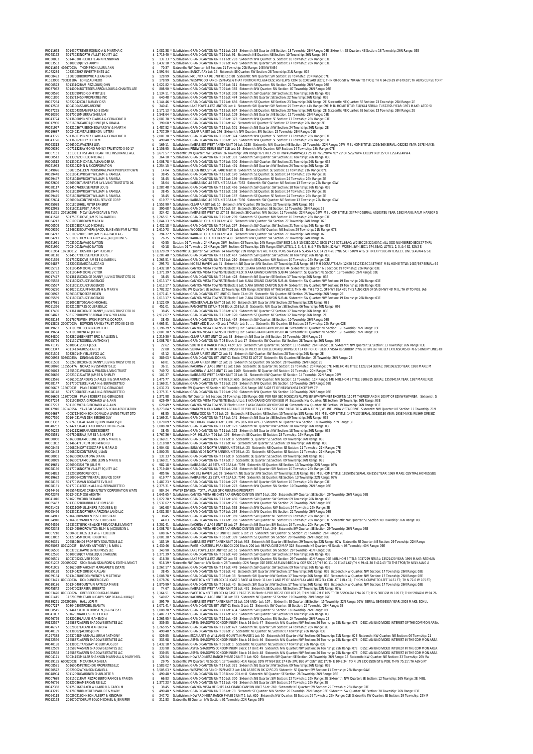| Account | Owner | Amount | Description |
|---|---|---|---|
| R0011668 | 50143077REYES ROJELIO A & MARTHA C | $ 2,081.38 * | Subdivision: GRAND CANYON UNIT 11 Lot: 214 Sixteenth: NE Quarter: NE Section: 18 Township: 26N Range: 03E Sixteenth: SE Quarter: NE Section: 18 Township: 26N Range: 03E |
| R0048162 | 50173033NORTH VALLEY EQUITY LLC | $ 1,719.40 * | Subdivision: GRAND CANYON UNIT 19 Lot: 91 Sixteenth: NE Quarter: NE Section: 10 Township: 26N Range: 03E |
| R0030883 | 50144030FRECHETTE ANN PENNIMAN | $ 137.33 * | Subdivision: GRAND CANYON UNIT 11 Lot: 293 Sixteenth: NW Quarter: SE Section: 18 Township: 26N Range: 03E |
| R0053503 | 50109059JUTZ HARRY F | $ 1,432.18 * | Subdivision: GRAND CANYON UNIT 02 Lot: 429 Sixteenth: NE Quarter: SW Section: 27 Township: 26N Range: 03E |
| R0011664 | 40667003A THOMPSON LAURA ANN | $ 70.37 | Sixteenth: NW Quarter: NE Section: 21 Township: 20N Range: 14E NW4NE4 |
| R1072234 | 10323020KF INVESTMENTS LLC | $ 1,591.94 | Subdivision: SANCTUARY Lot: 16 Sixteenth: SE Quarter: SW Section: 28 Township: 21N Range: 07E |
| R0008493 | 11507088BOROWIK ALEXANDRA | $ 128.99 | Subdivision: MOUNTAINAIRE UNIT 01 Lot: 88 Sixteenth: NW Quarter: SW Section: 28 Township: 20N Range: 07E |
| R1033900 | 70083118A LOPEZ ALFREDO | $ 178.99 | Subdivision: WESTWOOD RANCHES PHASE 6 THAT PORTION PCL 664 DESC AS FLLWS: COM SE COR SAID SEC 9; TH N 00-00-58 W 704.66' TO TPOB; TH N 84-20-29 W 679.03'; TH ALNG CURVE TO RT |
| R0000523 | 50133102RAMIREZ LOUIS JOHN | $ 1,021.82 * | Subdivision: GRAND CANYON UNIT 07 Lot: 311 Sixteenth: SE Quarter: SW Section: 21 Township: 26N Range: 03E |
| R0037052 | 50140094ROTTEGER ARRON LOUIS & CHANTEL LEE | $ 808.90 * | Subdivision: GRAND CANYON UNIT 09 Lot: 385 Sixteenth: NW Quarter: SW Section: 07 Township: 26N Range: 03E |
| R0000520 | 50133099PEDIGO MYRTLE E | $ 1,134.11 * | Subdivision: GRAND CANYON UNIT 07 Lot: 308 Sixteenth: SW Quarter: SW Section: 21 Township: 26N Range: 03E |
| R0001860 | 50157134SD PROPERTIES INC | $ 640.48 * | Subdivision: GRAND CANYON UNIT 16 Lot: 474 Sixteenth: NE Quarter: SE Section: 22 Township: 26N Range: 03E |
| R0027254 | 50322042COLE BURLEY D SR | $ 1,144.46 * | Subdivision: GRAND CANYON UNIT 12 Lot: 656 Sixteenth: SE Quarter: NE Section: 23 Township: 26N Range: 2E Sixteenth: NE Quarter: SE Section: 23 Township: 26N Range: 2E |
| R0012508 | 80041004SEARS ARDENE | $ 340.41 * | Subdivision: LAKE POWELL EST UNIT 05 Lot: 4 Sixteenth: SW Quarter: SW Section: 29 Township: 41N Range: 09E MBL HOME TITLE: 818/644 SERIAL: TU622920 YEAR: 1971 MAKE: ATCO SI |
| R0027255 | 50322043STANIFER LOIS JOAN | $ 2,171.13 * | Subdivision: GRAND CANYON UNIT 12 Lot: 657 Sixteenth: SE Quarter: NE Section: 23 Township: 26N Range: 2E Sixteenth: NE Quarter: SE Section: 23 Township: 26N Range: 2E |
| R0010320 | 50170010MURRAY SHEILA M | $ 1,548.64 * | Subdivision: GRAND CANYON UNIT 18 Lot: 109 Sixteenth: NE Quarter: NE Section: 15 Township: 26N Range: 03E |
| R0043724 | 50136060PENNEY CLARK & & GERALDINE D | $ 2,081.38 * | Subdivision: GRAND CANYON UNIT 08 Lot: 373 Sixteenth: NW Quarter: SE Section: 17 Township: 26N Range: 03E |
| R0021980 | 50316026GARCIA JOHNIE JR & ORALIA | $ 390.68 * | Subdivision: GRAND CANYON UNIT 10 Lot: 42 Sixteenth: NE Quarter: SE Section: 12 Township: 26N Range: 2E |
| R0021957 | 50321036TRIEBSCH EDWARD W & MARY H | $ 1,487.82 * | Subdivision: GRAND CANYON UNIT 12 Lot: 501 Sixteenth: NE Quarter: NW Section: 24 Township: 26N Range: 2E |
| R0019637 | 50324031VITALE BRENDA (UTTER) | $ 2,737.29 * | Subdivision: CLEAR AIR EST Lot: 246 Sixteenth: NW Quarter: SW Section: 25 Township: 26N Range: 01E |
| R0043725 | 50136061PENNEY CLARK & & GERALDINE D | $ 2,081.38 * | Subdivision: GRAND CANYON UNIT 08 Lot: 374 Sixteenth: NW Quarter: SE Section: 17 Township: 26N Range: 03E |
| R0043726 | 50136062KELLY EDITH M | $ 490.48 * | Subdivision: GRAND CANYON UNIT 08 Lot: 375 Sixteenth: NW Quarter: SE Section: 17 Township: 26N Range: 03E |
| R0063313 | 20665001WALTERS LISA | $ 169.11 | Subdivision: KAIBAB EST WEST ANNEX UNIT 06 Lot: 1230 Sixteenth: NW Quarter: NE Section: 23 Township: 22N Range: 02W MBL HOME TITLE: 1259/569 SERIAL: OS2282 YEAR: 1978 MAKE: |
| R0009330 | 40071132RAYMOND FAMILY TRUST DTD 3-30-17 | $ 2,156.95 | Subdivision: PINEWOOD RESUB UNIT 11B Lot: 19 Sixteenth: NW Quarter: NW Section: 14 Township: 18N Range: 07E |
| R0007151 | 11513011FIRST AMERICAN TITLE INSURANCE AGE | $ 3,671.57 * | Sixteenth: SW Quarter: NW Section: 26 Township: 20N Range: 07E WLY 25' OF NW4SW4NW4 & SLY 25' OF N2S2NW4; NLY 25' OF S2S2NW4. EXCEPT NLY 25' OF E2SE4SE4NW4. |
| R0000513 | 50133092CIRILLO MICHAEL | $ 364.10 * | Subdivision: GRAND CANYON UNIT 07 Lot: 301 Sixteenth: SW Quarter: SW Section: 21 Township: 26N Range: 03E |
| R0000512 | 50133091MICHAEL ALEXANDER SA | $ 1,008.78 * | Subdivision: GRAND CANYON UNIT 07 Lot: 300 Sixteenth: SW Quarter: SW Section: 21 Township: 26N Range: 03E |
| R0021953 | 50321032MN & S CORPORATION | $ 1,254.15 * | Subdivision: GRAND CANYON UNIT 12 Lot: 491 Sixteenth: NE Quarter: NW Section: 24 Township: 26N Range: 2E |
| R1049026 | 10807025ELDEN INDUSTRIAL PARK PROPERTY OWN | $ 14.04 | Subdivision: ELDEN INDUSTRIAL PARK Tract: B Sixteenth: SE Quarter: SE Section: 13 Township: 21N Range: 07E |
| R0029448 | 50318041WRIGHT WILLIAM & PAMELA | $ 38.45 | Subdivision: GRAND CANYON UNIT 12 Lot: 170 Sixteenth: SE Quarter: SE Section: 24 Township: 26N Range: 2E |
| R0029447 | 50318040WRIGHT WILLIAM & PAMELA | $ 38.45 | Subdivision: GRAND CANYON UNIT 12 Lot: 169 Sixteenth: SE Quarter: SE Section: 24 Township: 26N Range: 2E |
| R0032606 | 20509056TURNER FAMILY LIVING TRUST DTD 06- | $ 38.64 | Subdivision: KAIBAB KNOLLS EST UNIT 13A Lot: 7032 Sixteenth: SW Quarter: NE Section: 13 Township: 22N Range: 03W |
| R0028117 | 50145076DERISE PETER LOUIS | $ 2,287.48 * | Subdivision: GRAND CANYON UNIT 11 Lot: 466 Sixteenth: SW Quarter: SE Section: 18 Township: 26N Range: 03E |
| R0029446 | 50318039WRIGHT WILLIAM & PAMELA | $ 38.45 | Subdivision: GRAND CANYON UNIT 12 Lot: 168 Sixteenth: SE Quarter: SE Section: 24 Township: 26N Range: 2E |
| R0029445 | 50318038WRIGHT WILLIAM & PAMELA | $ 38.45 | Subdivision: GRAND CANYON UNIT 12 Lot: 167 Sixteenth: SE Quarter: SE Section: 24 Township: 26N Range: 2E |
| R0032604 | 20509054CONTINENTAL SERVICE CORP | $ 619.77 * | Subdivision: KAIBAB KNOLLS EST UNIT 13A Lot: 7030 Sixteenth: SW Quarter: NE Section: 13 Township: 22N Range: 03W |
| R0025088 | 50018010HILL PETER ERNERST | $ 1,553.90 * | Subdivision: CLEAR AIR EST Lot: 10 Sixteenth: NW Quarter: SW Section: 23 Township: 26N Range: 01E |
| R0012975 | 50316021LIPSEY JAMON | $ 390.68 * | Subdivision: GRAND CANYON UNIT 10 Lot: 37 Sixteenth: SE Quarter: SE Section: 12 Township: 26N Range: 2E |
| R0331391 | 20616029B MCWILLIAMS DAVE & TINA | $ 324.42 | Subdivision: KAIBAB EST WEST 52 LOT 53 Sixteenth: SE Quarter: NW Section: 11 Township: 22N Range: 02W MBL HOME TITLE: 3347440 SERIAL: AS10378U YEAR: 1982 MAKE: PALM HARBOR S |
| R0041578 | 50175021DOVE JAMES B & KAREN L | $ 1,265.51 * | Subdivision: GRAND CANYON UNIT 19 Lot: 209 Sixteenth: SE Quarter: NW Section: 10 Township: 26N Range: 03E |
| R0064213 | 50010053BROWN MARK N | $ 1,844.13 * | Subdivision: KAIBAB HIGH UNIT 04 Lot: 432 Sixteenth: NW Quarter: SE Section: 27 Township: 24N Range: 02E |
| R0000509 | 50133088CIRILLO MICHAEL | $ 1,432.18 * | Subdivision: GRAND CANYON UNIT 07 Lot: 297 Sixteenth: SW Quarter: SW Section: 21 Township: 26N Range: 03E |
| R0009320 | 11246033SOUTHERN JACQUELINE ANN FAMILY TRU | $ 2,610.73 | Subdivision: WOODLANDS VILLAGE UNIT 05 Lot: 82 Sixteenth: NW Quarter: NE Section: 29 Township: 21N Range: 07E |
| R0064212 | 50010052BRISTOW JAMES A & PACITA G | $ 794.72 * | Subdivision: KAIBAB HIGH UNIT 04 Lot: 431 Sixteenth: NW Quarter: SE Section: 27 Township: 24N Range: 02E |
| R0064211 | 50010051DEMAR LARRY W & JACQUELINE S | $ 26.75 | Subdivision: KAIBAB HIGH UNIT 04 Lot: 430 Sixteenth: NW Quarter: SE Section: 27 Township: 24N Range: 02E |
| R0021961 | 70035001NAVAJO NATION | $ 40.55 | Section: 01 Township: 24N Range: 05W Section: 03 Township: 24N Range: 05W SECS 1 & 3-15 9380.22AC; SECS 17-25 5741.68AC; W2 SEC 26 320.00AC; ALL ODD NUMBERED SECS 27 THRU |
| R0021960 | 70034001NAVAJO NATION | $ 40.18 | Section: 01 Township: 25N Range: 05W Section: 03 Township: 25N Range: 05W LOTS 1, 2, 3, 4, 5, 6, & 7 SW4NE4, S2NW4, W2SE4, SW4 SEC 1 574.65AC; LOTS 1, 2, 3, & 4 S2, S2N2 S |
| R0021964 | 10710001Z DUSHOFF JAY PERS REP | $ 18,320.29 * | Sixteenth: SE Quarter: SW Section: 14 Township: 21N Range: 07E ALL THOSE PORS SW4SE4 & SE4SW4 SEC 14 21N-7E LYNG S OF SR/W AT& SF RR EXPT BEG INTERSEC E LINE SE4SW4 & S LI |
| R0028118 | 50145077DERISE PETER LOUIS | $ 2,287.48 * | Subdivision: GRAND CANYON UNIT 11 Lot: 467 Sixteenth: SW Quarter: SE Section: 18 Township: 26N Range: 03E |
| R0041579 | 50175022DOVE JAMES B & KAREN L | $ 1,265.51 * | Subdivision: GRAND CANYON UNIT 19 Lot: 210 Sixteenth: SE Quarter: NW Section: 10 Township: 26N Range: 03E |
| R0054887 | 11320053GARCIA LUCIANO | $ 295.73 | Subdivision: MOBILE HAVEN Lot: 41 Sixteenth: NE Quarter: NW Section: 07 Township: 21N Range: 08E MH 70CRAFTSMAN 12X60 64127313C 1487/937 MBL HOME TITLE: 1487/937 SERIAL: 64 |
| R0055733 | 50119045MOORE VICTOR | $ 1,432.18 * | Subdivision: CANYON VISTA TOWNSITE Block: R Lot: 10 AKA GRAND CANYON SUB #4 Sixteenth: SE Quarter: NE Section: 19 Township: 26N Range: 03E |
| R0055732 | 50119044MOORE VICTOR | $ 1,371.99 * | Subdivision: CANYON VISTA TOWNSITE Block: R Lot: 9 AKA GRAND CANYON SUB #4 Sixteenth: SE Quarter: NE Section: 19 Township: 26N Range: 03E |
| R0017477 | 50136115COONCE DANNY J LIVING TRUST DTD 01 | $ 38.45 | Subdivision: GRAND CANYON UNIT 08 Lot: 428 Sixteenth: NE Quarter: SE Section: 17 Township: 26N Range: 03E |
| R0065558 | 50118052CRUZ FULGENCIO | $ 1,613.17 * | Subdivision: CANYON VISTA TOWNSITE Block: E Lot: 6 AKA GRAND CANYON SUB #4 Sixteenth: SW Quarter: NW Section: 19 Township: 26N Range: 03E |
| R0065557 | 50118051CRUZ FULGENCIO | $ 1,613.17 * | Subdivision: CANYON VISTA TOWNSITE Block: E Lot: 5 AKA GRAND CANYON SUB #4 Sixteenth: SW Quarter: NW Section: 19 Township: 26N Range: 03E |
| R0006280 | 40162011CLIFF MERLIN H & MARY A | $ 1,702.22 * | Sixteenth: SW Quarter: SE Section: 32 Township: 42N Range: 02W BEG AT THE S4 SEC 2; TH N 46', TH E TO CL OF HWY 89A 46'; TH S ALNG CEN OF SAID HWY 46' M/L; TH W TO POB. (AS |
| R0000972 | 50303087NOSKER HELEN | $ 1,071.41 * | Subdivision: GRAND CANYON EST UNIT 01 Block: C Lot: 29 Sixteenth: SW Quarter: NE Section: 25 Township: 26N Range: 2E |
| R0065559 | 50118053CRUZ FULGENCIO | $ 1,613.17 * | Subdivision: CANYON VISTA TOWNSITE Block: E Lot: 7 AKA GRAND CANYON SUB #4 Sixteenth: SW Quarter: NW Section: 19 Township: 26N Range: 03E |
| R0037081 | 30109038TOSCANO MICHAEL | $ 3,122.09 | Subdivision: PIONEER VALLEY UNIT 03 Lot: 90 Sixteenth: SW Quarter: NW Section: 23 Township: 22N Range: 08E |
| R0051366 | 80221028TRES COLIBRIES LLC | $ 452.01 | Subdivision: RANCHETTE EST UNIT 03 Block: 25B Lot: 8 Sixteenth: NW Quarter: SE Section: 06 Township: 40N Range: 09E |
| R0017480 | 50136118COONCE DANNY J LIVING TRUST DTD 01 | $ 38.45 | Subdivision: GRAND CANYON UNIT 08 Lot: 431 Sixteenth: NE Quarter: SE Section: 17 Township: 26N Range: 03E |
| R0054873 | 50316090BOWERS RONALD W & YOLANDA | $ 2,912.67 * | Subdivision: GRAND CANYON UNIT 10 Lot: 120 Sixteenth: SE Quarter: NE Section: 12 Township: 26N Range: 2E |
| R0028134 | 50176078WISNIEWSKI PIOTR & DOROTA | $ 38.45 | Subdivision: GRAND CANYON UNIT 19 Lot: 424 Sixteenth: SW Quarter: SE Section: 10 Township: 26N Range: 03E |
| R0013805 | 20007003A BOWDEN FAMILY TRUST DTD 08-15-05 | $ 4,665.81 | Subdivision: TABER ADD Block: 4D Lot: 1 THRU - Lot: 5, , , , Sixteenth: SW Quarter: SE Section: 28 Township: 22N Range: 02E |
| R0019663 | 50119029EIDSON NAOMI HILL | $ 1,196.79 * | Subdivision: CANYON VISTA TOWNSITE Block: Q Lot: 5 AKA GRAND CANYON SUB #4 Sixteenth: NE Quarter: NE Section: 19 Township: 26N Range: 03E |
| R0019664 | 50119030O'NEAL JOHN L | $ 2,081.38 * | Subdivision: CANYON VISTA TOWNSITE Block: Q Lot: 6 AKA GRAND CANYON SUB #4 Sixteenth: NE Quarter: NE Section: 19 Township: 26N Range: 03E |
| R0034800 | 50328010BENNETT ERIC & ALLISON L | $ 2,219.30 * | Subdivision: CLEAR AIR EST UNIT 02 Lot: 68 Sixteenth: NE Quarter: SE Section: 29 Township: 26N Range: 2E |
| R0055726 | 50113017ROSSELLI ANTHONY J | $ 1,008.78 * | Subdivision: GRAND CANYON UNIT 03 Block: 3 Lot: 17 Sixteenth: SW Quarter: SW Section: 28 Township: 26N Range: 03E |
| R0271145 | 50180041ZUBIA JESSE | $ 22.62 | Subdivision: SOUTH RIM RANCH PHASE 4 Lot: 329 Sixteenth: SW Quarter: NE Section: 13 Township: 26N Range: 03E Sixteenth: NW Quarter: SE Section: 13 Township: 26N Range: 03E |
| R0063347 | 40114134GROSS EARL D | $ 22.88 | Subdivision: SIERRA VISTA TR OF LAND CONSISTING OF W1/2 OF CIRCLE DR ADJOINING LOT 14 OF POR OF SIERRA VISTA RE-SUBDIV LYING BETWEEN THE ELY EXTENSIONS OF N & S BNDRY LINES OF |
| R0021504 | 50326014MY BLUE FOX LLC | $ 45.12 | Subdivision: CLEAR AIR EST UNIT 02 Lot: 31 Sixteenth: SW Quarter: SW Section: 28 Township: 26N Range: 2E |
| R0000968 | 50303085A DINGMAN DONNA | $ 389.03 * | Subdivision: GRAND CANYON EST UNIT 01 Block: C W2 E2 LOT 27 Sixteenth: SW Quarter: NE Section: 25 Township: 26N Range: 2E |
| R0021508 | 50326018COONCE DANNY J LIVING TRUST DTD 01 | $ 68.81 | Subdivision: CLEAR AIR EST UNIT 02 Lot: 35 Sixteenth: SE Quarter: SW Section: 28 Township: 26N Range: 2E |
| R0050070 | 11655047A NORAZ INVESTMENTS LLC | $ 36.11 | Subdivision: KACHINA VILLAGE UNIT 11 Lot: 1166 Sixteenth: SE Quarter: NE Section: 19 Township: 20N Range: 07E MBL HOME TITLE: 1328/234 SERIAL: 090106322D YEAR: 1980 MAKE: M |
| R0050073 | 11655051WILSON & WILSON LIVING TRUST | $ 749.72 | Subdivision: KACHINA VILLAGE UNIT 11 Lot: 1169 Sixteenth: SE Quarter: NE Section: 19 Township: 20N Range: 07E |
| R0020656 | 20623011SLATER JAMES & SHIRLEY | $ 101.37 | Subdivision: KAIBAB EST WEST ANNEX UNIT 02 Lot: 31 Sixteenth: NW Quarter: SE Section: 14 Township: 22N Range: 02W |
| R0053576 | 40361003SANDERS CHARLES III & SAMANTHA | $ 1,475.77 | Subdivision: FOREST LAKES EST UNIT 08 Lot: 605 Sixteenth: NW Quarter: NW Section: 31 Township: 11N Range: 14E MBL HOME TITLE: 3806315 SERIAL: 13509417A YEAR: 1987 MAKE: RED |
| R0028147 | 50177007LEKEUX ALAIN & BERNADETTE D | $ 2,169.21 * | Subdivision: GRAND CANYON UNIT 19 Lot: 259 Sixteenth: NW Quarter: SE Section: 10 Township: 26N Range: 03E |
| R0056607 | 11307003F PAYNE ROBERT E & GERALDINE | $ 2,031.23 | Sixteenth: SW Quarter: NE Section: 09 Township: 21N Range: 08E S 428 FT OF NE4SW4NE4 EXCEPT W 75' |
| R0028148 | 50177008LEKEUX ALAIN & BERNADETTE D | $ 2,375.31 * | Subdivision: GRAND CANYON UNIT 19 Lot: 260 Sixteenth: NW Quarter: SE Section: 10 Township: 26N Range: 03E |
| R0056609 | 11307003H PAYNE ROBERT E & GERALDINE | $ 1,371.98 | Sixteenth: NW Quarter: NE Section: 09 Township: 21N Range: 08E POR NE4 SEC 9 DESC AS FLLWS SE4SW4NW4NE4 EXCEPT N 110 FT THEREOF AND N 100 FT OF E2NW4SW4NE4. Sixteenth: S |
| R0027294 | 50119080CRAIG RICHARD W & ANN | $ 629.49 * | Subdivision: CANYON VISTA TOWNSITE Block: U Lot: 8 AKA GRAND CANYON SUB #4 Sixteenth: NE Quarter: NW Section: 19 Township: 26N Range: 03E |
| R0027293 | 50119079CRAIG RICHARD W & ANN | $ 629.49 * | Subdivision: CANYON VISTA TOWNSITE Block: U Lot: 7 AKA GRAND CANYON SUB #4 Sixteenth: NE Quarter: NW Section: 19 Township: 26N Range: 03E |
| R0012940 | 10914055A YAVAPAI SAVINGS & LOAN ASSOCIATION | $ 8,273.84 * | Subdivision: SHADOW MOUNTAIN VILLAGE UNIT 02 POR LOT 141 LYING S OF LINE PARAL TO & 48' N OF R/W LINE LINDA VISTA DRIVE. Sixteenth: NW Quarter: NE Section: 11 Township: 21N |
| R0064687 | 40057124JOHNSON DONALD A LIVING TRUST DTD | $ 68.85 | Subdivision: PINEWOOD UNIT 02 Lot: 25 Sixteenth: NE Quarter: NE Section: 15 Township: 18N Range: 07E MBL HOME TITLE: 1427/137 SERIAL: 50158180 YEAR: 1958 MAKE: RUSHMORE SIZ |
| R0007590 | 50164031VAN DEN BERGHE GUY | $ 2,169.21 * | Subdivision: GRAND CANYON UNIT 17 Lot: 141 Sixteenth: NE Quarter: SE Section: 09 Township: 26N Range: 03E |
| R0063352 | 50224033GALLAGHER JOHN FRANCIS JR | $ 1,070.09 * | Subdivision: WOODLAND RANCH Lot: 33 BK 3 PG 98 & BLK 4 PG 5 Sixteenth: NE Quarter: NW Section: 18 Township: 27N Range: 3E |
| R0040253 | 50142123GAGLIANO TRUST DTD 07-15-04 | $ 1,008.78 * | Subdivision: GRAND CANYON UNIT 11 Lot: 123 Sixteenth: NE Quarter: NE Section: 18 Township: 26N Range: 03E |
| R0040252 | 50142122HERNANDEZ ROBERT | $ 38.45 | Subdivision: GRAND CANYON UNIT 11 Lot: 122 Sixteenth: NE Quarter: NE Section: 18 Township: 26N Range: 03E |
| R0065531 | 40678068RAU JAMES A & MARY E | $ 1,767.36 * | Subdivision: HOPI HILLS UNIT 01 Lot: 196 Sixteenth: SE Quarter: SE Section: 28 Township: 19N Range: 15E |
| R0050060 | 50163008LAMOULINE LEON & MARIE G | $ 2,169.21 * | Subdivision: GRAND CANYON UNIT 17 Lot: 8 Sixteenth: SE Quarter: SE Section: 09 Township: 26N Range: 03E |
| R0001802 | 50146047TUKUM OTO MINORU | $ 1,218.98 * | Subdivision: GRAND CANYON UNIT 12 Lot: 47 Sixteenth: SW Quarter: SE Section: 19 Township: 26N Range: 03E |
| R0008445 | 10908024ORTIZ OSCAR P & MARIA D | $ 1,904.08 | Subdivision: SUNNYSIDE NORTH ANNEX UNIT 08 Lot: 23 Sixteenth: NE Quarter: SE Section: 11 Township: 21N Range: 07E |
| R0008443 | 10908022CONTRERAS JULIAN | $ 1,800.25 | Subdivision: SUNNYSIDE NORTH ANNEX UNIT 08 Lot: 21 Sixteenth: NE Quarter: SE Section: 11 Township: 21N Range: 07E |
| R0050061 | 50163009CARMONA DIANA | $ 137.33 * | Subdivision: GRAND CANYON UNIT 17 Lot: 9 Sixteenth: SE Quarter: SE Section: 09 Township: 26N Range: 03E |
| R0050059 | 50163007LAMOULINE LEON & MARIE G | $ 2,169.21 * | Subdivision: GRAND CANYON UNIT 17 Lot: 7 Sixteenth: SE Quarter: SE Section: 09 Township: 26N Range: 03E |
| R0019680 | 20509063SMITH JULIE M | $ 982.18 * | Subdivision: KAIBAB KNOLLS EST UNIT 13A Lot: 7039 Sixteenth: SE Quarter: NE Section: 13 Township: 22N Range: 03W |
| R0028156 | 50177016NORTH VALLEY EQUITY LLC | $ 1,719.40 * | Subdivision: GRAND CANYON UNIT 19 Lot: 288 Sixteenth: NE Quarter: SE Section: 10 Township: 26N Range: 03E |
| R0054893 | 11320059STOREY COY L | $ 485.96 | Subdivision: MOBILE HAVEN Lot: 59 Sixteenth: NE Quarter: NW Section: 07 Township: 21N Range: 08E MBL HOME TITLE: 1895/852 SERIAL: GN1552 YEAR: 1969 MAKE: CENTRAL HOMES SIZE |
| R0019682 | 20509064CONTINENTAL SERVICE CORP | $ 619.77 * | Subdivision: KAIBAB KNOLLS EST UNIT 13A Lot: 7040 Sixteenth: SE Quarter: NE Section: 13 Township: 22N Range: 03W |
| R0028155 | 50177015VAN BOGAERT EVELINE | $ 1,487.23 * | Subdivision: GRAND CANYON UNIT 19 Lot: 277 Sixteenth: NE Quarter: SE Section: 10 Township: 26N Range: 03E |
| R0028151 | 50177011LEKEUX ALAIN & BERNADETTE D | $ 2,375.31 * | Subdivision: GRAND CANYON UNIT 19 Lot: 273 Sixteenth: NW Quarter: SE Section: 10 Township: 26N Range: 03E |
| C0144456 | 99955443OAK CREEK UTILITY CORPORATION WATE | $ 984.24 | WATER DIVISION: TOTAL VALUE OF OPERATING PROPERTY |
| R0042349 | 50124091MOSS ARDYTH | $ 1,645.65 * | Subdivision: CANYON VISTA HEIGHTS AKA GRAND CANYON UNIT 5 Lot: 250 Sixteenth: SW Quarter: SE Section: 29 Township: 26N Range: 03E |
| R0041016 | 50162079COBB RICHARD | $ 1,022.78 * | Subdivision: GRAND CANYON UNIT 17 Lot: 460 Sixteenth: SW Quarter: SW Section: 09 Township: 26N Range: 03E |
| R0065467 | 50133032BOURBULAS THOMAS D | $ 1,537.62 * | Subdivision: GRAND CANYON UNIT 07 Lot: 235 Sixteenth: NW Quarter: SE Section: 21 Township: 26N Range: 03E |
| R0021405 | 50321100MULLENERS JACQUES & EJ | $ 161.68 * | Subdivision: GRAND CANYON UNIT 12 Lot: 565 Sixteenth: NW Quarter: NW Section: 24 Township: 26N Range: 2E |
| R0065466 | 50133031NORTHERN ARIZONA LAND LLC | $ 2,081.38 * | Subdivision: GRAND CANYON UNIT 07 Lot: 234 Sixteenth: NW Quarter: SW Section: 21 Township: 26N Range: 03E |
| R0024911 | 50164088VANDEN ESSE CHRISTIANE | $ 38.45 | Subdivision: GRAND CANYON UNIT 17 Lot: 369 Sixteenth: SW Quarter: NE Section: 09 Township: 26N Range: 03E |
| R0024910 | 50164087VANDEN ESSE CHRISTIANE | $ 44.03 | Subdivision: GRAND CANYON UNIT 17 Lot: 368 Sixteenth: SW Quarter: NE Section: 09 Township: 26N Range: 03E Sixteenth: NW Quarter: SE Section: 09 Township: 26N Range: 03E |
| R0044526 | 11633027JENKINS ALICE P REVOCABLE LIVING T | $ 3,202.41 | Subdivision: KACHINA VILLAGE UNIT 15 Lot: 27 Sixteenth: NE Quarter: SW Section: 19 Township: 20N Range: 07E |
| R0042348 | 50124090HOROWITZ NEIL M & JACQUELYN L | $ 1,008.78 * | Subdivision: CANYON VISTA HEIGHTS AKA GRAND CANYON UNIT 5 Lot: 249 Sixteenth: SW Quarter: SE Section: 29 Township: 26N Range: 03E |
| R0007218 | 50304081HESS LEO W & F COLLEEN | $ 608.16 * | Subdivision: GRAND CANYON EST UNIT 01 Block: G Lot: 23 Sixteenth: SW Quarter: SE Section: 25 Township: 26N Range: 2E |
| R0033862 | 50127045MOORE ROBERTA L | $ 2,081.38 * | Subdivision: GRAND CANYON UNIT 06 Lot: 389 Sixteenth: SE Quarter: SW Section: 20 Township: 26N Range: 03E |
| R0030351 | 20658064-06 PROPERTY SOLUTIONS LLC | $ 183.19 | Subdivision: KAIBAB EST WEST ANNEX UNIT 29 Lot: 953 Sixteenth: NE Quarter: SE Section: 29 Township: 22N Range: 02W Sixteenth: SE Quarter: NE Section: 29 Township: 22N Range |
| R0085082 | 80212003F BARNEY ANTHONY J & SARA L | $ 2,430.46 | Subdivision: PAGE INDUSTRIAL PARK BLOCK 200 Block: 200 Lot: 9B FKA CASE 2 MAP 328 Sixteenth: NE Quarter: NE Section: 08 Township: 40N Range: 09E |
| R0056500 | 80037051HAWK ENTERPRISES LLC | $ 343.90 | Subdivision: LAKE POWELL EST UNIT 02 Lot: 51 Sixteenth: NW Quarter: SW Section: 29 Township: 41N Range: 09E |
| R0032530 | 50109050DYE ANGELIQUE STARLENE | $ 1,371.39 * | Subdivision: GRAND CANYON UNIT 02 Lot: 420 Sixteenth: SW Quarter: SE Section: 27 Township: 26N Range: 03E |
| R0056501 | 80037052OLIVER TODD | $ 416.30 | Subdivision: LAKE POWELL EST UNIT 02 Lot: 52 Sixteenth: NW Quarter: SW Section: 29 Township: 41N Range: 09E MBL HOME TITLE: 3037229 SERIAL: 13521420 YEAR: 1999 MAKE: REDMAN |
| R0031202 | 20609002Z STONEMAN STANFORD & EDITH LIVING T | $ 916.19 * | Sixteenth: NW Quarter: NW Section: 28 Township: 22N Range: 02E DESC AS FLLWS BEG NW COR SEC 28;TH S 00-11- 00 E 1461.67';TH N 89-41-30 E 412.43' TO THE TPOB;TH NELY ALNG A |
| R0041005 | 50162068MAHONEY MARGARET E ESTATE | $ 2,287.48 * | Subdivision: GRAND CANYON UNIT 17 Lot: 449 Sixteenth: SW Quarter: SW Section: 09 Township: 26N Range: 03E |
| R0039188 | 50134042MORRISON ALLAN | $ 38.45 | Subdivision: GRAND CANYON UNIT 08 Lot: 42 Sixteenth: SW Quarter: NW Section: 17 Township: 26N Range: 03E Sixteenth: NW Quarter: SW Section: 17 Township: 26N Range: 03E |
| R0039184 | 50134038HEIDEN WENDY & MATTHEW | $ 1,008.78 * | Subdivision: GRAND CANYON UNIT 08 Lot: 38 Sixteenth: SW Quarter: NW Section: 17 Township: 26N Range: 03E Sixteenth: NW Quarter: SW Section: 17 Township: 26N Range: 03E |
| R0053471 | 80013063A DONDLINGER DAVID | $ 1,078.26 | Subdivision: PAGE TOWNSITE (BLOCK 11) CASE 1 PAGE 44 Block: 11 Lot: 1 AND PT OF ABAN PLAY AREA BEG SLY COR LOT 1 BLK 11; TH ON A CURVE TO LEFT 14.51 FT; TH N 72-0 W 105 FT; |
| R0039186 | 50134040FOUNTAIN PATRICIA MARIE | $ 1,870.99 * | Subdivision: GRAND CANYON UNIT 08 Lot: 40 Sixteenth: SW Quarter: NW Section: 17 Township: 26N Range: 03E Sixteenth: NW Quarter: SW Section: 17 Township: 26N Range: 03E |
| R0045842 | 20647002ERRERA ERIBERTO | $ 74.67 | Subdivision: KAIBAB EST WEST ANNEX UNIT 05 Lot: 431 Sixteenth: SE Quarter: NE Section: 27 Township: 22N Range: 02W |
| R0053470 | 80013062A OBERBECK DOUGLAS FRANK | $ 1,164.51 | Subdivision: PAGE TOWNSITE (BLOCK 6) CASE 1 PAGE 35 36 Block: 6 POR BEG SE COR LOT 28, TH N 30D17M E 105 FT; TH S 59D42M E 94.26 FT; TH S 30D17M W 105 FT; TH N 59D42M W 94.26 |
| R0021415 | 11629029MCFARLIN DARYL SKIP DEAN & NINA JE | $ 549.82 | Subdivision: KACHINA VILLAGE UNIT 08 Lot: 823 Sixteenth: NE Quarter: SE Section: 19 Township: 20N Range: 07E |
| R0339221 | 20629050A HALL LORI M | $ 395.79 | Subdivision: KAIBAB EST WEST ANNEX UNIT 02 Lot: 106 AND:- Lot: 107 , Sixteenth: SE Quarter: SE Section: 15 Township: 22N Range: 02W SERIAL: SB453653A YEAR: 2003 MAKE: SCHUL |
| R0007217 | 50304080STROBEL JUANITA | $ 1,071.41 * | Subdivision: GRAND CANYON EST UNIT 01 Block: G Lot: 22 Sixteenth: SW Quarter: SE Section: 25 Township: 26N Range: 2E |
| R0008545 | 50144123CREEK DORSE N JR & PATSY F | $ 1,008.78 * | Subdivision: GRAND CANYON UNIT 11 Lot: 434 Sixteenth: SW Quarter: SE Section: 18 Township: 26N Range: 03E |
| R0041007 | 50162070AUGUSTINE DELLAU | $ 1,487.23 * | Subdivision: GRAND CANYON UNIT 17 Lot: 451 Sixteenth: SW Quarter: SW Section: 09 Township: 26N Range: 03E |
| R0046729 | 50320089LALANI MAHENDI A | $ 1,265.95 * | Subdivision: GRAND CANYON UNIT 12 Lot: 429 Sixteenth: NW Quarter: SW Section: 24 Township: 26N Range: 2E |
| R0122567 | 11658372ASPEN SHADOWS ESTATES LLC | $ 339.85 | Subdivision: ASPEN SHADOWS CONDOMINIUM Block: 16 Unit: 47 Sixteenth: NW Quarter: NE Section: 26 Township: 25N Range: 07E DESC: AN UNDIVIDED INTEREST OF THE COMMON AREA. |
| R0046727 | 50320087LALANI MAHENDI A | $ 1,265.95 * | Subdivision: GRAND CANYON UNIT 12 Lot: 427 Sixteenth: NW Quarter: SW Section: 24 Township: 26N Range: 2E |
| R0040189 | 50138002JACOBS JOHN | $ 490.48 * | Subdivision: GRAND CANYON UNIT 09 Lot: 2 Sixteenth: NE Quarter: NE Section: 07 Township: 26N Range: 03E |
| R1297388 | 20437048MARSHALL URIAH ANTHONY | $ 529.85 | Subdivision: ESCALANTE @ WILLIAMS MOUNTAIN PHASE 1 Lot: 50 Sixteenth: NE Quarter: NW Section: 06 Township: 21N Range: 02E Sixteenth: NW Quarter: NE Section: 06 Township: 21 |
| R0122566 | 11658371ASPEN SHADOWS ESTATES LLC | $ 333.98 | Subdivision: ASPEN SHADOWS CONDOMINIUM Block: 16 Unit: 46 Sixteenth: NW Quarter: NE Section: 26 Township: 25N Range: 07E DESC: AN UNDIVIDED INTEREST IN THE COMMON AREA. |
| R0040188 | 50138001TANGUAY ROBERT AUGUST | $ 1,432.18 * | Subdivision: GRAND CANYON UNIT 09 Lot: 1 Sixteenth: NE Quarter: NE Section: 07 Township: 26N Range: 03E |
| R0122569 | 11658374ASPEN SHADOWS ESTATES LLC | $ 333.98 | Subdivision: ASPEN SHADOWS CONDOMINIUM Block: 17 Unit: 49 Sixteenth: NW Quarter: NE Section: 26 Township: 25N Range: 07E DESC: AN UNDIVIDED INTEREST IN THE COMMON AREA. |
| R0122568 | 11658373ASPEN SHADOWS ESTATES LLC | $ 339.85 | Subdivision: ASPEN SHADOWS CONDOMINIUM Block: 16 Unit: 48 Sixteenth: NW Quarter: NE Section: 26 Township: 25N Range: 07E DESC: AN UNDIVIDED INTEREST IN THE COMMON AREA. |
| R0004171 | 50034115MILLER SHANNON MARSHALL & MARY MEL | $ 128.54 | Subdivision: HOWARD MESA RANCH PHASE 2 UNIT 3 Lot: 920 Sixteenth: SW Quarter: SE Section: 28 Township: 26N Range: 1E Sixteenth: NW Quarter: NE Section: 33 Township: 26N Ra |
| R0039195 | 60002003E MCARTHUR SHEILA | $ 29.75 | Sixteenth: SW Quarter: NE Section: 17 Township: 41N Range: 02W PT NE4 SEC 17 41N-2W; BEG AT CENT SEC 17; TH E 1043.34' TO N LIN E DOBSON ST & POB; TH W 75.11'; TH ALNG RT |
| R0008531 | 50160045PETRICHOR PROPERTIES LLC | $ 1,583.02 * | Subdivision: GRAND CANYON UNIT 17 Lot: 321 Sixteenth: NE Quarter: NW Section: 09 Township: 26N Range: 03E |
| R0020572 | 20529002ATKINSON DANIEL L | $ 3,505.03 * | Subdivision: WESTWOOD RANCHES PHASE 2 Lot: 186 AS REC IN BK 12 PG 23 Sixteenth: SE Quarter: SW Section: 11 Township: 23N Range: 04W |
| R0048904 | 50112098GARDNER CHARLOTTE R | $ 490.48 * | Subdivision: GRAND CANYON UNIT 03 Block: 20 Lot: 8 Sixteenth: NE Quarter: SE Section: 28 Township: 26N Range: 03E |
| R0007689 | 50315011RAMIREZ ROBERTO RAMOS & PANIDA | $ 66.83 | Subdivision: GRAND CANYON UNIT 10 Lot: 300 Sixteenth: NE Quarter: SW Section: 12 Township: 26N Range: 2E Sixteenth: NW Quarter: SE Section: 12 Township: 26N Range: 2E MBL |
| R0046726 | 50320086AMERICAN REI LLC | $ 2,377.23 * | Subdivision: GRAND CANYON UNIT 12 Lot: 426 Sixteenth: NW Quarter: SW Section: 24 Township: 26N Range: 2E |
| R0042368 | 50125016KRAKER WILLARD R & CAROL M | $ 38.45 | Subdivision: CANYON VISTA HEIGHTS AKA GRAND CANYON UNIT 5 Lot: 269 Sixteenth: NE Quarter: SW Section: 29 Township: 26N Range: 03E |
| R0043215 | 50128078BRUYCKER PAUL DE & MADY | $ 490.48 * | Subdivision: GRAND CANYON UNIT 06 Lot: 78 Sixteenth: SE Quarter: NW Section: 20 Township: 26N Range: 03E Sixteenth: SW Quarter: NE Section: 20 Township: 26N Range: 03E |
| R0064118 | 50029021JOHNSON ALBERT & KENDRAH | $ 247.72 | Subdivision: HOWARD MESA RANCH PHASE 2 UNIT 1 Lot: 620 Sixteenth: NW Quarter: SE Section: 29 Township: 25N Range: 01E Sixteenth: SW Quarter: SE Section: 29 Township: 25N R |
| R0052168 | 20507007CHIRUMBOLO MICHAEL & JENNIFER | $ 212.83 | Sixteenth: SE Quarter: NW Section: 01 Township: 22N Range: 03W |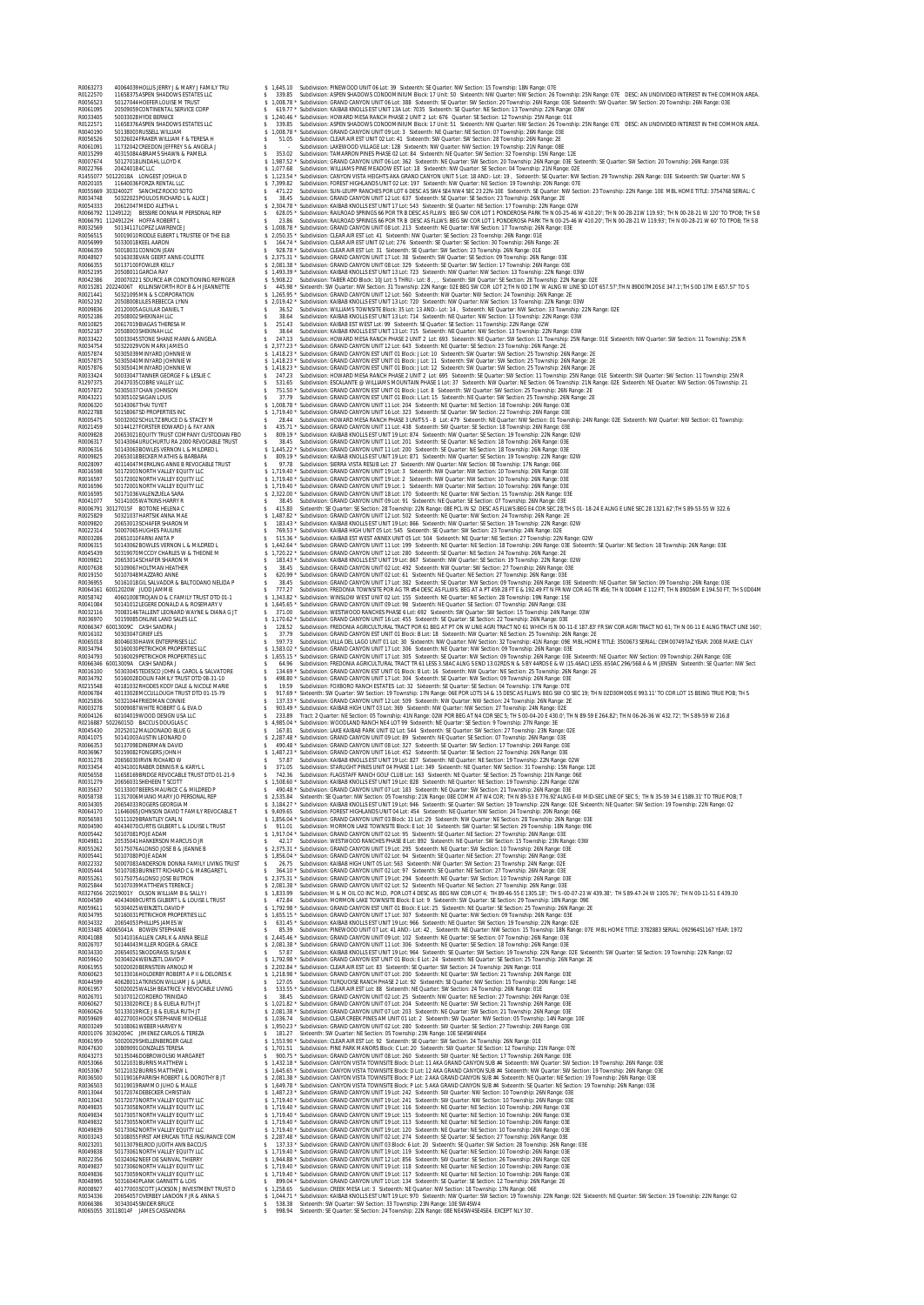R0063273 40064039HOLLIS JERRY J & MARY J FAMILY TRU $ 1,645.10 Subdivision: PINEWOOD UNIT 06 Lot: 39 Sixteenth: SE Quarter: NW Section: 15 Township: 18N Range: 07E

R0122570 11658375ASPEN SHADOWS ESTATES LLC $ 339.85 Subdivision: ASPEN SHADOWS CONDOMINIUM Block: 17 Unit: 50 Sixteenth: NW Quarter: NW Section: 26 Township: 25N Range: 07E DESC: AN UNDIVIDED INTEREST IN THE COMMON AREA.

R0056523 50127044HOEFER LOUISE M TRUST $ 1,008.78 * Subdivision: GRAND CANYON UNIT 06 Lot: 388 Sixteenth: SE Quarter: SW Section: 20 Township: 26N Range: 03E Sixteenth: SW Quarter: SW Section: 20 Township: 26N Range: 03E

R0061095 20509059CONTINENTAL SERVICE CORP $ 619.77 * Subdivision: KAIBAB KNOLLS EST UNIT 13A Lot: 7035 Sixteenth: SE Quarter: NE Section: 13 Township: 22N Range: 03W

R0033405 50033028HYDE BERNICE $ 1,240.46 * Subdivision: HOWARD MESA RANCH PHASE 2 UNIT 2 Lot: 676 Quarter: SE Section: 12 Township: 25N Range: 01E

R0122571 11658376ASPEN SHADOWS ESTATES LLC $ 339.85 Subdivision: ASPEN SHADOWS CONDOMINIUM Block: 17 Unit: 51 Sixteenth: NW Quarter: NW Section: 26 Township: 25N Range: 07E DESC: AN UNDIVIDED INTEREST IN THE COMMON AREA.

R0040190 50138003RUSSELL WILLIAM $ 1,008.78 * Subdivision: GRAND CANYON UNIT 09 Lot: 3 Sixteenth: NE Quarter: NE Section: 07 Township: 26N Range: 03E

R0056526 50326024FRAKER WILLIAM F & TERESA H $ 51.05 Subdivision: CLEAR AIR EST UNIT 02 Lot: 41 Sixteenth: SW Quarter: SW Section: 28 Township: 26N Range: 2E

R0061091 11732042CREEDON JEFFREY S & ANGELA J $ - Subdivision: LAKEWOOD VILLAGE Lot: 12B Sixteenth: NW Quarter: NW Section: 19 Township: 21N Range: 08E

R0015299 40315084ABRAMS SHAWN & PAMELA $ 353.02 Subdivision: TAMARRON PINES PHASE 02 Lot: 84 Sixteenth: NE Quarter: SW Section: 32 Township: 15N Range: 12E

R0007674 50127018LINDAHL LLOYD K $ 1,987.52 * Subdivision: GRAND CANYON UNIT 06 Lot: 362 Sixteenth: NE Quarter: SW Section: 20 Township: 26N Range: 03E Sixteenth: SE Quarter: SW Section: 20 Township: 26N Range: 03E

R0022766 20424018AC LLC $ 1,077.68 Subdivision: WILLIAMS PINE MEADOW EST Lot: 18 Sixteenth: NW Quarter: NE Section: 04 Township: 21N Range: 02E

R1455077 50122018A LONGEST JOSHUA D $ 1,123.54 * Subdivision: CANYON VISTA HEIGHTS AKA GRAND CANYON UNIT 5 Lot: 18 AND - Lot: 19 , Sixteenth: SE Quarter: NW Section: 29 Township: 26N Range: 03E Sixteenth: SW Quarter: NW S

R0020105 11640036FORZA RENTAL LLC $ 7,399.82 Subdivision: FOREST HIGHLANDS UNIT 02 Lot: 197 Sixteenth: NW Quarter: NE Section: 19 Township: 20N Range: 07E

R0055669 30324002T SANCHEZ ROCIO SOTO $ 471.22 Subdivision: SUN-LEUPP RANCHES POR LOT 6 DESC AS SW4 SE4 NW4 SEC 23 22N-10E Sixteenth: SE Quarter: NW Section: 23 Township: 22N Range: 10E MBL HOME TITLE: 3754768 SERIAL: C

R0034748 50322023POULOS RICHARD L & ALICE J $ 38.45 Subdivision: GRAND CANYON UNIT 12 Lot: 637 Sixteenth: SE Quarter: SE Section: 23 Township: 26N Range: 2E

R0054333 20612047MEDO ALETHA L $ 2,204.78 * Subdivision: KAIBAB KNOLLS EST UNIT 17 Lot: 543 Sixteenth: SE Quarter: NE Section: 17 Township: 22N Range: 02W

R0066792 11249122J BESSIRE DONNA M PERSONAL REP $ 628.05 * Subdivision: RAILROAD SPRINGS 66 POR TR B DESC AS FLLWS: BEG SW COR LOT 1 PONDEROSA PARK TH N 00-25-46 W 410.20'; TH N 00-28-21 W 119.93'; TH N 00-28-21 W 120' TO TPOB; TH S 8

R0066791 11249122H HOFFA ROBERT L $ 23.86 Subdivision: RAILROAD SPRINGS 66 POR TR B DESC AS FLLWS: BEG SW COR LOT 1 PONDEROSA PARK TH N 00-25-46 W 410.20'; TH N 00-28-21 W 119.93'; TH N 00-28-21 W 60' TO TPOB; TH S 8

R0032569 50134117LOPEZ LAWRENCE J $ 1,008.78 * Subdivision: GRAND CANYON UNIT 08 Lot: 213 Sixteenth: NE Quarter: NW Section: 17 Township: 26N Range: 03E

R0056515 50019010RIDDLE ELBERT L TRUSTEE OF THE ELB $ 2,050.35 * Subdivision: CLEAR AIR EST Lot: 41 Sixteenth: NW Quarter: SE Section: 23 Township: 26N Range: 01E

R0056999 50330018KEEL AARON $ 164.74 * Subdivision: CLEAR AIR EST UNIT 02 Lot: 276 Sixteenth: SE Quarter: SE Section: 30 Township: 26N Range: 2E

R0066359 50018031CONNON JEAN $ 928.78 * Subdivision: CLEAR AIR EST Lot: 31 Sixteenth: SE Quarter: SW Section: 23 Township: 26N Range: 01E

R0048927 50163038VAN GEERT ANNE-COLETTE $ 2,375.31 * Subdivision: GRAND CANYON UNIT 17 Lot: 38 Sixteenth: SW Quarter: SE Section: 09 Township: 26N Range: 03E

R0066355 50137100FOWLER KELLY $ 2,081.38 * Subdivision: GRAND CANYON UNIT 08 Lot: 329 Sixteenth: SE Quarter: SW Section: 17 Township: 26N Range: 03E

R0052195 20508011GARCIA RAY $ 1,493.39 * Subdivision: KAIBAB KNOLLS EST UNIT 13 Lot: 723 Sixteenth: NW Quarter: NW Section: 13 Township: 22N Range: 03W

R0042386 20007022 1 SOURCE AIR CONDITIONING REFRIGER $ 5,908.22 Subdivision: TABER ADD Block: 10J Lot: 5 THRU- Lot: 8 , , , Sixteenth: SW Quarter: SE Section: 28 Township: 22N Range: 02E

R0015281 20224006T KILLINSWORTH ROY B & H JEANNETTE $ 445.98 * Sixteenth: SW Quarter: NW Section: 31 Township: 22N Range: 02E BEG SW COR LOT 2;TH N 0D 17M W ALNG W LINE SD LOT 657.57';TH N 89D07M 20S E 347.1';TH S 0D 17M E 657.57' TO S

R0021441 50321095MM N & S CORPORATION $ 1,265.95 * Subdivision: GRAND CANYON UNIT 12 Lot: 560 Sixteenth: NW Quarter: NW Section: 24 Township: 26N Range: 2E

R0052192 20508008LILES REBECCA LYNN $ 2,019.42 * Subdivision: KAIBAB KNOLLS EST UNIT 13 Lot: 720 Sixteenth: NW Quarter: NW Section: 13 Township: 22N Range: 03W

R0009836 20120005AGUILAR DANIEL T $ 36.52 Subdivision: WILLIAMS TOWNSITE Block: 35 Lot: 13 AND - Lot: 14 , Sixteenth: NE Quarter: NW Section: 33 Township: 22N Range: 02E

R0052186 20508002SHEKINAH LLC $ 38.64 Subdivision: KAIBAB KNOLLS EST UNIT 13 Lot: 714 Sixteenth: NE Quarter: NW Section: 13 Township: 22N Range: 03W

R0010825 20617019BIAGAS THERESA M $ 251.43 Subdivision: KAIBAB EST WEST Lot: 99 Sixteenth: SE Quarter: SE Section: 11 Township: 22N Range: 02W

R0052187 20508003SHEKINAH LLC $ 38.64 Subdivision: KAIBAB KNOLLS EST UNIT 13 Lot: 715 Sixteenth: NE Quarter: NW Section: 13 Township: 22N Range: 03W

R0033422 50033045STONE SHANE MANN & ANGELA $ 247.13 Subdivision: HOWARD MESA RANCH PHASE 2 UNIT 2 Lot: 693 Sixteenth: NE Quarter: SW Section: 11 Township: 25N Range: 01E Sixteenth: NW Quarter: SW Section: 11 Township: 25N R

R0034754 50322029VON MARX JAMES O $ 2,377.23 * Subdivision: GRAND CANYON UNIT 12 Lot: 643 Sixteenth: NE Quarter: SE Section: 23 Township: 26N Range: 2E

R0057874 50305039MINYARD JOHNNIE W $ 1,418.23 * Subdivision: GRAND CANYON EST UNIT 01 Block: J Lot: 10 Sixteenth: SW Quarter: SW Section: 25 Township: 26N Range: 2E

R0057875 50305040MINYARD JOHNNIE W $ 1,418.23 * Subdivision: GRAND CANYON EST UNIT 01 Block: J Lot: 11 Sixteenth: SW Quarter: SW Section: 25 Township: 26N Range: 2E

R0057876 50305041MINYARD JOHNNIE W $ 1,418.23 * Subdivision: GRAND CANYON EST UNIT 01 Block: J Lot: 12 Sixteenth: SW Quarter: SW Section: 25 Township: 26N Range: 2E

R0033424 50033047TANNER GEORGE F & LESLIE C $ 247.23 Subdivision: HOWARD MESA RANCH PHASE 2 UNIT 2 Lot: 695 Sixteenth: SE Quarter: NW Section: 11 Township: 25N Range: 01E Sixteenth: SW Quarter: SW Section: 11 Township: 25N R

R1297375 20437035COBRE VALLEY LLC $ 531.65 Subdivision: ESCALANTE @ WILLIAMS MOUNTAIN PHASE 1 Lot: 37 Sixteenth: NW Quarter: NE Section: 06 Township: 21N Range: 02E Sixteenth: NE Quarter: NW Section: 06 Township: 21

R0057872 50305037CHAN JOHNSON $ 751.50 * Subdivision: GRAND CANYON EST UNIT 01 Block: J Lot: 8 Sixteenth: SW Quarter: SW Section: 25 Township: 26N Range: 2E

R0043221 50305102SAGAN LOUIS $ 37.79 Subdivision: GRAND CANYON EST UNIT 01 Block: L Lot: 15 Sixteenth: NE Quarter: NW Section: 25 Township: 26N Range: 2E

R0006320 50143067THAI TUYET $ 1,008.78 * Subdivision: GRAND CANYON UNIT 11 Lot: 204 Sixteenth: NE Quarter: NE Section: 18 Township: 26N Range: 03E

R0022788 50158067SD PROPERTIES INC $ 1,719.40 * Subdivision: GRAND CANYON UNIT 16 Lot: 323 Sixteenth: SE Quarter: SW Section: 22 Township: 26N Range: 03E

R0005475 50032002SCHULTZ BRUCE D & STACEY M $ 28.44 Subdivision: HOWARD MESA RANCH PHASE 3 UNITS 5 - 8 Lot: 479 Sixteenth: NE Quarter: NW Section: 01 Township: 24N Range: 02E Sixteenth: NW Quarter: NW Section: 01 Township:

R0021459 50144127FORSTER EDWARD J & FAY ANN $ 435.71 * Subdivision: GRAND CANYON UNIT 11 Lot: 438 Sixteenth: SW Quarter: SE Section: 18 Township: 26N Range: 03E

R0009828 20653021EQUITY TRUST COMPANY CUSTODIAN FBO $ 869.19 * Subdivision: KAIBAB KNOLLS EST UNIT 19 Lot: 874 Sixteenth: NW Quarter: SE Section: 19 Township: 22N Range: 02W

R0006317 50143064URUCHURTU RA 2000 REVOCABLE TRUST $ 38.45 Subdivision: GRAND CANYON UNIT 11 Lot: 201 Sixteenth: SE Quarter: NE Section: 18 Township: 26N Range: 03E

R0006316 50143063BOWLES VERNON L & MILDRED L $ 1,445.22 * Subdivision: GRAND CANYON UNIT 11 Lot: 200 Sixteenth: SE Quarter: NE Section: 18 Township: 26N Range: 03E

R0009825 20653018BECKER MATHIS & BARBARA $ 809.19 * Subdivision: KAIBAB KNOLLS EST UNIT 19 Lot: 871 Sixteenth: NW Quarter: SE Section: 19 Township: 22N Range: 02W

R0028097 40114047MERKLING ANNE B REVOCABLE TRUST $ 97.78 Subdivision: SIERRA VISTA RESUB Lot: 27 Sixteenth: NW Quarter: NW Section: 08 Township: 17N Range: 06E

R0016598 50172003NORTH VALLEY EQUITY LLC $ 1,719.40 * Subdivision: GRAND CANYON UNIT 19 Lot: 3 Sixteenth: NW Quarter: NW Section: 10 Township: 26N Range: 03E

R0016597 50172002NORTH VALLEY EQUITY LLC $ 1,719.40 * Subdivision: GRAND CANYON UNIT 19 Lot: 2 Sixteenth: NW Quarter: NW Section: 10 Township: 26N Range: 03E

R0016596 50172001NORTH VALLEY EQUITY LLC $ 1,719.40 * Subdivision: GRAND CANYON UNIT 19 Lot: 1 Sixteenth: NW Quarter: NW Section: 10 Township: 26N Range: 03E

R0016595 50171036VALENZUELA SARA $ 2,322.00 * Subdivision: GRAND CANYON UNIT 18 Lot: 170 Sixteenth: NE Quarter: NW Section: 15 Township: 26N Range: 03E

R0041077 50141005WATKINS HARRY R $ 38.45 Subdivision: GRAND CANYON UNIT 09 Lot: 91 Sixteenth: NE Quarter: SE Section: 07 Township: 26N Range: 03E

R0006791 30127015F BOTONE HELENA C $ 415.80 Sixteenth: SE Quarter: SE Section: 28 Township: 22N Range: 08E PCL IN S2 DESC AS FLLWS:BEG E4 COR SEC 28;TH S 01- 18-24 E ALNG E LINE SEC 28 1321.62';TH S 89-53-55 W 322.6

R0025829 50321037HARTSIK ANNA MAE $ 1,487.82 * Subdivision: GRAND CANYON UNIT 12 Lot: 502 Sixteenth: NE Quarter: NW Section: 24 Township: 26N Range: 2E

R0009820 20653013SCHAFER SHARON M $ 183.43 * Subdivision: KAIBAB KNOLLS EST UNIT 19 Lot: 866 Sixteenth: NW Quarter: SE Section: 19 Township: 22N Range: 02W

R0022314 50007065HUGHES PAULINE $ 769.53 * Subdivision: KAIBAB HIGH UNIT 05 Lot: 545 Sixteenth: SE Quarter: SW Section: 23 Township: 24N Range: 02E

R0003286 20651010FARNI ANITA P $ 515.36 * Subdivision: KAIBAB EST WEST ANNEX UNIT 05 Lot: 504 Sixteenth: NE Quarter: NE Section: 27 Township: 22N Range: 02W

R0006315 50143062BOWLES VERNON L & MILDRED L $ 1,442.64 * Subdivision: GRAND CANYON UNIT 11 Lot: 199 Sixteenth: NE Quarter: NE Section: 18 Township: 26N Range: 03E Sixteenth: SE Quarter: NE Section: 18 Township: 26N Range: 03E

R0045439 50319070MCCOY CHARLES W & THEONE M $ 1,720.22 * Subdivision: GRAND CANYON UNIT 12 Lot: 280 Sixteenth: SE Quarter: SE Section: 24 Township: 26N Range: 2E

R0009821 20653014SCHAFER SHARON M $ 183.43 * Subdivision: KAIBAB KNOLLS EST UNIT 19 Lot: 867 Sixteenth: NW Quarter: SE Section: 19 Township: 22N Range: 02W

R0007638 50109067HOLTMAN HEATHER $ 38.45 Subdivision: GRAND CANYON UNIT 02 Lot: 492 Sixteenth: NW Quarter: SE Section: 27 Township: 26N Range: 03E

R0019150 50107048MAZZARO ANNE $ 620.99 * Subdivision: GRAND CANYON UNIT 02 Lot: 61 Sixteenth: NE Quarter: NE Section: 27 Township: 26N Range: 03E

R0036955 50161018GIL SALVADOR & BALTODANO NELIDA P $ 38.45 Subdivision: GRAND CANYON UNIT 17 Lot: 382 Sixteenth: SE Quarter: NW Section: 09 Township: 26N Range: 03E Sixteenth: SW Quarter: NW Section: 09 Township: 26N Range: 03E

R0064161 60012020W JUDD JAMMIE $ 777.27 Subdivision: FREDONIA TOWNSITE POR AG TR #54 DESC AS FLLWS: BEG AT A PT 459.28 FT E & 192.49 FT N FR NW COR AG TR #56; TH N 0D04M E 112 FT; TH N 89D56M E 194.50 FT; TH S 0D04M

R0058742 40601008TROJAN D & C FAMILY TRUST DTD 01-1 $ 1,343.82 * Subdivision: WINSLOW WEST UNIT 02 Lot: 155 Sixteenth: NE Quarter: NE Section: 28 Township: 19N Range: 15E

R0041084 50141012LEGERE DONALD A & ROSEMARY V $ 1,645.65 * Subdivision: GRAND CANYON UNIT 09 Lot: 98 Sixteenth: NE Quarter: SE Section: 07 Township: 26N Range: 03E

R0032116 70083146TALLENT LEONARD WAYNE & DIANA G JT $ 371.00 Subdivision: WESTWOOD RANCHES PHASE 6 Lot: 692 Sixteenth: SW Quarter: SW Section: 15 Township: 24N Range: 03W

R0036970 50159085ONLINE LAND SALES LLC $ 1,170.62 * Subdivision: GRAND CANYON UNIT 16 Lot: 455 Sixteenth: SE Quarter: SE Section: 22 Township: 26N Range: 03E

R0066347 60013009C CASH SANDRA J $ 128.52 Subdivision: FREDONIA AGRICULTURAL TRACT POR 61 BEG AT PT ON W LINE AGRI TRACT NO 61 WHICH IS N 00-11-E 187.83' FR SW COR AGRI TRACT NO 61; TH N 00-11 E ALNG TRACT LINE 160';

R0016102 50303047GRIEF LES $ 37.79 Subdivision: GRAND CANYON EST UNIT 01 Block: B Lot: 18 Sixteenth: NW Quarter: NE Section: 25 Township: 26N Range: 2E

R0065018 80046019HAWK ENTERPRISES LLC $ 597.73 Subdivision: VILLA DEL LAGO UNIT 01 Lot: 30 Sixteenth: NW Quarter: NW Section: 32 Township: 41N Range: 09E MBL HOME TITLE: 3500673 SERIAL: CEM007497AZ YEAR: 2008 MAKE: CLAY

R0034794 50160030PETRICHOR PROPERTIES LLC $ 1,583.02 * Subdivision: GRAND CANYON UNIT 17 Lot: 306 Sixteenth: NE Quarter: NW Section: 09 Township: 26N Range: 03E

R0034793 50160029PETRICHOR PROPERTIES LLC $ 1,655.15 * Subdivision: GRAND CANYON UNIT 17 Lot: 305 Sixteenth: SE Quarter: NW Section: 09 Township: 26N Range: 03E Sixteenth: NE Quarter: NW Section: 09 Township: 26N Range: 03E

R0066346 60013009A CASH SANDRA J $ 64.96 Subdivision: FREDONIA AGRICULTURAL TRACT TR 61 LESS 3.58AC ALNG SEND 13.02RDS N & S BY 44RDS E & W (15.46AC) LESS .650AC 296/568 A & M JENSEN Sixteenth: SE Quarter: NW Sect

R0016100 50303045TEDESCO JOHN & CAROL & SALVATORE $ 134.69 * Subdivision: GRAND CANYON EST UNIT 01 Block: B Lot: 16 Sixteenth: NW Quarter: NE Section: 25 Township: 26N Range: 2E

R0034792 50160028DOUN FAMILY TRUST DTD 08-31-10 $ 498.80 * Subdivision: GRAND CANYON UNIT 17 Lot: 304 Sixteenth: SE Quarter: NW Section: 09 Township: 26N Range: 03E

R0215548 40181032RHODES KODY DALE & NICOLE MARIE $ 19.59 Subdivision: FOXBORO RANCH ESTATES Lot: 32 Sixteenth: SE Quarter: SE Section: 04 Township: 17N Range: 07E

R0006784 40133028MCCULLOUGH TRUST DTD 01-15-79 $ 917.69 * Sixteenth: SW Quarter: SW Section: 19 Township: 17N Range: 06E POR LOTS 14 & 15 DESC AS FLLWS: BEG SW CO SEC 19; TH N 02D30M00S E 993.11' TO COR LOT 15 BEING TRUE POB; TH S

R0025836 50321044FRIEDMAN CONNIE $ 137.33 * Subdivision: GRAND CANYON UNIT 12 Lot: 509 Sixteenth: NW Quarter: NW Section: 24 Township: 26N Range: 2E

R0003278 50009087WHITE ROBERT G & EVA D $ 903.49 * Subdivision: KAIBAB HIGH UNIT 03 Lot: 369 Sixteenth: NW Quarter: NW Section: 27 Township: 24N Range: 02E

R0004126 60104019WOOD DESIGN USA LLC $ 233.89 Tract: 2 Quarter: NE Section: 05 Township: 41N Range: 02W POR BEG AT N4 COR SEC 5; TH S 00-04-20 E 430.0'; TH N 89-59 E 264.82'; TH N 06-26-36 W 432.72'; TH S 89-59 W 216.8

R0216887 50226015D BACCUS DOUGLAS C $ 4,985.04 * Subdivision: WOODLAND RANCH NE4 LOT 99 Sixteenth: NE Quarter: SE Section: 9 Township: 27N Range: 3E

R0045430 20252012MALDONADO BLUE G $ 167.81 Subdivision: LAKE KAIBAB PARK UNIT 02 Lot: 544 Sixteenth: SW Quarter: SE Section: 27 Township: 23N Range: 02E

R0041075 50141003AUSTIN LEONARD D $ 2,287.48 * Subdivision: GRAND CANYON UNIT 09 Lot: 89 Sixteenth: NE Quarter: SE Section: 07 Township: 26N Range: 03E

R0066353 50137098DINERMAN DAVID $ 490.48 * Subdivision: GRAND CANYON UNIT 08 Lot: 327 Sixteenth: SE Quarter: SW Section: 17 Township: 26N Range: 03E

R0036967 50159082FONGERS JOHN H $ 1,487.23 * Subdivision: GRAND CANYON UNIT 16 Lot: 452 Sixteenth: SE Quarter: SE Section: 22 Township: 26N Range: 03E

R0031278 20656030IRVIN RICHARD W $ 57.87 Subdivision: KAIBAB KNOLLS EST UNIT 19 Lot: 827 Sixteenth: NE Quarter: NE Section: 19 Township: 22N Range: 02W

R0033454 40341002RABER DENNIS R & KARYL L $ 371.05 Subdivision: STARLIGHT PINES UNIT 04 PHASE 1 Lot: 349 Sixteenth: NE Quarter: NW Section: 31 Township: 15N Range: 12E

R0056558 11658169BRIDGE REVOCABLE TRUST DTD 01-21-9 $ 742.36 Subdivision: FLAGSTAFF RANCH GOLF CLUB Lot: 163 Sixteenth: NE Quarter: SE Section: 25 Township: 21N Range: 06E

R0031279 20656031SHEHEEN T SCOTT $ 1,508.60 * Subdivision: KAIBAB KNOLLS EST UNIT 19 Lot: 828 Sixteenth: NE Quarter: NE Section: 19 Township: 22N Range: 02W

R0035637 50133007BEERS MAURICE C & MILDRED P $ 490.48 * Subdivision: GRAND CANYON UNIT 07 Lot: 183 Sixteenth: NE Quarter: SW Section: 21 Township: 26N Range: 03E

R0058738 11317006MIANO MARY JO PERSONAL REP $ 2,535.84 Sixteenth: SE Quarter: NW Section: 05 Township: 21N Range: 08E COMM AT W4 COR; TH N 89-53 E 776.92'ALNG E-W MID-SEC LINE OF SEC 5; TH N 35-59 34 E 1589.31' TO TRUE POB; T

R0034305 20654033ROGERS GEORGIA M $ 3,184.27 * Subdivision: KAIBAB KNOLLS EST UNIT 19 Lot: 946 Sixteenth: SE Quarter: SW Section: 19 Township: 22N Range: 02E Sixteenth: NE Quarter: SW Section: 19 Township: 22N Range: 02

R0064170 11646065JOHNSON DAVID T FAMILY REVOCABLE T $ 9,409.65 Subdivision: FOREST HIGHLANDS UNIT 04 Lot: 454 Sixteenth: NE Quarter: NW Section: 24 Township: 20N Range: 06E

R0056593 50111029BRANTLEY CARL N $ 1,856.04 * Subdivision: GRAND CANYON UNIT 03 Block: 11 Lot: 29 Sixteenth: NW Quarter: NE Section: 28 Township: 26N Range: 03E

R0004590 40434070CURTIS GILBERT L & LOUISE L TRUST $ 911.01 Subdivision: MORMON LAKE TOWNSITE Block: E Lot: 10 Sixteenth: SE Quarter: SE Section: 29 Township: 18N Range: 09E

R0055442 50107081POJE ADAM $ 1,917.04 * Subdivision: GRAND CANYON UNIT 02 Lot: 95 Sixteenth: SE Quarter: NE Section: 27 Township: 26N Range: 03E

R0049811 20535041HANKERSON MARCUS D JR $ 42.17 Subdivision: WESTWOOD RANCHES PHASE 8 Lot: 892 Sixteenth: NE Quarter: SW Section: 15 Township: 23N Range: 03W

R0055262 50175076ALONSO JOSE B & JEANNE B $ 2,375.31 * Subdivision: GRAND CANYON UNIT 19 Lot: 295 Sixteenth: NE Quarter: SW Section: 10 Township: 26N Range: 03E

R0055441 50107080POJE ADAM $ 1,856.04 * Subdivision: GRAND CANYON UNIT 02 Lot: 94 Sixteenth: SE Quarter: NE Section: 27 Township: 26N Range: 03E

R0022332 50007083ANDERSON DONNA FAMILY LIVING TRUST $ 26.75 Subdivision: KAIBAB HIGH UNIT 05 Lot: 563 Sixteenth: NW Quarter: SE Section: 23 Township: 24N Range: 02E

R0055444 50107083BURNETT RICHARD C & MARGARET L $ 364.10 * Subdivision: GRAND CANYON UNIT 02 Lot: 97 Sixteenth: SE Quarter: NE Section: 27 Township: 26N Range: 03E

R0055261 50175075ALONSO JOSE BUTRON $ 2,375.31 * Subdivision: GRAND CANYON UNIT 19 Lot: 294 Sixteenth: NE Quarter: SW Section: 10 Township: 26N Range: 03E

R0025844 50107039MATTHEWS TERENCE J $ 2,081.38 * Subdivision: GRAND CANYON UNIT 02 Lot: 52 Sixteenth: NE Quarter: NE Section: 27 Township: 26N Range: 03E

R0327656 20219001Y OLSON WILLIAM B & SALLY I $ 1,833.99 Subdivision: M & M OIL CO INC MLD, POR LOT 4 DESC AS BEG NW COR LOT 4; TH 89-46-55 E 1305.18'; TH S -00-07-23 W 439.38'; TH S 89-47-24 W 1305.76'; TH N 00-11-51 E 439.30

R0004589 40434069CURTIS GILBERT L & LOUISE L TRUST $ 472.84 Subdivision: MORMON LAKE TOWNSITE Block: E Lot: 9 Sixteenth: SW Quarter: SE Section: 29 Township: 18N Range: 09E

R0059611 50304025WEINZETL DAVID P $ 1,792.98 * Subdivision: GRAND CANYON EST UNIT 01 Block: E Lot: 25 Sixteenth: NE Quarter: SE Section: 25 Township: 26N Range: 2E

R0034795 50160031PETRICHOR PROPERTIES LLC $ 1,655.15 * Subdivision: GRAND CANYON UNIT 17 Lot: 307 Sixteenth: NE Quarter: NW Section: 09 Township: 26N Range: 03E

R0034332 20654053PHILLIPS JAMES W $ 631.45 * Subdivision: KAIBAB KNOLLS EST UNIT 19 Lot: 966 Sixteenth: NE Quarter: SW Section: 19 Township: 22N Range: 02E

R0033485 40065041A BOWEN STEPHANIE $ 85.39 Subdivision: PINEWOOD UNIT 07 Lot: 41 AND - Lot: 42 , Sixteenth: NE Quarter: NW Section: 15 Township: 18N Range: 07E MBL HOME TITLE: 3782883 SERIAL: 09296AS167 YEAR: 1972

R0041088 50141016ALLEN CARL K & ANNA BELLE $ 2,445.46 * Subdivision: GRAND CANYON UNIT 09 Lot: 102 Sixteenth: NE Quarter: SE Section: 07 Township: 26N Range: 03E

R0026707 50144043MILLER ROGER & GRACE $ 2,081.38 * Subdivision: GRAND CANYON UNIT 11 Lot: 306 Sixteenth: NE Quarter: SE Section: 18 Township: 26N Range: 03E

R0034330 20654051SNODGRASS SUSAN K $ 57.87 Subdivision: KAIBAB KNOLLS EST UNIT 19 Lot: 964 Sixteenth: SE Quarter: SW Section: 19 Township: 22N Range: 02E Sixteenth: SW Quarter: SE Section: 19 Township: 22N Range: 02

R0059610 50304024WEINZETL DAVID P $ 1,792.98 * Subdivision: GRAND CANYON EST UNIT 01 Block: E Lot: 24 Sixteenth: NE Quarter: SE Section: 25 Township: 26N Range: 2E

R0061955 50020020BERNSTEIN ARNOLD M $ 2,202.84 * Subdivision: CLEAR AIR EST Lot: 83 Sixteenth: SE Quarter: SW Section: 24 Township: 26N Range: 01E

R0060623 50133016HOLDERBY ROBERT A P II & DELORES K $ 1,218.98 * Subdivision: GRAND CANYON UNIT 07 Lot: 200 Sixteenth: NE Quarter: SW Section: 21 Township: 26N Range: 03E

R0044599 40628011ATKINSON WILLIAM J & JARUL $ 127.05 Subdivision: TURQUOISE RANCH PHASE 2 Lot: 92 Sixteenth: SE Quarter: NW Section: 15 Township: 20N Range: 14E

R0061957 50020025WALSH BEATRICE V REVOCABLE LIVING $ 533.55 * Subdivision: CLEAR AIR EST Lot: 88 Sixteenth: NE Quarter: SW Section: 24 Township: 26N Range: 01E

R0026701 50107012CORDERO TRINIDAD $ 38.45 Subdivision: GRAND CANYON UNIT 02 Lot: 25 Sixteenth: NW Quarter: NE Section: 27 Township: 26N Range: 03E

R0060627 50133020RICE J B & EUELA RUTH JT $ 1,021.82 * Subdivision: GRAND CANYON UNIT 07 Lot: 204 Sixteenth: NE Quarter: SW Section: 21 Township: 26N Range: 03E

R0060626 50133019RICE J B & EUELA RUTH JT $ 2,081.38 * Subdivision: GRAND CANYON UNIT 07 Lot: 203 Sixteenth: NE Quarter: SW Section: 21 Township: 26N Range: 03E

R0059609 40227003HOOK STEPHANIE MICHELLE $ 1,036.74 Subdivision: CLEAR CREEK PINES AM UNIT 01 Lot: 2 Sixteenth: SW Quarter: NW Section: 05 Township: 14N Range: 10E

R0003249 50108061WEBER HARVEY N $ 1,950.23 * Subdivision: GRAND CANYON UNIT 02 Lot: 280 Sixteenth: SW Quarter: SE Section: 27 Township: 26N Range: 03E

R0001076 30342004C JIMENEZ CARLOS & TEREZA $ 181.27 Sixteenth: NW Quarter: NE Section: 05 Township: 23N Range: 10E SE4SW4NE4

R0061959 50020029SHELLENBERGER GALE $ 1,553.90 * Subdivision: CLEAR AIR EST Lot: 92 Sixteenth: SE Quarter: SW Section: 24 Township: 26N Range: 01E

R0047630 10809091GONZALES TERESA $ 1,701.51 Subdivision: PINE PARK MANORS Block: C Lot: 20 Sixteenth: SW Quarter: SE Section: 12 Township: 21N Range: 07E

R0043273 50135046DOBROWOLSKI MARGARET $ 900.75 * Subdivision: GRAND CANYON UNIT 08 Lot: 260 Sixteenth: SW Quarter: NE Section: 17 Township: 26N Range: 03E

R0053066 50121031BURNS MATTHEW L $ 1,432.18 * Subdivision: CANYON VISTA TOWNSITE Block: D Lot: 11 AKA GRAND CANYON SUB #4 Sixteenth: NW Quarter: SW Section: 19 Township: 26N Range: 03E

R0053067 50121032BURNS MATTHEW L $ 1,645.65 * Subdivision: CANYON VISTA TOWNSITE Block: D Lot: 12 AKA GRAND CANYON SUB #4 Sixteenth: NW Quarter: SW Section: 19 Township: 26N Range: 03E

R0036500 50119016PARRISH ROBERT L & DOROTHY B JT $ 2,081.38 * Subdivision: CANYON VISTA TOWNSITE Block: P Lot: 2 AKA GRAND CANYON SUB #4 Sixteenth: NE Quarter: NE Section: 19 Township: 26N Range: 03E

R0036503 50119019RAMMO JUHO & MALLE $ 1,649.78 * Subdivision: CANYON VISTA TOWNSITE Block: P Lot: 5 AKA GRAND CANYON SUB #4 Sixteenth: SE Quarter: NE Section: 19 Township: 26N Range: 03E

R0013044 50172074DEBECKER CHRISTIAN $ 1,487.23 * Subdivision: GRAND CANYON UNIT 19 Lot: 242 Sixteenth: SW Quarter: NW Section: 10 Township: 26N Range: 03E

R0013043 50172073NORTH VALLEY EQUITY LLC $ 1,719.40 * Subdivision: GRAND CANYON UNIT 19 Lot: 241 Sixteenth: SW Quarter: NW Section: 10 Township: 26N Range: 03E

R0049835 50173058NORTH VALLEY EQUITY LLC $ 1,719.40 * Subdivision: GRAND CANYON UNIT 19 Lot: 116 Sixteenth: NE Quarter: NE Section: 10 Township: 26N Range: 03E

R0049834 50173057NORTH VALLEY EQUITY LLC $ 1,719.40 * Subdivision: GRAND CANYON UNIT 19 Lot: 115 Sixteenth: NE Quarter: NE Section: 10 Township: 26N Range: 03E

R0049832 50173055NORTH VALLEY EQUITY LLC $ 1,719.40 * Subdivision: GRAND CANYON UNIT 19 Lot: 113 Sixteenth: NE Quarter: NE Section: 10 Township: 26N Range: 03E

R0049839 50173062NORTH VALLEY EQUITY LLC $ 1,719.40 * Subdivision: GRAND CANYON UNIT 19 Lot: 120 Sixteenth: NE Quarter: NE Section: 10 Township: 26N Range: 03E

R0003243 50108055FIRST AMERICAN TITLE INSURANCE COM $ 2,287.48 * Subdivision: GRAND CANYON UNIT 02 Lot: 274 Sixteenth: SE Quarter: SE Section: 27 Township: 26N Range: 03E

R0023201 50113079ELROD JUDITH ANN BACCUS $ 137.33 * Subdivision: GRAND CANYON UNIT 03 Block: 6 Lot: 20 Sixteenth: SE Quarter: SW Section: 28 Township: 26N Range: 03E

R0049838 50173061NORTH VALLEY EQUITY LLC $ 1,719.40 * Subdivision: GRAND CANYON UNIT 19 Lot: 119 Sixteenth: NE Quarter: NE Section: 10 Township: 26N Range: 03E

R0022356 50324062NEEF DE SAINVAL THIERRY $ 1,944.88 * Subdivision: GRAND CANYON UNIT 12 Lot: 856 Sixteenth: SW Quarter: SE Section: 26 Township: 26N Range: 02E

R0049837 50173060NORTH VALLEY EQUITY LLC $ 1,719.40 * Subdivision: GRAND CANYON UNIT 19 Lot: 118 Sixteenth: NE Quarter: NE Section: 10 Township: 26N Range: 03E

R0049836 50173059NORTH VALLEY EQUITY LLC $ 1,719.40 * Subdivision: GRAND CANYON UNIT 19 Lot: 117 Sixteenth: NE Quarter: NE Section: 10 Township: 26N Range: 03E

R0048995 50301040PLANK GARNETT & LOIS $ 899.04 * Subdivision: GRAND CANYON UNIT 10 Lot: 134 Sixteenth: SE Quarter: SE Section: 12 Township: 26N Range: 2E

R0008927 40177003SCOTT JACKSON J INVESTMENT TRUST D $ 1,258.65 Subdivision: CREEK MESA Lot: 3 Sixteenth: NE Quarter: NW Section: 18 Township: 17N Range: 06E

R0034336 20654057OVERBEY LANDON F JR & ANNA S $ 1,044.71 * Subdivision: KAIBAB KNOLLS EST UNIT 19 Lot: 970 Sixteenth: NW Quarter: SW Section: 19 Township: 22N Range: 02E Sixteenth: NE Quarter: SW Section: 19 Township: 22N Range: 02

R0066386 30343045SNIDER BRUCE $ 538.38 Sixteenth: SW Quarter: SW Section: 33 Township: 23N Range: 10E SW4SW4

R0065055 30118014F JAMES CASSANDRA $ 998.94 Sixteenth: SE Quarter: SE Section: 24 Township: 22N Range: 08E NE4SW4SE4SE4 EXCEPT NLY 30'.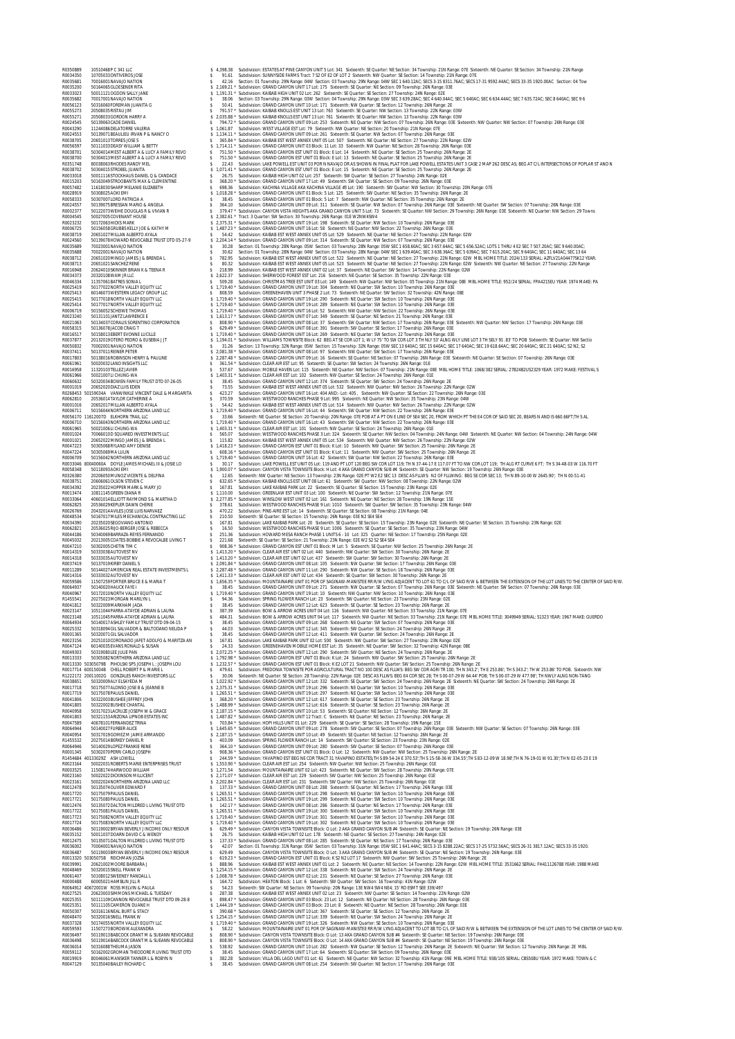| Account | Parcel / Owner | Amount | Description |
|---|---|---|---|
| R0350889 | 10510468 P C 341 LLC | $ 4,398.38 | Subdivision: ESTATES AT PINE CANYON UNIT 5 Lot: 341 Sixteenth: SE Quarter: NE Section: 34 Township: 21N Range: 07E Sixteenth: NE Quarter: SE Section: 34 Township: 21N Range |
| R0034350 | 10705033 ONTIVEROS JOSE | $ 91.61 | Subdivision: SUNNYSIDE FARMS Tract: 7 S2 OF E2 OF LOT 2 Sixteenth: NW Quarter: SE Section: 14 Township: 21N Range: 07E |
| R0035681 | 70016001 NAVAJO NATION | $ 42.16 | Section: 01 Township: 29N Range: 04W Section: 03 Township: 29N Range: 04W SEC 1 640.12AC; SECS 3-15 8311.76AC; SECS 17-31 9592.44AC; SECS 33-35 1920.00AC Section: 04 Tow |
| R0035200 | 50164065 GLOESENER RITA | $ 2,169.21 * | Subdivision: GRAND CANYON UNIT 17 Lot: 175 Sixteenth: SE Quarter: NE Section: 09 Township: 26N Range: 3E |
| R0033023 | 50011121 OGDON SALLY JANE | $ 1,191.31 * | Subdivision: KAIBAB HIGH UNIT 02 Lot: 262 Sixteenth: SE Quarter: SE Section: 27 Township: 24N Range: 02E |
| R0035682 | 70017001 NAVAJO NATION | $ 38.06 | Section: 03 Township: 29N Range: 03W Section: 04 Township: 29N Range: 03W SEC 3 639.28AC; SEC 4 640.04AC; SEC 5 640AC; SEC 6 634.44AC; SEC 7 635.72AC; SEC 8 640AC; SEC 9 6 |
| R0056123 | 50316060 FOREMAN JUANITA G | $ 50.41 | Subdivision: GRAND CANYON UNIT 10 Lot: 171 Sixteenth: NW Quarter: SE Section: 12 Township: 26N Range: 2E |
| R0055273 | 20508035 RISTAU JIM | $ 791.57 * | Subdivision: KAIBAB KNOLLS EST UNIT 13 Lot: 763 Sixteenth: SE Quarter: NW Section: 13 Township: 22N Range: 03W |
| R0055271 | 20508033 GORDON HARRY A | $ 2,035.88 * | Subdivision: KAIBAB KNOLLS EST UNIT 13 Lot: 761 Sixteenth: SE Quarter: NW Section: 13 Township: 22N Range: 03W |
| R0024545 | 50139063 CADE DANIEL | $ 794.72 * | Subdivision: GRAND CANYON UNIT 09 Lot: 253 Sixteenth: SE Quarter: NW Section: 07 Township: 26N Range: 03E Sixteenth: NW Quarter: NW Section: 07 Township: 26N Range: 03E |
| R0043290 | 11244086 DELATORRE VALERIA | $ 1,061.87 | Subdivision: WEST VILLAGE EST Lot: 79 Sixteenth: NW Quarter: NE Section: 20 Township: 21N Range: 07E |
| R0024553 | 50139071 BEAULIEU IRVAN P & NANCY O | $ 1,134.11 * | Subdivision: GRAND CANYON UNIT 09 Lot: 261 Sixteenth: SE Quarter: NW Section: 07 Township: 26N Range: 03E |
| R0038705 | 20651013 TORRES JOSE S | $ 365.84 * | Subdivision: KAIBAB EST WEST ANNEX UNIT 05 Lot: 507 Sixteenth: NE Quarter: NE Section: 27 Township: 22N Range: 02W |
| R0056597 | 50111033 DEASY WILLIAM & BETTY | $ 1,714.11 * | Subdivision: GRAND CANYON UNIT 03 Block: 11 Lot: 33 Sixteenth: NW Quarter: NE Section: 28 Township: 26N Range: 03E |
| R0038701 | 50304013 MEST ALBERT A & LUCY A FAMILY REVO | $ 751.50 * | Subdivision: GRAND CANYON EST UNIT 01 Block: E Lot: 14 Sixteenth: NE Quarter: SE Section: 25 Township: 26N Range: 2E |
| R0038700 | 50304013 MEST ALBERT A & LUCY A FAMILY REVO | $ 751.50 * | Subdivision: GRAND CANYON EST UNIT 01 Block: E Lot: 13 Sixteenth: NE Quarter: SE Section: 25 Township: 26N Range: 2E |
| R0351748 | 80038061 RHODES RANDY MEL | $ 22.43 | Subdivision: LAKE POWELL EST UNIT 03 POR N NAVAJO DR AS SHOWN IN FINAL PLAT FOR LAKE POWELL ESTATES UNIT 3 CASE 2 MAP 262 DESC AS; BEG AT C/L INTERSECTIONS OF POPLAR ST AND N |
| R0038702 | 50304015 STROBEL JUANITA | $ 1,071.41 * | Subdivision: GRAND CANYON EST UNIT 01 Block: E Lot: 15 Sixteenth: NE Quarter: SE Section: 25 Township: 26N Range: 2E |
| R0033018 | 50011116 STOCKHAUS DANIEL Q & CANDACE | $ 26.75 | Subdivision: KAIBAB HIGH UNIT 02 Lot: 257 Sixteenth: SW Quarter: SE Section: 27 Township: 24N Range: 02E |
| R0015203 | 50163049 STROO BANTS MAX & CLEMENTINE | $ 368.20 * | Subdivision: GRAND CANYON UNIT 17 Lot: 49 Sixteenth: SW Quarter: SE Section: 09 Township: 26N Range: 03E |
| R0057482 | 11618030 SHARP MELANIE ELIZABETH | $ 698.36 | Subdivision: KACHINA VILLAGE AKA KACHINA VILLAGE #3 Lot: 190 Sixteenth: SW Quarter: NW Section: 30 Township: 20N Range: 07E |
| R0028919 | 50308025 AOKI EMI | $ 1,018.28 * | Subdivision: GRAND CANYON UNIT 01 Block: 5 Lot: 125 Sixteenth: SW Quarter: NE Section: 35 Township: 26N Range: 2E |
| R0058333 | 50307007 LORD PATRICIA A | $ 38.45 | Subdivision: GRAND CANYON UNIT 01 Block: 5 Lot: 7 Sixteenth: NW Quarter: NE Section: 35 Township: 26N Range: 2E |
| R0024557 | 50139075 BRESSAN MARIO & ANGELA | $ 364.10 | Subdivision: GRAND CANYON UNIT 09 Lot: 311 Sixteenth: SE Quarter: NW Section: 07 Township: 26N Range: 03E Sixteenth: NE Quarter: SW Section: 07 Township: 26N Range: 03E |
| R0002377 | 50122073 WEIHE DOUGLAS R & VIVIAN R | $ 379.47 * | Subdivision: CANYON VISTA HEIGHTS AKA GRAND CANYON UNIT 5 Lot: 73 Sixteenth: SE Quarter: NW Section: 29 Township: 26N Range: 03E Sixteenth: NE Quarter: NW Section: 29 Towns |
| R0004545 | 50027005 COVENANT HOUSE | $ 2,382.61 * | Tract: 3 Quarter: SW Section: 30 Township: 26N Range: 01E W2NW4SW4 |
| R0023232 | 50172063 HICKS MARK | $ 2,375.31 * | Subdivision: GRAND CANYON UNIT 19 Lot: 198 Sixteenth: SE Quarter: NW Section: 10 Township: 26N Range: 03E |
| R0006725 | 50156058 GRUBBS KELLY JOE & KATHY M | $ 1,487.23 * | Subdivision: GRAND CANYON UNIT 16 Lot: 58 Sixteenth: NE Quarter: NW Section: 22 Township: 26N Range: 03E |
| R0038719 | 20651027 MILLAN ALBERTO AYALA | $ 54.42 | Subdivision: KAIBAB EST WEST ANNEX UNIT 05 Lot: 529 Sixteenth: NE Quarter: NE Section: 27 Township: 22N Range: 02W |
| R0024560 | 50139078 HOWARD REVOCABLE TRUST DTD 05-27-9 | $ 2,204.14 * | Subdivision: GRAND CANYON UNIT 09 Lot: 314 Sixteenth: SE Quarter: NW Section: 07 Township: 26N Range: 03E |
| R0035689 | 70023001 NAVAJO NATION | $ 30.28 | Section: 01 Township: 28N Range: 05W Section: 03 Township: 28N Range: 05W SEC 1 658.60AC; SEC 3 657.64AC; SEC 5 656.52AC; LOTS 1 THRU 4 E2 SEC 7 507.20AC; SEC 9 640.00AC; |
| R0035688 | 70022001 NAVAJO NATION | $ 30.62 | Section: 01 Township: 28N Range: 04W Section: 03 Township: 28N Range: 04W SEC 1 639.40AC; SEC 3 638.36AC; SEC 5 615.20AC; SEC 9 640AC; SEC 11 640AC; SEC 13 64 |
| R0038712 | 20651020 MINGO JAMES J & BRENDA L | $ 782.95 | Subdivision: KAIBAB EST WEST ANNEX UNIT 05 Lot: 522 Sixteenth: NE Quarter: NE Section: 27 Township: 22N Range: 02W MBL HOME TITLE: 2024/133 SERIAL: AZFLV21A044775K12 YEAR: |
| R0038713 | 20651021 SANCHEZ RENE | $ 80.32 | Subdivision: KAIBAB EST WEST ANNEX UNIT 05 Lot: 523 Sixteenth: NE Quarter: NE Section: 27 Township: 22N Range: 02W Sixteenth: NW Quarter: NE Section: 27 Township: 22N Range |
| R0016948 | 20624010 SKINNER BRIAN K & TEENA R | $ 218.99 | Subdivision: KAIBAB EST WEST ANNEX UNIT 02 Lot: 37 Sixteenth: NE Quarter: SW Section: 14 Township: 22N Range: 02W |
| R0034373 | 20320108 WAM JR LLC | $ 2,622.37 | Subdivision: SHERWOOD FOREST EST Lot: 216 Sixteenth: NE Quarter: SE Section: 35 Township: 22N Range: 03E |
| R0046334 | 11357061 BATRES SONIA L | $ 509.28 | Subdivision: CHRISTMAS TREE EST UNIT 03 Lot: 149 Sixteenth: NW Quarter: NW Section: 05 Township: 21N Range: 08E MBL HOME TITLE: 952/24 SERIAL: FPA4215EU YEAR: 1974 MAKE: PA |
| R0025419 | 50177022 NORTH VALLEY EQUITY LLC | $ 1,719.40 * | Subdivision: GRAND CANYON UNIT 19 Lot: 304 Sixteenth: NE Quarter: SW Section: 10 Township: 26N Range: 03E |
| R0025413 | 60146073 WESTERN LEGACY GROUP LLC | $ 808.59 | Subdivision: GREENEHAVEN UNIT 3 PHASE 2 Lot: 73 Sixteenth: SE Quarter: SW Section: 32 Township: 42N Range: 08E |
| R0025415 | 50177018 NORTH VALLEY EQUITY LLC | $ 1,719.40 * | Subdivision: GRAND CANYON UNIT 19 Lot: 290 Sixteenth: NE Quarter: SW Section: 10 Township: 26N Range: 03E |
| R0025414 | 50177017 NORTH VALLEY EQUITY LLC | $ 1,719.40 * | Subdivision: GRAND CANYON UNIT 19 Lot: 289 Sixteenth: NE Quarter: SW Section: 10 Township: 26N Range: 03E |
| R0006719 | 50156052 SCHEIWE THOMAS | $ 1,719.40 * | Subdivision: GRAND CANYON UNIT 16 Lot: 52 Sixteenth: NW Quarter: NW Section: 22 Township: 26N Range: 03E |
| R0023240 | 50131011 JANTZ LAWRENCE E | $ 1,613.17 * | Subdivision: GRAND CANYON UNIT 07 Lot: 349 Sixteenth: SE Quarter: NE Section: 21 Township: 26N Range: 03E |
| R0021063 | 50134037 CORALIS SORENTINO CORPORATION | $ 808.90 * | Subdivision: GRAND CANYON UNIT 08 Lot: 37 Sixteenth: SW Quarter: NW Section: 17 Township: 26N Range: 03E Sixteenth: NW Quarter: NW Section: 17 Township: 26N Range: 03E |
| R0058315 | 50136078 JACOB CRAIG T | $ 629.49 * | Subdivision: GRAND CANYON UNIT 08 Lot: 391 Sixteenth: SW Quarter: SE Section: 17 Township: 26N Range: 03E |
| R0016517 | 50158013 EBERT EVONNE LUCILLE | $ 1,719.40 * | Subdivision: GRAND CANYON UNIT 16 Lot: 269 Sixteenth: NE Quarter: SW Section: 22 Township: 26N Range: 03E |
| R0037877 | 20132019 OTERO PEDRO & EUSEBIA J JT | $ 1,194.01 * | Subdivision: WILLIAMS TOWNSITE Block: 62 BEG AT SE COR LOT 1; W LY 75' TO SW COR LOT 3 TH NLY 53' ALNG WLY LINE LOT 3 TH SELY 91.83' TO POB Sixteenth: SE Quarter: NW Sectio |
| R0050832 | 70002001 NAVAJO NATION | $ 31.26 | Section: 13 Township: 32N Range: 05W Section: 15 Township: 32N Range: 05W SEC 13 640AC; SEC 15 640AC; SEC 17 640AC; SEC 19 618.64AC; SEC 20 640AC; SEC 21 640AC; S2 N2, S2 |
| R0037411 | 50137011 REINER PETER | $ 2,081.38 * | Subdivision: GRAND CANYON UNIT 08 Lot: 97 Sixteenth: NW Quarter: SW Section: 17 Township: 26N Range: 03E |
| R0017803 | 50138016 ROBINSON HENRY & PAULINE | $ 2,287.48 * | Subdivision: GRAND CANYON UNIT 09 Lot: 16 Sixteenth: SE Quarter: NE Section: 07 Township: 26N Range: 03E Sixteenth: NE Quarter: SE Section: 07 Township: 26N Range: 03E |
| R0061961 | 50020032 LAND INSIGHTS LLC | $ 361.54 * | Subdivision: CLEAR AIR EST Lot: 95 Sixteenth: SE Quarter: SW Section: 24 Township: 26N Range: 01E |
| R0016958 | 11320103 TELLEZ JAVIER | $ 537.67 | Subdivision: MOBILE HAVEN Lot: 115 Sixteenth: NE Quarter: NW Section: 07 Township: 21N Range: 08E MBL HOME TITLE: 1068/382 SERIAL: 2782482US2329 YEAR: 1972 MAKE: FESTIVAL S |
| R0061966 | 50021007 LI CHUNG-WA | $ 1,403.31 * | Subdivision: CLEAR AIR EST Lot: 102 Sixteenth: NW Quarter: SE Section: 24 Township: 26N Range: 01E |
| R0060632 | 50320034 BOWEN FAMILY TRUST DTD 07-26-05 | $ 38.45 | Subdivision: GRAND CANYON UNIT 12 Lot: 374 Sixteenth: SE Quarter: SW Section: 24 Township: 26N Range: 2E |
| R0001019 | 20652020 DIAZ LUIS EDEN | $ 73.55 | Subdivision: KAIBAB EST WEST ANNEX UNIT 05 Lot: 532 Sixteenth: NW Quarter: NE Section: 26 Township: 22N Range: 02W |
| R0268453 | 50159034A VANWINKLE VINCENT DALE & MARGARITA | $ 423.27 | Subdivision: GRAND CANYON UNIT 16 Lot: 404 AND:- Lot: 405 , Sixteenth: NW Quarter: SE Section: 22 Township: 26N Range: 03E |
| R0062810 | 20536014 TAYLOR CATHERINE A | $ 370.59 | Subdivision: WESTWOOD RANCHES PHASE 9 Lot: 995 Sixteenth: NE Quarter: NW Section: 35 Township: 23N Range: 04W |
| R0001016 | 20652017 MILLAN ALBERTO AYALA | $ 54.42 | Subdivision: KAIBAB EST WEST ANNEX UNIT 05 Lot: 514 Sixteenth: NW Quarter: NE Section: 26 Township: 22N Range: 02W |
| R0006711 | 50156044 NORTHERN ARIZONA LAND LLC | $ 1,719.40 * | Subdivision: GRAND CANYON UNIT 16 Lot: 44 Sixteenth: SW Quarter: NW Section: 22 Township: 26N Range: 03E |
| R0056170 | 11612007D ELKHORN TRAIL LLC | $ 33.66 | Sixteenth: NE Quarter: SE Section: 20 Township: 20N Range: 07E POR AT A PT ON E LINE OF SE4 SEC 20, FROM WHICH PT THE E4 COR OF SAID SEC 20, BEARS N AND 15 660.66FT;TH S AL |
| R0006710 | 50156043 NORTHERN ARIZONA LAND LLC | $ 1,719.40 * | Subdivision: GRAND CANYON UNIT 16 Lot: 43 Sixteenth: SW Quarter: NW Section: 22 Township: 26N Range: 03E |
| R0061965 | 50021006 LI CHUNG-WA | $ 1,403.31 * | Subdivision: CLEAR AIR EST Lot: 101 Sixteenth: NW Quarter: SE Section: 24 Township: 26N Range: 01E |
| R0001020 | 20652021 SQUARED INVESTMENTS LLC | $ 565.07 | Subdivision: WESTWOOD RANCHES PHASE 3 Lot: 324 Sixteenth: SE Quarter: NW Section: 04 Township: 24N Range: 04W Sixteenth: NE Quarter: NW Section: 04 Township: 24N Range: 04W |
| R0001021 | 20652022 MINGO JAMES J & BRENDA L | $ 115.82 | Subdivision: KAIBAB EST WEST ANNEX UNIT 05 Lot: 534 Sixteenth: NW Quarter: NE Section: 26 Township: 22N Range: 02W |
| R0047223 | 50305068 RYLAND AMY DENISE | $ 1,418.23 * | Subdivision: GRAND CANYON EST UNIT 01 Block: K Lot: 10 Sixteenth: NW Quarter: SW Section: 25 Township: 26N Range: 2E |
| R0047224 | 50305069 MA LIJUN | $ 608.16 * | Subdivision: GRAND CANYON EST UNIT 01 Block: K Lot: 11 Sixteenth: NW Quarter: SW Section: 25 Township: 26N Range: 2E |
| R0006709 | 50156042 NORTHERN ARIZONA LAND LLC | $ 1,719.40 * | Subdivision: GRAND CANYON UNIT 16 Lot: 42 Sixteenth: SW Quarter: NW Section: 22 Township: 26N Range: 03E |
| R0033046 | 80040060A DOYLE JAMES MICHAEL III & JOSIE LO | $ 30.17 | Subdivision: LAKE POWELL EST UNIT 05 Lot: 119 AND PT LOT 120 BEG NW COR LOT 119; TH N 37-44-17 E 117.07 FT TO NW COR LOT 119; TH ALG RT CURVE 6 FT; TH S 34-48-03 W 116.70 FT |
| R0058348 | 50118093 AOKI EMI | $ 1,900.07 * | Subdivision: CANYON VISTA TOWNSITE Block: H Lot: 4 AKA GRAND CANYON SUB #4 Sixteenth: SE Quarter: NW Section: 19 Township: 26N Range: 03E |
| R0326380 | 20206050 MUNOZ VICENTE & DELFINA | $ 12.65 | Sixteenth: NW Quarter: NE Section: 13 Township: 23N Range: 02E PT W2 E2 SEC 13 DESC AS FLLWS: N2 OF FLLWING: BEG SE COR SEC 13; TH N 89-10-00 W 2645.90'; TH N 00-51-41 |
| R0038751 | 20699061 OLSON STEVEN C | $ 632.65 * | Subdivision: KAIBAB KNOLLS EST UNIT 08 Lot: 61 Sixteenth: SW Quarter: NW Section: 08 Township: 22N Range: 02W |
| R0034392 | 20235022 HOPPER MARK & MARY JO | $ 167.81 | Subdivision: LAKE KAIBAB PARK Lot: 22 Sixteenth: SE Quarter: SE Section: 15 Township: 23N Range: 02E |
| R0013474 | 10811145 GREEN DIANA R | $ 1,110.00 | Subdivision: GREENLAW EST UNIT 03 Lot: 100 Sixteenth: NE Quarter: SW Section: 12 Township: 21N Range: 07E |
| R0033064 | 40601014 ELLIOTT RAYMOND S & MARTHA D | $ 2,277.85 * | Subdivision: WINSLOW WEST UNIT 02 Lot: 161 Sixteenth: NE Quarter: NE Section: 28 Township: 19N Range: 15E |
| R0062825 | 20536029 KEPLER DAWN CHERIE | $ 378.61 | Subdivision: WESTWOOD RANCHES PHASE 9 Lot: 1010 Sixteenth: SW Quarter: SW Section: 35 Township: 23N Range: 04W |
| R0026769 | 20432014 AVILES JOSE LUIS NARVAEZ | $ 470.22 | Subdivision: PINE-AIRE EST Lot: 14 Sixteenth: SE Quarter: SE Section: 08 Township: 21N Range: 04E |
| R0048534 | 50167017 MILES MECHANICAL CONTRACTING LLC | $ 210.50 | Sixteenth: SE Quarter: SE Section: 15 Township: 26N Range: 03E N2 SE4 SE4 |
| R0034390 | 20235020 SEGOVIANO ANTONIO | $ 167.81 | Subdivision: LAKE KAIBAB PARK Lot: 20 Sixteenth: SE Quarter: SE Section: 15 Township: 23N Range: 02E Sixteenth: NE Quarter: SE Section: 15 Township: 23N Range: 02E |
| R0062821 | 20536025 RIJO-BERGER JOSE & REBECCA | $ 16.50 | Subdivision: WESTWOOD RANCHES PHASE 9 Lot: 1006 Sixteenth: SE Quarter: SE Section: 35 Township: 23N Range: 04W |
| R0044186 | 50340069 BARRAZA-REYES FERNANDO | $ 251.36 | Subdivision: HOWARD MESA RANCH PHASE 1 UNIT 6 - 10 Lot: 325 Quarter: NE Section: 17 Township: 25N Range: 02E |
| R0045032 | 20213005 COATES BOBBIE A REVOCABLE LIVING T | $ 221.68 | Sixteenth: SE Quarter: SE Section: 21 Township: 23N Range: 02E W2 S2 S2 SE4 SE4 |
| R0047210 | 50302005 CHETIN TIM C | $ 908.36 * | Subdivision: GRAND CANYON EST UNIT 01 Block: M Lot: 5 Sixteenth: SE Quarter: NW Section: 25 Township: 26N Range: 2E |
| R0014319 | 50333038 AUTOVEST NV | $ 1,413.20 * | Subdivision: CLEAR AIR EST UNIT 02 Lot: 440 Sixteenth: NW Quarter: SW Section: 30 Township: 26N Range: 2E |
| R0014318 | 50333035 AUTOVEST NV | $ 1,413.20 * | Subdivision: CLEAR AIR EST UNIT 02 Lot: 437 Sixteenth: SW Quarter: SW Section: 30 Township: 26N Range: 2E |
| R0037419 | 50137019 KIRBY DANIEL S | $ 2,091.84 * | Subdivision: GRAND CANYON UNIT 08 Lot: 105 Sixteenth: NW Quarter: SW Section: 17 Township: 26N Range: 03E |
| R0011289 | 50144027 AMERICAN REAL ESTATE INVESTMENTS L | $ 2,287.48 * | Subdivision: GRAND CANYON UNIT 11 Lot: 290 Sixteenth: NW Quarter: SE Section: 18 Township: 26N Range: 03E |
| R0014316 | 50333032 AUTOVEST NV | $ 1,411.33 * | Subdivision: CLEAR AIR EST UNIT 02 Lot: 434 Sixteenth: SE Quarter: SW Section: 30 Township: 26N Range: 2E |
| R0059586 | 11507259 FORTIER BRUCE E & MARIA T | $ 1,656.35 * | Subdivision: MOUNTAINAIRE UNIT 01 POR OF SAGINAW-MANISTEE RR R/W LYING ADJACENT TO LOT 61 TO C/L OF SAID R/W & BETWEEN THE EXTENSION OF THE LOT LINES TO THE CENTER OF SAID R/W. |
| R0064937 | 50140020 HAUCK FAYE I | $ 38.45 | Subdivision: GRAND CANYON UNIT 09 Lot: 271 Sixteenth: NW Quarter: SE Section: 07 Township: 26N Range: 03E Sixteenth: NE Quarter: SW Section: 07 Township: 26N Range: 03E |
| R0040967 | 50172010 NORTH VALLEY EQUITY LLC | $ 1,719.40 * | Subdivision: GRAND CANYON UNIT 19 Lot: 10 Sixteenth: NW Quarter: NW Section: 10 Township: 26N Range: 03E |
| R1455541 | 20275023 MORGAN MARILYN L | $ 94.36 | Subdivision: SPRING FLOWER RANCH Lot: 23 Sixteenth: SW Quarter: NE Section: 23 Township: 23N Range: 02E |
| R0041812 | 50322009 MARKHAM JADA | $ 38.45 | Subdivision: GRAND CANYON UNIT 12 Lot: 623 Sixteenth: SE Quarter: SE Section: 23 Township: 26N Range: 2E |
| R0023147 | 10511044 PARRA-ATAYDE ADRIAN & LAURA | $ 387.39 | Subdivision: BOW & ARROW ACRES UNIT 04 Lot: 116 Sixteenth: NW Quarter: NE Section: 33 Township: 21N Range: 07E |
| R0023148 | 10511045 PARRA-ATAYDE ADRIAN & LAURA | $ 484.31 | Subdivision: BOW & ARROW ACRES UNIT 04 Lot: 117 Sixteenth: NW Quarter: NE Section: 33 Township: 21N Range: 07E MBL HOME TITLE: 3049949 SERIAL: S1323 YEAR: 1967 MAKE: GUERDO |
| R0064934 | 50140017 ASHLEY FAMILY TRUST DTD 09-04-15 | $ 38.45 | Subdivision: GRAND CANYON UNIT 09 Lot: 268 Sixteenth: NE Quarter: SW Section: 07 Township: 26N Range: 03E |
| R0025332 | 50318094 GIL SALVADOR & BALTODANO NELIDA P | $ 44.03 | Subdivision: GRAND CANYON UNIT 12 Lot: 345 Sixteenth: SW Quarter: SE Section: 24 Township: 26N Range: 2E |
| R0001365 | 50320071 GIL SALVADOR | $ 38.45 | Subdivision: GRAND CANYON UNIT 12 Lot: 411 Sixteenth: NW Quarter: SW Section: 24 Township: 26N Range: 2E |
| R0023156 | 20251010 CORONADO JAFET ADOLFO & MARITZA AN | $ 167.81 | Subdivision: LAKE KAIBAB PARK UNIT 02 Lot: 500 Sixteenth: NW Quarter: SW Section: 27 Township: 23N Range: 02E |
| R0047124 | 60146035 EVANS RONALD & SUSAN | $ 24.33 | Subdivision: GREENEHAVEN MOBILE HOME EST Lot: 35 Sixteenth: NE Quarter: SW Section: 32 Township: 42N Range: 08E |
| R0049303 | 50309088 LEE JULIE PAN | $ 2,072.25 * | Subdivision: GRAND CANYON UNIT 12 Lot: 290 Sixteenth: SW Quarter: NE Section: 24 Township: 26N Range: 2E |
| R0013333 | 50305085 NORTHERN ARIZONA LAND LLC | $ 1,792.98 * | Subdivision: GRAND CANYON EST UNIT 01 Block: K Lot: 24 Sixteenth: NW Quarter: SW Section: 25 Township: 26N Range: 2E |
| R0013330 | 50305079B PIHOLSKI SPS JOSEPH L; JOSEPH LOU | $ 1,232.57 * | Subdivision: GRAND CANYON EST UNIT 01 Block: K E2 LOT 21 Sixteenth: NW Quarter: SW Section: 25 Township: 26N Range: 2E |
| R0017714 | 60015004B CHELL ROBERT P & MARIE L | $ 479.61 | Subdivision: FREDONIA TOWNSITE FOR AGRICULTURAL TRACT NO 100 DESC AS FLLWS: BEG SW COR AGRI TR 100; TH N 343.2'; TH E 253.86'; TH S 343.2'; TH W 253.86' TO POB. Sixteenth: NW |
| R1222172 | 20011002O GONZALES RANCH INVESTORS LLC | $ 30.06 | Sixteenth: NE Quarter: SE Section: 28 Township: 22N Range: 02E DESC AS FLLWS: BEG E4 COR SEC 28; TH S 00-07-29 W 64.44' POB; TH S 00-07-29 W 477.98'; TH NWLY ALNG NON-TANG |
| R0038651 | 50320009 ALY ELSAYEDA M | $ 1,022.92 * | Subdivision: GRAND CANYON UNIT 12 Lot: 332 Sixteenth: SE Quarter: SW Section: 24 Township: 26N Range: 2E Sixteenth: NE Quarter: SW Section: 24 Township: 26N Range: 2E |
| R0017718 | 50175077 ALONSO JOSE B & JEANNE B | $ 2,375.31 * | Subdivision: GRAND CANYON UNIT 19 Lot: 296 Sixteenth: NE Quarter: SW Section: 10 Township: 26N Range: 03E |
| R0017719 | 50175078 PAULUS DANIEL | $ 1,265.51 * | Subdivision: GRAND CANYON UNIT 19 Lot: 297 Sixteenth: NE Quarter: SW Section: 10 Township: 26N Range: 03E |
| R0041806 | 50322003 BUSHEE JEFFREY JOHN | $ 368.20 * | Subdivision: GRAND CANYON UNIT 12 Lot: 617 Sixteenth: SE Quarter: SE Section: 23 Township: 26N Range: 2E |
| R0041805 | 50322002 BUSHEE CHANTAL | $ 1,488.99 * | Subdivision: GRAND CANYON UNIT 12 Lot: 616 Sixteenth: SE Quarter: SE Section: 23 Township: 26N Range: 2E |
| R0040958 | 50317023 LACRUZE JOSEPH W & GRACE | $ 2,187.15 * | Subdivision: GRAND CANYON UNIT 10 Lot: 53 Sixteenth: SE Quarter: NE Section: 12 Township: 26N Range: 2E |
| R0041803 | 50321153 ARIZONA LIPNOB ESTATES INC | $ 1,487.82 * | Subdivision: GRAND CANYON UNIT 12 Tract: C Sixteenth: NE Quarter: NE Section: 23 Township: 26N Range: 2E |
| R0047589 | 40678101 FERNANDEZ TRINA | $ 703.84 * | Subdivision: HOPI HILLS UNIT 01 Lot: 229 Sixteenth: SE Quarter: SE Section: 28 Township: 19N Range: 15E |
| R0064944 | 50140027 FURBER ALICE | $ 1,645.65 * | Subdivision: GRAND CANYON UNIT 09 Lot: 278 Sixteenth: SW Quarter: SE Section: 07 Township: 26N Range: 03E Sixteenth: NW Quarter: SE Section: 07 Township: 26N Range: 03E |
| R0040954 | 50317019 GOMEZ M JAIME ARMANDO | $ 2,187.15 * | Subdivision: GRAND CANYON UNIT 10 Lot: 49 Sixteenth: SE Quarter: NE Section: 12 Township: 26N Range: 2E |
| R1455532 | 20275014 BERKEY DANIEL R | $ 403.09 | Subdivision: SPRING FLOWER RANCH Lot: 14 Sixteenth: SW Quarter: SE Section: 23 Township: 23N Range: 02E |
| R0064946 | 50140029 LOPEZ FRANKIE RENE | $ 364.10 * | Subdivision: GRAND CANYON UNIT 09 Lot: 280 Sixteenth: SW Quarter: SE Section: 07 Township: 26N Range: 03E |
| R0001345 | 50302070 PERRI CARLO JOSEPH | $ 908.36 * | Subdivision: GRAND CANYON EST UNIT 01 Block: O Lot: 12 Sixteenth: NW Quarter: SE Section: 25 Township: 26N Range: 2E |
| R1454684 | 40133029Z ASH LOWELL | $ 244.59 * | Subdivision: YAVAPINO EST BEG NE COR TRACT 31 YAVAPINO ESTATES;TH S 89-54-24 E 370.53';TH S 15-58-36 W 334.55';TH S 83-12-09 W 18.98';TH N 76-19-01 W 91.30';TH N 02-05-23 E 19 |
| R0023164 | 50020031 ROBERTS MARIE ENTERPRISES TRUST | $ 1,553.90 * | Subdivision: CLEAR AIR EST Lot: 254 Sixteenth: NW Quarter: NW Section: 25 Township: 26N Range: 01E |
| R0003525 | 11508174 HARWOOD WILLIAM | $ 1,271.54 | Subdivision: MOUNTAINAIRE UNIT 02 Lot: 423 Sixteenth: NE Quarter: SW Section: 28 Township: 20N Range: 07E |
| R0023160 | 50022022 DICKINSON MILLICENT | $ 2,171.07 * | Subdivision: CLEAR AIR EST Lot: 229 Sixteenth: SW Quarter: NW Section: 25 Township: 26N Range: 01E |
| R0023161 | 50022024 NORTHERN ARIZONA LAND LLC | $ 2,202.84 * | Subdivision: CLEAR AIR EST Lot: 231 Sixteenth: SW Quarter: NW Section: 25 Township: 26N Range: 01E |
| R0012478 | 50135074 OLIVER EDWARD F | $ 137.33 * | Subdivision: GRAND CANYON UNIT 08 Lot: 288 Sixteenth: SE Quarter: NE Section: 17 Township: 26N Range: 03E |
| R0017720 | 50175079 PAULUS DANIEL | $ 1,265.51 * | Subdivision: GRAND CANYON UNIT 19 Lot: 298 Sixteenth: NE Quarter: SW Section: 10 Township: 26N Range: 03E |
| R0017721 | 50175080 PAULUS DANIEL | $ 1,265.51 * | Subdivision: GRAND CANYON UNIT 19 Lot: 299 Sixteenth: NE Quarter: SW Section: 10 Township: 26N Range: 03E |
| R0012476 | 50135072 DALTON MILDRED L LIVING TRUST DTD | $ 142.17 * | Subdivision: GRAND CANYON UNIT 08 Lot: 286 Sixteenth: SE Quarter: NE Section: 17 Township: 26N Range: 03E |
| R0017722 | 50175081 PAULUS DANIEL | $ 1,265.51 * | Subdivision: GRAND CANYON UNIT 19 Lot: 300 Sixteenth: NE Quarter: SW Section: 10 Township: 26N Range: 03E |
| R0017723 | 50175082 NORTH VALLEY EQUITY LLC | $ 1,719.40 * | Subdivision: GRAND CANYON UNIT 19 Lot: 301 Sixteenth: NE Quarter: SW Section: 10 Township: 26N Range: 03E |
| R0017724 | 50175083 NORTH VALLEY EQUITY LLC | $ 1,719.40 * | Subdivision: GRAND CANYON UNIT 19 Lot: 302 Sixteenth: NE Quarter: SW Section: 10 Township: 26N Range: 03E |
| R0036486 | 50119002 BRYAN BEVERLY J INCOME ONLY RESOUR | $ 629.49 * | Subdivision: CANYON VISTA TOWNSITE Block: O Lot: 2 AKA GRAND CANYON SUB #4 Sixteenth: SE Quarter: NE Section: 19 Township: 26N Range: 03E |
| R0035152 | 50011037 DOARN DAVID C & WENDY | $ 26.75 | Subdivision: KAIBAB HIGH UNIT 02 Lot: 178 Sixteenth: NE Quarter: SE Section: 27 Township: 24N Range: 02E |
| R0012475 | 50135071 DALTON MILDRED L LIVING TRUST DTD | $ 137.33 * | Subdivision: GRAND CANYON UNIT 08 Lot: 285 Sixteenth: SE Quarter: NE Section: 17 Township: 26N Range: 03E |
| R0036002 | 70004001 NAVAJO NATION | $ 42.07 | Section: 01 Township: 31N Range: 05W Section: 03 Township: 31N Range: 05W SEC 1 641.44AC; SECS 3-15 8288.22AC; SECS 17-25 5732.56AC; SECS 26-31 3817.12AC; SECS 33-35 1920. |
| R0036487 | 50119003 BRYAN BEVERLY J INCOME ONLY RESOUR | $ 629.49 * | Subdivision: CANYON VISTA TOWNSITE Block: O Lot: 3 AKA GRAND CANYON SUB #4 Sixteenth: SE Quarter: NE Section: 19 Township: 26N Range: 03E |
| R0013320 | 50305075B REICHMAN JOZSA | $ 619.23 * | Subdivision: GRAND CANYON EST UNIT 01 Block: K S2 N2 LOT 17 Sixteenth: NW Quarter: SW Section: 25 Township: 26N Range: 2E |
| R0039991 | 20621002 MOORE BARBARA J | $ 888.96 | Subdivision: KAIBAB EST WEST ANNEX UNIT 01 Lot: 2 Sixteenth: NE Quarter: NE Section: 14 Township: 22N Range: 02W MBL HOME TITLE: 3531662 SERIAL: FH411126788 YEAR: 1988 MAKE |
| R0048469 | 50320015 SNELL FRANK W | $ 1,254.15 * | Subdivision: GRAND CANYON UNIT 12 Lot: 338 Sixteenth: NE Quarter: SW Section: 24 Township: 26N Range: 2E |
| R0061407 | 50108012 SWEENEY RANDALL L | $ 1,008.78 * | Subdivision: GRAND CANYON UNIT 02 Lot: 231 Sixteenth: NE Quarter: SE Section: 27 Township: 26N Range: 03E |
| R0000488 | 60005021 HAMBLIN JILL R | $ 164.72 | Subdivision: HEATON Block: 1 Lot: 6 Sixteenth: SW Quarter: SW Section: 16 Township: 41N Range: 02W |
| R0064912 | 40672001W ROSS MELVIN & PAULA | $ 54.23 | Sixteenth: SW Quarter: NE Section: 09 Township: 20N Range: 13E NW4 SW4 NE4; 15' RD ESMT SEE 339/497 |
| R0027525 | 20623003 SIMMONS MICHAEL & TUESDAY | $ 287.38 | Subdivision: KAIBAB EST WEST ANNEX UNIT 02 Lot: 23 Sixteenth: NW Quarter: SE Section: 14 Township: 22N Range: 02W |
| R0025355 | 50111109 CANNON REVOCABLE TRUST DTD 09-28-8 | $ 898.47 * | Subdivision: GRAND CANYON UNIT 03 Block: 23 Lot: 12 Sixteenth: NE Quarter: NE Section: 28 Township: 26N Range: 03E |
| R0025351 | 50111105 CAMERON DUANE H | $ 1,444.19 * | Subdivision: GRAND CANYON UNIT 03 Block: 23 Lot: 8 Sixteenth: NE Quarter: NE Section: 28 Township: 26N Range: 03E |
| R0050307 | 50316116 NEAL BURT & STACY | $ 390.68 * | Subdivision: GRAND CANYON UNIT 10 Lot: 367 Sixteenth: SE Quarter: SE Section: 12 Township: 26N Range: 2E |
| R0048470 | 50320016 SNELL FRANK W | $ 1,254.15 * | Subdivision: GRAND CANYON UNIT 12 Lot: 339 Sixteenth: NE Quarter: SW Section: 24 Township: 26N Range: 2E |
| R0037328 | 50174035 NORTH VALLEY EQUITY LLC | $ 1,719.40 * | Subdivision: GRAND CANYON UNIT 19 Lot: 326 Sixteenth: NW Quarter: SE Section: 10 Township: 26N Range: 03E |
| R0059593 | 11507273 BOROWIK ALEXANDRA | $ 58.22 | Subdivision: MOUNTAINAIRE UNIT 01 POR OF SAGINAW-MANISTEE RR R/W LYING ADJACENT TO LOT 88 TO C/L OF SAID R/W & BETWEEN THE EXTENSION OF THE LOT LINES TO THE CENTER OF SAID R/W. |
| R0036497 | 50119013 BABCOCK GRANT M & SUEANN REVOCABLE | $ 808.90 * | Subdivision: CANYON VISTA TOWNSITE Block: O Lot: 13 AKA GRAND CANYON SUB #4 Sixteenth: SE Quarter: NE Section: 19 Township: 26N Range: 03E |
| R0036498 | 50119014 BABCOCK GRANT M & SUEANN REVOCABLE | $ 808.90 * | Subdivision: CANYON VISTA TOWNSITE Block: O Lot: 14 AKA GRAND CANYON SUB #4 Sixteenth: SE Quarter: NE Section: 19 Township: 26N Range: 03E |
| R0036014 | 50316088 THEUMA JASON | $ 538.92 | Subdivision: GRAND CANYON UNIT 10 Lot: 282 Sixteenth: NW Quarter: SE Section: 12 Township: 26N Range: 2E Sixteenth: SW Quarter: SE Section: 12 Township: 26N Range: 2E MBL |
| R0059112 | 50162002 GROMAN THEODORE R LIVING TRUST DTD | $ 38.45 | Subdivision: GRAND CANYON UNIT 17 Lot: 64 Sixteenth: SE Quarter: SW Section: 09 Township: 26N Range: 03E |
| R0019919 | 80046061 MANSKER TANNER L & ROBYN N | $ 382.28 | Subdivision: VILLA DEL LAGO UNIT 01 Lot: 61 Sixteenth: SE Quarter: NW Section: 32 Township: 41N Range: 09E MBL HOME TITLE: 938/105 SERIAL: CB550BU YEAR: 1972 MAKE: TOWN & C |
| R0047129 | 50135040 BAILEY RICHARD C | $ 38.45 | Subdivision: GRAND CANYON UNIT 08 Lot: 254 Sixteenth: SW Quarter: NE Section: 17 Township: 26N Range: 03E |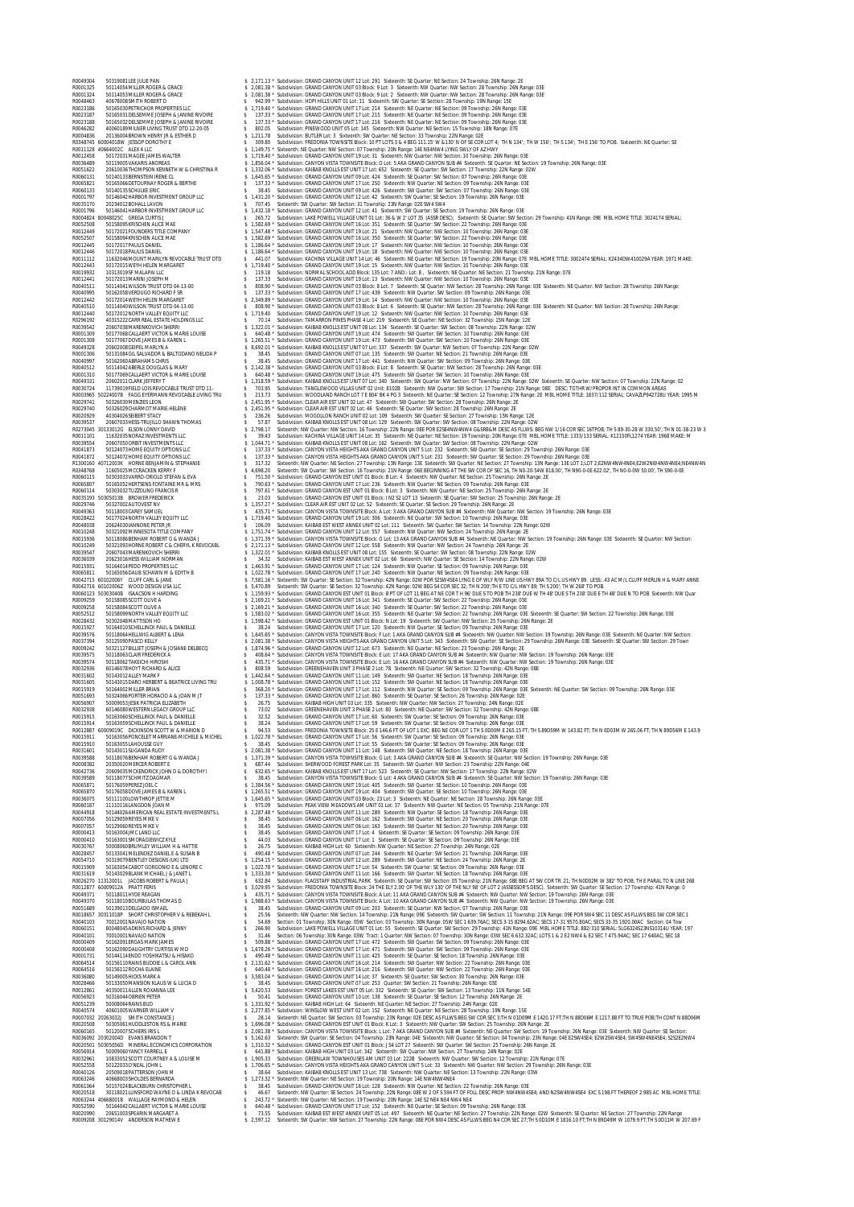R0049304 50319081LEE JULIE PAN $ 2,171.13 * Subdivision: GRAND CANYON UNIT 12 Lot: 291 Sixteenth: SE Quarter: SE Section: 24 Township: 26N Range: 2E
R0001325 50114054MILLER ROGER & GRACE $ 2,081.38 * Subdivision: GRAND CANYON UNIT 03 Block: 9 Lot: 3 Sixteenth: NW Quarter: NW Section: 28 Township: 26N Range: 03E
R0001324 50114053MILLER ROGER & GRACE $ 2,081.38 * Subdivision: GRAND CANYON UNIT 03 Block: 9 Lot: 2 Sixteenth: NW Quarter: NW Section: 28 Township: 26N Range: 03E
R0048463 40678008SMITH ROBERT D $ 942.99 * Subdivision: HOPI HILLS UNIT 01 Lot: 11 Sixteenth: SW Quarter: SE Section: 28 Township: 19N Range: 15E
R0023186 50165030PETRICHOR PROPERTIES LLC $ 1,719.40 * Subdivision: GRAND CANYON UNIT 17 Lot: 214 Sixteenth: NE Quarter: NE Section: 09 Township: 26N Range: 03E
R0023187 50165031DELSEMME JOSEPH & JANINE RIVOIRE $ 137.33 * Subdivision: GRAND CANYON UNIT 17 Lot: 215 Sixteenth: NE Quarter: NE Section: 09 Township: 26N Range: 03E
R0023188 50165032DELSEMME JOSEPH & JANINE RIVOIRE $ 137.33 * Subdivision: GRAND CANYON UNIT 17 Lot: 216 Sixteenth: NE Quarter: NE Section: 09 Township: 26N Range: 03E
R0046282 40060189MILNER LIVING TRUST DTD 12-20-05 $ 802.05 Subdivision: PINEWOOD UNIT 05 Lot: 145 Sixteenth: NW Quarter: NE Section: 15 Township: 18N Range: 07E
R0004836 20136004BROWN HENRY JR & ESTHER D $ 1,213.78 Subdivision: BUTLER Lot: 3 Sixteenth: SW Quarter: NE Section: 33 Township: 22N Range: 02E
R0348745 60004018W JESSOP DOROTHY E $ 309.80 Subdivision: FREDONIA TOWNSITE Block: 10 PT LOTS 3 & 4 BEG 111.15' W & 130' N OF SE COR LOT 4; TH N 134'; TH W 156'; TH S 134'; TH E 156' TO POB. Sixteenth: NE Quarter: SE
R0011128 40664002C ALEX 4 LLC $ 1,149.75 * Sixteenth: NE Quarter: NW Section: 07 Township: 20N Range: 14E NE4NW4 LYING SWLY OF AZ HWY
R0012458 50172031MAGEE JAMES WALTER $ 1,719.40 * Subdivision: GRAND CANYON UNIT 19 Lot: 31 Sixteenth: NW Quarter: NW Section: 10 Township: 26N Range: 03E
R0036489 50119005VAKARIS ANDREAS $ 1,856.04 * Subdivision: CANYON VISTA TOWNSITE Block: O Lot: 5 AKA GRAND CANYON SUB #4 Sixteenth: SE Quarter: NE Section: 19 Township: 26N Range: 03E
R0051622 20610036THOMPSON KENNETH W & CHRISTINA R $ 1,332.06 * Subdivision: KAIBAB KNOLLS EST UNIT 17 Lot: 652 Sixteenth: SE Quarter: SE Section: 17 Township: 22N Range: 02W
R0060131 50140133BERNSTEIN IRENE CL $ 1,645.65 * Subdivision: GRAND CANYON UNIT 09 Lot: 424 Sixteenth: SE Quarter: SW Section: 07 Township: 26N Range: 03E
R0065821 50165066DETOURNAY ROGER & BERTHE $ 137.33 * Subdivision: GRAND CANYON UNIT 17 Lot: 250 Sixteenth: NW Quarter: NE Section: 09 Township: 26N Range: 03E
R0060133 50140135SCHULKE ERIC $ 38.45 Subdivision: GRAND CANYON UNIT 09 Lot: 426 Sixteenth: SW Quarter: SW Section: 07 Township: 26N Range: 03E
R0001797 50146042HARBOR INVESTMENT GROUP LLC $ 1,431.20 * Subdivision: GRAND CANYON UNIT 12 Lot: 42 Sixteenth: SW Quarter: SE Section: 19 Township: 26N Range: 03E
R0035170 20234012BOHALL LAVON $ 707.45 Sixteenth: SW Quarter: SW Section: 31 Township: 23N Range: 02E SW4 SW4
R0001796 50146041HARBOR INVESTMENT GROUP LLC $ 1,432.18 * Subdivision: GRAND CANYON UNIT 12 Lot: 41 Sixteenth: SW Quarter: SE Section: 19 Township: 26N Range: 03E
R0004824 80048025C GREGA CURTIS J $ 265.72 Subdivision: LAKE POWELL VILLAGE UNIT 01 Lot: 36 & W 2' LOT 35 (ASSR DESC); Sixteenth: SE Quarter: SW Section: 29 Township: 41N Range: 09E MBL HOME TITLE: 3024174 SERIAL:
R0052508 50158095KRISCHEN ALICE MAE $ 1,582.69 * Subdivision: GRAND CANYON UNIT 16 Lot: 351 Sixteenth: SE Quarter: SW Section: 22 Township: 26N Range: 03E
R0012449 50172021FOUNDERS TITLE COMPANY $ 1,547.48 * Subdivision: GRAND CANYON UNIT 19 Lot: 21 Sixteenth: NW Quarter: NW Section: 10 Township: 26N Range: 03E
R0052507 50158094KRISCHEN ALICE MAE $ 1,582.69 * Subdivision: GRAND CANYON UNIT 16 Lot: 350 Sixteenth: SE Quarter: SW Section: 22 Township: 26N Range: 03E
R0012445 50172017PAULS DANIEL $ 1,186.64 * Subdivision: GRAND CANYON UNIT 19 Lot: 17 Sixteenth: NW Quarter: NW Section: 10 Township: 26N Range: 03E
R0012446 50172018PAULS DANIEL $ 1,186.64 * Subdivision: GRAND CANYON UNIT 19 Lot: 18 Sixteenth: NW Quarter: NW Section: 10 Township: 26N Range: 03E
R0011112 11632046MOUNT MARILYN REVOCABLE TRUST DTD $ 441.07 Subdivision: KACHINA VILLAGE UNIT 14 Lot: 46 Sixteenth: NE Quarter: NE Section: 19 Township: 20N Range: 07E MBL HOME TITLE: 3002474 SERIAL: K2434DW410029A YEAR: 1971 MAKE:
R0012443 50172015WEYH HELEN MARGARET $ 1,719.40 * Subdivision: GRAND CANYON UNIT 19 Lot: 15 Sixteenth: NW Quarter: NW Section: 10 Township: 26N Range: 03E
R0019932 10313019SF MALAPAI LLC $ 119.18 Subdivision: NORMAL SCHOOL ADD Block: 135 Lot: 7 AND: Lot: 8, Sixteenth: NE Quarter: NE Section: 21 Township: 21N Range: 07E
R0012441 50172013MARINI JOSEPH M $ 137.33 Subdivision: GRAND CANYON UNIT 19 Lot: 13 Sixteenth: NW Quarter: NW Section: 10 Township: 26N Range: 03E
R0040511 50114041WILSON TRUST DTD 04-13-00 $ 808.90 * Subdivision: GRAND CANYON UNIT 03 Block: 8 Lot: 7 Sixteenth: SE Quarter: NW Section: 28 Township: 26N Range: 03E Sixteenth: NE Quarter: NW Section: 28 Township: 26N Range:
R0040995 50162038VERDUGO RICHARD F SR $ 137.33 * Subdivision: GRAND CANYON UNIT 17 Lot: 439 Sixteenth: NW Quarter: SW Section: 09 Township: 26N Range: 03E
R0012442 50172014WEYH HELEN MARGARET $ 2,349.89 * Subdivision: GRAND CANYON UNIT 19 Lot: 14 Sixteenth: NW Quarter: NW Section: 10 Township: 26N Range: 03E
R0040510 50114040WILSON TRUST DTD 04-13-00 $ 808.90 * Subdivision: GRAND CANYON UNIT 03 Block: 8 Lot: 6 Sixteenth: SE Quarter: NW Section: 28 Township: 26N Range: 03E Sixteenth: NE Quarter: NW Section: 28 Township: 26N Range:
R0012440 50172012NORTH VALLEY EQUITY LLC $ 1,719.40 Subdivision: GRAND CANYON UNIT 19 Lot: 12 Sixteenth: NW Quarter: NW Section: 10 Township: 26N Range: 03E
R0296192 40315222CARR REAL ESTATE HOLDINGS LLC $ 70.14 Subdivision: TAMARRON PINES PHASE 4 Lot: 219 Sixteenth: SE Quarter: NE Section: 32 Township: 15N Range: 12E
R0039542 20607038MARENKOVICH SHERRI $ 1,322.01 * Subdivision: KAIBAB KNOLLS EST UNIT 08 Lot: 134 Sixteenth: SE Quarter: SE Section: 08 Township: 22N Range: 02W
R0001309 50177068CALLAERT VICTOR & MARIE LOUISE $ 640.48 * Subdivision: GRAND CANYON UNIT 19 Lot: 474 Sixteenth: SW Quarter: SW Section: 10 Township: 26N Range: 03E
R0001308 50177067DOVE JAMES B & KAREN L $ 1,265.51 * Subdivision: GRAND CANYON UNIT 19 Lot: 473 Sixteenth: SW Quarter: SW Section: 10 Township: 26N Range: 03E
R0049328 20602008GEBPEL MARLYN A $ 8,692.01 * Subdivision: KAIBAB KNOLLS EST UNIT 07 Lot: 337 Sixteenth: SW Quarter: NW Section: 07 Township: 22N Range: 02W
R0001306 50131084GIL SALVADOR & BALTODANO NELIDA P $ 38.45 Subdivision: GRAND CANYON UNIT 07 Lot: 135 Sixteenth: SW Quarter: NE Section: 21 Township: 26N Range: 03E
R0040997 50162060ABRAHAMS CHRIS $ 38.45 Subdivision: GRAND CANYON UNIT 17 Lot: 441 Sixteenth: NW Quarter: SW Section: 09 Township: 26N Range: 03E
R0040512 50114042ABERLE DOUGLAS & MARY $ 2,142.38 * Subdivision: GRAND CANYON UNIT 03 Block: 8 Lot: 8 Sixteenth: SE Quarter: NW Section: 28 Township: 26N Range: 03E
R0001310 50177069CALLAERT VICTOR & MARIE LOUISE $ 640.48 * Subdivision: GRAND CANYON UNIT 19 Lot: 475 Sixteenth: SW Quarter: SW Section: 10 Township: 26N Range: 03E
R0049331 20602011CLARK JEFFERY T $ 1,318.59 * Subdivision: KAIBAB KNOLLS EST UNIT 07 Lot: 340 Sixteenth: SW Quarter: NW Section: 07 Township: 22N Range: 02W Sixteenth: SE Quarter: NW Section: 07 Township: 22N Range: 02
R0030724 11739019FIELD LOIS REVOCABLE TRUST DTD 11- $ 703.95 Subdivision: TANGLEWOOD VILLAS UNIT 02 Unit: 8102B Sixteenth: NW Quarter: SW Section: 17 Township: 21N Range: 08E DESC: TGTHR W/PROPOR INT IN COMMON AREAS
R0003965 50224007B FAGG EYERMANN REVOCABLE LIVING TRU $ 213.73 Subdivision: WOODLAND RANCH LOT 7 E 804' BK 4 PG 3 Sixteenth: NE Quarter: SE Section: 12 Township: 27N Range: 2E MBL HOME TITLE: 1837/112 SERIAL: CAVAZLP942728U YEAR: 1995 M
R0029741 50326030MENZIES LEON $ 2,451.95 * Subdivision: CLEAR AIR EST UNIT 02 Lot: 47 Sixteenth: SW Quarter: SE Section: 28 Township: 26N Range: 2E
R0029740 50326029CHARMOT MARIE-HELENE $ 2,451.95 * Subdivision: CLEAR AIR EST UNIT 02 Lot: 46 Sixteenth: SE Quarter: SW Section: 28 Township: 26N Range: 2E
R0020929 40304026SEIBERT STACY $ 236.26 Subdivision: MOGOLLON RANCH UNIT 02 Lot: 109 Sixteenth: SW Quarter: SE Section: 27 Township: 15N Range: 12E
R0039537 20607033HESS-TRUJILLO SHAWN THOMAS $ 57.87 Subdivision: KAIBAB KNOLLS EST UNIT 08 Lot: 129 Sixteenth: SW Quarter: SW Section: 08 Township: 22N Range: 02W
R0273045 30133012G ELSON LONNY DAVID $ 2,798.17 Sixteenth: NW Quarter: NW Section: 16 Township: 22N Range: 08E POR E2SE4NW4NW4 G&SRB&M DESC AS FLLWS: BEG NW 1/16 COR SEC 16T POB; TH S 89-30-28 W 330.50'; TH N 01-38-23 W 3
R0011101 11632035NORAZ INVESTMENTS LLC $ 39.43 Subdivision: KACHINA VILLAGE UNIT 14 Lot: 35 Sixteenth: NE Quarter: NE Section: 19 Township: 20N Range: 07E MBL HOME TITLE: 1333/133 SERIAL: K12150FL1274 YEAR: 1968 MAKE: M
R0039554 20607050ORBIT INVESTMENTS LLC $ 1,044.71 * Subdivision: KAIBAB KNOLLS EST UNIT 08 Lot: 162 Sixteenth: SW Quarter: SE Section: 08 Township: 22N Range: 02W
R0041873 50124073HOME EQUITY OPTIONS LLC $ 137.33 * Subdivision: CANYON VISTA HEIGHTS AKA GRAND CANYON UNIT 5 Lot: 232 Sixteenth: SW Quarter: SE Section: 29 Township: 26N Range: 03E
R0041872 50124072HOME EQUITY OPTIONS LLC $ 137.33 * Subdivision: CANYON VISTA HEIGHTS AKA GRAND CANYON UNIT 5 Lot: 231 Sixteenth: SW Quarter: SE Section: 29 Township: 26N Range: 03E
R1300160 40712003K HORNE BENJAMIN & STEPHANIE $ 317.32 Sixteenth: NW Quarter: NE Section: 27 Township: 13N Range: 13E Sixteenth: SW Quarter: NE Section: 27 Township: 13N Range: 13E LOT 1;LOT 2;E2NW4NW4NE4;E2W2NW4NW4NE4;NE4NW4N
R0348768 11605025MCCRACKEN KERRY F $ 4,698.20 Sixteenth: NW Quarter: SW Section: 16 Township: 21N Range: 06E BEGINNING AT THE SW COR OF SEC 16, TH N0-20-54W 818.00', TH N90-0-0E 622.02', TH N0-0-0W 50.00', TH S90-0-0E
R0060115 50303033VARRO-ORIOLD STEFAN & EVA $ 751.50 * Subdivision: GRAND CANYON EST UNIT 01 Block: B Lot: 4 Sixteenth: NW Quarter: NE Section: 25 Township: 26N Range: 2E
R0065807 50165052HERTSENS FONTAINE MR & MRS $ 790.63 * Subdivision: GRAND CANYON UNIT 17 Lot: 236 Sixteenth: NW Quarter: NE Section: 09 Township: 26N Range: 03E
R0060114 50303032TUZZOLINO FRANCIS R $ 797.61 * Subdivision: GRAND CANYON EST UNIT 01 Block: B Lot: 3 Sixteenth: NW Quarter: NE Section: 25 Township: 26N Range: 2E
R0035193 50305013B BROWER FREDERICK $ 23.03 Subdivision: GRAND CANYON EST UNIT 01 Block: I N2 S2 LOT 13 Sixteenth: SE Quarter: SW Section: 25 Township: 26N Range: 2E
R0029746 50327002AUTOVEST NV $ 1,357.27 * Subdivision: CLEAR AIR EST UNIT 02 Lot: 52 Sixteenth: SE Quarter: SE Section: 29 Township: 26N Range: 2E
R0049363 50118003CAREY SAMUEL $ 435.71 * Subdivision: CANYON VISTA TOWNSITE Block: A Lot: 3 AKA GRAND CANYON SUB #4 Sixteenth: NW Quarter: NW Section: 19 Township: 26N Range: 03E
R0028422 50177024NORTH VALLEY EQUITY LLC $ 1,719.40 * Subdivision: GRAND CANYON UNIT 19 Lot: 386 Sixteenth: NE Quarter: SE Section: 10 Township: 26N Range: 03E
R0048038 20624030IANNONE PETER JR $ 106.09 Subdivision: KAIBAB EST WEST ANNEX UNIT 02 Lot: 111 Sixteenth: SW Quarter: SW Section: 14 Township: 22N Range: 02W
R0010248 50321092MINNESOTA TITLE COMPANY $ 1,751.74 * Subdivision: GRAND CANYON EST UNIT 02 Lot: 557 Sixteenth: NW Quarter: NW Section: 24 Township: 26N Range: 2E
R0015936 50118086BENHAM ROBERT G & WANDA J $ 1,371.39 * Subdivision: CANYON VISTA TOWNSITE Block: G Lot: 13 AKA GRAND CANYON SUB #4 Sixteenth: NE Quarter: NW Section: 19 Township: 26N Range: 03E Sixteenth: SE Quarter: NW Section:
R0010249 50321093HORNE ROBERT C & CHERYL K REVOCABL $ 2,171.13 * Subdivision: GRAND CANYON EST UNIT 02 Lot: 558 Sixteenth: NW Quarter: NW Section: 24 Township: 26N Range: 2E
R0039547 20607043MARENKOVICH SHERRI $ 1,322.01 * Subdivision: KAIBAB KNOLLS EST UNIT 08 Lot: 155 Sixteenth: SE Quarter: SW Section: 08 Township: 22N Range: 02W
R0036039 20623016KRESS WILLIAM NORMAN $ 34.32 Subdivision: KAIBAB EST WEST ANNEX UNIT 02 Lot: 66 Sixteenth: NW Quarter: SE Section: 14 Township: 22N Range: 02W
R0015931 50164014PEDO PROPERTIES LLC $ 1,463.91 * Subdivision: GRAND CANYON UNIT 17 Lot: 124 Sixteenth: NW Quarter: SE Section: 09 Township: 26N Range: 03E
R0065811 50165056DAUB SCHAWN M & EDYTH B $ 1,022.78 * Subdivision: GRAND CANYON UNIT 17 Lot: 240 Sixteenth: NW Quarter: NE Section: 09 Township: 26N Range: 03E
R0042715 60102006Y CLUFF CARL & JANE $ 7,581.16 * Sixteenth: SW Quarter: SE Section: 32 Township: 42N Range: 02W POR S2SW4SE4 LYING E OF WLY R/W LINE US HWY 89A TO C/L US HWY 89. LESS .43 AC M/L CLUFF MERLIN H & MARY ANNE
R0042716 60102006Z WOOD DESIGN USA LLC $ 5,470.89 Sixteenth: SW Quarter: SE Section: 32 Township: 42N Range: 02W BEG S4 COR SEC 32; TH N 200';TH E TO C/L HWY 89; TH S 200'; TH W 268' TO POB.
R0060123 50303040B ISAACSON HARDING $ 1,159.93 * Subdivision: GRAND CANYON EST UNIT 01 Block: B PT OF LOT 11 BEG AT NE COR TH 96' DUE S TO POB TH 238' DUE W TH 48' DUE S TH 238' DUE E TH 48' DUE N TO POB Sixteenth: NW Quar
R0009259 50158085SCOTT OLIVE A $ 2,169.21 * Subdivision: GRAND CANYON UNIT 16 Lot: 341 Sixteenth: SE Quarter: SW Section: 22 Township: 26N Range: 03E
R0009258 50158084SCOTT OLIVE A $ 2,169.21 * Subdivision: GRAND CANYON UNIT 16 Lot: 340 Sixteenth: SE Quarter: SW Section: 22 Township: 26N Range: 03E
R0052512 50158099NORTH VALLEY EQUITY LLC $ 1,583.02 * Subdivision: GRAND CANYON UNIT 16 Lot: 355 Sixteenth: NE Quarter: SW Section: 22 Township: 26N Range: 03E Sixteenth: SE Quarter: SW Section: 22 Township: 26N Range: 03E
R0028432 50302048MATTISON HO $ 1,598.42 * Subdivision: GRAND CANYON EST UNIT 01 Block: N Lot: 19 Sixteenth: SW Quarter: NW Section: 25 Township: 26N Range: 2E
R0015927 50164010SCHELLINCK PAUL & DANIELLE $ 38.24 Subdivision: GRAND CANYON UNIT 17 Lot: 120 Sixteenth: NW Quarter: SE Section: 09 Township: 26N Range: 03E
R0039576 50118064HELLWIG ALBERT & LENA $ 1,645.65 * Subdivision: CANYON VISTA TOWNSITE Block: F Lot: 1 AKA GRAND CANYON SUB #4 Sixteenth: NW Quarter: NW Section: 19 Township: 26N Range: 03E Sixteenth: NE Quarter: NW Section:
R0037394 50125090PASCO KELLY $ 2,081.38 * Subdivision: CANYON VISTA HEIGHTS AKA GRAND CANYON UNIT 5 Lot: 343 Sixteenth: SW Quarter: SE Section: 29 Township: 26N Range: 03E Sixteenth: SE Quarter: SW Section: 29 Town
R0009242 50321127BILLIET JOSEPH & JOSIANE DELBECQ $ 1,874.96 * Subdivision: GRAND CANYON EST UNIT 02 Lot: 673 Sixteenth: NE Quarter: NE Section: 23 Township: 26N Range: 2E
R0039575 50118063CLAIR FREDERICK A $ 408.64 * Subdivision: CANYON VISTA TOWNSITE Block: E Lot: 17 AKA GRAND CANYON SUB #4 Sixteenth: NW Quarter: NW Section: 19 Township: 26N Range: 03E
R0039574 50118062TAKEICHI HIROSHI $ 435.71 * Subdivision: CANYON VISTA TOWNSITE Block: E Lot: 16 AKA GRAND CANYON SUB #4 Sixteenth: NW Quarter: NW Section: 19 Township: 26N Range: 03E
R0032936 60146078HOYT RICHARD & ALICE $ 808.59 Subdivision: GREENEHAVEN UNIT 3 PHASE 2 Lot: 78 Sixteenth: NE Quarter: SW Section: 32 Township: 42N Range: 08E
R0031602 50143012ALLEY MARK F $ 1,442.64 * Subdivision: GRAND CANYON UNIT 11 Lot: 149 Sixteenth: SW Quarter: NE Section: 18 Township: 26N Range: 03E
R0031605 50143015DALBERT HERBERT & BEATRICE LIVING TRU $ 1,008.78 * Subdivision: GRAND CANYON UNIT 11 Lot: 152 Sixteenth: SW Quarter: NE Section: 18 Township: 26N Range: 03E
R0015919 50164002MILLER BRIAN $ 368.20 * Subdivision: GRAND CANYON UNIT 17 Lot: 112 Sixteenth: NW Quarter: SE Section: 09 Township: 26N Range: 03E Sixteenth: NE Quarter: SW Section: 09 Township: 26N Range: 03E
R0051693 50324066PORTER HORACIO A & JOAN M JT $ 137.33 * Subdivision: GRAND CANYON EST UNIT 02 Lot: 860 Sixteenth: SE Quarter: SE Section: 26 Township: 26N Range: 02E
R0056907 50009053JESIK PATRICIA ELIZABETH $ 26.75 Subdivision: KAIBAB HIGH UNIT 03 Lot: 335 Sixteenth: NW Quarter: NE Section: 27 Township: 24N Range: 02E
R0032938 60146080WESTERN LEGACY GROUP LLC $ 73.02 Subdivision: GREENEHAVEN UNIT 3 PHASE 2 Lot: 80 Sixteenth: NE Quarter: SW Section: 32 Township: 42N Range: 08E
R0015915 50163060SCHELLINCK PAUL & DANIELLE $ 32.52 Subdivision: GRAND CANYON UNIT 17 Lot: 60 Sixteenth: SW Quarter: SE Section: 09 Township: 26N Range: 03E
R0015914 50163059SCHELLINCK PAUL & DANIELLE $ 38.24 Subdivision: GRAND CANYON UNIT 17 Lot: 59 Sixteenth: SW Quarter: SE Section: 09 Township: 26N Range: 03E
R0012887 60009019C DICKINSON SCOTT W & MARION D $ 94.53 Subdivision: FREDONIA TOWNSITE Block: 25 E 146.6 FT OF LOT 1 EXC; BEG NE COR LOT 1 TH S 00D09M E 265.15 FT; TH S 89D59M W 143.82 FT; TH N 0D03M W 265.06 FT; TH N 89D56M E 143.9
R0015911 50163056PONCELET MARRIANE-MICHELE & MICHEL $ 1,022.78 * Subdivision: GRAND CANYON UNIT 17 Lot: 56 Sixteenth: SW Quarter: SE Section: 09 Township: 26N Range: 03E
R0015910 50163055LAHOUSSE GUY $ 38.45 Subdivision: GRAND CANYON UNIT 17 Lot: 55 Sixteenth: SW Quarter: SE Section: 09 Township: 26N Range: 03E
R0031601 50143011SUGANDA RUDY $ 2,081.38 * Subdivision: GRAND CANYON UNIT 11 Lot: 148 Sixteenth: SW Quarter: NE Section: 18 Township: 26N Range: 03E
R0039588 50118076BENHAM ROBERT G & WANDA J $ 1,371.39 * Subdivision: CANYON VISTA TOWNSITE Block: G Lot: 3 AKA GRAND CANYON SUB #4 Sixteenth: NE Quarter: NW Section: 19 Township: 26N Range: 03E
R0008382 20350020MERCER ROBERT E $ 687.44 Subdivision: SHERWOOD FOREST PARK Lot: 35 Sixteenth: SW Quarter: NW Section: 23 Township: 22N Range: 04E
R0042736 20609035MCKENDRICK JOHN D & DOROTHY I $ 632.65 * Subdivision: KAIBAB KNOLLS EST UNIT 17 Lot: 523 Sixteenth: SE Quarter: NW Section: 17 Township: 22N Range: 02W
R0039589 50118077SCHMITZ DAGMAR $ 38.45 Subdivision: CANYON VISTA TOWNSITE Block: G Lot: 4 AKA GRAND CANYON SUB #4 Sixteenth: NE Quarter: NW Section: 19 Township: 26N Range: 03E
R0065871 50176059PEREZ JOEL C $ 1,384.56 * Subdivision: GRAND CANYON UNIT 19 Lot: 405 Sixteenth: SW Quarter: SE Section: 10 Township: 26N Range: 03E
R0065870 50176058DOVE JAMES B & KAREN L $ 1,265.51 * Subdivision: GRAND CANYON UNIT 19 Lot: 404 Sixteenth: SW Quarter: SE Section: 10 Township: 26N Range: 03E
R0036075 50111100LOWTHROP JETTIE M $ 1,645.65 * Subdivision: GRAND CANYON UNIT 03 Block: 23 Lot: 3 Sixteenth: NE Quarter: NE Section: 28 Township: 26N Range: 03E
R0060187 11101116LANGDON JOAN M $ 975.09 Subdivision: PEAK VIEW MEADOWS AM UNIT 01 Lot: 37 Sixteenth: NW Quarter: NE Section: 05 Township: 21N Range: 07E
R0044918 50144026AMERICAN REAL ESTATE INVESTMENTS L $ 2,287.48 * Subdivision: GRAND CANYON UNIT 11 Lot: 289 Sixteenth: NW Quarter: SE Section: 18 Township: 26N Range: 03E
R0007056 50129059REYES MIKE V $ 38.45 Subdivision: GRAND CANYON UNIT 06 Lot: 162 Sixteenth: SW Quarter: SE Section: 20 Township: 26N Range: 03E
R0007057 50129060REYES MIKE V $ 38.45 Subdivision: GRAND CANYON UNIT 06 Lot: 163 Sixteenth: SW Quarter: SE Section: 20 Township: 26N Range: 03E
R0000413 50163004JMC LAND LLC $ 38.45 Subdivision: GRAND CANYON UNIT 17 Lot: 4 Sixteenth: SE Quarter: SE Section: 09 Township: 26N Range: 03E
R0000410 50163001SMORAGIEWICZ KYLE $ 44.03 Subdivision: GRAND CANYON UNIT 17 Lot: 1 Sixteenth: SE Quarter: SE Section: 09 Township: 26N Range: 03E
R0030767 50008060BRUMLEY WILLIAM H & HATTIE $ 26.75 Subdivision: KAIBAB HIGH Lot: 60 Sixteenth: NW Quarter: NE Section: 27 Township: 24N Range: 02E
R0028457 50133041MELENDEZ DANIEL E & SUSAN B $ 490.48 * Subdivision: GRAND CANYON UNIT 07 Lot: 244 Sixteenth: NE Quarter: SW Section: 21 Township: 26N Range: 03E
R0054710 50319079BENTLEY DESIGNS (UK) LTD $ 1,254.15 * Subdivision: GRAND CANYON UNIT 12 Lot: 289 Sixteenth: SW Quarter: NE Section: 24 Township: 26N Range: 2E
R0015909 50163054CABOT GORGONIO E & LENORE C $ 1,022.78 * Subdivision: GRAND CANYON UNIT 17 Lot: 54 Sixteenth: SW Quarter: SE Section: 09 Township: 26N Range: 03E
R0031619 50143029BLANK MICHAEL J & JANET L $ 1,333.30 * Subdivision: GRAND CANYON UNIT 11 Lot: 166 Sixteenth: SW Quarter: NE Section: 18 Township: 26N Range: 03E
R0026270 11312001L JACOBS ROBERT & PAULA J $ 632.84 Subdivision: FLAGSTAFF INDUSTRIAL PARK Sixteenth: SE Quarter: SW Section: 05 Township: 21N Range: 08E BEG AT SW COR TR. 21; TH N0D02M W 382' TO POB; TH E PARAL TO N LINE 268
R0012877 60009012A PRATT FERIS $ 3,029.95 * Subdivision: FREDONIA TOWNSITE Block: 24 THE E1/2 OF THE W1/2 OF THE NLY 98' OF LOT 2 (ASSESSOR'S DESC); Sixteenth: SW Quarter: SE Section: 17 Township: 41N Range: 0
R0049371 50118011HYDE REAGAN $ 435.71 * Subdivision: CANYON VISTA TOWNSITE Block: A Lot: 11 AKA GRAND CANYON SUB #4 Sixteenth: NW Quarter: NW Section: 19 Township: 26N Range: 03E
R0049370 50118010DURBULAS THOMAS D $ 1,988.63 * Subdivision: CANYON VISTA TOWNSITE Block: A Lot: 10 AKA GRAND CANYON SUB #4 Sixteenth: NW Quarter: NW Section: 19 Township: 26N Range: 03E
R0051689 50139013DELGADO ISMAEL $ 38.45 Subdivision: GRAND CANYON UNIT 09 Lot: 203 Sixteenth: SE Quarter: NW Section: 07 Township: 26N Range: 03E
R0018657 30311018P SHORT CHRISTOPHER V & REBEKAH L $ 25.56 Sixteenth: NW Quarter: NW Section: 14 Township: 21N Range: 09E Sixteenth: SW Quarter: SW Section: 11 Township: 21N Range: 09E POR SW4 SEC 11 DESC AS FLLWS:BEG SW COR SEC 1
R0040103 70012003NAVAJO NATION $ 54.69 Section: 01 Township: 30N Range: 05W Section: 03 Township: 30N Range: 05W SEC 1 639.76AC; SECS 3-15 8294.62AC; SECS 17-31 9570.80AC; SECS 33-35 1920.00AC Section: 04 Tow
R0060151 80048045ADKINS RICHARD & JENNY $ 266.90 Subdivision: LAKE POWELL VILLAGE UNIT 01 Lot: 55 Sixteenth: SE Quarter: SW Section: 29 Township: 41N Range: 09E MBL HOME TITLE: 882/310 SERIAL: SLG6324S23N50314U YEAR: 197
R0040101 70010001NAVAJO NATION $ 31.46 Section: 06 Township: 30N Range: 03W Tract: 1 Quarter: NW Section: 07 Township: 30N Range: 03W SEC 6 632.32AC; LOTS 1 & 2 E2 NW4 & E2 SEC 7 475.94AC; SEC 17 640AC; SEC 18
R0000409 50162092RIGAS MARK JAMES $ 509.88 * Subdivision: GRAND CANYON UNIT 17 Lot: 472 Sixteenth: SW Quarter: SW Section: 09 Township: 26N Range: 03E
R0000408 50162090DAUGHTRY CURTISS W MD $ 1,678.26 * Subdivision: GRAND CANYON UNIT 17 Lot: 471 Sixteenth: SW Quarter: SW Section: 09 Township: 26N Range: 03E
R0001731 50144114ENDO YOSHIKATSU & HISAKO $ 490.48 * Subdivision: GRAND CANYON UNIT 11 Lot: 425 Sixteenth: SE Quarter: SE Section: 18 Township: 26N Range: 03E
R0064514 50156110RAINS BUDDIE L & CAROL ANN $ 2,131.62 * Subdivision: GRAND CANYON UNIT 16 Lot: 214 Sixteenth: SW Quarter: NE Section: 22 Township: 26N Range: 03E
R0064516 50156112ROCHA ELAINE $ 640.48 * Subdivision: GRAND CANYON UNIT 16 Lot: 216 Sixteenth: SW Quarter: NE Section: 22 Township: 26N Range: 03E
R0036080 50149005HICKS MARK A $ 3,583.04 * Subdivision: GRAND CANYON UNIT 14 Lot: 37 Sixteenth: SE Quarter: SW Section: 30 Township: 26N Range: 03E
R0028466 50133050MANSION KLAUS W & LUCIA D $ 38.45 Subdivision: GRAND CANYON UNIT 07 Lot: 253 Quarter: SW Section: 21 Township: 26N Range: 03E
R0012861 40350011ALLEN ROXANNA LEE $ 3,420.53 Subdivision: FOREST LAKES EST UNIT 05 Lot: 332 Sixteenth: SE Quarter: SW Section: 13 Township: 11N Range: 14E
R0056923 50316044OBRIEN PETER $ 50.41 Subdivision: GRAND CANYON UNIT 10 Lot: 138 Sixteenth: SE Quarter: SE Section: 12 Township: 26N Range: 2E
R0051239 50008064RAINS BUD $ 1,331.92 * Subdivision: KAIBAB HIGH Lot: 64 Sixteenth: NE Quarter: NE Section: 27 Township: 24N Range: 02E
R0040574 40601005WARNER WILLIAM V $ 2,277.85 * Subdivision: WINSLOW WEST UNIT 02 Lot: 152 Sixteenth: NE Quarter: NE Section: 28 Township: 19N Range: 15E
R0007032 20263032J SMITH CONSTANCE J $ 28.14 Sixteenth: NE Quarter: SW Section: 03 Township: 23N Range: 02E DESC AS FLLWS:BEG SW COR SEC 3;TH N 01D09M E 1420.17 FT;TH N 88D06M E 1217.88 FT TO TRUE POB;TH CONT N 88D06M
R0020508 50305061HUDDLESTON RS & MARIE $ 1,696.08 * Subdivision: GRAND CANYON EST UNIT 01 Block: K Lot: 3 Sixteenth: NW Quarter: SE Section: 25 Township: 26N Range: 2E
R0060165 50120007SCHIERS IRIS L $ 2,081.38 * Subdivision: CANYON VISTA TOWNSITE Block: L Lot: 7 AKA GRAND CANYON SUB #4 Sixteenth: NE Quarter: SW Section: 19 Township: 26N Range: 03E Sixteenth: NW Quarter: SE Section:
R0036092 20302004D EVANS BRANDON T $ 5,162.63 Sixteenth: SW Quarter: SE Section: 04 Township: 23N Range: 04E Sixteenth: NW Quarter: NE Section: 04 Township: 23N Range: 04E E2SW4SE4; E2W2SW4SE4; SW4SW4NE4SE4; S2S2E2NW4
R0020501 50305056D MINERAL ECONOMICS CORPORATION $ 1,310.32 * Subdivision: GRAND CANYON EST UNIT 01 Block: J S4 LOT 27 Sixteenth: SW Quarter: SE Section: 25 Township: 26N Range: 2E
R0056914 50009060YANCY FARRELL E $ 641.88 * Subdivision: KAIBAB HIGH UNIT 03 Lot: 342 Sixteenth: SW Quarter: NE Section: 27 Township: 24N Range: 02E
R0032961 10833052SCOTT COURTNEY A & LOUISE M $ 1,905.33 Subdivision: GREENLAW TOWNHOUSES AM UNIT 03 Lot: 222B Sixteenth: NW Quarter: SW Section: 12 Township: 21N Range: 07E
R0052558 50122033O'NEAL JOHN L $ 1,706.65 * Subdivision: CANYON VISTA HEIGHTS AKA GRAND CANYON UNIT 5 Lot: 33 Sixteenth: NW Quarter: NW Section: 29 Township: 26N Range: 03E
R0040126 20509018PATTERSON JOHN M $ 38.64 Subdivision: KAIBAB KNOLLS EST UNIT 13 Lot: 738 Sixteenth: NW Quarter: NE Section: 13 Township: 22N Range: 03W
R0063246 40668003SHOLDES BERNARDA $ 1,273.32 * Sixteenth: NW Quarter: NE Section: 19 Township: 20N Range: 14E NW4NW4NE4
R0061064 50157024BLACKBURN CHRISTOPHER L $ 38.45 Subdivision: GRAND CANYON UNIT 16 Lot: 128 Sixteenth: NW Quarter: NE Section: 22 Township: 26N Range: 03E
R0020518 30118021LUNSFORD WAYNE O & LINDA K REVOCAB $ 46.67 Sixteenth: NW Quarter: SE Section: 24 Township: 22N Range: 08E W 2 OF S 594 FT OF FOLL DESC PROP: NW4NW4SE4; AND N2SW4NW4SE4 EXC S 198.FT THEREOF 2.985 AC MBL HOME TITLE:
R0063244 40668001B WALLACE RAYMOND & HELEN $ 243.72 * Sixteenth: NW Quarter: NE Section: 19 Township: 20N Range: 14E S2 NE4 NE4 NW4 NE4
R0052590 50164042CALLAERT VICTOR & MARIE LOUISE $ 640.48 * Subdivision: GRAND CANYON UNIT 17 Lot: 152 Sixteenth: NE Quarter: SE Section: 09 Township: 26N Range: 03E
R0020990 20651003SPEARIN MARGARET A $ 73.55 Subdivision: KAIBAB EST WEST ANNEX UNIT 05 Lot: 497 Sixteenth: NE Quarter: NE Section: 27 Township: 22N Range: 02W Sixteenth: SE Quarter: NE Section: 27 Township: 22N Range
R0009208 30129014V ANDERSON MATHEW E $ 2,597.12 Sixteenth: SW Quarter: NW Section: 27 Township: 22N Range: 08E POR NW4 DESC AS FLLWS:BEG N4 COR SEC 27;TH S 0D10M E 1816.10 FT;TH N 89D49M W 1079.9 FT;TH S 0D11M W 207.69 F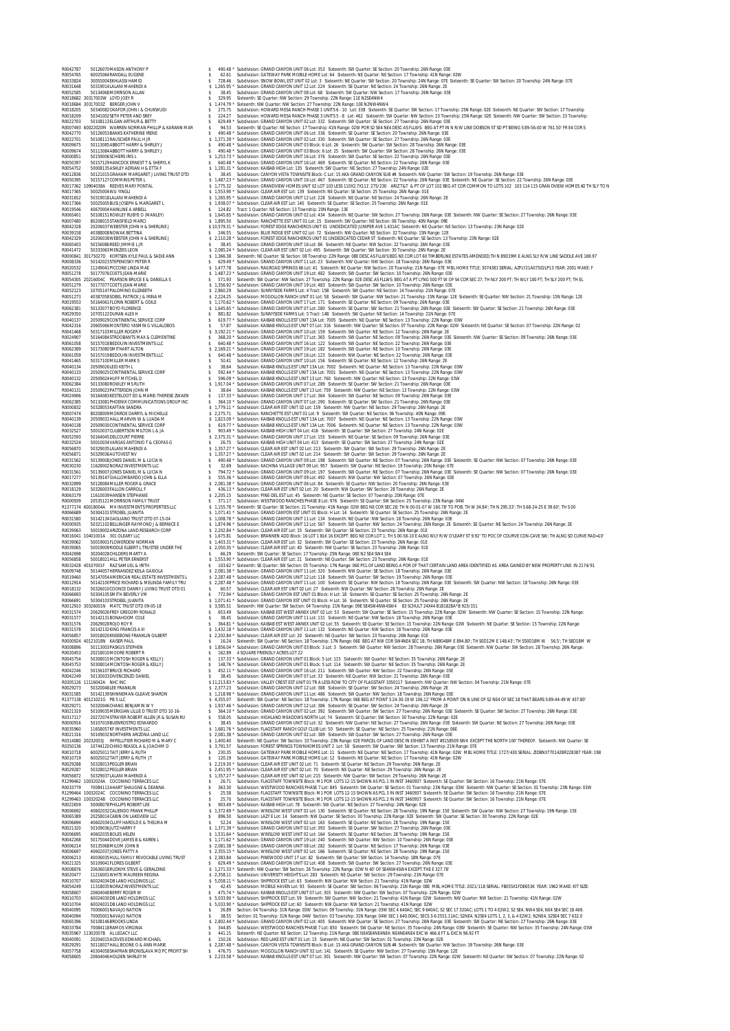R0042787 50126070MASON ANTHONY P $ 490.48 * Subdivision: GRAND CANYON UNIT 06 Lot: 353 Sixteenth: SW Quarter: SE Section: 20 Township: 26N Range: 03E
R0054765 60025064RANDALL EUGENE $ 62.61 Subdivision: GATEWAY PARK MOBILE HOME Lot: 64 Sixteenth: NE Quarter: NE Section: 17 Township: 41N Range: 02W
R0033824 30055004EKHLASSI HAMID $ 728.46 Subdivision: SNOW BOWL EST UNIT 02 Lot: 3 Sixteenth: NE Quarter: SW Section: 20 Township: 24N Range: 07E Sixteenth: SE Quarter: SW Section: 20 Township: 24N Range: 07E
R0031648 50319014LALANI MAHENDI A $ 1,265.95 * Subdivision: GRAND CANYON UNIT 12 Lot: 224 Sixteenth: SE Quarter: NE Section: 24 Township: 26N Range: 2E
R0052585 50134068MORRISON ALLAN $ 38.45 Subdivision: GRAND CANYON UNIT 08 Lot: 68 Sixteenth: SW Quarter: NW Section: 17 Township: 26N Range: 03E
R0018682 30317003Z BERGER JOHN V $ 329.95 Sixteenth: SE Quarter: NW Section: 29 Township: 22N Range: 11E N2SE4NW4
R0018684 30317003Z BERGER JOHN V $ 1,474.79 * Sixteenth: NW Quarter: NW Section: 27 Township: 22N Range: 10E N2NW4NW4
R0018205 50340082OKAFOR JOHN I & CHUKWUDI $ 275.75 Subdivision: HOWARD MESA RANCH PHASE 1 UNITS 6 - 10 Lot: 338 Sixteenth: SE Quarter: SW Section: 17 Township: 25N Range: 02E Sixteenth: NE Quarter: SW Section: 17 Township
R0018209 50341002SETH PETER AND SREY $ 224.27 Subdivision: HOWARD MESA RANCH PHASE 3 UNITS 5 - 8 Lot: 462 Sixteenth: SW Quarter: NE Section: 23 Township: 25N Range: 02E Sixteenth: NW Quarter: SE Section: 23 Township:
R0022703 50108113ELGAN ARTHUR & BETTY $ 629.49 * Subdivision: GRAND CANYON UNIT 02 Lot: 332 Sixteenth: SW Quarter: SE Section: 27 Township: 26N Range: 03E
R0007493 60022020M WARREN NORMAN PHILLIP & KARANN MAR $ 94.53 Sixteenth: SE Quarter: NE Section: 17 Township: 41N Range: 02W POR S2 SE4 NE4 DESC AS FLLWS: BEG AT PT IN N R/W LINE DOBSON ST SD PT BEING S 89-56-00 W 761.50' FR E4 COR S
R0042770 50126053BANKS KATHERINE IRENE $ 490.48 * Subdivision: GRAND CANYON UNIT 06 Lot: 336 Sixteenth: SE Quarter: SE Section: 20 Township: 26N Range: 03E
R0022701 50108111RAUSCHER PAUL H JR $ 1,371.39 * Subdivision: GRAND CANYON UNIT 02 Lot: 330 Sixteenth: SW Quarter: SE Section: 27 Township: 26N Range: 03E
R0009675 50113085ABBOTT HARRY & SHIRLEY J $ 490.48 * Subdivision: GRAND CANYON UNIT 03 Block: 6 Lot: 26 Sixteenth: SW Quarter: SW Section: 28 Township: 26N Range: 03E
R0009674 50113084ABBOTT HARRY & SHIRLEY J $ 490.48 * Subdivision: GRAND CANYON UNIT 03 Block: 6 Lot: 25 Sixteenth: SW Quarter: SW Section: 28 Township: 26N Range: 03E
R0000851 50159006SCHIERS IRIS L $ 1,253.73 * Subdivision: GRAND CANYON UNIT 16 Lot: 376 Sixteenth: SW Quarter: SE Section: 22 Township: 26N Range: 03E
R0050397 50157129HANCOCK ERNEST T & SHERYL K $ 640.48 * Subdivision: GRAND CANYON UNIT 16 Lot: 469 Sixteenth: SE Quarter: NE Section: 22 Township: 26N Range: 03E
R0054752 50008135ASHLEY ADRIAN H & ETTA F $ 1,191.31 * Subdivision: KAIBAB HIGH Lot: 135 Sixteenth: SW Quarter: NE Section: 27 Township: 24N Range: 02E
R0012836 50121015GRAHAM MARGARET J LIVING TRUST DTD $ 38.45 Subdivision: CANYON VISTA TOWNSITE Block: C Lot: 15 AKA GRAND CANYON SUB #4 Sixteenth: NW Quarter: SW Section: 19 Township: 26N Range: 03E
R0050395 50157127COMMINS PETER L $ 1,487.23 * Subdivision: GRAND CANYON UNIT 16 Lot: 467 Sixteenth: SE Quarter: NE Section: 22 Township: 26N Range: 03E Sixteenth: NE Quarter: SE Section: 22 Township: 26N Range: 03E
R0017362 10904038A REEVES MARY PONTAL $ 1,775.32 Subdivision: GRANDVIEW HOMES UNIT 02 LOT 103 LESS 110X2.7X11' 275/230 ARIZT&T & PT OF LOT 102 BEG AT COR COMMON TO LOTS 102 103 114 115 GRAN DVIEW HOMES #2 TH SLY TO N
R0017365 50025004WU YINGLI $ 1,553.90 * Subdivision: CLEAR AIR EST Lot: 139 Sixteenth: NE Quarter: SE Section: 25 Township: 26N Range: 01E
R0031652 50319018LALANI MAHENDI A $ 1,265.95 * Subdivision: GRAND CANYON UNIT 12 Lot: 228 Sixteenth: NE Quarter: NE Section: 24 Township: 26N Range: 2E
R0017366 50025005BUSJ JOSEPH & MARGARET L $ 1,938.07 * Subdivision: CLEAR AIR EST Lot: 140 Sixteenth: SE Quarter: SE Section: 25 Township: 26N Range: 01E
R0019546 40670004HAINLINE A ARBELL $ 124.82 Tract: 1 Quarter: NE Section: 13 Township: 20N Range: 13E
R0065401 50108151ROWLEY RUBYE O (MANLEY) $ 1,645.65 * Subdivision: GRAND CANYON UNIT 02 Lot: 434 Sixteenth: NE Quarter: SW Section: 27 Township: 26N Range: 03E Sixteenth: NW Quarter: SE Section: 27 Township: 26N Range: 03E
R0007480 80208015STANSFIELD MARCI $ 1,895.50 Subdivision: RANCHETTE EST UNIT 01 Lot: 15 Sixteenth: SW Quarter: NE Section: 06 Township: 40N Range: 09E
R0042328 20206037WEBSTER JOHN H & SHERLINE J $ 10,579.31 * Subdivision: FOREST EDGE RANCHEROS UNIT 01 UNDEDICATED JUNIPER AVE 1.431AC Sixteenth: NE Quarter: NE Section: 13 Township: 23N Range: 02E
R0039158 40388008NOWAK BETTINA $ 246.55 Subdivision: BLUE RIDGE EST UNIT 02 Lot: 72 Sixteenth: NW Quarter: NE Section: 32 Township: 15N Range: 12E
R0042329 20206038WEBSTER JOHN H & SHERLINE J $ 2,110.28 * Subdivision: FOREST EDGE RANCHEROS UNIT 01 UNDEDICATED CEDAR ST Sixteenth: NE Quarter: SE Section: 13 Township: 23N Range: 02E
R0065403 50156086REED JIMMIE L JR $ 38.45 Subdivision: GRAND CANYON UNIT 16 Lot: 86 Sixteenth: NE Quarter: NW Section: 22 Township: 26N Range: 03E
R0041472 50333063MENZIES LEON $ 2,085.24 * Subdivision: CLEAR AIR EST UNIT 02 Lot: 495 Sixteenth: SW Quarter: SW Section: 30 Township: 26N Range: 2E
R0000841 30175027D KORTSEN KYLE PAUL & SADIE ANN $ 1,366.38 Sixteenth: NE Quarter: SE Section: 08 Township: 22N Range: 08E DESC AS FLLWS BEG NE COR LOT 60 TIMBERLINE ESTATES AMENDED;TH N 89D19M E ALNG SLY R/W LINE SADDLE AVE 169.97
R0008336 50142023STEPENOSKY PETER R $ 629.49 * Subdivision: GRAND CANYON UNIT 11 Lot: 23 Sixteenth: NW Quarter: NW Section: 18 Township: 26N Range: 03E
R0020532 11249041PICCONE LINDA MAE $ 1,477.78 Subdivision: RAILROAD SPRINGS 66 Lot: 41 Sixteenth: NE Quarter: NW Section: 20 Township: 21N Range: 07E MBL HOME TITLE: 3074381 SERIAL: AZFLY21A075021P13 YEAR: 2001 MAKE: F
R0051278 50177076COETS JEAN-MARIE $ 1,487.23 * Subdivision: GRAND CANYON UNIT 19 Lot: 482 Sixteenth: SW Quarter: SE Section: 10 Township: 26N Range: 03E
R0054305 20216004C PEARSON BRUCE E & DANELLA S $ 571.93 Sixteenth: SW Quarter: NW Section: 27 Township: 22N Range: 02E DESC AS FLLWS: BEG AT A PT LYNG 500 FT W OF S4 COR SEC 27; TH NLY 200 FT; TH WLY 100 FT; TH SLY 200 FT; TH EL
R0051279 50177077COETS JEAN-MARIE $ 1,356.92 * Subdivision: GRAND CANYON UNIT 19 Lot: 483 Sixteenth: SW Quarter: SW Section: 10 Township: 26N Range: 03E
R0051223 10705147PALOMINO ELIZABETH $ 2,860.29 Subdivision: SUNNYSIDE FARMS Lot: 4 Tract: 158 Sixteenth: SW Quarter: NE Section: 14 Township: 21N Range: 07E
R0051273 40387058SCOBEL PATRICK J & IRINA M $ 2,224.25 Subdivision: MOGOLLON RANCH UNIT 01 Lot: 58 Sixteenth: SW Quarter: NW Section: 21 Township: 15N Range: 12E Sixteenth: SE Quarter: NW Section: 21 Township: 15N Range: 12E
R0019553 50164061FLORIN ROBERT & ODILE $ 1,170.62 * Subdivision: GRAND CANYON UNIT 17 Lot: 171 Sixteenth: SE Quarter: NE Section: 09 Township: 26N Range: 03E
R0062381 50133077BOYD FLORENCE $ 1,645.65 * Subdivision: GRAND CANYON UNIT 07 Lot: 280 Sixteenth: SE Quarter: SW Section: 21 Township: 26N Range: 03E Sixteenth: SW Quarter: SE Section: 21 Township: 26N Range: 03E
R0029350 10705122DURAN ALEX H $ 881.82 Subdivision: SUNNYSIDE FARMS Lot: 5 Tract: 148 Sixteenth: SW Quarter: NE Section: 14 Township: 21N Range: 07E
R0040137 20509029CONTINENTAL SERVICE CORP $ 619.77 * Subdivision: KAIBAB KNOLLS EST UNIT 13A Lot: 7005 Sixteenth: NE Quarter: NE Section: 13 Township: 22N Range: 03W
R0042316 20605066MONTERO YASMIN G VILLALOBOS $ 57.87 Subdivision: KAIBAB KNOLLS EST UNIT 07 Lot: 316 Sixteenth: NW Quarter: SE Section: 07 Township: 22N Range: 02W Sixteenth: NE Quarter: SE Section: 07 Township: 22N Range: 02
R0041468 50317103MILLER ROGER P $ 3,192.21 * Subdivision: GRAND CANYON UNIT 10 Lot: 159 Sixteenth: SW Quarter: NE Section: 12 Township: 26N Range: 2E
R0024907 50164084STROOBANTS MAX & CLEMENTINE $ 368.20 * Subdivision: GRAND CANYON UNIT 17 Lot: 365 Sixteenth: SW Quarter: NE Section: 09 Township: 26N Range: 03E Sixteenth: NW Quarter: SE Section: 09 Township: 26N Range: 03E
R0061058 50157018BEDOUIN INVESTMENTS LLC $ 640.48 * Subdivision: GRAND CANYON UNIT 16 Lot: 122 Sixteenth: SW Quarter: NE Section: 22 Township: 26N Range: 03E
R0062389 50173080SMITHART ALTON $ 2,169.21 * Subdivision: GRAND CANYON UNIT 19 Lot: 182 Sixteenth: SE Quarter: NE Section: 10 Township: 26N Range: 03E
R0061059 50157019BEDOUIN INVESTMENTS LLC $ 640.48 * Subdivision: GRAND CANYON UNIT 16 Lot: 123 Sixteenth: NW Quarter: NE Section: 22 Township: 26N Range: 03E
R0041465 50317100MILLER MARK S $ 50.41 Subdivision: GRAND CANYON UNIT 10 Lot: 156 Sixteenth: SE Quarter: NE Section: 12 Township: 26N Range: 2E
R0040134 20509026LEID KEITH L $ 38.64 Subdivision: KAIBAB KNOLLS EST UNIT 13A Lot: 7002 Sixteenth: NE Quarter: NE Section: 13 Township: 22N Range: 03W
R0040133 20509025CONTINENTAL SERVICE CORP $ 592.44 * Subdivision: KAIBAB KNOLLS EST UNIT 13A Lot: 7001 Sixteenth: NE Quarter: NE Section: 13 Township: 22N Range: 03W
R0040132 20509024HUFF MITCHEL O $ 596.09 * Subdivision: KAIBAB KNOLLS EST UNIT 13 Lot: 760 Sixteenth: NW Quarter: NE Section: 13 Township: 22N Range: 03W
R0062384 50133080ROWLEY MS RUTH $ 1,917.04 * Subdivision: GRAND CANYON UNIT 07 Lot: 289 Sixteenth: SE Quarter: SW Section: 21 Township: 26N Range: 03E
R0040131 20509023PATTERSON JOHN M $ 38.64 Subdivision: KAIBAB KNOLLS EST UNIT 13 Lot: 759 Sixteenth: NW Quarter: NE Section: 13 Township: 22N Range: 03W
R0024906 50164083KESTELOOT ED & MARIE-THERESE ZWAEN $ 137.33 * Subdivision: GRAND CANYON UNIT 17 Lot: 364 Sixteenth: SW Quarter: NE Section: 09 Township: 26N Range: 03E
R0062385 50133081PHOENIX COMMUNICATIONS GROUP INC $ 364.10 * Subdivision: GRAND CANYON UNIT 07 Lot: 290 Sixteenth: SE Quarter: SW Section: 21 Township: 26N Range: 03E
R0000832 50328053KAFTAN SANDRA $ 1,779.11 * Subdivision: CLEAR AIR EST UNIT 02 Lot: 159 Sixteenth: NW Quarter: NE Section: 29 Township: 26N Range: 2E
R0007474 80208009MONROE DARRYL & MICHELLE $ 2,275.71 Subdivision: RANCHETTE EST UNIT 01 Lot: 9 Sixteenth: SW Quarter: NE Section: 06 Township: 40N Range: 09E
R0040139 20509031HALL MARVIN W & LUADA M $ 1,823.09 * Subdivision: KAIBAB KNOLLS EST UNIT 13A Lot: 7007 Sixteenth: NE Quarter: NE Section: 13 Township: 22N Range: 03W
R0040138 20509030CONTINENTAL SERVICE CORP $ 619.77 * Subdivision: KAIBAB KNOLLS EST UNIT 13A Lot: 7006 Sixteenth: NE Quarter: NE Section: 13 Township: 22N Range: 03W
R0032527 50010037CULBERTSON MILTON L & JA $ 903.49 * Subdivision: KAIBAB HIGH UNIT 04 Lot: 416 Sixteenth: SE Quarter: SW Section: 27 Township: 24N Range: 02E
R0052593 50164045DELCOURT PIERRE $ 2,375.31 * Subdivision: GRAND CANYON UNIT 17 Lot: 155 Sixteenth: NE Quarter: SE Section: 09 Township: 26N Range: 03E
R0032524 50010034VARGAS ANTONIO T & CEOFAS G $ 26.75 Subdivision: KAIBAB HIGH UNIT 04 Lot: 413 Sixteenth: SE Quarter: SW Section: 27 Township: 24N Range: 02E
R0056870 50329035LALANI MAHENDI A $ 1,357.27 * Subdivision: CLEAR AIR EST UNIT 02 Lot: 213 Sixteenth: SW Quarter: SW Section: 29 Township: 26N Range: 2E
R0056871 50329036AUTOVEST NV $ 1,357.27 * Subdivision: CLEAR AIR EST UNIT 02 Lot: 214 Sixteenth: SW Quarter: SW Section: 29 Township: 26N Range: 2E
R0031562 50139008JONES DANIEL M & LUCIA N $ 490.48 * Subdivision: GRAND CANYON UNIT 09 Lot: 198 Sixteenth: SW Quarter: NE Section: 07 Township: 26N Range: 03E Sixteenth: NW Quarter: SE Section: 07 Township: 26N Range: 03E
R0030230 11628002NORAZ INVESTMENTS LLC $ 32.69 Subdivision: KACHINA VILLAGE UNIT 09 Lot: 957 Sixteenth: SW Quarter: NE Section: 19 Township: 20N Range: 07E
R0031560 50139007JONES DANIEL M & LUCIA N $ 794.72 * Subdivision: GRAND CANYON UNIT 09 Lot: 197 Sixteenth: SW Quarter: NE Section: 07 Township: 26N Range: 03E Sixteenth: SE Quarter: NW Section: 07 Township: 26N Range: 03E
R0017277 50139147GIALLOMBARDO JOHN & ELLA $ 555.36 * Subdivision: GRAND CANYON UNIT 09 Lot: 492 Sixteenth: NW Quarter: NW Section: 07 Township: 26N Range: 03E
R0032899 50128084MILLER ROGER & GRACE $ 2,081.38 * Subdivision: GRAND CANYON UNIT 06 Lot: 84 Sixteenth: SE Quarter: NW Section: 20 Township: 26N Range: 03E
R0018129 50326003FALLON CARROLL F $ 436.13 * Subdivision: CLEAR AIR EST UNIT 02 Lot: 20 Sixteenth: NW Quarter: SW Section: 28 Township: 26N Range: 2E
R0063179 11610039HANSEN STEPHANIE $ 2,205.15 Subdivision: PINE-DEL EST Lot: 45 Sixteenth: NE Quarter: SE Section: 07 Township: 20N Range: 07E
R0000939 20535121MORRISON FAMILY TRUST $ 371.17 Subdivision: WESTWOOD RANCHES PHASE 8 Lot: 976 Sixteenth: SE Quarter: SW Section: 25 Township: 23N Range: 04W
R1377174 60018004A MH INVESTMENTS PROPERTIES LLC $ 1,155.78 * Sixteenth: SE Quarter: SE Section: 21 Township: 41N Range: 02W BEG NE COR SEC 28; TH N 00-01-07 W 160.78' TO POB; TH W 34.84'; TH N 295.33'; TH S 68-24-25 E 39.60'; TH S 00
R0066680 50304101STROBEL JUANITA $ 1,071.41 * Subdivision: GRAND CANYON EST UNIT 01 Block: H Lot: 14 Sixteenth: SE Quarter: SE Section: 25 Township: 26N Range: 2E
R0031580 50142134GAGLIANO TRUST DTD 07-15-04 $ 1,008.78 * Subdivision: GRAND CANYON UNIT 11 Lot: 134 Sixteenth: NE Quarter: NW Section: 18 Township: 26N Range: 03E
R0000935 50321102BELLINGER RAYMOND J & BERNICE E $ 1,874.96 * Subdivision: GRAND CANYON UNIT 12 Lot: 567 Sixteenth: SW Quarter: NW Section: 24 Township: 26N Range: 2E Sixteenth: SE Quarter: NE Section: 24 Township: 26N Range: 2E
R0039063 50019002ARIZONA LAND RESEARCH CORP $ 2,202.84 * Subdivision: CLEAR AIR EST Lot: 33 Sixteenth: SW Quarter: SE Section: 25 Township: 26N Range: 01E
R0016041 10401001A 301 OLEARY LLC $ 1,675.81 Subdivision: BRANNEN ADD Block: 16 LOT 1 BLK 16 EXCEPT: BEG NE COR LOT 1; TH S 00-58-10 E ALNG WLY R/W O'LEARY ST 9.92' TO POC OF CCURVE CON-CAVE SW; TH ALNG SD CURVE RAD=40'
R0039062 50019001FLOWERDEW NORMAN $ 1,403.31 * Subdivision: CLEAR AIR EST Lot: 32 Sixteenth: SW Quarter: SE Section: 25 Township: 26N Range: 01E
R0039065 50019009RIDDLE ELBERT L TRUSTEE UNDER THE $ 2,050.35 * Subdivision: CLEAR AIR EST Lot: 40 Sixteenth: NW Quarter: SE Section: 25 Township: 26N Range: 01E
R0042698 30204028CHILDERS MARTY A $ 66.29 Sixteenth: SW Quarter: SE Section: 17 Township: 25N Range: 08E N2 SE4 SW4 SE4
R0056858 50018011HILL PETER ERNERST $ 1,553.90 * Subdivision: CLEAR AIR EST Lot: 21 Sixteenth: NE Quarter: SW Section: 25 Township: 26N Range: 01E
R0032428 40107001F BAZ SAMUEL & IRIS $ 103.62 * Sixteenth: SE Quarter: SE Section: 05 Township: 17N Range: 06E PCL OF LAND BEING A POR OF THAT CERTAIN LAND AREA IDENTIFIED AS AREA GAINED BY NEW PROPERTY LINE IN 2174/91
R0009748 50144057HERNANDEZ KEILA GAXIOLA $ 2,081.38 * Subdivision: GRAND CANYON UNIT 11 Lot: 320 Sixteenth: NW Quarter: SE Section: 18 Township: 26N Range: 03E
R0019460 50147004AMERICAN REAL ESTATE INVESTMENTS L $ 2,287.48 * Subdivision: GRAND CANYON UNIT 12 Lot: 118 Sixteenth: SW Quarter: SW Section: 19 Township: 26N Range: 03E
R0012914 50142100PRICE RICHARD & MELINDA FAMILY TRU $ 2,287.48 * Subdivision: GRAND CANYON UNIT 11 Lot: 100 Sixteenth: SE Quarter: NW Section: 18 Township: 26N Range: 03E Sixteenth: SW Quarter: NE Section: 18 Township: 26N Range: 03E
R0018132 50326010CODINCE DANNY J LIVING TRUST DTD 01 $ 60.57 * Subdivision: CLEAR AIR EST UNIT 02 Lot: 27 Sixteenth: NW Quarter: SW Section: 28 Township: 26N Range: 2E
R0066693 50304105SMITH BEVERLY VM $ 772.94 * Subdivision: GRAND CANYON EST UNIT 01 Block: H Lot: 18 Sixteenth: SE Quarter: SE Section: 25 Township: 26N Range: 2E
R0066691 50304103STROBEL JUANITA $ 1,071.41 * Subdivision: GRAND CANYON EST UNIT 01 Block: H Lot: 16 Sixteenth: SE Quarter: SE Section: 25 Township: 26N Range: 2E
R0012910 30326001N MATC TRUST DTD 09-05-18 $ 3,585.51 Sixteenth: NW Quarter: SW Section: 04 Township: 21N Range: 09E SE4SW4NW4SW4 83 SCHULT 24X44 B181826A* 8 923/151
R0031574 20629026FREY GREGORY RONALD $ 653.49 Subdivision: KAIBAB EST WEST ANNEX UNIT 02 Lot: 53 Sixteenth: SW Quarter: SE Section: 15 Township: 22N Range: 02W Sixteenth: NW Quarter: SE Section: 15 Township: 22N Range:
R0031577 50142131BONAHOOM COLE $ 38.45 Subdivision: GRAND CANYON UNIT 11 Lot: 131 Sixteenth: NE Quarter: NW Section: 18 Township: 26N Range: 03E
R0031576 20629028ROJO ROY R $ 364.81 * Subdivision: KAIBAB EST WEST ANNEX UNIT 02 Lot: 55 Sixteenth: SE Quarter: SE Section: 15 Township: 22N Range: 02W Sixteenth: NE Quarter: SE Section: 15 Township: 22N Range:
R0031578 50142132KING FRANCIS A III $ 1,432.18 * Subdivision: GRAND CANYON UNIT 11 Lot: 132 Sixteenth: NE Quarter: NW Section: 18 Township: 26N Range: 03E
R0056857 50018010KNEEBONE FRANKLIN GILBERT $ 2,202.84 * Subdivision: CLEAR AIR EST Lot: 20 Sixteenth: NE Quarter: SW Section: 25 Township: 26N Range: 01E
R0000924 40121018N KAISER PAUL $ 16.24 Sixteenth: SW Quarter: NE Section: 18 Township: 17N Range: 06E BEG AT NW COR SW4NE4 SEC 18; TH N89D48M E 894.80'; TH S0D12M E 148.43'; TH S50D18M W 56.5'; TH S8D18M W
R0008896 50113003PASKUS STEPHEN $ 1,856.04 * Subdivision: GRAND CANYON UNIT 03 Block: 3 Lot: 3 Sixteenth: SW Quarter: NE Section: 28 Township: 26N Range: 03E Sixteenth: NW Quarter: SE Section: 28 Township: 26N Range:
R0020453 20218010MOORE ROBERT R $ 162.89 4 SQUARE FRIENDLY ACRES LOT 22
R0045754 50308015MCINTOSH ROGER & KELLY J $ 137.33 * Subdivision: GRAND CANYON UNIT 01 Block: 5 Lot: 115 Sixteenth: SW Quarter: NE Section: 35 Township: 26N Range: 2E
R0045753 50308014MCINTOSH ROGER & KELLY J $ 148.76 * Subdivision: GRAND CANYON UNIT 01 Block: 5 Lot: 114 Sixteenth: SW Quarter: NE Section: 35 Township: 26N Range: 2E
R0042246 50156107BRUCE RICHARD $ 490.48 * Subdivision: GRAND CANYON UNIT 16 Lot: 211 Sixteenth: SW Quarter: NW Section: 22 Township: 26N Range: 03E
R0042249 50130033DIVENCENZO DANIEL $ 38.45 Subdivision: GRAND CANYON UNIT 07 Lot: 33 Sixteenth: NE Quarter: NW Section: 21 Township: 26N Range: 03E
R0305126 11116042A NHC INC $ 11,213.83 * Subdivision: VALLEY CREST EST UNIT 01 TR A LESS ROW TO CITY OF FLAGSTAFF 3350117 Sixteenth: NW Quarter: NW Section: 04 Township: 21N Range: 07E
R0029273 50320048LEE FRANKLIN $ 2,377.23 * Subdivision: GRAND CANYON UNIT 12 Lot: 388 Sixteenth: SE Quarter: SW Section: 24 Township: 26N Range: 2E
R0031585 50142139SHINNEMAN-GLEAVE SHARON $ 1,218.98 * Subdivision: GRAND CANYON UNIT 11 Lot: 486 Sixteenth: SW Quarter: NW Section: 18 Township: 26N Range: 03E
R1377138 40121021G PB S LLC $ 4,355.07 Sixteenth: SE Quarter: NE Section: 18 Township: 17N Range: 06E BEG AT POINT S 24-30-19 W 106.12' FROM A POINT ON N LINE OF S2 NE4 OF SEC 18 THAT BEARS S 89-44-49 W 437.80'
R0029271 50320046CHANG BENJAMIN W Y $ 1,937.46 * Subdivision: GRAND CANYON UNIT 12 Lot: 386 Sixteenth: SE Quarter: SW Section: 24 Township: 26N Range: 2E
R0021319 50109035MERIGIAN LILLIE D TRUST DTD 10-16- $ 364.10 * Subdivision: GRAND CANYON UNIT 02 Lot: 392 Sixteenth: SW Quarter: SW Section: 27 Township: 26N Range: 03E Sixteenth: SE Quarter: SW Section: 27 Township: 26N Range: 03E
R0317117 20272074STRAYER ROBERT ALLEN JR & SUSAN RU $ 558.05 Subdivision: HIGHLAND MEADOWS NORTH Lot: 74 Sixteenth: SE Quarter: SW Section: 30 Township: 22N Range: 02E
R0000916 50107019BUENROSTRO EDWARDO $ 38.45 Subdivision: GRAND CANYON UNIT 02 Lot: 32 Sixteenth: NW Quarter: NE Section: 27 Township: 26N Range: 03E Sixteenth: SW Quarter: NE Section: 27 Township: 26N Range: 03E
R0035960 11658057HF INVESTMENTS LLC $ 1,681.76 * Subdivision: FLAGSTAFF RANCH GOLF CLUB Lot: 50 Sixteenth: SE Quarter: NE Section: 25 Township: 21N Range: 06E
R0021316 50109032NORTHERN ARIZONA LAND LLC $ 2,081.38 * Subdivision: GRAND CANYON UNIT 02 Lot: 389 Sixteenth: SW Quarter: SW Section: 27 Township: 26N Range: 03E
R0314080 20232003J WPELLITIER RICHARD M & MARY C $ 1,400.40 Sixteenth: NE Quarter: SW Section: 33 Township: 23N Range: 02E PARCEL OF LAND DESC IN EXHIBIT A INST #3158509 SW4 EXCEPT THE NORTH 100' THEREOF. Sixteenth: NW Quarter: SE
R0350136 10744120CHINO REASOL A & JOACHIM D $ 3,791.57 Subdivision: FOREST SPRINGS TOWNHOMES UNIT 2 Lot: 58 Sixteenth: SW Quarter: SW Section: 13 Township: 21N Range: 07E
R0010718 60025011TAIT JERRY & RUTH $ 230.35 Subdivision: GATEWAY PARK MOBILE HOME Lot: 11 Sixteenth: NE Quarter: NE Section: 17 Township: 41N Range: 02W MBL HOME TITLE: 1727/430 SERIAL: ZIDBNX770142BR228387 YEAR: 198
R0010719 60025012TAIT JERRY & RUTH JT $ 120.19 Subdivision: GATEWAY PARK MOBILE HOME Lot: 12 Sixteenth: NE Quarter: NE Section: 17 Township: 41N Range: 02W
R0029288 50328013PEGLER BRIAN $ 2,219.30 * Subdivision: CLEAR AIR EST UNIT 02 Lot: 71 Sixteenth: SE Quarter: NE Section: 29 Township: 26N Range: 2E
R0029287 50328012PEGLER BRIAN $ 2,451.95 * Subdivision: CLEAR AIR EST UNIT 02 Lot: 70 Sixteenth: NE Quarter: NE Section: 29 Township: 26N Range: 2E
R0056872 50329037LALANI MAHENDI A $ 1,357.27 * Subdivision: CLEAR AIR EST UNIT 02 Lot: 215 Sixteenth: NW Quarter: SW Section: 29 Township: 26N Range: 2E
R1299462 10032024A COCONINO TERRACES LLC $ 26.71 Subdivision: FLAGSTAFF TOWNSITE Block: M1 POR LOTS 12-15 SHOWN AS PCL I IN INST 3460937 Sixteenth: SE Quarter: SW Section: 16 Township: 21N Range: 07E
R0033779 70084113AHART SHAUGNE & DEANNA $ 363.30 Subdivision: WESTWOOD RANCHES PHASE 7 Lot: 845 Sixteenth: SW Quarter: SW Section: 11 Township: 23N Range: 03W Sixteenth: NW Quarter: SE Section: 11 Township: 23N Range: 03W
R1299464 10032024C COCONINO TERRACES LLC $ 25.58 Subdivision: FLAGSTAFF TOWNSITE Block: M1 POR LOTS 12-15 SHOWN AS PCL 3 IN INST 3460937 Sixteenth: SE Quarter: SW Section: 16 Township: 21N Range: 07E
R1299463 10032024B COCONINO TERRACES LLC $ 25.70 Subdivision: FLAGSTAFF TOWNSITE Block: M1 POR LOTS 12-15 SHOWN AS PCL 2 IN INST 3460937 Sixteenth: SE Quarter: SW Section: 16 Township: 21N Range: 07E
R0022659 50008078PHILLIPS ROBERT LEE $ 903.49 * Subdivision: KAIBAB HIGH Lot: 78 Sixteenth: SW Quarter: NE Section: 27 Township: 24N Range: 02E
R0006692 40602032CALIENDO FRANK PHILLIP $ 1,372.69 * Subdivision: WINSLOW WEST UNIT 02 Lot: 130 Sixteenth: SE Quarter: NE Section: 28 Township: 19N Range: 15E Sixteenth: SW Quarter: NW Section: 27 Township: 19N Range: 15E
R0065389 20258014CABIN ON LAKEVIEW LLC $ 896.50 Subdivision: LAZY E Lot: 14 Sixteenth: NW Quarter: SE Section: 30 Township: 22N Range: 02E Sixteenth: SW Quarter: SE Section: 30 Township: 22N Range: 02E
R0006694 40602034CLIFF HAROLD E & THELMA M $ 52.24 Subdivision: WINSLOW WEST UNIT 02 Lot: 163 Sixteenth: SE Quarter: NE Section: 28 Township: 19N Range: 15E
R0021320 50109036LUTZ HARRY F $ 1,371.39 * Subdivision: GRAND CANYON UNIT 02 Lot: 393 Sixteenth: SE Quarter: SW Section: 27 Township: 26N Range: 03E
R0006695 40602035BOLES HELEN $ 1,533.64 * Subdivision: WINSLOW WEST UNIT 02 Lot: 164 Sixteenth: SE Quarter: NE Section: 28 Township: 19N Range: 15E
R0042266 50175044DOVE JAMES B & KAREN L $ 1,171.62 * Subdivision: GRAND CANYON UNIT 19 Lot: 240 Sixteenth: SW Quarter: NW Section: 10 Township: 26N Range: 03E
R0006214 50135068MILOM JOHN B $ 2,081.38 * Subdivision: GRAND CANYON UNIT 08 Lot: 282 Sixteenth: SE Quarter: NE Section: 17 Township: 26N Range: 03E
R0006697 40602037JONES PATTY A $ 2,355.15 * Subdivision: WINSLOW WEST UNIT 02 Lot: 166 Sixteenth: SE Quarter: NE Section: 28 Township: 19N Range: 15E
R0006213 40036035HULL FAMILY REVOCABLE LIVING TRUST $ 2,383.84 Subdivision: PINEWOOD UNIT 17 Lot: 82 Sixteenth: SW Quarter: SE Section: 14 Township: 18N Range: 07E
R0008876 20636018RUDNYK STEVE & GERALDINE $ 1,271.33 * Sixteenth: NW Quarter: SE Section: 26 Township: 22N Range: 02W N 40' OF SE4NW4SW4 EXCEPT THE E 327.78'
R0020477 11216001WHITE MAUREEN REGINA $ 2,358.11 Subdivision: UNIVERSITY HEIGHTS Lot: 283 Sixteenth: NE Quarter: SW Section: 29 Township: 21N Range: 07E
R0010707 60024034DB LAND HOLDINGS LLC $ 5,058.11 * Subdivision: SHIPROCK EST Lot: 63 Sixteenth: NW Quarter: NW Section: 21 Township: 41N Range: 02W
R0054249 11318035NORAZ INVESTMENTS LLC $ 42.45 Subdivision: MOBILE HAVEN Lot: 93 Sixteenth: SE Quarter: SW Section: 06 Township: 21N Range: 08E MBL HOME TITLE: 2021/118 SERIAL: FB055X1FDE653K YEAR: 1962 MAKE: KIT SIZE:
R0058607 20604048BERRY ROGER W $ 475.74 * Subdivision: KAIBAB KNOLLS EST UNIT 07 Lot: 303 Sixteenth: NW Quarter: SW Section: 07 Township: 22N Range: 02W
R0010703 60024030DB LAND HOLDINGS LLC $ 5,033.90 * Subdivision: SHIPROCK EST Lot: 59 Sixteenth: SW Quarter: NW Section: 21 Township: 41N Range: 02W Sixteenth: NW Quarter: NW Section: 21 Township: 41N Range: 02W
R0010704 60024031DB LAND HOLDINGS LLC $ 5,033.90 * Subdivision: SHIPROCK EST Lot: 60 Sixteenth: NW Quarter: NW Section: 21 Township: 41N Range: 02W
R0040095 70006001NAVAJO NATION $ 26.89 Section: 04 Township: 31N Range: 03W Section: 09 Township: 31N Range: 03W SEC 4 640AC; S2 SEC 17 320AC; LOTS 1 TO 4 E2W2, S2 SE4, NW4 SE4, NE4 SE4 SEC 18 469.
R0040094 70005001NAVAJO NATION $ 38.55 Section: 01 Township: 31N Range: 04W Section: 03 Township: 31N Range: 04W SEC 1 640.00AC; SECS 3-6 2551.11AC; S2NE4, N2SE4 LOTS 1, 2, 3, & 4 E2W2, N2NE4, S2SE4 SEC 7 632.0
R0066396 50108146BROOKS LINDA $ 2,802.44 * Subdivision: GRAND CANYON UNIT 02 Lot: 405 Sixteenth: NW Quarter: SE Section: 27 Township: 26N Range: 03E Sixteenth: NE Quarter: SE Section: 27 Township: 26N Range: 03E
R0033784 70084118RAMOS VIRGINIA $ 344.85 Subdivision: WESTWOOD RANCHES PHASE 7 Lot: 850 Sixteenth: SW Quarter: NE Section: 35 Township: 24N Range: 03W Sixteenth: SE Quarter: NW Section: 35 Township: 24N Range: 03W
R0035967 11302007B AL LEGACY LLC $ 441.15 Sixteenth: NE Quarter: NE Section: 12 Township: 21N Range: 08E NE4SE4NE4NE4; N4NE4NE4 EXC W 466.6 FT & EXC N 96.92 FT
R0040091 20204015ACEVES EDWARD MICHAEL $ 150.26 Subdivision: RED LAKE EST UNIT 01 Lot: 15 Sixteenth: NE Quarter: SE Section: 01 Township: 23N Range: 02E
R0029291 50118027HALL BOONE O & ANN MARIE $ 2,287.48 * Subdivision: CANYON VISTA TOWNSITE Block: B Lot: 15 AKA GRAND CANYON SUB #4 Sixteenth: SW Quarter: NW Section: 19 Township: 26N Range: 03E
R0057758 40304058SHAFRAN BRONISLAVA MD PC PROFIT SH $ 476.75 Subdivision: MOGOLLON RANCH UNIT 02 Lot: 141 Sixteenth: SE Quarter: NE Section: 27 Township: 15N Range: 12E
R0058605 20604046HOLDEN SHIRLEY M $ 2,233.58 * Subdivision: KAIBAB KNOLLS EST UNIT 07 Lot: 301 Sixteenth: NW Quarter: SW Section: 07 Township: 22N Range: 02W Sixteenth: NE Quarter: SE Section: 07 Township: 22N Range: 02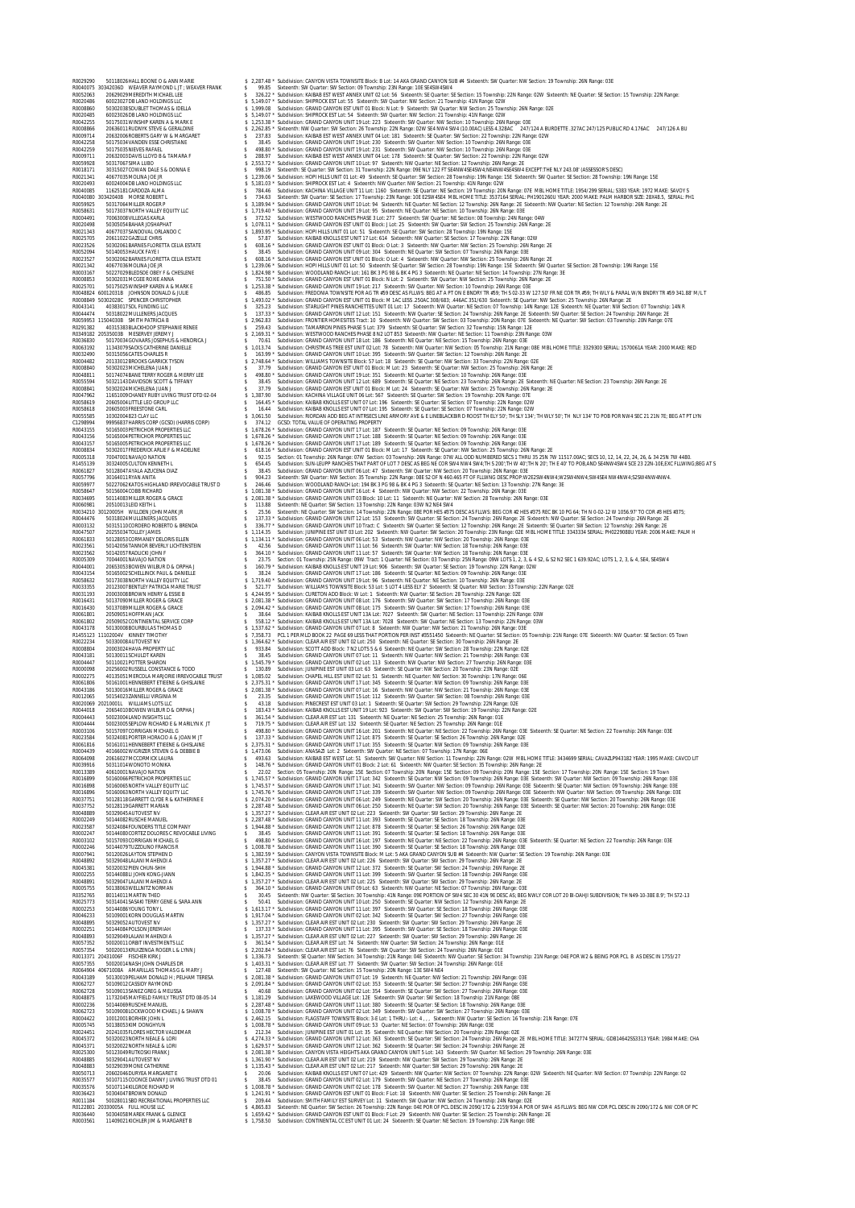R0029290 50118026 HALL BOONE O & ANN MARIE $ 2,287.48 * Subdivision: CANYON VISTA TOWNSITE Block: B Lot: 14 AKA GRAND CANYON SUB #4 Sixteenth: SW Quarter: NW Section: 19 Township: 26N Range: 03E
R0040075 30342036D WEAVER RAYMOND L JT ; WEAVER FRANK $ 99.85 Sixteenth: SW Quarter: SW Section: 09 Township: 23N Range: 10E SE4SW4SW4
R0052063 20629029 MEREDITH MICHAEL LEE $ 326.22 * Subdivision: KAIBAB EST WEST ANNEX UNIT 02 Lot: 56 Sixteenth: SE Quarter: SE Section: 15 Township: 22N Range: 02W Sixteenth: NE Quarter: SE Section: 15 Township: 22N Range:
R0020486 60023027 DB LAND HOLDINGS LLC $ 5,149.07 * Subdivision: SHIPROCK EST Lot: 55 Sixteenth: SW Quarter: NW Section: 21 Township: 41N Range: 02W
R0008860 50302038 DOUBLET THOMAS & IDELLA $ 1,999.08 Subdivision: GRAND CANYON EST UNIT 01 Block: N Lot: 9 Sixteenth: SW Quarter: NW Section: 25 Township: 26N Range: 02E
R0020485 60023026 DB LAND HOLDINGS LLC $ 5,149.07 * Subdivision: SHIPROCK EST Lot: 54 Sixteenth: SW Quarter: NW Section: 21 Township: 41N Range: 02W
R0042255 50175031 WINSHIP KAREN A & MARK E $ 1,253.38 * Subdivision: GRAND CANYON UNIT 19 Lot: 223 Sixteenth: SW Quarter: NW Section: 10 Township: 26N Range: 03E
R0008866 20636011 RUDNYK STEVE & GERALDINE $ 2,262.85 * Sixteenth: NW Quarter: SW Section: 26 Township: 22N Range: 02W SE4 NW4 SW4 (10.00AC) LESS 4.328AC 247/124 A BURDETTE .327AC 247/125 PUBLIC RD 4.176AC 247/126 A BU
R0009714 20632006 ROBERTS GARY W & MARGARET $ 237.83 Subdivision: KAIBAB EST WEST ANNEX UNIT 04 Lot: 181 Sixteenth: SE Quarter: SW Section: 22 Township: 22N Range: 02W
R0042258 50175034 VANDEN ESSE CHRISTIANE $ 38.45 Subdivision: GRAND CANYON UNIT 19 Lot: 230 Sixteenth: SW Quarter: NW Section: 10 Township: 26N Range: 03E
R0042259 50175035 NIEVES RAFAEL $ 498.80 * Subdivision: GRAND CANYON UNIT 19 Lot: 231 Sixteenth: SW Quarter: NW Section: 10 Township: 26N Range: 03E
R0009711 20632003 DAVIS LLOYD B & TAMARA F $ 288.97 Subdivision: KAIBAB EST WEST ANNEX UNIT 04 Lot: 178 Sixteenth: SE Quarter: SW Section: 22 Township: 22N Range: 02W
R0059928 50317067 SIMA LUBO $ 2,553.72 * Subdivision: GRAND CANYON UNIT 10 Lot: 97 Sixteenth: NW Quarter: NE Section: 12 Township: 26N Range: 2E
R0018171 30315027 COWAN DALE S & DONNA E $ 998.19 Sixteenth: SE Quarter: SW Section: 31 Township: 22N Range: 09E NLY 122 FT SE4NW4SE4SW4,NE4NW4SE4SW4 EXCEPT THE NLY 243.08' (ASSESSOR'S DESC)
R0021341 40677035 MOLINA JOE JR $ 1,239.06 * Subdivision: HOPI HILLS UNIT 01 Lot: 49 Sixteenth: SE Quarter: SW Section: 28 Township: 19N Range: 15E Sixteenth: SW Quarter: SE Section: 28 Township: 19N Range: 15E
R0020493 60024004 DB LAND HOLDINGS LLC $ 5,181.03 * Subdivision: SHIPROCK EST Lot: 4 Sixteenth: NW Quarter: NW Section: 21 Township: 41N Range: 02W
R0040085 11625181 CARDOZA ALMA $ 784.46 Subdivision: KACHINA VILLAGE UNIT 11 Lot: 1160 Sixteenth: NW Quarter: NE Section: 19 Township: 20N Range: 07E MBL HOME TITLE: 1954/299 SERIAL: S383 YEAR: 1972 MAKE: SAVOY S
R0040080 30342040B MORSE ROBERT L $ 734.63 Sixteenth: SW Quarter: SE Section: 17 Township: 23N Range: 10E E2SW4SE4 MBL HOME TITLE: 3537164 SERIAL: PH1901260U YEAR: 2000 MAKE: PALM HARBOR SIZE: 28X48.5, SERIAL: PH1
R0059925 50317064 MILLER ROGER P $ 3,189.94 * Subdivision: GRAND CANYON UNIT 10 Lot: 94 Sixteenth: NE Quarter: NE Section: 12 Township: 26N Range: 2E Sixteenth: NW Quarter: NE Section: 12 Township: 26N Range: 2E
R0058631 50175037 NORTH VALLEY EQUITY LLC $ 1,719.40 * Subdivision: GRAND CANYON UNIT 19 Lot: 95 Sixteenth: NE Quarter: NE Section: 10 Township: 26N Range: 03E
R0004491 70063008 VILLEGAS KARLA $ 372.52 Subdivision: WESTWOOD RANCHES PHASE 3 Lot: 277 Sixteenth: SW Quarter: NE Section: 08 Township: 24N Range: 04W
R0020498 50305054 BAHAR JOSHAPHAT $ 1,078.11 * Subdivision: GRAND CANYON EST UNIT 01 Block: J Lot: 25 Sixteenth: SW Quarter: SW Section: 25 Township: 26N Range: 2E
R0021343 40677037 SANDOVAL ORLANDO C $ 1,893.95 * Subdivision: HOPI HILLS UNIT 01 Lot: 51 Sixteenth: SE Quarter: SW Section: 28 Township: 19N Range: 15E
R0025705 20611022 GAZELLE CHRIS $ 57.87 Subdivision: KAIBAB KNOLLS EST UNIT 17 Lot: 614 Sixteenth: NW Quarter: SE Section: 17 Township: 22N Range: 02W
R0023526 50302061 BARNES FLORETTA CELIA ESTATE $ 608.16 * Subdivision: GRAND CANYON EST UNIT 01 Block: O Lot: 3 Sixteenth: NW Quarter: NW Section: 25 Township: 26N Range: 2E
R0052094 50140053 HAUCK FAYE I $ 38.45 Subdivision: GRAND CANYON UNIT 09 Lot: 304 Sixteenth: NE Quarter: SW Section: 07 Township: 26N Range: 03E
R0023527 50302062 BARNES FLORETTA CELIA ESTATE $ 608.16 * Subdivision: GRAND CANYON EST UNIT 01 Block: O Lot: 4 Sixteenth: NW Quarter: NW Section: 25 Township: 26N Range: 2E
R0021342 40677036 MOLINA JOE JR $ 1,239.06 * Subdivision: HOPI HILLS UNIT 01 Lot: 50 Sixteenth: SE Quarter: SW Section: 28 Township: 19N Range: 15E Sixteenth: SW Quarter: SE Section: 28 Township: 19N Range: 15E
R0003167 50227029 BLEDSOE OBEY F & CHESLENE $ 1,824.98 * Subdivision: WOODLAND RANCH Lot: 161 BK 3 PG 98 & BK 4 PG 3 Sixteenth: NE Quarter: NE Section: 14 Township: 27N Range: 3E
R0008853 50302031 MCGEE ROXIE ANNA $ 751.50 * Subdivision: GRAND CANYON EST UNIT 01 Block: N Lot: 2 Sixteenth: SW Quarter: NW Section: 25 Township: 26N Range: 2E
R0025701 50175025 WINSHIP KAREN A & MARK E $ 1,253.38 * Subdivision: GRAND CANYON UNIT 19 Lot: 217 Sixteenth: SW Quarter: NW Section: 10 Township: 26N Range: 03E
R0048824 20012031B JOHNSON DONALD & JULIE $ 486.85 Subdivision: FREDONIA TOWNSITE POR AG TR #59 DESC AS FLLWS: BEG AT A PT ON E BNDRY TR #59; TH S 02-33 W 127.50' FR NE COR TR #59; TH WLY & PARAL W/N BNDRY TR #59 341.88' M/L T
R0008849 50302028C SPENCER CHRISTOPHER $ 1,493.02 * Subdivision: GRAND CANYON EST UNIT 01 Block: M 1AC LESS .250AC 308/683; .446AC 351/630 Sixteenth: SE Quarter: NW Section: 25 Township: 26N Range: 2E
R0043141 40383017 SCL FUNDING LLC $ 325.23 Subdivision: STARLIGHT PINES RANCHETTES UNIT 01 Lot: 17 Sixteenth: NW Quarter: NE Section: 07 Township: 14N Range: 12E Sixteenth: NE Quarter: NW Section: 07 Township: 14N R
R0044474 50318022 MULLENERS JACQUES $ 137.33 * Subdivision: GRAND CANYON UNIT 12 Lot: 151 Sixteenth: NW Quarter: NE Section: 24 Township: 26N Range: 2E Sixteenth: SW Quarter: SE Section: 24 Township: 26N Range: 2E
R0059953 11504030B SMITH PATRICIA B $ 2,962.83 Subdivision: FRONTIER HOMESITES Tract: 10 Sixteenth: SW Quarter: SW Section: 03 Township: 20N Range: 07E Sixteenth: NE Quarter: SW Section: 03 Township: 20N Range: 07E
R0291382 40315383 BLACKHOOP STEPHANIE RENEE $ 259.43 Subdivision: TAMARRON PINES PHASE 5 Lot: 379 Sixteenth: SE Quarter: SW Section: 32 Township: 15N Range: 12E
R0349182 20535003B MESERVEY JEREMY J $ 2,169.31 * Subdivision: WESTWOOD RANCHES PHASE 8 N2 LOT 853 Sixteenth: NW Quarter: NE Section: 11 Township: 23N Range: 03W
R0036830 50170034 GOVAARS JOSEPHUS & HENDRICA J $ 70.61 Subdivision: GRAND CANYON UNIT 18 Lot: 186 Sixteenth: NE Quarter: NE Section: 15 Township: 26N Range: 03E
R0063192 11343079 SACKS CATHERINE DANIELLE $ 1,013.74 Subdivision: CHRISTMAS TREE EST UNIT 02 Lot: 78 Sixteenth: NW Quarter: NW Section: 05 Township: 21N Range: 08E MBL HOME TITLE: 3329300 SERIAL: 1570061A YEAR: 2000 MAKE: RED
R0032490 50315056 CATES CHARLES R $ 163.99 * Subdivision: GRAND CANYON UNIT 10 Lot: 395 Sixteenth: SW Quarter: SE Section: 12 Township: 26N Range: 2E
R0004482 20133012 BROOKS GARRICK TYSON $ 2,748.64 * Subdivision: WILLIAMS TOWNSITE Block: 57 Lot: 18 Sixteenth: SE Quarter: NW Section: 33 Township: 22N Range: 02E
R0008840 50302023 MICHELENA JUAN J $ 37.79 Subdivision: GRAND CANYON EST UNIT 01 Block: M Lot: 23 Sixteenth: SE Quarter: NW Section: 25 Township: 26N Range: 2E
R0048811 50174074 BANE TERRY ROGER & MERRY LEE $ 498.80 * Subdivision: GRAND CANYON UNIT 19 Lot: 351 Sixteenth: NE Quarter: SE Section: 10 Township: 26N Range: 03E
R0055594 50321143 DAVIDSON SCOTT & TIFFANY $ 38.45 Subdivision: GRAND CANYON UNIT 12 Lot: 689 Sixteenth: SE Quarter: NE Section: 23 Township: 26N Range: 2E Sixteenth: NE Quarter: NE Section: 23 Township: 26N Range: 2E
R0008841 50302024 MICHELENA JUAN J $ 37.79 Subdivision: GRAND CANYON EST UNIT 01 Block: M Lot: 24 Sixteenth: SE Quarter: NW Section: 25 Township: 26N Range: 2E
R0047962 11615009 CHANEY RUBY LIVING TRUST DTD 02-04 $ 1,387.90 Subdivision: KACHINA VILLAGE UNIT 06 Lot: 567 Sixteenth: SE Quarter: SW Section: 19 Township: 20N Range: 07E
R0058619 20605004 LITTLE LEO GROUP LLC $ 164.45 * Subdivision: KAIBAB KNOLLS EST UNIT 07 Lot: 196 Sixteenth: SE Quarter: SE Section: 07 Township: 22N Range: 02W
R0058618 20605003 FREESTONE CARL $ 16.44 Subdivision: KAIBAB KNOLLS EST UNIT 07 Lot: 195 Sixteenth: SE Quarter: SE Section: 07 Township: 22N Range: 02W
R0055585 10302048 23 CLAY LLC $ 3,061.50 Subdivision: RIORDAN ADD BEG AT INTRSECS LINE ARMORY AVE & E LINE BLACKBIRD ROOST TH ELY 50'; TH SLY 134'; TH WLY 50'; TH NLY 134' TO POB POR NW4 SEC 21 21N 7E; BEG AT PT LYN
C1298994 99956837 HARRIS CORP (GCSD) (HARRIS CORP) $ 374.12 GCSD: TOTAL VALUE OF OPERATING PROPERTY
R0043155 50165003 PETRICHOR PROPERTIES LLC $ 1,678.26 * Subdivision: GRAND CANYON UNIT 17 Lot: 187 Sixteenth: SE Quarter: NE Section: 09 Township: 26N Range: 03E
R0043156 50165004 PETRICHOR PROPERTIES LLC $ 1,678.26 * Subdivision: GRAND CANYON UNIT 17 Lot: 188 Sixteenth: SE Quarter: NE Section: 09 Township: 26N Range: 03E
R0043157 50165005 PETRICHOR PROPERTIES LLC $ 1,678.26 * Subdivision: GRAND CANYON UNIT 17 Lot: 189 Sixteenth: SE Quarter: NE Section: 09 Township: 26N Range: 03E
R0008834 50302017 FREDERICK ARLIE F & MADELINE $ 618.16 * Subdivision: GRAND CANYON EST UNIT 01 Block: M Lot: 17 Sixteenth: SE Quarter: NW Section: 25 Township: 26N Range: 2E
R0005318 70047001 NAVAJO NATION $ 92.15 Section: 01 Township: 26N Range: 07W Section: 03 Township: 26N Range: 07W ALL ODD NUMBERED SECS 1 THRU 35 25N 7W 11517.00AC; SECS 10, 12, 14, 22, 24, 26, & 34 25N 7W 4480.
R1455129 30324005 CULTON KENNETH L $ 654.45 Subdivision: SUN-LEUPP RANCHES THAT PART OF LOT 7 DESC AS BEG NE COR SW4 NW4 SW4;TH S 200';TH W 40';TH N 20'; TH E 40' TO POB,AND SE4NW4SW4 SCE 23 22N-10E,EXC FLLWING;BEG AT S
R0061827 50128047 AYALA AZUCENA DIAZ $ 38.45 Subdivision: GRAND CANYON UNIT 06 Lot: 47 Sixteenth: SW Quarter: NW Section: 20 Township: 26N Range: 03E
R0057796 30164011 RYAN ANITA $ 904.23 Sixteenth: SW Quarter: NW Section: 35 Township: 22N Range: 08E S2 OF N 460.465 FT OF FLLWING DESC PROP:W2E2SW4NW4,W2SW4NW4,SW4SE4 NW4NW4,S2SW4NW4NW4.
R0059977 50227062 KATOS HIGHLAND IRREVOCABLE TRUST D $ 246.46 Subdivision: WOODLAND RANCH Lot: 194 BK 3 PG 98 & BK 4 PG 3 Sixteenth: SE Quarter: NE Section: 13 Township: 27N Range: 3E
R0058647 50156004 COBB RICHARD $ 1,081.38 * Subdivision: GRAND CANYON UNIT 16 Lot: 4 Sixteenth: NW Quarter: NW Section: 22 Township: 26N Range: 03E
R0034695 50114083 MILLER ROGER & GRACE $ 2,081.38 * Subdivision: GRAND CANYON UNIT 03 Block: 10 Lot: 11 Sixteenth: NE Quarter: NW Section: 28 Township: 26N Range: 03E
R0060981 20510013 LEED KEITH L $ 113.88 Sixteenth: NE Quarter: SW Section: 13 Township: 22N Range: 03W N2 N4 SW4
R0034210 30120005H WILLDEN JOHN MARK JR $ 25.56 Sixteenth: NE Quarter: SW Section: 14 Township: 22N Range: 08E POR HES #375 DESC AS FLLWS: BEG COR #2 HES #375 REC BK 10 PG 64; TH N 0-02-12 W 1056.97' TO COR #3 HES #375;
R0044476 50318024 MULLENERS JACQUES $ 137.33 * Subdivision: GRAND CANYON UNIT 12 Lot: 153 Sixteenth: NW Quarter: SE Section: 24 Township: 26N Range: 2E Sixteenth: NW Quarter: NE Section: 24 Township: 26N Range: 2E
R0003132 50315110 CORDERO ROBERTO & BRENDA $ 336.77 * Subdivision: GRAND CANYON UNIT 10 Tract: C Sixteenth: SW Quarter: SE Section: 12 Township: 26N Range: 2E Sixteenth: SE Quarter: SW Section: 12 Township: 26N Range: 2E
R0047507 20255034 TOLLEY JAMES $ 1,114.35 Subdivision: JUNIPINE EST UNIT 03 Lot: 202 Sixteenth: NW Quarter: SW Section: 20 Township: 23N Range: 02E MBL HOME TITLE: 3343334 SERIAL: PH0229088U YEAR: 2006 MAKE: PALM H
R0061833 50128053 CORMANEY DELORIS ELLEN $ 1,134.11 * Subdivision: GRAND CANYON UNIT 06 Lot: 53 Sixteenth: NW Quarter: NW Section: 20 Township: 26N Range: 03E
R0023561 50142056 TANNOR BEVERLY LICHTENSTEIN $ 42.56 Subdivision: GRAND CANYON UNIT 11 Lot: 56 Sixteenth: SW Quarter: NE Section: 18 Township: 26N Range: 03E
R0023562 50142057 RADULCKI JOHN F $ 364.10 * Subdivision: GRAND CANYON UNIT 11 Lot: 57 Sixteenth: SW Quarter: NW Section: 18 Township: 26N Range: 03E
R0005309 70044001 NAVAJO NATION $ 23.75 Section: 01 Township: 25N Range: 09W Tract: 1 Quarter: NE Section: 03 Township: 25N Range: 09W LOTS 1, 2, 3, & 4 S2, & S2 N2 SEC 1 639.924C; LOTS 1, 2, 3, & 4, SE4, SE4SW4
R0044001 20653053 BOWEN WILBUR D & ORPHA J $ 160.79 * Subdivision: KAIBAB KNOLLS EST UNIT 19 Lot: 906 Sixteenth: SW Quarter: SE Section: 19 Township: 22N Range: 02W
R0043154 50165002 SCHELLINCK PAUL & DANIELLE $ 38.24 Subdivision: GRAND CANYON UNIT 17 Lot: 186 Sixteenth: SE Quarter: NE Section: 09 Township: 26N Range: 03E
R0058642 50173038 NORTH VALLEY EQUITY LLC $ 1,719.40 * Subdivision: GRAND CANYON UNIT 19 Lot: 96 Sixteenth: NE Quarter: NE Section: 10 Township: 26N Range: 03E
R0033355 20123007 BENTLEY PATRICIA MARIE TRUST $ 521.77 Subdivision: WILLIAMS TOWNSITE Block: 53 Lot: 5 LOT 4 LESS ELY 2' Sixteenth: SE Quarter: NW Section: 33 Township: 22N Range: 02E
R0031193 20027030 BBROWN HENRY & ESSIE B $ 4,244.95 * Subdivision: CURETON ADD Block: W Lot: 1 Sixteenth: NW Quarter: SE Section: 28 Township: 22N Range: 02E
R0016431 50137090 MILLER ROGER & GRACE $ 2,081.38 * Subdivision: GRAND CANYON UNIT 08 Lot: 176 Sixteenth: SW Quarter: SW Section: 17 Township: 26N Range: 03E
R0016430 50137089 MILLER ROGER & GRACE $ 2,094.42 * Subdivision: GRAND CANYON UNIT 08 Lot: 175 Sixteenth: SW Quarter: SW Section: 17 Township: 26N Range: 03E
R0061801 20509051 HOFFMAN JACK $ 38.64 Subdivision: KAIBAB KNOLLS EST UNIT 13A Lot: 7027 Sixteenth: SW Quarter: NE Section: 13 Township: 22N Range: 03W
R0061802 20509052 CONTINENTAL SERVICE CORP $ 558.12 * Subdivision: KAIBAB KNOLLS EST UNIT 13A Lot: 7028 Sixteenth: SW Quarter: NE Section: 13 Township: 22N Range: 03W
R0043178 50130008 DURBULAS THOMAS D $ 1,537.62 * Subdivision: GRAND CANYON UNIT 07 Lot: 8 Sixteenth: NW Quarter: NW Section: 21 Township: 26N Range: 03E
R1455123 11102004V KINNEY TIMOTHY $ 7,358.73 PCL 1 PER MLD BOOK 22 PAGE 69 LESS THAT PORTION PER INST #3551450 Sixteenth: NE Quarter: SE Section: 05 Township: 21N Range: 07E Sixteenth: NW Quarter: SE Section: 05 Town
R0022234 50330008 AUTOVEST NV $ 1,364.62 * Subdivision: CLEAR AIR EST UNIT 02 Lot: 250 Sixteenth: NE Quarter: SE Section: 30 Township: 26N Range: 2E
R0008804 20003024 HAVA-PROPERTY LLC $ 933.84 Subdivision: SCOTT ADD Block: 7 N2 LOTS 5 & 6 Sixteenth: NE Quarter: SW Section: 28 Township: 22N Range: 02E
R0043181 50130011 SCHULDT KAREN $ 38.45 Subdivision: GRAND CANYON UNIT 07 Lot: 11 Sixteenth: NW Quarter: NW Section: 21 Township: 26N Range: 03E
R0004447 50110021 POTTER SHARON $ 1,545.79 * Subdivision: GRAND CANYON UNIT 02 Lot: 113 Sixteenth: NW Quarter: NW Section: 27 Township: 26N Range: 03E
R0000098 20256002 RUSSELL CONSTANCE & TODD $ 130.89 Subdivision: JUNIPINE EST UNIT 03 Lot: 63 Sixteenth: SE Quarter: NW Section: 20 Township: 23N Range: 02E
R0002275 40135013 MERCOLA MARJORIE IRREVOCABLE TRUST $ 1,085.02 Subdivision: CHAPEL HILL EST UNIT 02 Lot: 51 Sixteenth: NE Quarter: NW Section: 30 Township: 17N Range: 06E
R0061806 50161001 HENNEBERT ETIENNE & GHISLAINE $ 2,375.31 * Subdivision: GRAND CANYON UNIT 17 Lot: 345 Sixteenth: SE Quarter: NW Section: 09 Township: 26N Range: 03E
R0043186 50130016 MILLER ROGER & GRACE $ 2,081.38 * Subdivision: GRAND CANYON UNIT 07 Lot: 16 Sixteenth: NW Quarter: NW Section: 21 Township: 26N Range: 03E
R0012065 50154023 ZANNELLI VIRGINIA M $ 23.35 Subdivision: GRAND CANYON UNIT 15 Lot: 112 Sixteenth: SW Quarter: SE Section: 08 Township: 26N Range: 03E
R0020069 20210001L WILLIAMS LOTS LLC $ 43.18 Subdivision: PINECREST EST UNIT 03 Lot: 1 Sixteenth: SE Quarter: SW Section: 29 Township: 22N Range: 02E
R0044018 20654010 BOWEN WILBUR D & ORPHA J $ 183.43 * Subdivision: KAIBAB KNOLLS EST UNIT 19 Lot: 923 Sixteenth: SW Quarter: SW Section: 19 Township: 22N Range: 02E
R0044443 50023004 LAND INSIGHTS LLC $ 361.54 * Subdivision: CLEAR AIR EST Lot: 131 Sixteenth: NE Quarter: NE Section: 25 Township: 26N Range: 01E
R0044444 50023005 SEPLOW RICHARD E & MARILYN K JT $ 719.75 * Subdivision: CLEAR AIR EST Lot: 132 Sixteenth: SE Quarter: NE Section: 25 Township: 26N Range: 01E
R0003106 50157097 CORRIGAN MICHAEL G $ 498.80 * Subdivision: GRAND CANYON UNIT 16 Lot: 201 Sixteenth: NE Quarter: SE Section: 22 Township: 26N Range: 03E Sixteenth: SE Quarter: NE Section: 22 Township: 26N Range: 03E
R0023584 50324081 PORTER HORACIO A & JOAN M JT $ 137.33 * Subdivision: GRAND CANYON UNIT 12 Lot: 875 Sixteenth: SE Quarter: SE Section: 26 Township: 26N Range: 02E
R0061816 50161011 HENNEBERT ETIENNE & GHISLAINE $ 2,375.31 * Subdivision: GRAND CANYON UNIT 17 Lot: 355 Sixteenth: SE Quarter: NW Section: 09 Township: 26N Range: 03E
R0004439 40166002 WIGRIZER STEVEN G & DEBBIE B $ 1,473.06 Subdivision: ANASAZI Lot: 2 Sixteenth: SW Quarter: NE Section: 07 Township: 17N Range: 06E
R0064098 20616027 MCCORMICK LAURA $ 493.63 Subdivision: KAIBAB EST WEST Lot: 51 Sixteenth: SW Quarter: NW Section: 11 Township: 22N Range: 02W MBL HOME TITLE: 3434699 SERIAL: CAVAZLP943182 YEAR: 1995 MAKE: CAVCO LIT
R0039916 50311024 VONOTO MONIKA $ 148.76 * Subdivision: GRAND CANYON UNIT 01 Block: 2 Lot: 61 Sixteenth: NW Quarter: SE Section: 35 Township: 26N Range: 2E
R0013389 40610001 NAVAJO NATION $ 22.02 Section: 05 Township: 20N Range: 15E Section: 07 Township: 20N Range: 15E Section: 09 Township: 20N Range: 15E Section: 17 Township: 20N Range: 15E Section: 19 Town
R0016899 50160066 PETRICHOR PROPERTIES LLC $ 1,745.57 * Subdivision: GRAND CANYON UNIT 17 Lot: 342 Sixteenth: SE Quarter: NW Section: 09 Township: 26N Range: 03E Sixteenth: SW Quarter: NW Section: 09 Township: 26N Range: 03E
R0016898 50160065 NORTH VALLEY EQUITY LLC $ 1,745.57 * Subdivision: GRAND CANYON UNIT 17 Lot: 341 Sixteenth: SW Quarter: NW Section: 09 Township: 26N Range: 03E Sixteenth: SE Quarter: NW Section: 09 Township: 26N Range: 03E
R0016896 50160063 NORTH VALLEY EQUITY LLC $ 1,745.76 * Subdivision: GRAND CANYON UNIT 17 Lot: 339 Sixteenth: SW Quarter: NW Section: 09 Township: 26N Range: 03E Sixteenth: NW Quarter: NW Section: 09 Township: 26N Range: 03E
R0037751 50128118 GARRETT CLYDE R & KATHERINE E $ 2,074.20 * Subdivision: GRAND CANYON UNIT 06 Lot: 249 Sixteenth: NE Quarter: SW Section: 20 Township: 26N Range: 03E Sixteenth: SE Quarter: NW Section: 20 Township: 26N Range: 03E
R0037752 50128119 GARRETT MARIAN $ 2,287.48 * Subdivision: GRAND CANYON UNIT 06 Lot: 250 Sixteenth: NE Quarter: SW Section: 20 Township: 26N Range: 03E Sixteenth: SE Quarter: NW Section: 20 Township: 26N Range: 03E
R0048889 50329045 AUTOVEST NV $ 1,357.27 * Subdivision: CLEAR AIR EST UNIT 02 Lot: 223 Sixteenth: SW Quarter: SW Section: 29 Township: 26N Range: 2E
R0002249 50144082 RUSCHE MANUEL $ 2,287.48 * Subdivision: GRAND CANYON UNIT 11 Lot: 393 Sixteenth: SE Quarter: SE Section: 18 Township: 26N Range: 03E
R0023587 50324084 FOUNDERS TITLE COMPANY $ 1,944.88 * Subdivision: GRAND CANYON UNIT 12 Lot: 878 Sixteenth: SE Quarter: SE Section: 26 Township: 26N Range: 02E
R0002247 50144080 CORTEZ DOLORES C REVOCABLE LIVING $ 38.45 Subdivision: GRAND CANYON UNIT 11 Lot: 391 Sixteenth: SE Quarter: SE Section: 18 Township: 26N Range: 03E
R0003102 50157093 CORRIGAN MICHAEL G $ 498.80 * Subdivision: GRAND CANYON UNIT 16 Lot: 197 Sixteenth: NE Quarter: SE Section: 22 Township: 26N Range: 03E Sixteenth: SE Quarter: NE Section: 22 Township: 26N Range: 03E
R0002246 50144079 TUZZOLINO FRANCIS R $ 1,008.78 * Subdivision: GRAND CANYON UNIT 11 Lot: 390 Sixteenth: SE Quarter: SE Section: 18 Township: 26N Range: 03E
R0007941 50120026 LAYTON STEPHEN D $ 1,382.59 * Subdivision: CANYON VISTA TOWNSITE Block: M Lot: 5 AKA GRAND CANYON SUB #4 Sixteenth: NW Quarter: SE Section: 19 Township: 26N Range: 03E
R0048892 50329048 LALANI MAHENDI A $ 1,357.27 * Subdivision: CLEAR AIR EST UNIT 02 Lot: 226 Sixteenth: SW Quarter: SW Section: 29 Township: 26N Range: 2E
R0045381 50320032 PREN CHUN-SHIH $ 1,944.88 * Subdivision: GRAND CANYON UNIT 12 Lot: 372 Sixteenth: SE Quarter: SW Section: 24 Township: 26N Range: 2E
R0002255 50144088 LI JOHN KONG-JIANN $ 1,842.35 * Subdivision: GRAND CANYON UNIT 11 Lot: 399 Sixteenth: SW Quarter: SE Section: 18 Township: 26N Range: 03E
R0048891 50329047 LALANI MAHENDI A $ 1,357.27 * Subdivision: CLEAR AIR EST UNIT 02 Lot: 225 Sixteenth: SW Quarter: SW Section: 29 Township: 26N Range: 2E
R0005755 50138063 WILLNITZ NORMAN $ 364.10 * Subdivision: GRAND CANYON UNIT 09 Lot: 63 Sixteenth: NW Quarter: NE Section: 07 Township: 26N Range: 03E
R0352765 80114011 MARTIN THEO $ 30.45 Sixteenth: NW Quarter: SE Section: 30 Township: 41N Range: 09E PORTION OF SW4 SEC 30 41N 9E DESC AS; BEG NWLY COR LOT 20 BI-DAHJI SUBDIVISION; TH N49-10-38E 8.9'; TH S72-13
R0025773 50314041 SASAKI TERRY GENE & SARA ANN $ 50.41 Subdivision: GRAND CANYON UNIT 10 Lot: 250 Sixteenth: SE Quarter: NW Section: 12 Township: 26N Range: 2E
R0002253 50144086 YOUNG TONY L $ 1,613.17 * Subdivision: GRAND CANYON UNIT 11 Lot: 397 Sixteenth: SW Quarter: SE Section: 18 Township: 26N Range: 03E
R0046233 50109001 KORN DOUGLAS MARTIN $ 1,917.04 * Subdivision: GRAND CANYON UNIT 02 Lot: 342 Sixteenth: SE Quarter: SW Section: 27 Township: 26N Range: 03E
R0048895 50329052 AUTOVEST NV $ 1,357.27 * Subdivision: CLEAR AIR EST UNIT 02 Lot: 230 Sixteenth: SW Quarter: SW Section: 29 Township: 26N Range: 2E
R0002251 50144084 POLSON JEREMIAH $ 137.33 * Subdivision: GRAND CANYON UNIT 11 Lot: 395 Sixteenth: SW Quarter: SE Section: 18 Township: 26N Range: 03E
R0048893 50329049 LALANI MAHENDI A $ 1,357.27 * Subdivision: CLEAR AIR EST UNIT 02 Lot: 227 Sixteenth: SW Quarter: SW Section: 29 Township: 26N Range: 2E
R0057352 50020011 ORBIT INVESTMENTS LLC $ 361.54 * Subdivision: CLEAR AIR EST Lot: 74 Sixteenth: NW Quarter: SW Section: 24 Township: 26N Range: 01E
R0057354 50020013 KRUIZENGA ROGER L & LYNN J $ 2,202.84 * Subdivision: CLEAR AIR EST Lot: 76 Sixteenth: SW Quarter: SW Section: 24 Township: 26N Range: 01E
R0011371 20431006F FISCHER KIRK J $ 1,336.73 Sixteenth: SE Quarter: NW Section: 34 Township: 21N Range: 04E Sixteenth: NW Quarter: SE Section: 34 Township: 21N Range: 04E POR W2 & BEING POR PCL B AS DESC IN 1755/27
R0057355 50020014 NASH JOHN CHARLES DR $ 1,403.31 * Subdivision: CLEAR AIR EST Lot: 77 Sixteenth: SW Quarter: SW Section: 24 Township: 26N Range: 01E
R0064904 40671008A AMARILLAS THOMAS G & MARY J $ 127.48 Sixteenth: SW Quarter: NE Section: 15 Township: 20N Range: 13E SW4 NE4
R0043189 50130019 PELHAM DONALD H ; PELHAM TERESA $ 2,081.38 * Subdivision: GRAND CANYON UNIT 07 Lot: 19 Sixteenth: NE Quarter: NW Section: 21 Township: 26N Range: 03E
R0062727 50109012 CASSIDY RAYMOND $ 2,091.84 * Subdivision: GRAND CANYON UNIT 02 Lot: 353 Sixteenth: SE Quarter: SW Section: 27 Township: 26N Range: 03E
R0062728 50109013 SANEZ GREG & MELISSA $ 40.68 Subdivision: GRAND CANYON UNIT 02 Lot: 354 Sixteenth: SE Quarter: SW Section: 27 Township: 26N Range: 03E
R0048875 11732045 MAYFIELD FAMILY TRUST DTD 08-05-14 $ 1,181.29 Subdivision: LAKEWOOD VILLAGE Lot: 12E Sixteenth: SW Quarter: SW Section: 18 Township: 21N Range: 08E
R0002236 50144069 RUSCHE MANUEL $ 2,287.48 * Subdivision: GRAND CANYON UNIT 11 Lot: 380 Sixteenth: SE Quarter: SE Section: 18 Township: 26N Range: 03E
R0062723 50109008 LOCKWOOD MICHAEL J & SHAWN $ 1,008.78 * Subdivision: GRAND CANYON UNIT 02 Lot: 349 Sixteenth: SW Quarter: SW Section: 27 Township: 26N Range: 03E
R0004442 10012001 BORHEK JOHN L $ 2,462.15 * Subdivision: FLAGSTAFF TOWNSITE Block: 3-E Lot: 1 THRU-; Lot: 4 , , Sixteenth: NW Quarter: SE Section: 16 Township: 21N Range: 07E
R0005745 50138053 KIM DONGHYUN $ 1,008.78 * Subdivision: GRAND CANYON UNIT 09 Lot: 53 Quarter: NE Section: 07 Township: 26N Range: 03E
R0024451 20241035 FLORES HECTOR VALDEMAR $ 212.34 Subdivision: JUNIPINE EST UNIT 01 Lot: 35 Sixteenth: NE Quarter: NE Section: 20 Township: 23N Range: 02E
R0045372 50320023 NORTH NEALE & LORI $ 4,274.33 * Subdivision: GRAND CANYON UNIT 12 Lot: 363 Sixteenth: SE Quarter: SW Section: 24 Township: 26N Range: 2E MBL HOME TITLE: 3472774 SERIAL: GDB14642SS3313 YEAR: 1984 MAKE: CHA
R0045371 50320022 NORTH NEALE & LORI $ 1,629.57 * Subdivision: GRAND CANYON UNIT 12 Lot: 362 Sixteenth: SE Quarter: SW Section: 24 Township: 26N Range: 2E
R0025300 50123049 RUTKOSKI FRANK J $ 2,081.38 * Subdivision: CANYON VISTA HEIGHTS AKA GRAND CANYON UNIT 5 Lot: 143 Sixteenth: SW Quarter: NE Section: 29 Township: 26N Range: 03E
R0048885 50329041 AUTOVEST NV $ 1,361.90 * Subdivision: CLEAR AIR EST UNIT 02 Lot: 219 Sixteenth: NW Quarter: SW Section: 29 Township: 26N Range: 2E
R0048883 50329039 MONE CATHERINE $ 1,135.43 * Subdivision: CLEAR AIR EST UNIT 02 Lot: 217 Sixteenth: NW Quarter: SW Section: 29 Township: 26N Range: 2E
R0050713 20602046 DURYEA MARGARET E $ 20.06 Subdivision: KAIBAB KNOLLS EST UNIT 07 Lot: 429 Sixteenth: NW Quarter: NW Section: 07 Township: 22N Range: 02W Sixteenth: NE Quarter: NW Section: 07 Township: 22N Range: 02
R0035577 50107115 COONCE DANNY J LIVING TRUST DTD 01 $ 38.45 Subdivision: GRAND CANYON UNIT 02 Lot: 179 Sixteenth: SW Quarter: SE Section: 27 Township: 26N Range: 03E
R0035576 50107114 KILGORE RICHARD M $ 1,008.78 * Subdivision: GRAND CANYON UNIT 02 Lot: 178 Sixteenth: SE Quarter: NE Section: 27 Township: 26N Range: 03E
R0036423 50304047 BROWN DONALD $ 1,241.91 * Subdivision: GRAND CANYON EST UNIT 01 Block: F Lot: 18 Sixteenth: NW Quarter: SE Section: 25 Township: 26N Range: 2E
R0011184 50028011 SBD RECREATIONAL PROPERTIES LLC $ 209.44 Subdivision: SMITH FAMILY EST SURVEY Lot: 11 Sixteenth: SW Quarter: NE Section: 24 Township: 24N Range: 02E
R0122801 20330005A FULL HOUSE LLC $ 4,865.83 Sixteenth: NE Quarter: SW Section: 26 Township: 22N Range: 04E POR OF PCL DESC IN 2090/172 & 2159/934 A POR OF SW4 AS FLLWS: BEG NW COR PCL DESC IN 2090/172 & NW COR OF PC
R0036440 50304058 MAREK FRANK & GLENICE $ 1,659.42 * Subdivision: GRAND CANYON EST UNIT 01 Block: F Lot: 29 Sixteenth: NE Quarter: SE Section: 25 Township: 26N Range: 2E
R0003561 11409021 KICHLER JIM & MARGARET B $ 1,758.50 Subdivision: CONTINENTAL CC EST UNIT 01 Lot: 24 Sixteenth: SE Quarter: NE Section: 19 Township: 21N Range: 08E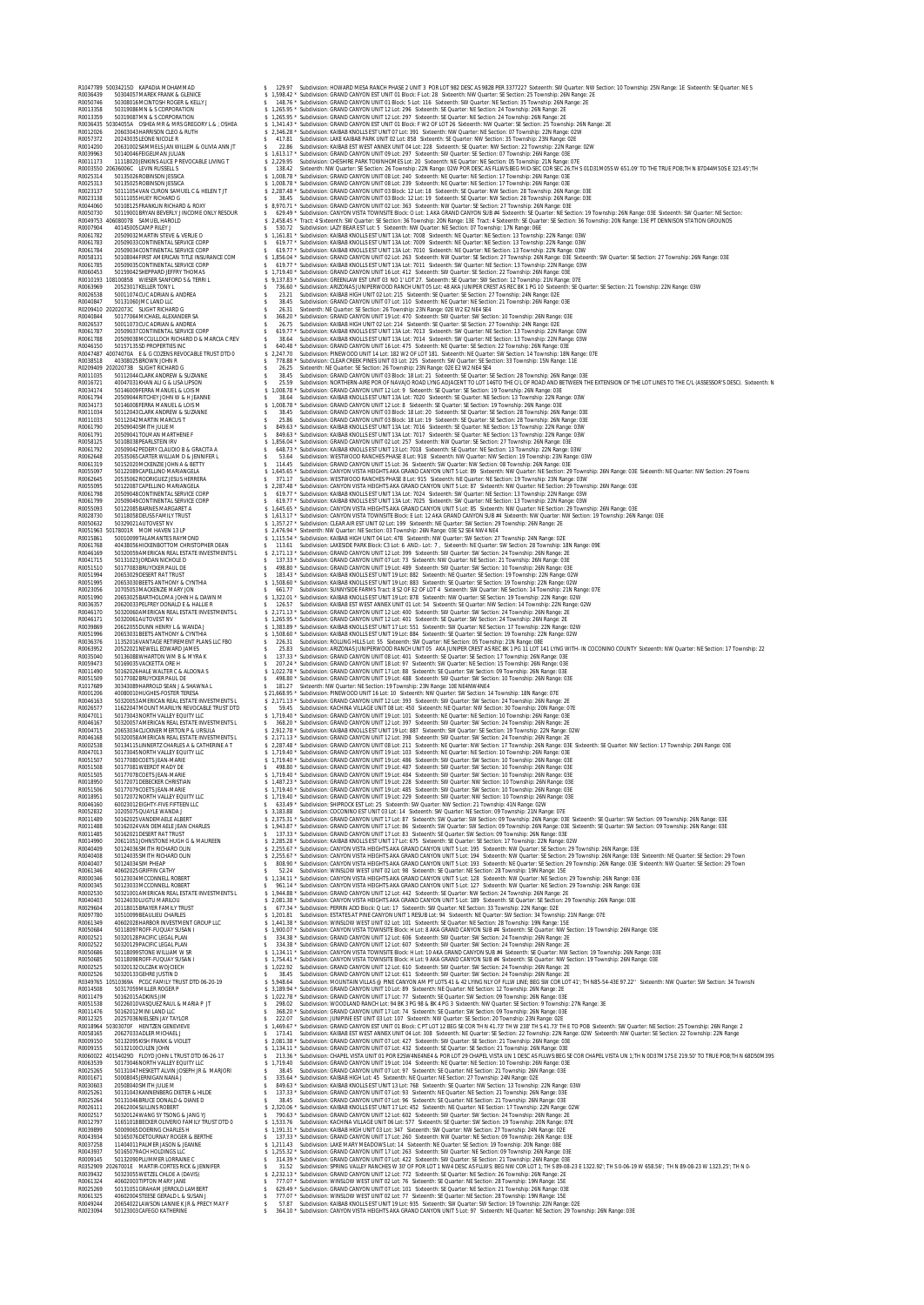R1047789 50034215D KAPADIA MOHAMMAD $ 129.97 Subdivision: HOWARD MESA RANCH PHASE 2 UNIT 3 POR LOT 982 DESC AS 982B PER 3377227 Sixteenth: SW Quarter: NW Section: 10 Township: 25N Range: 1E Sixteenth: SE Quarter: NE S
R0036439 50304057MAREK FRANK & GLENICE $ 1,598.42 * Subdivision: GRAND CANYON EST UNIT 01 Block: F Lot: 28 Sixteenth: NW Quarter: SE Section: 25 Township: 26N Range: 2E
R0050746 50308016MCINTOSH ROGER & KELLY J $ 148.76 * Subdivision: GRAND CANYON UNIT 01 Block: 5 Lot: 116 Sixteenth: SW Quarter: NE Section: 35 Township: 26N Range: 2E
R0013358 50319086MN & S CORPORATION $ 1,265.95 * Subdivision: GRAND CANYON UNIT 12 Lot: 296 Sixteenth: SE Quarter: NE Section: 24 Township: 26N Range: 2E
R0013359 50319087MN & S CORPORATION $ 1,265.95 * Subdivision: GRAND CANYON UNIT 12 Lot: 297 Sixteenth: SE Quarter: NE Section: 24 Township: 26N Range: 2E
R0036435 50304055A OSHEA MR & MRS GREGORY L & ; DSHEA $ 1,341.43 * Subdivision: GRAND CANYON EST UNIT 01 Block: F W2 OF LOT 26 Sixteenth: NW Quarter: SE Section: 25 Township: 26N Range: 2E
R0012026 20603043HARRISON CLEO & RUTH $ 2,346.28 * Subdivision: KAIBAB KNOLLS EST UNIT 07 Lot: 391 Sixteenth: NW Quarter: NE Section: 07 Township: 22N Range: 02W
R0057372 20243035LEONE NICOLE R $ 417.81 Subdivision: LAKE KAIBAB PARK UNIT 02 Lot: 858 Sixteenth: SE Quarter: NW Section: 35 Township: 23N Range: 02E
R0014200 20631002SAMMELS JAN WILLEM & OLIVIA ANN JT $ 22.86 Subdivision: KAIBAB EST WEST ANNEX UNIT 04 Lot: 228 Sixteenth: SE Quarter: NW Section: 22 Township: 22N Range: 02W
R0039960 50140046FEIGELMAN JULIAN $ 1,613.17 * Subdivision: GRAND CANYON UNIT 09 Lot: 297 Sixteenth: SE Quarter: SE Section: 07 Township: 26N Range: 03E
R0011173 11118020JENKINS ALICE P REVOCABLE LIVING T $ 2,229.95 Subdivision: CHESHIRE PARK TOWNHOMES Lot: 20 Sixteenth: NE Quarter: NE Section: 05 Township: 21N Range: 07E
R0003550 20636006C LEVIN RUSSELL S $ 138.42 Sixteenth: NW Quarter: SE Section: 26 Township: 22N Range: 02W POR DESC AS FLLWS:BEG MID-SEC COR SEC 26;TH S 01D31M05S W 651.09' TO THE TRUE POB;TH N 87D44M50S E 323.45';TH
R0025314 50135026ROBINSON JESSICA $ 1,008.78 * Subdivision: GRAND CANYON UNIT 08 Lot: 240 Sixteenth: NE Quarter: NE Section: 17 Township: 26N Range: 03E
R0025313 50135025ROBINSON JESSICA $ 1,008.78 * Subdivision: GRAND CANYON UNIT 08 Lot: 239 Sixteenth: NE Quarter: NE Section: 17 Township: 26N Range: 03E
R0023137 50111054VAN CURON SAMUEL C & HELEN T JT $ 2,287.48 * Subdivision: GRAND CANYON UNIT 03 Block: 12 Lot: 18 Sixteenth: SE Quarter: NW Section: 28 Township: 26N Range: 03E
R0023138 50111055HUEY RICHARD G $ 38.45 Subdivision: GRAND CANYON UNIT 03 Block: 12 Lot: 19 Sixteenth: SE Quarter: NW Section: 28 Township: 26N Range: 03E
R0044060 50108125FRANKLIN RICHARD & ROXY $ 8,970.71 * Subdivision: GRAND CANYON UNIT 02 Lot: 363 Sixteenth: NW Quarter: SE Section: 27 Township: 26N Range: 03E
R0050730 50119001BRYAN BEVERLY J INCOME ONLY RESOUR $ 629.49 * Subdivision: CANYON VISTA TOWNSITE Block: O Lot: 1 AKA GRAND CANYON SUB #4 Sixteenth: SE Quarter: NE Section: 19 Township: 26N Range: 03E Sixteenth: SW Quarter: NE Section:
R0049753 40608007B SAMUEL HAROLD $ 2,458.45 * Tract: 4 Sixteenth: SW Quarter: SE Section: 36 Township: 20N Range: 13E Tract: 4 Sixteenth: SE Quarter: SE Section: 36 Township: 20N Range: 13E PT DENNISON STATION GROUNDS
R0007904 40145005CAMP RILEY J $ 530.72 Subdivision: LAZY BEAR EST Lot: 5 Sixteenth: NW Quarter: NE Section: 07 Township: 17N Range: 06E
R0061782 20509032MARTIN STEVE & VERLIE O $ 1,161.81 * Subdivision: KAIBAB KNOLLS EST UNIT 13A Lot: 7008 Sixteenth: NE Quarter: NE Section: 13 Township: 22N Range: 03W
R0061783 20509033CONTINENTAL SERVICE CORP $ 619.77 * Subdivision: KAIBAB KNOLLS EST UNIT 13A Lot: 7009 Sixteenth: NE Quarter: NE Section: 13 Township: 22N Range: 03W
R0061784 20509034CONTINENTAL SERVICE CORP $ 619.77 * Subdivision: KAIBAB KNOLLS EST UNIT 13A Lot: 7010 Sixteenth: NE Quarter: NE Section: 13 Township: 22N Range: 03W
R0058131 50108044FIRST AMERICAN TITLE INSURANCE COM $ 3,856.04 * Subdivision: GRAND CANYON UNIT 02 Lot: 263 Sixteenth: NW Quarter: SE Section: 27 Township: 26N Range: 03E Sixteenth: SW Quarter: SE Section: 27 Township: 26N Range: 03E
R0061785 20509035CONTINENTAL SERVICE CORP $ 619.77 * Subdivision: KAIBAB KNOLLS EST UNIT 13A Lot: 7011 Sixteenth: NE Quarter: NE Section: 13 Township: 22N Range: 03W
R0060453 50159042SHEPPARD JEFFRY THOMAS $ 1,719.40 * Subdivision: GRAND CANYON UNIT 16 Lot: 412 Sixteenth: SW Quarter: SE Section: 22 Township: 26N Range: 03E
R0010193 10810085B WIESER SANFORD S & TERRI L $ 9,137.83 * Subdivision: GREENLAW EST UNIT 03 NO 1' LOT 27, Sixteenth: SE Quarter: SW Section: 12 Township: 21N Range: 07E
R0063969 20523017KELLER TONY L $ 736.60 * Subdivision: ARIZONAS JUNIPERWOOD RANCH UNIT 05 Lot: 48 AKA JUNIPER CREST AS REC BK 1 PG 10 Sixteenth: SE Quarter: SE Section: 21 Township: 22N Range: 03W
R0026538 50011074CUC ADRIAN & ANDREA $ 23.21 Subdivision: KAIBAB HIGH UNIT 02 Lot: 215 Sixteenth: SE Quarter: SE Section: 27 Township: 24N Range: 02E
R0040847 50131060JMC LAND LLC $ 38.45 Subdivision: GRAND CANYON UNIT 07 Lot: 110 Sixteenth: NE Quarter: NE Section: 21 Township: 26N Range: 03E
R0209410 20202073C SLIGHT RICHARD G $ 26.31 Sixteenth: NE Quarter: SE Section: 26 Township: 23N Range: 02E W2 E2 NE4 SE4
R0040844 50177064MICHAEL ALEXANDER SA $ 368.20 * Subdivision: GRAND CANYON UNIT 19 Lot: 470 Sixteenth: SW Quarter: SW Section: 10 Township: 26N Range: 03E
R0026537 50011073CUC ADRIAN & ANDREA $ 26.75 Subdivision: KAIBAB HIGH UNIT 02 Lot: 214 Sixteenth: SE Quarter: SE Section: 27 Township: 24N Range: 02E
R0061787 20509037CONTINENTAL SERVICE CORP $ 619.77 * Subdivision: KAIBAB KNOLLS EST UNIT 13A Lot: 7013 Sixteenth: SW Quarter: NE Section: 13 Township: 22N Range: 03W
R0061788 20509038MCCULLOCH RICHARD D & MARCIA C REV $ 38.64 Subdivision: KAIBAB KNOLLS EST UNIT 13A Lot: 7014 Sixteenth: SW Quarter: NE Section: 13 Township: 22N Range: 03W
R0046150 50157135SD PROPERTIES INC $ 640.48 * Subdivision: GRAND CANYON UNIT 16 Lot: 475 Sixteenth: NE Quarter: SE Section: 22 Township: 26N Range: 03E
R0047487 40074070A E & G COZENS REVOCABLE TRUST DTD 0 $ 2,247.70 Subdivision: PINEWOOD UNIT 14 Lot: 182 W2 OF LOT 181 Sixteenth: NE Quarter: SW Section: 14 Township: 18N Range: 07E
R0038518 40308025BROWN JOHN R $ 778.88 * Subdivision: CLEAR CREEK PINES UNIT 03 Lot: 225 Sixteenth: SW Quarter: SE Section: 33 Township: 15N Range: 11E
R0209409 20202073B SLIGHT RICHARD G $ 26.25 Sixteenth: NE Quarter: SE Section: 26 Township: 23N Range: 02E E2 W2 NE4 SE4
R0011035 50112044CLARK ANDREW & SUZANNE $ 38.45 Subdivision: GRAND CANYON UNIT 03 Block: 18 Lot: 21 Sixteenth: SE Quarter: SE Section: 28 Township: 26N Range: 03E
R0016721 40047031KHAN ALI G & LISA LIPSON $ 25.59 Subdivision: NORTHERN-AIRE POR OF NAVAJO ROAD LYNG ADJACENT TO LOT 146TO THE C/L OF ROAD AND BETWEEN THE EXTENSION OF THE LOT LINES TO THE C/L (ASSESSOR'S DESC). Sixteenth: N
R0034174 50146009FERRA MANUEL & LOIS M $ 1,008.78 * Subdivision: GRAND CANYON UNIT 12 Lot: 9 Sixteenth: SE Quarter: SE Section: 19 Township: 26N Range: 03E
R0061794 20509044RITCHEY JOHN W & H JEANNE $ 38.64 Subdivision: KAIBAB KNOLLS EST UNIT 13A Lot: 7020 Sixteenth: SE Quarter: NE Section: 13 Township: 22N Range: 03W
R0034173 50146008FERRA MANUEL & LOIS M $ 1,008.78 * Subdivision: GRAND CANYON UNIT 12 Lot: 8 Sixteenth: SE Quarter: SE Section: 19 Township: 26N Range: 03E
R0011034 50112043CLARK ANDREW & SUZANNE $ 38.45 Subdivision: GRAND CANYON UNIT 03 Block: 18 Lot: 20 Sixteenth: SE Quarter: SE Section: 28 Township: 26N Range: 03E
R0011033 50112042MARTIN MARCUS T $ 25.86 Subdivision: GRAND CANYON UNIT 03 Block: 18 Lot: 19 Sixteenth: SE Quarter: SE Section: 28 Township: 26N Range: 03E
R0061790 20509040SMITH JULIE M $ 849.63 * Subdivision: KAIBAB KNOLLS EST UNIT 13A Lot: 7016 Sixteenth: SE Quarter: NE Section: 13 Township: 22N Range: 03W
R0061791 20509041TOLMAN MARTHENE F $ 849.63 * Subdivision: KAIBAB KNOLLS EST UNIT 13A Lot: 7017 Sixteenth: SE Quarter: NE Section: 13 Township: 22N Range: 03W
R0058125 50108038PEARLSTEIN IRV $ 1,856.04 * Subdivision: GRAND CANYON UNIT 02 Lot: 257 Sixteenth: NW Quarter: SE Section: 27 Township: 26N Range: 03E
R0061792 20509042PEDERY CLAUDIO B & GRACITA A $ 648.73 * Subdivision: KAIBAB KNOLLS EST UNIT 13 Lot: 7018 Sixteenth: SE Quarter: NE Section: 13 Township: 22N Range: 03W
R0062648 20535065CARTER WILLIAM D & JENNIFER L $ 53.64 Subdivision: WESTWOOD RANCHES PHASE 8 Lot: 918 Sixteenth: NW Quarter: SW Section: 19 Township: 23N Range: 03W
R0061319 50152020MCKENZIE JOHN A & BETTY $ 114.45 Subdivision: GRAND CANYON UNIT 15 Lot: 36 Sixteenth: SW Quarter: NW Section: 08 Township: 26N Range: 03E
R0055097 50122088CAPELLINO MARIANGELA $ 1,645.65 * Subdivision: CANYON VISTA HEIGHTS AKA GRAND CANYON UNIT 5 Lot: 89 Sixteenth: NW Quarter: NE Section: 29 Township: 26N Range: 03E Sixteenth: NE Quarter: NW Section: 29 Towns
R0062645 20535062RODRIGUEZ JESUS HERRERA $ 371.17 Subdivision: WESTWOOD RANCHES PHASE 8 Lot: 915 Sixteenth: NE Quarter: SE Section: 19 Township: 23N Range: 03W
R0055095 50122086CAPELLINO MARIANGELA $ 2,287.48 * Subdivision: CANYON VISTA HEIGHTS AKA GRAND CANYON UNIT 5 Lot: 87 Sixteenth: NW Quarter: NE Section: 29 Township: 26N Range: 03E
R0061798 20509048CONTINENTAL SERVICE CORP $ 619.77 * Subdivision: KAIBAB KNOLLS EST UNIT 13A Lot: 7024 Sixteenth: SE Quarter: NE Section: 13 Township: 22N Range: 03W
R0061799 20509049CONTINENTAL SERVICE CORP $ 619.77 * Subdivision: KAIBAB KNOLLS EST UNIT 13A Lot: 7025 Sixteenth: SE Quarter: NE Section: 13 Township: 22N Range: 03W
R0055093 50122085BARNES MARGARET A $ 1,645.65 * Subdivision: CANYON VISTA HEIGHTS AKA GRAND CANYON UNIT 5 Lot: 85 Sixteenth: NW Quarter: NE Section: 29 Township: 26N Range: 03E
R0028730 50118058DEUSS FAMILY TRUST $ 1,613.17 * Subdivision: CANYON VISTA TOWNSITE Block: E Lot: 12 AKA GRAND CANYON SUB #4 Sixteenth: NW Quarter: NW Section: 19 Township: 26N Range: 03E
R0050632 50329021ALVTOVEST NV $ 1,357.27 * Subdivision: CLEAR AIR EST UNIT 02 Lot: 199 Sixteenth: NE Quarter: SE Section: 29 Township: 26N Range: 2E
R0061963 50178001R MOM HAVEN 13 LP $ 2,476.94 * Sixteenth: NW Quarter: NE Section: 03 Township: 26N Range: 03E S2 SE4 NW4 NE4
R0015861 50010099TALAMANTES RAYMOND $ 1,115.54 * Subdivision: KAIBAB HIGH UNIT 04 Lot: 478 Sixteenth: NW Quarter: SW Section: 27 Township: 24N Range: 02E
R0061768 40438016HICKENBOTTOM CHRISTOPHER DEAN $ 113.61 Subdivision: LAKESIDE PARK Block: C3 Lot: 6 AND:- Lot: 7 , Sixteenth: NE Quarter: SE Section: 28 Township: 18N Range: 09E
R0046169 50320059AMERICAN REAL ESTATE INVESTMENTS L $ 2,171.13 * Subdivision: GRAND CANYON UNIT 12 Lot: 399 Sixteenth: SW Quarter: SW Section: 24 Township: 26N Range: 2E
R0041715 50131023JORDAN NICHOLE D $ 137.33 * Subdivision: GRAND CANYON UNIT 07 Lot: 73 Sixteenth: NW Quarter: NE Section: 21 Township: 26N Range: 03E
R0051510 50177083BRUYCKER PAUL DE $ 498.80 * Subdivision: GRAND CANYON UNIT 19 Lot: 489 Sixteenth: SW Quarter: SW Section: 10 Township: 26N Range: 03E
R0051994 20653029DESERT RAT TRUST $ 183.43 * Subdivision: KAIBAB KNOLLS EST UNIT 19 Lot: 882 Sixteenth: NE Quarter: SE Section: 19 Township: 22N Range: 02W
R0051995 20653030BEETS ANTHONY & CYNTHIA $ 1,508.60 * Subdivision: KAIBAB KNOLLS EST UNIT 19 Lot: 883 Sixteenth: SE Quarter: SE Section: 19 Township: 22N Range: 02W
R0023056 10705053MACKENZIE MARY JON $ 661.77 Subdivision: SUNNYSIDE FARMS Tract: 8 S2 OF E2 OF LOT 4 Sixteenth: SW Quarter: NE Section: 14 Township: 21N Range: 07E
R0051990 20653025BARTHOLOMA JOHN H & DAWN M $ 1,322.01 * Subdivision: KAIBAB KNOLLS EST UNIT 19 Lot: 878 Sixteenth: NW Quarter: SE Section: 19 Township: 22N Range: 02W
R0036357 20620031PELFREY DONALD E & HALLIE R $ 126.57 Subdivision: KAIBAB EST WEST ANNEX UNIT 01 Lot: 54 Sixteenth: SE Quarter: NW Section: 14 Township: 22N Range: 02W
R0046170 50320060AMERICAN REAL ESTATE INVESTMENTS L $ 2,171.13 * Subdivision: GRAND CANYON UNIT 12 Lot: 400 Sixteenth: SW Quarter: SW Section: 24 Township: 26N Range: 2E
R0046171 50320061ALVTOVEST NV $ 1,265.95 * Subdivision: GRAND CANYON UNIT 12 Lot: 401 Sixteenth: SE Quarter: SW Section: 24 Township: 26N Range: 2E
R0039869 20612005DUNN HENRY L & WANDA J $ 1,383.89 * Subdivision: KAIBAB KNOLLS EST UNIT 17 Lot: 551 Sixteenth: SW Quarter: NE Section: 17 Township: 22N Range: 02W
R0051996 20653031BEETS ANTHONY & CYNTHIA $ 1,508.60 * Subdivision: KAIBAB KNOLLS EST UNIT 19 Lot: 884 Sixteenth: SE Quarter: SE Section: 19 Township: 22N Range: 02W
R0036376 11352016VANTAGE RETIREMENT PLANS LLC FBO $ 226.31 Subdivision: ROLLING HILLS Lot: 55 Sixteenth: SW Quarter: NE Section: 05 Township: 21N Range: 08E
R0063952 20522021NEWELL EDWARD JAMES $ 25.83 Subdivision: ARIZONAS JUNIPERWOOD RANCH UNIT 05 AKA JUNIPER CREST AS REC BK 1 PG 11 LOT 141 LYNG WITH- IN COCONINO COUNTY Sixteenth: NW Quarter: NE Section: 17 Township: 22
R0035040 50136008WHARTON WM B & MYRA K $ 137.33 * Subdivision: GRAND CANYON UNIT 08 Lot: 401 Sixteenth: SE Quarter: SE Section: 17 Township: 26N Range: 03E
R0059473 50169035VACKETTA ORE H $ 207.24 * Subdivision: GRAND CANYON UNIT 18 Lot: 97 Sixteenth: SW Quarter: NE Section: 15 Township: 26N Range: 03E
R0011490 50162026HALE WALTER C & ALDONA S $ 1,022.78 * Subdivision: GRAND CANYON UNIT 17 Lot: 88 Sixteenth: SE Quarter: SW Section: 09 Township: 26N Range: 03E
R0051509 50177082BRUYCKER PAUL DE $ 498.80 * Subdivision: GRAND CANYON UNIT 19 Lot: 488 Sixteenth: SW Quarter: SW Section: 10 Township: 26N Range: 03E
R1017689 30343089HARROLD SEAN J & SHAWNA L $ 181.27 Sixteenth: NW Quarter: NE Section: 19 Township: 23N Range: 10E NE4NW4NE4
R0001206 40080010HUGHES-FOSTER TERESA $ 21,668.95 * Subdivision: PINEWOOD UNIT 16 Lot: 10 Sixteenth: NW Quarter: SW Section: 14 Township: 18N Range: 07E
R0046163 50320053AMERICAN REAL ESTATE INVESTMENTS L $ 2,171.13 * Subdivision: GRAND CANYON UNIT 12 Lot: 393 Sixteenth: SW Quarter: SW Section: 24 Township: 26N Range: 2E
R0026577 11622047MOUNT MARILYN REVOCABLE TRUST DTD $ 59.45 Subdivision: KACHINA VILLAGE UNIT 08 Lot: 450 Sixteenth: NE Quarter: NW Section: 30 Township: 20N Range: 07E
R0047011 50173043NORTH VALLEY EQUITY LLC $ 1,719.40 * Subdivision: GRAND CANYON UNIT 19 Lot: 101 Sixteenth: NE Quarter: NE Section: 10 Township: 26N Range: 03E
R0046167 50320057AMERICAN REAL ESTATE INVESTMENTS L $ 368.20 * Subdivision: GRAND CANYON UNIT 12 Lot: 397 Sixteenth: SW Quarter: SW Section: 24 Township: 26N Range: 2E
R0004715 20653034CLOCKNER MERTON P & URSULA $ 2,912.78 * Subdivision: KAIBAB KNOLLS EST UNIT 19 Lot: 887 Sixteenth: SE Quarter: SE Section: 19 Township: 22N Range: 02W
R0046168 50320058AMERICAN REAL ESTATE INVESTMENTS L $ 2,171.13 * Subdivision: GRAND CANYON UNIT 12 Lot: 398 Sixteenth: SW Quarter: SW Section: 24 Township: 26N Range: 2E
R0002538 50134115LINNERTZ CHARLES A & CATHERINE A T $ 2,287.48 * Subdivision: GRAND CANYON UNIT 08 Lot: 211 Sixteenth: NE Quarter: NW Section: 17 Township: 26N Range: 03E Sixteenth: NW Quarter: NE Section: 17 Township: 26N Range: 03E
R0047013 50173045NORTH VALLEY EQUITY LLC $ 1,719.40 * Subdivision: GRAND CANYON UNIT 19 Lot: 103 Sixteenth: NE Quarter: NE Section: 10 Township: 26N Range: 03E
R0051507 50177080COETS JEAN-MARIE $ 1,719.40 * Subdivision: GRAND CANYON UNIT 19 Lot: 486 Sixteenth: SW Quarter: SW Section: 10 Township: 26N Range: 03E
R0051508 50177081WIEBROT MADY DE $ 498.80 * Subdivision: GRAND CANYON UNIT 19 Lot: 487 Sixteenth: SW Quarter: SW Section: 10 Township: 26N Range: 03E
R0051505 50177078COETS JEAN-MARIE $ 1,719.40 * Subdivision: GRAND CANYON UNIT 19 Lot: 484 Sixteenth: SW Quarter: SW Section: 10 Township: 26N Range: 03E
R0018950 50172071DEBECKER CHRISTIAN $ 1,487.23 * Subdivision: GRAND CANYON UNIT 19 Lot: 228 Sixteenth: NW Quarter: NW Section: 10 Township: 26N Range: 03E
R0051506 50177079COETS JEAN-MARIE $ 1,719.40 * Subdivision: GRAND CANYON UNIT 19 Lot: 485 Sixteenth: SW Quarter: SW Section: 10 Township: 26N Range: 03E
R0018951 50172072NORTH VALLEY EQUITY LLC $ 1,719.40 * Subdivision: GRAND CANYON UNIT 19 Lot: 229 Sixteenth: SW Quarter: NW Section: 10 Township: 26N Range: 03E
R0046160 60023012EIGHTY-FIVE FIFTEEN LLC $ 633.49 * Subdivision: SHIPROCK EST Lot: 25 Sixteenth: SW Quarter: NW Section: 22 Township: 41N Range: 02W
R0052832 10205075QUAYLE WANDA J $ 3,183.88 Subdivision: COCONINO EST UNIT 03 Lot: 14 Sixteenth: SW Quarter: NE Section: 09 Township: 21N Range: 07E
R0011489 50162025VANDEMAELE ALBERT $ 2,375.31 * Subdivision: GRAND CANYON UNIT 17 Lot: 87 Sixteenth: SW Quarter: SW Section: 09 Township: 26N Range: 03E Sixteenth: SE Quarter: SW Section: 09 Township: 26N Range: 03E
R0011488 50162024VAN DEMAELE JEAN CHARLES $ 1,943.87 * Subdivision: GRAND CANYON UNIT 17 Lot: 86 Sixteenth: SW Quarter: SW Section: 09 Township: 26N Range: 03E Sixteenth: SE Quarter: SW Section: 09 Township: 26N Range: 03E
R0011485 50162021DESERT RAT TRUST $ 137.33 * Subdivision: GRAND CANYON UNIT 17 Lot: 83 Sixteenth: SE Quarter: SW Section: 09 Township: 26N Range: 03E
R0014990 20611051JOHNSTONE HUGH G & MAUREEN $ 2,285.28 * Subdivision: KAIBAB KNOLLS EST UNIT 17 Lot: 675 Sixteenth: SE Quarter: SE Section: 17 Township: 22N Range: 02W
R0040409 50124036SMITH RICHARD OLIN $ 2,255.67 * Subdivision: CANYON VISTA HEIGHTS AKA GRAND CANYON UNIT 5 Lot: 195 Sixteenth: NW Quarter: SE Section: 29 Township: 26N Range: 03E
R0040408 50124035SMITH RICHARD OLIN $ 2,255.67 * Subdivision: CANYON VISTA HEIGHTS AKA GRAND CANYON UNIT 5 Lot: 194 Sixteenth: NW Quarter: SE Section: 29 Township: 26N Range: 03E Sixteenth: NE Quarter: SE Section: 29 Town
R0040407 50124034SIM PHEAP $ 808.90 * Subdivision: CANYON VISTA HEIGHTS AKA GRAND CANYON UNIT 5 Lot: 193 Sixteenth: NE Quarter: SE Section: 29 Township: 26N Range: 03E Sixteenth: NW Quarter: SE Section: 29 Town
R0061346 40602025GRIFFIN CATHY $ 52.24 Subdivision: WINSLOW WEST UNIT 02 Lot: 98 Sixteenth: SE Quarter: NE Section: 28 Township: 19N Range: 15E
R0000346 50123034MCCONNELL ROBERT $ 1,134.11 * Subdivision: CANYON VISTA HEIGHTS AKA GRAND CANYON UNIT 5 Lot: 128 Sixteenth: NW Quarter: NE Section: 29 Township: 26N Range: 03E
R0000345 50123033MCCONNELL ROBERT $ 961.14 * Subdivision: CANYON VISTA HEIGHTS AKA GRAND CANYON UNIT 5 Lot: 127 Sixteenth: NW Quarter: NE Section: 29 Township: 26N Range: 03E
R0002530 50321001AMERICAN REAL ESTATE INVESTMENTS L $ 1,944.88 * Subdivision: GRAND CANYON UNIT 12 Lot: 442 Sixteenth: SE Quarter: NW Section: 24 Township: 26N Range: 2E
R0040403 50124030LIUGTU MARILOU $ 2,081.38 * Subdivision: CANYON VISTA HEIGHTS AKA GRAND CANYON UNIT 5 Lot: 189 Sixteenth: SE Quarter: SE Section: 29 Township: 26N Range: 03E
R0029604 20118015BRAYER FAMILY TRUST $ 677.34 * Subdivision: PERRIN ADD Block: Q Lot: 17 Sixteenth: SW Quarter: NE Section: 33 Township: 22N Range: 02E
R0097780 10510099BEAULIEU CHARLES $ 1,201.81 Subdivision: ESTATES AT PINE CANYON UNIT 1 RESUB Lot: 94 Sixteenth: NE Quarter: SW Section: 34 Township: 21N Range: 07E
R0061349 40602028HARBOR INVESTMENT GROUP LLC $ 1,441.38 * Subdivision: WINSLOW WEST UNIT 02 Lot: 101 Sixteenth: SE Quarter: NE Section: 28 Township: 19N Range: 15E
R0050684 50118099TROFF-FUQUAY SUSAN I $ 1,900.07 * Subdivision: CANYON VISTA TOWNSITE Block: H Lot: 8 AKA GRAND CANYON SUB #4 Sixteenth: SE Quarter: NW Section: 19 Township: 26N Range: 03E
R0002521 50320128PACIFIC LEGAL PLAN $ 334.38 * Subdivision: GRAND CANYON UNIT 12 Lot: 606 Sixteenth: SW Quarter: SE Section: 24 Township: 26N Range: 2E
R0002522 50320129PACIFIC LEGAL PLAN $ 334.38 * Subdivision: GRAND CANYON UNIT 12 Lot: 607 Sixteenth: SW Quarter: SE Section: 24 Township: 26N Range: 2E
R0050686 50118099STONE WILLIAM W SR $ 1,334.11 * Subdivision: CANYON VISTA TOWNSITE Block: H Lot: 10 AKA GRAND CANYON SUB #4 Sixteenth: SE Quarter: NW Section: 19 Township: 26N Range: 03E
R0050685 50118098TROFF-FUQUAY SUSAN I $ 1,754.41 * Subdivision: CANYON VISTA TOWNSITE Block: H Lot: 9 AKA GRAND CANYON SUB #4 Sixteenth: SE Quarter: NW Section: 19 Township: 26N Range: 03E
R0002525 50320132OLCZAK WOJCIECH $ 1,022.92 Subdivision: GRAND CANYON UNIT 12 Lot: 610 Sixteenth: SW Quarter: SE Section: 24 Township: 26N Range: 2E
R0002526 50320133GEHRE JUSTIN D $ 38.45 Subdivision: GRAND CANYON UNIT 12 Lot: 611 Sixteenth: SW Quarter: SE Section: 24 Township: 26N Range: 2E
R0349765 10510369A PCGC FAMILY TRUST DTD 06-20-19 $ 5,948.64 Subdivision: MOUNTAIN VILLAS @ PINE CANYON AM PT LOTS 41 & 42 LYNG NLY OF FLLW LINE; BEG SW COR LOT 41'; TH N85-54-43E 97.22" Sixteenth: NW Quarter: SW Section: 34 Townshi
R0014508 50317059MILLER ROGER P $ 3,189.94 * Subdivision: GRAND CANYON UNIT 10 Lot: 89 Sixteenth: NE Quarter: SE Section: 12 Township: 26N Range: 2E
R0011479 50162015ADKINS JIM $ 1,022.78 * Subdivision: GRAND CANYON UNIT 17 Lot: 77 Sixteenth: SE Quarter: SW Section: 09 Township: 26N Range: 03E
R0051538 50226010VASQUEZ RAUL & MARIA P JT $ 298.02 Subdivision: WOODLAND RANCH Lot: 94 BK 3 PG 98 & BK 4 PG 3 Sixteenth: NW Quarter: SE Section: 09 Township: 27N Range: 3E
R0011476 50162012MINI LAND LLC $ 368.20 * Subdivision: GRAND CANYON UNIT 17 Lot: 74 Sixteenth: SE Quarter: SW Section: 09 Township: 26N Range: 03E
R0012325 20257036NIELSEN JAY TAYLOR $ 222.07 Subdivision: JUNIPINE EST UNIT 03 Lot: 107 Sixteenth: NW Quarter: SE Section: 20 Township: 23N Range: 02E
R0018964 50303070F HENTZEN GENEVIEVE $ 1,469.67 * Subdivision: GRAND CANYON EST UNIT 01 Block: C PT LOT 12 BEG SE COR TH N 41.73' TH W 238' TH S 41.73' TH E TO POB Sixteenth: SW Quarter: NE Section: 25 Township: 26N Range: 2
R0058365 20627033ADLER MICHAEL J $ 173.41 Subdivision: KAIBAB EST WEST ANNEX UNIT 04 Lot: 308 Sixteenth: SE Quarter: SE Section: 22 Township: 22N Range: 02W Sixteenth: NE Quarter: SE Section: 22 Township: 22N Range
R0009150 50132095KISH FRANK & VIOLET $ 2,081.38 * Subdivision: GRAND CANYON UNIT 07 Lot: 427 Sixteenth: SW Quarter: SE Section: 21 Township: 26N Range: 03E
R0009155 50132100CULEN JOHN $ 1,134.11 * Subdivision: GRAND CANYON UNIT 07 Lot: 432 Sixteenth: SE Quarter: SE Section: 21 Township: 26N Range: 03E
R0060022 40514029D FLOYD JOHN L TRUST DTD 06-26-17 $ 213.36 * Subdivision: CHAPEL VISTA UNIT 01 POR E2SW4NE4NE4 & POR LOT 29 CHAPEL VISTA UN 1 DESC AS FLLWS BEG SE COR CHAPEL VISTA UN 1;TH N 0D37M17S E 219.50' TO TRUE POB;TH N 68D50M39S
R0063539 50173046NORTH VALLEY EQUITY LLC $ 1,719.40 * Subdivision: GRAND CANYON UNIT 19 Lot: 104 Sixteenth: NE Quarter: NE Section: 10 Township: 26N Range: 03E
R0025265 50131047HESKETT ALVIN JOSEPH JR & MARJORI $ 38.45 Subdivision: GRAND CANYON UNIT 07 Lot: 97 Sixteenth: SE Quarter: NE Section: 21 Township: 26N Range: 03E
R0001671 50008045JERNIGAN NANA J $ 335.64 * Subdivision: KAIBAB HIGH Lot: 45 Sixteenth: NE Quarter: NE Section: 27 Township: 24N Range: 02E
R0030603 20508040SMITH JULIE M $ 849.63 * Subdivision: KAIBAB KNOLLS EST UNIT 13 Lot: 768 Sixteenth: SE Quarter: NW Section: 13 Township: 22N Range: 03W
R0025261 50131043KANNENBERG DIETER & HILDE $ 137.33 * Subdivision: GRAND CANYON UNIT 07 Lot: 93 Sixteenth: NE Quarter: NE Section: 21 Township: 26N Range: 03E
R0025264 50131046BRUCE DONALD & DIANE D $ 38.45 Subdivision: GRAND CANYON UNIT 07 Lot: 96 Sixteenth: SE Quarter: NE Section: 21 Township: 26N Range: 03E
R0026111 20612004SULLINS ROBERT $ 2,320.06 * Subdivision: KAIBAB KNOLLS EST UNIT 17 Lot: 452 Sixteenth: NE Quarter: NE Section: 17 Township: 22N Range: 02W
R0002517 50320124WANG SYTSONG & JANG YJ $ 790.63 * Subdivision: GRAND CANYON UNIT 12 Lot: 602 Sixteenth: SW Quarter: SE Section: 24 Township: 26N Range: 2E
R0012797 11651018BECKER OLIVERIO FAMILY TRUST DTD 0 $ 1,533.76 Subdivision: KACHINA VILLAGE UNIT 06 Lot: 577 Sixteenth: SE Quarter: SW Section: 19 Township: 20N Range: 07E
R0039899 50009065DOERING CHARLES H $ 1,191.31 * Subdivision: KAIBAB HIGH UNIT 03 Lot: 347 Sixteenth: SW Quarter: NW Section: 27 Township: 24N Range: 02E
R0043934 50165076DETOURNAY ROGER & BERTHE $ 137.33 * Subdivision: GRAND CANYON UNIT 17 Lot: 260 Sixteenth: NW Quarter: NE Section: 09 Township: 26N Range: 03E
R0037258 11404011PALMER JASON & JENNIE $ 1,211.43 * Subdivision: LAKE MARY MEADOWS Lot: 14 Sixteenth: NE Quarter: SE Section: 19 Township: 20N Range: 08E
R0043937 50165079ACH HOLDINGS LLC $ 1,255.32 * Subdivision: GRAND CANYON UNIT 17 Lot: 263 Sixteenth: SW Quarter: NE Section: 09 Township: 26N Range: 03E
R0009145 50132090PLUMMER LORRAINE C $ 314.39 * Subdivision: GRAND CANYON UNIT 07 Lot: 422 Sixteenth: SW Quarter: SE Section: 21 Township: 26N Range: 03E
R0352909 20267001E MARTIR-CORTES RICK & JENNIFER $ 31.52 Subdivision: SPRING VALLEY RANCHES W 30' OF POR LOT 1 NW4 DESC AS FLLWS: BEG NW COR LOT 1; TH S 89-08-23 E 1322.92'; TH S 0-06-19 W 658.56'; TH N 89-08-23 W 1323.25'; TH N 0-
R0039432 50323055WETZEL CHLOE A (DAVIS) $ 2,232.13 * Subdivision: GRAND CANYON UNIT 12 Lot: 772 Sixteenth: SE Quarter: NE Section: 26 Township: 26N Range: 2E
R0061324 40602003TIPTON MARY JANE $ 777.07 * Subdivision: WINSLOW WEST UNIT 02 Lot: 76 Sixteenth: SE Quarter: NE Section: 28 Township: 19N Range: 15E
R0025269 50131051GRAHAM JERROLD LAMBERT $ 629.49 * Subdivision: GRAND CANYON UNIT 07 Lot: 101 Sixteenth: SE Quarter: NE Section: 21 Township: 26N Range: 03E
R0061325 40602004STEESE GERALD L & SUSAN J $ 777.07 * Subdivision: WINSLOW WEST UNIT 02 Lot: 77 Sixteenth: SE Quarter: NE Section: 28 Township: 19N Range: 15E
R0049244 20654021LAWSON LANNIE K JR & PRECY MAY F $ 57.87 Subdivision: KAIBAB KNOLLS EST UNIT 19 Lot: 935 Sixteenth: SW Quarter: SW Section: 19 Township: 22N Range: 02E
R0023094 50123003CAPEGO KATHERINE $ 364.10 * Subdivision: CANYON VISTA HEIGHTS AKA GRAND CANYON UNIT 5 Lot: 97 Sixteenth: NE Quarter: NE Section: 29 Township: 26N Range: 03E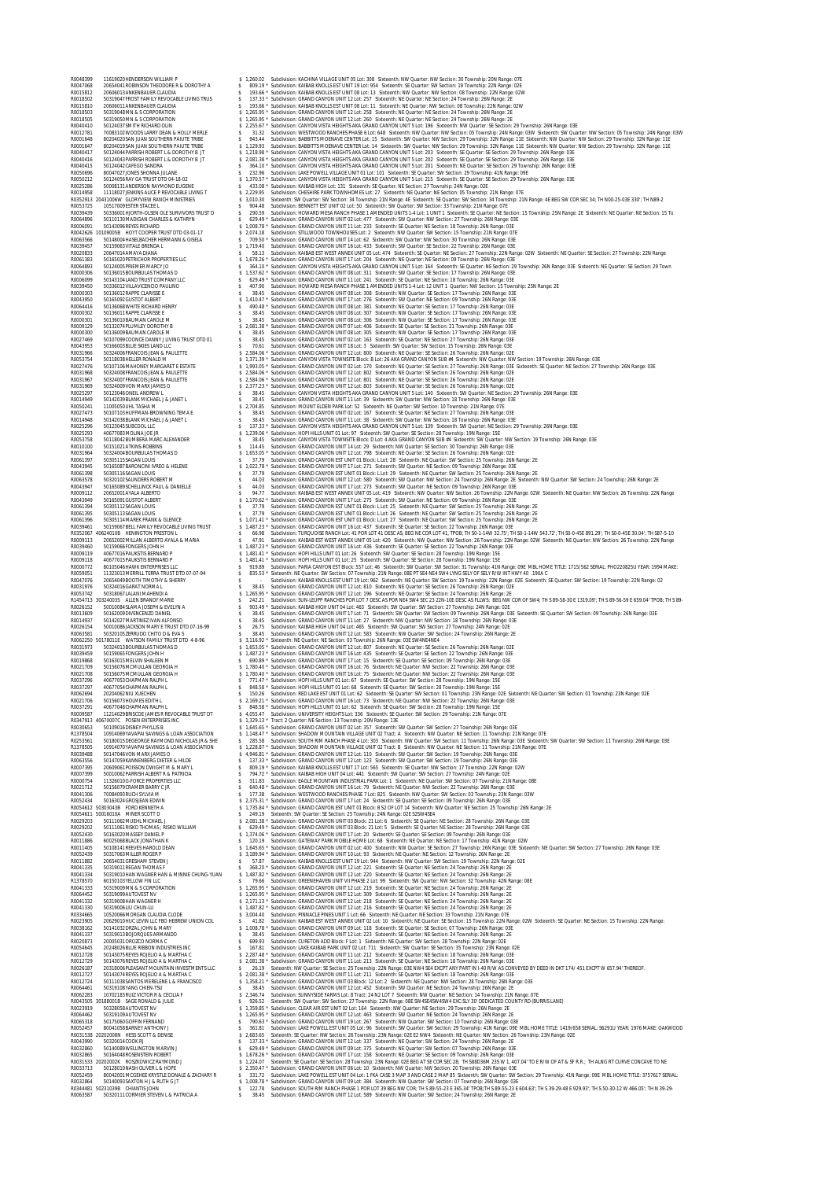R0048399 11619020HENDERSON WILLIAM P $ 1,260.02 Subdivision: KACHINA VILLAGE UNIT 05 Lot: 308 Sixteenth: NW Quarter: NW Section: 30 Township: 20N Range: 07E
R0047068 20654041ROBINSON THEODORE R & DOROTHY A $ 809.19 * Subdivision: KAIBAB KNOLLS EST UNIT 19 Lot: 954 Sixteenth: SE Quarter: SW Section: 19 Township: 22N Range: 02E
R0015812 20606013ANKENBAUER CLAUDIA $ 193.66 * Subdivision: KAIBAB KNOLLS EST UNIT 08 Lot: 13 Sixteenth: NW Quarter: NW Section: 08 Township: 22N Range: 02W
R0018502 50319047FROST FAMILY REVOCABLE LIVING TRUS $ 137.33 * Subdivision: GRAND CANYON UNIT 12 Lot: 257 Sixteenth: NE Quarter: NE Section: 24 Township: 26N Range: 2E
R0015810 20606011ANKENBAUER CLAUDIA $ 193.66 * Subdivision: KAIBAB KNOLLS EST UNIT 08 Lot: 11 Sixteenth: NE Quarter: NW Section: 08 Township: 22N Range: 02W
R0018503 50319048M N & S CORPORATION $ 1,265.95 * Subdivision: GRAND CANYON UNIT 12 Lot: 258 Sixteenth: NE Quarter: NE Section: 24 Township: 26N Range: 2E
R0018505 50319050M N & S CORPORATION $ 1,265.95 * Subdivision: GRAND CANYON UNIT 12 Lot: 260 Sixteenth: NE Quarter: NE Section: 24 Township: 26N Range: 2E
R0040410 50124037SMITH RICHARD OLIN $ 2,255.67 * Subdivision: CANYON VISTA HEIGHTS AKA GRAND CANYON UNIT 5 Lot: 196 Sixteenth: NW Quarter: SE Section: 29 Township: 26N Range: 03E
R0012781 70083102WOODS LARRY DEAN & HOLLY MERLE $ 31.32 Subdivision: WESTWOOD RANCHES PHASE 6 Lot: 648 Sixteenth: NW Quarter: NW Section: 05 Township: 24N Range: 03W Sixteenth: SW Quarter: NW Section: 05 Township: 24N Range: 03W
R0001648 80204020SAN JUAN SOUTHERN PAIUTE TRIBE $ 943.44 Subdivision: BABBITTS MOENAVE CENTER Lot: 15 Sixteenth: SW Quarter: NW Section: 29 Township: 32N Range: 11E Sixteenth: NW Quarter: NW Section: 29 Township: 32N Range: 11E
R0001647 80204019SAN JUAN SOUTHERN PAIUTE TRIBE $ 1,129.93 Subdivision: BABBITTS MOENAVE CENTER Lot: 14 Sixteenth: SW Quarter: NW Section: 29 Township: 32N Range: 11E Sixteenth: NW Quarter: NW Section: 29 Township: 32N Range: 11E
R0040417 50124044PARRISH ROBERT L & DOROTHY B JT $ 1,218.98 * Subdivision: CANYON VISTA HEIGHTS AKA GRAND CANYON UNIT 5 Lot: 203 Sixteenth: SE Quarter: SE Section: 29 Township: 26N Range: 03E
R0040416 50124043PARRISH ROBERT L & DOROTHY B JT $ 2,081.38 * Subdivision: CANYON VISTA HEIGHTS AKA GRAND CANYON UNIT 5 Lot: 202 Sixteenth: SE Quarter: SE Section: 29 Township: 26N Range: 03E
R0040415 50124042CAPEGO SANDRA $ 364.10 * Subdivision: CANYON VISTA HEIGHTS AKA GRAND CANYON UNIT 5 Lot: 201 Sixteenth: NE Quarter: SE Section: 29 Township: 26N Range: 03E
R0050696 80047027JONES SHONNA JULANE $ 232.96 Subdivision: LAKE POWELL VILLAGE UNIT 01 Lot: 101 Sixteenth: SE Quarter: SW Section: 29 Township: 41N Range: 09E
R0050212 50124056RAY GA TRUST DTD 04-18-02 $ 1,370.57 * Subdivision: CANYON VISTA HEIGHTS AKA GRAND CANYON UNIT 5 Lot: 215 Sixteenth: SE Quarter: SE Section: 29 Township: 26N Range: 03E
R0025286 50008131ANDERSON RAYMOND EUGENE $ 433.08 * Subdivision: KAIBAB HIGH Lot: 131 Sixteenth: SE Quarter: NE Section: 27 Township: 24N Range: 02E
R0014958 11118027JENKINS ALICE P REVOCABLE LIVING T $ 2,229.95 Subdivision: CHESHIRE PARK TOWNHOMES Lot: 27 Sixteenth: NE Quarter: NE Section: 05 Township: 21N Range: 07E
R0352913 20431006W GLORYVIEW RANCH MINISTRIES $ 3,010.30 Sixteenth: SW Quarter: SW Section: 34 Township: 21N Range: 4E Sixteenth: SE Quarter: SW Section: 34 Township: 21N Range: 4E BEG SW COR SEC 34; TH N00-25-03E 330'; TH N89-2
R0053725 10517009ESTER STACEE L $ 904.48 Subdivision: BENNETT EST UNIT 02 Lot: 50 Sixteenth: SW Quarter: SW Section: 33 Township: 21N Range: 07E
R0039439 50336001HJORTH-OLSEN OLE SURVIVORS TRUST D $ 290.59 Subdivision: HOWARD MESA RANCH PHASE 1 AMENDED UNITS 1-4 Lot: 1 UNIT 1 Sixteenth: SE Quarter: NE Section: 15 Township: 25N Range: 2E Sixteenth: NE Quarter: NE Section: 15 To
R0064896 50101130MADIGAN CHARLES & KATHRYN $ 629.49 * Subdivision: GRAND CANYON UNIT 02 Lot: 477 Sixteenth: SW Quarter: NW Section: 27 Township: 26N Range: 03E
R0006091 50143096REYES RICHARD $ 1,008.78 * Subdivision: GRAND CANYON UNIT 11 Lot: 233 Sixteenth: SE Quarter: NE Section: 18 Township: 26N Range: 03E
R0042626 10109005B HOYT COOPER TRUST DTD 03-01-17 $ 2,074.18 Subdivision: STILLWOOD TOWNHOUSES Lot: 2 Sixteenth: NW Quarter: SW Section: 15 Township: 21N Range: 07E
R0063566 50148004HASELBACHER HERMANN & GISELA $ 709.50 * Subdivision: GRAND CANYON UNIT 14 Lot: 62 Sixteenth: SW Quarter: NW Section: 30 Township: 26N Range: 03E
R0039457 50159063VITALE BRENDA L $ 1,719.40 Subdivision: GRAND CANYON UNIT 16 Lot: 433 Sixteenth: SW Quarter: SE Section: 22 Township: 26N Range: 03E
R0020833 20647014AMAYA DIANA $ 58.13 Subdivision: KAIBAB EST WEST ANNEX UNIT 05 Lot: 474 Sixteenth: SE Quarter: NE Section: 27 Township: 22N Range: 02W Sixteenth: NE Quarter: SE Section: 27 Township: 22N Range
R0061383 50165020PETRICHOR PROPERTIES LLC $ 1,678.26 * Subdivision: GRAND CANYON UNIT 17 Lot: 204 Sixteenth: NE Quarter: NE Section: 09 Township: 26N Range: 03E
R0064893 50124005PRIEMER MARCY JO $ 364.10 * Subdivision: CANYON VISTA HEIGHTS AKA GRAND CANYON UNIT 5 Lot: 164 Sixteenth: SE Quarter: NE Section: 29 Township: 26N Range: 03E Sixteenth: NE Quarter: SE Section: 29 Town
R0000306 50136015BOURBULAS THOMAS D $ 1,537.62 * Subdivision: GRAND CANYON UNIT 08 Lot: 311 Sixteenth: SW Quarter: SE Section: 17 Township: 26N Range: 03E
R0006099 50143104LAND TRUST COMPANY LLC $ 629.49 * Subdivision: GRAND CANYON UNIT 11 Lot: 241 Sixteenth: SE Quarter: NE Section: 18 Township: 26N Range: 03E
R0039450 50336012VILLAVICENCIO PAULINO $ 407.90 Subdivision: HOWARD MESA RANCH PHASE 1 AMENDED UNITS 1-4 Lot: 12 UNIT 1 Quarter: NW Section: 15 Township: 25N Range: 2E
R0000303 50136012RAPPE CLARISSE E $ 38.45 Subdivision: GRAND CANYON UNIT 08 Lot: 308 Sixteenth: NW Quarter: SE Section: 17 Township: 26N Range: 03E
R0043950 50165092GUSTOT ALBERT $ 1,410.47 * Subdivision: GRAND CANYON UNIT 17 Lot: 276 Sixteenth: SW Quarter: NE Section: 09 Township: 26N Range: 03E
R0064416 50136068WHITE RICHARD HENRY $ 490.48 * Subdivision: GRAND CANYON UNIT 08 Lot: 381 Sixteenth: NE Quarter: SE Section: 17 Township: 26N Range: 03E
R0000302 50136011RAPPE CLARISSE E $ 38.45 Subdivision: GRAND CANYON UNIT 08 Lot: 307 Sixteenth: NW Quarter: SE Section: 17 Township: 26N Range: 03E
R0000301 50136010BAUMAN CAROLE M $ 38.45 Subdivision: GRAND CANYON UNIT 08 Lot: 306 Sixteenth: NW Quarter: SE Section: 17 Township: 26N Range: 03E
R0009129 50132074PLUMLEY DOROTHY B $ 2,081.38 * Subdivision: GRAND CANYON UNIT 07 Lot: 406 Sixteenth: SE Quarter: SE Section: 21 Township: 26N Range: 03E
R0000300 50136009BAUMAN CAROLE M $ 38.45 Subdivision: GRAND CANYON UNIT 08 Lot: 305 Sixteenth: NW Quarter: SE Section: 17 Township: 26N Range: 03E
R0027469 50107099COONCE DANNY J LIVING TRUST DTD 01 $ 38.45 Subdivision: GRAND CANYON UNIT 02 Lot: 163 Sixteenth: SE Quarter: NE Section: 27 Township: 26N Range: 03E
R0043953 50166003BLUE SKIES LAND LLC $ 70.61 Subdivision: GRAND CANYON UNIT 18 Lot: 3 Sixteenth: SW Quarter: SW Section: 15 Township: 26N Range: 03E
R0031966 50324006FRANCOIS JEAN & PAULETTE $ 2,584.06 * Subdivision: GRAND CANYON UNIT 12 Lot: 800 Sixteenth: NE Quarter: SE Section: 26 Township: 26N Range: 02E
R0053754 50118038HELLER RONALD M $ 1,371.39 * Subdivision: CANYON VISTA TOWNSITE Block: B Lot: 26 AKA GRAND CANYON SUB #4 Sixteenth: NW Quarter: NW Section: 19 Township: 26N Range: 03E
R0027476 50107106MAHONEY MARGARET E ESTATE $ 1,993.05 * Subdivision: GRAND CANYON UNIT 02 Lot: 170 Sixteenth: NE Quarter: SE Section: 27 Township: 26N Range: 03E Sixteenth: SE Quarter: NE Section: 27 Township: 26N Range: 03E
R0031968 50324008FRANCOIS JEAN & PAULETTE $ 2,584.06 * Subdivision: GRAND CANYON UNIT 12 Lot: 802 Sixteenth: NE Quarter: SE Section: 26 Township: 26N Range: 02E
R0031967 50324007FRANCOIS JEAN & PAULETTE $ 2,584.06 * Subdivision: GRAND CANYON UNIT 12 Lot: 801 Sixteenth: NE Quarter: SE Section: 26 Township: 26N Range: 02E
R0031969 50324009VON MARX JAMES O $ 2,377.23 * Subdivision: GRAND CANYON UNIT 12 Lot: 803 Sixteenth: NE Quarter: SE Section: 26 Township: 26N Range: 02E
R0025297 50123046ONEIL ANDREW L $ 38.45 Subdivision: CANYON VISTA HEIGHTS AKA GRAND CANYON UNIT 5 Lot: 140 Sixteenth: SW Quarter: NE Section: 29 Township: 26N Range: 03E
R0014949 50142039BLANK MICHAEL J & JANET L $ 38.45 Subdivision: GRAND CANYON UNIT 11 Lot: 39 Sixteenth: SW Quarter: NW Section: 18 Township: 26N Range: 03E
R0050241 11005050UHL TASHA M $ 2,704.85 Subdivision: MOUNT ELDEN PARK Lot: 52 Sixteenth: NE Quarter: SW Section: 10 Township: 21N Range: 07E
R0027473 50107103HUFFMAN-BROWNING TEMA E $ 38.45 Subdivision: GRAND CANYON UNIT 02 Lot: 167 Sixteenth: SE Quarter: NE Section: 27 Township: 26N Range: 03E
R0014948 50142038BLANK MICHAEL J & JANET L $ 38.45 Subdivision: GRAND CANYON UNIT 11 Lot: 38 Sixteenth: SW Quarter: NW Section: 18 Township: 26N Range: 03E
R0025296 50123045SUBCOOL LLC $ 137.33 * Subdivision: CANYON VISTA HEIGHTS AKA GRAND CANYON UNIT 5 Lot: 139 Sixteenth: SW Quarter: NE Section: 29 Township: 26N Range: 03E
R0025293 40677083MOLINA JOE JR $ 1,239.06 * Subdivision: HOPI HILLS UNIT 01 Lot: 97 Sixteenth: SW Quarter: SE Section: 28 Township: 19N Range: 15E
R0053758 50118042BUMBERA MARC ALEXANDER $ 38.45 Subdivision: CANYON VISTA TOWNSITE Block: D Lot: 4 AKA GRAND CANYON SUB #4 Sixteenth: SW Quarter: NW Section: 19 Township: 26N Range: 03E
R0010100 50151021ATKINS-ROBBINS $ 114.45 Subdivision: GRAND CANYON UNIT 14 Lot: 29 Sixteenth: NW Quarter: SE Section: 30 Township: 26N Range: 03E
R0031964 50324004BOURBULAS THOMAS D $ 1,653.05 * Subdivision: GRAND CANYON UNIT 12 Lot: 798 Sixteenth: NE Quarter: SE Section: 26 Township: 26N Range: 02E
R0061397 50305115SAGAN LOUIS $ 37.79 Subdivision: GRAND CANYON EST UNIT 01 Block: L Lot: 28 Sixteenth: NE Quarter: SW Section: 25 Township: 26N Range: 2E
R0043945 50165087BARONCINI IVREO & HELENE $ 1,022.78 * Subdivision: GRAND CANYON UNIT 17 Lot: 271 Sixteenth: SW Quarter: NE Section: 09 Township: 26N Range: 03E
R0061398 50305116SAGAN LOUIS $ 37.79 Subdivision: GRAND CANYON EST UNIT 01 Block: L Lot: 29 Sixteenth: NE Quarter: SW Section: 25 Township: 26N Range: 2E
R0063578 50320102SAUNDERS ROBERT M $ 44.03 Subdivision: GRAND CANYON UNIT 12 Lot: 580 Sixteenth: SW Quarter: NW Section: 24 Township: 26N Range: 2E Sixteenth: NW Quarter: SW Section: 24 Township: 26N Range: 2E
R0043947 50165089SCHELLINCK PAUL & DANIELLE $ 44.03 Subdivision: GRAND CANYON UNIT 17 Lot: 273 Sixteenth: SW Quarter: NE Section: 09 Township: 26N Range: 03E
R0009112 20652003AYALA ALBERTO $ 94.77 Subdivision: KAIBAB EST WEST ANNEX UNIT 05 Lot: 419 Sixteenth: NW Quarter: NW Section: 26 Township: 22N Range: 02W Sixteenth: NE Quarter: NE Section: 26 Township: 22N Range
R0043949 50165091GUSTOT ALBERT $ 1,170.62 * Subdivision: GRAND CANYON UNIT 17 Lot: 275 Sixteenth: SW Quarter: NE Section: 09 Township: 26N Range: 03E
R0061394 50305112SAGAN LOUIS $ 37.79 Subdivision: GRAND CANYON EST UNIT 01 Block: L Lot: 25 Sixteenth: NE Quarter: SW Section: 25 Township: 26N Range: 2E
R0061395 50305113SAGAN LOUIS $ 37.79 Subdivision: GRAND CANYON EST UNIT 01 Block: L Lot: 26 Sixteenth: NE Quarter: SW Section: 25 Township: 26N Range: 2E
R0061396 50305114MAREK FRANK & GLENICE $ 1,071.41 * Subdivision: GRAND CANYON EST UNIT 01 Block: L Lot: 27 Sixteenth: NE Quarter: SW Section: 25 Township: 26N Range: 2E
R0039461 50159067BELL FAMILY REVOCABLE LIVING TRUST $ 1,487.23 * Subdivision: GRAND CANYON UNIT 16 Lot: 437 Sixteenth: SE Quarter: SE Section: 22 Township: 26N Range: 03E
R0352067 40624010B HENINGTON PRESTON L $ 66.98 Subdivision: TURQUOISE RANCH Lot: 41 POR LOT 41 DESC AS; BEG NE COR LOT 41, TPOB; TH S0-1-14W 32.75'; TH S0-1-14W 543.72'; TH S0-0-45E 891.29'; TH S0-0-45E 30.04'; TH S87-5-10
R0009113 20652002MILLAN ALBERTO AYALA & MARIA $ 47.91 Subdivision: KAIBAB EST WEST ANNEX UNIT 05 Lot: 420 Sixteenth: NW Quarter: NW Section: 26 Township: 22N Range: 02W Sixteenth: NE Quarter: NE Section: 26 Township: 22N Range
R0039460 50159066FONGERS JOHN H $ 1,487.23 * Subdivision: GRAND CANYON UNIT 16 Lot: 436 Sixteenth: SE Quarter: SE Section: 22 Township: 26N Range: 03E
R0009119 40677016PAUKSTIS BERNARD P $ 1,481.41 * Subdivision: HOPI HILLS UNIT 01 Lot: 26 Sixteenth: SW Quarter: SE Section: 28 Township: 19N Range: 15E
R0009118 40677015PAUKSTIS BERNARD P $ 1,481.41 * Subdivision: HOPI HILLS UNIT 01 Lot: 25 Sixteenth: SW Quarter: SE Section: 28 Township: 19N Range: 15E
R0000772 80105046HAWK ENTERPRISES LLC $ 919.89 Subdivision: PARIA CANYON EST Block: 557 Lot: 46 Sixteenth: SW Quarter: SW Section: 31 Township: 41N Range: 09E MBL HOME TITLE: 1715/562 SERIAL: PHO220825U YEAR: 1994 MAKE:
R0059051 11323013MERRILL TERRA TRUST DTD 07-07-94 $ 835.53 * Sixteenth: NE Quarter: SW Section: 07 Township: 21N Range: 08E PT SE4 NE4 SW4 LYING SELY OF SELY R/W INT HWY 40 .190A C
R0047076 20655049BOOTH TIMOTHY & SHERRY $ - Subdivision: KAIBAB KNOLLS EST UNIT 19 Lot: 962 Sixteenth: NE Quarter: SW Section: 19 Township: 22N Range: 02E Sixteenth: SE Quarter: SW Section: 19 Township: 22N Range: 02
R0031976 50324016GARAT NORMA L $ 38.45 Subdivision: GRAND CANYON UNIT 12 Lot: 810 Sixteenth: NE Quarter: SE Section: 26 Township: 26N Range: 02E
R0053742 50318067LALANI MAHENDI A $ 1,265.95 * Subdivision: GRAND CANYON UNIT 12 Lot: 196 Sixteenth: NE Quarter: SE Section: 24 Township: 26N Range: 2E
R1454713 30324003S ALLEN BRANDY MARIE $ 242.21 Subdivision: SUN-LEUPP RANCHES POR LOT 7 DESC AS POR NE4 SW4 SEC 23 22N-10E DESC AS FLLWS: BEG NW COR OF SW4; TH S89-58-30 E 1319.09'; TH S89-56-59 E 659.04' TPOB; TH S89-
R0026152 50002084SLAMA JOSEPH & EVELYN A $ 903.49 * Subdivision: KAIBAB HIGH UNIT 04 Lot: 463 Sixteenth: SW Quarter: SW Section: 27 Township: 24N Range: 02E
R0013609 50162006PROVENCENZO DANIEL $ 38.45 Subdivision: GRAND CANYON UNIT 17 Lot: 71 Sixteenth: SW Quarter: SW Section: 09 Township: 26N Range: 03E Sixteenth: SE Quarter: SW Section: 09 Township: 26N Range: 03E
R0014937 50142027MARTINEZ IVAN ALFONSO $ 38.45 Subdivision: GRAND CANYON UNIT 11 Lot: 27 Sixteenth: NW Quarter: NW Section: 18 Township: 26N Range: 03E
R0026154 50010086JACKSON MARY E TRUST DTD 07-16-99 $ 26.75 Subdivision: KAIBAB HIGH UNIT 04 Lot: 465 Sixteenth: SW Quarter: SW Section: 27 Township: 24N Range: 02E
R0063581 50320105ZERRUDO CHITO D & EVA S $ 38.45 Subdivision: GRAND CANYON UNIT 12 Lot: 583 Sixteenth: NW Quarter: SW Section: 24 Township: 26N Range: 2E
R0062250 50178011E WATSON FAMILY TRUST DTD 4-8-96 $ 3,116.92 * Sixteenth: NE Quarter: NE Section: 03 Township: 26N Range: 03E SW4NE4NE4
R0031973 50324013BOURBULAS THOMAS D $ 1,653.05 * Subdivision: GRAND CANYON UNIT 12 Lot: 807 Sixteenth: NE Quarter: SE Section: 26 Township: 26N Range: 02E
R0039459 50159065FONGERS JOHN H $ 1,487.23 * Subdivision: GRAND CANYON UNIT 16 Lot: 435 Sixteenth: SE Quarter: SE Section: 22 Township: 26N Range: 03E
R0019868 50163015MELVIN SHALEEN M $ 690.89 * Subdivision: GRAND CANYON UNIT 17 Lot: 15 Sixteenth: SE Quarter: SE Section: 09 Township: 26N Range: 03E
R0021709 50156076MCMULLAN GEORGIA H $ 1,780.40 * Subdivision: GRAND CANYON UNIT 16 Lot: 76 Sixteenth: NE Quarter: NW Section: 22 Township: 26N Range: 03E
R0021708 50156075MCMULLAN GEORGIA H $ 1,780.40 * Subdivision: GRAND CANYON UNIT 16 Lot: 75 Sixteenth: NE Quarter: NW Section: 22 Township: 26N Range: 03E
R0037296 40677053CHAPMAN RALPH L $ 771.47 * Subdivision: HOPI HILLS UNIT 01 Lot: 67 Sixteenth: SE Quarter: SE Section: 28 Township: 19N Range: 15E
R0037297 40677054CHAPMAN RALPH L $ 848.58 * Subdivision: HOPI HILLS UNIT 01 Lot: 68 Sixteenth: SE Quarter: SE Section: 28 Township: 19N Range: 15E
R0062694 20204062NIU XUECHEN $ 150.26 Subdivision: RED LAKE EST UNIT 01 Lot: 62 Sixteenth: SE Quarter: SW Section: 01 Township: 23N Range: 02E Sixteenth: NE Quarter: SW Section: 01 Township: 23N Range: 02E
R0021706 50156073HOLMES EDITH L $ 2,169.21 * Subdivision: GRAND CANYON UNIT 16 Lot: 73 Sixteenth: NE Quarter: NW Section: 22 Township: 26N Range: 03E
R0037291 40677048CHAPMAN RALPH L $ 848.58 * Subdivision: HOPI HILLS UNIT 01 Lot: 62 Sixteenth: SE Quarter: SE Section: 28 Township: 19N Range: 15E
R0009587 11214029BRISCOE JAMES R REVOCABLE TRUST DT $ 4,055.47 Subdivision: UNIVERSITY HEIGHTS Lot: 336 Sixteenth: SE Quarter: SW Section: 29 Township: 21N Range: 07E
R0347913 40670007C POSEN ENTERPRISES INC $ 1,329.13 * Tract: 2 Quarter: NE Section: 13 Township: 20N Range: 13E
R0030653 50109016DISNEY PHYLLIS B $ 1,645.65 * Subdivision: GRAND CANYON UNIT 02 Lot: 357 Sixteenth: SW Quarter: SE Section: 27 Township: 26N Range: 03E
R1378504 10914069YAVAPAI SAVINGS & LOAN ASSOCIATION $ 1,448.47 * Subdivision: SHADOW MOUNTAIN VILLAGE UNIT 02 Tract: A Sixteenth: NW Quarter: NE Section: 11 Township: 21N Range: 07E
R0253561 50180015DEGEORGE RAYMOND NICHOLAS JR & SHE $ 285.58 Subdivision: SOUTH RIM RANCH PHASE 4 Lot: 303 Sixteenth: NW Quarter: SW Section: 11 Township: 26N Range: 03E Sixteenth: SW Quarter: SW Section: 11 Township: 26N Range: 03E
R1378505 10914070YAVAPAI SAVINGS & LOAN ASSOCIATION $ 1,228.87 * Subdivision: SHADOW MOUNTAIN VILLAGE UNIT 02 Tract: B Sixteenth: NW Quarter: NE Section: 11 Township: 21N Range: 07E
R0039488 50147046VON MARX JAMES O $ 4,946.81 * Subdivision: GRAND CANYON UNIT 12 Lot: 110 Sixteenth: SW Quarter: SW Section: 19 Township: 26N Range: 03E
R0063556 50147059KANNENBERG DIETER & HILDE $ 137.33 * Subdivision: GRAND CANYON UNIT 12 Lot: 123 Sixteenth: SW Quarter: SW Section: 19 Township: 26N Range: 03E
R0007395 20609061POISSON DWIGHT M & MARY L $ 809.19 * Subdivision: KAIBAB KNOLLS EST UNIT 17 Lot: 565 Sixteenth: SE Quarter: NW Section: 17 Township: 22N Range: 02W
R0007399 50010062PARRISH ALBERT R & PATRICIA $ 794.72 * Subdivision: KAIBAB HIGH UNIT 04 Lot: 441 Sixteenth: SW Quarter: SW Section: 27 Township: 24N Range: 02E
R0000754 11326010G-FORCE PROPERTIES LLC $ 311.83 Subdivision: EAGLE MOUNTAIN INDUSTRIAL PARK Lot: 1 Sixteenth: SE Quarter: SW Section: 07 Township: 21N Range: 08E
R0021712 50156079CRAMER BARRY C JR $ 640.48 * Subdivision: GRAND CANYON UNIT 16 Lot: 79 Sixteenth: NE Quarter: NW Section: 22 Township: 26N Range: 03E
R0041306 70084093RUCH SYLVIA M $ 177.38 Subdivision: WESTWOOD RANCHES PHASE 7 Lot: 825 Sixteenth: NW Quarter: SW Section: 03 Township: 23N Range: 03W
R0052434 50162024GROSJEAN EDWIN $ 2,375.31 * Subdivision: GRAND CANYON UNIT 17 Lot: 24 Sixteenth: SE Quarter: SE Section: 09 Township: 26N Range: 03E
R0054612 50303043B FORD KENNETH A $ 1,735.84 * Subdivision: GRAND CANYON EST UNIT 01 Block: B S2 OF LOT 14 Sixteenth: NW Quarter: NE Section: 25 Township: 26N Range: 2E
R0054611 50016010A MINER SCOTT D $ 249.19 Sixteenth: SW Quarter: SE Section: 25 Township: 24N Range: 02E S2SW4SE4
R0029203 50111062MUEHL MICHAEL J $ 2,081.38 * Subdivision: GRAND CANYON UNIT 03 Block: 21 Lot: 6 Sixteenth: SE Quarter: NE Section: 28 Township: 26N Range: 03E
R0029202 50111061RISKO THOMAS ; RISKO WILLIAM $ 629.49 * Subdivision: GRAND CANYON UNIT 03 Block: 21 Lot: 5 Sixteenth: SE Quarter: NE Section: 28 Township: 26N Range: 03E
R0052430 50163020MASSEY DANIEL P $ 1,374.06 * Subdivision: GRAND CANYON UNIT 17 Lot: 20 Sixteenth: SE Quarter: SE Section: 09 Township: 26N Range: 03E
R0011886 60025068BLACK JONATHAN K $ 120.19 Subdivision: GATEWAY PARK MOBILE HOME Lot: 68 Sixteenth: NE Quarter: NE Section: 17 Township: 41N Range: 02W
R0011405 50108141REEVES HAROLD DEAN $ 1,645.65 * Subdivision: GRAND CANYON UNIT 02 Lot: 400 Sixteenth: NW Quarter: SE Section: 27 Township: 26N Range: 03E Sixteenth: NE Quarter: SW Section: 27 Township: 26N Range: 03E
R0052439 50317063MILLER ROGER P $ 3,189.94 * Subdivision: GRAND CANYON UNIT 10 Lot: 93 Sixteenth: NE Quarter: NE Section: 12 Township: 26N Range: 2E
R0011882 20654031GRESHAM STEVEN J $ 57.87 Subdivision: KAIBAB KNOLLS EST UNIT 19 Lot: 944 Sixteenth: NW Quarter: SW Section: 19 Township: 22N Range: 02E
R0041335 50319021REGAN THOMAS F $ 368.20 * Subdivision: GRAND CANYON UNIT 12 Lot: 221 Sixteenth: SE Quarter: NE Section: 24 Township: 26N Range: 2E
R0041334 50319010HAN WAGNER HAN & MINNIE CHUNG-YUAN $ 1,487.82 * Subdivision: GRAND CANYON UNIT 12 Lot: 220 Sixteenth: SE Quarter: NE Section: 24 Township: 26N Range: 2E
R1378570 60150103YELLOW FIN LLC $ 79.66 Subdivision: GREENEHAVEN UNIT VII PHASE 2 Lot: 99 Sixteenth: SW Quarter: NW Section: 32 Township: 42N Range: 08E
R0041333 50319009M N & S CORPORATION $ 1,265.95 * Subdivision: GRAND CANYON UNIT 12 Lot: 219 Sixteenth: SE Quarter: NE Section: 24 Township: 26N Range: 2E
R0064452 50319099AUTOVEST NV $ 1,265.95 * Subdivision: GRAND CANYON UNIT 12 Lot: 309 Sixteenth: SE Quarter: NE Section: 24 Township: 26N Range: 2E
R0041332 50319008HAN WAGNER H $ 2,171.13 * Subdivision: GRAND CANYON UNIT 12 Lot: 218 Sixteenth: SE Quarter: NE Section: 24 Township: 26N Range: 2E
R0041330 50319006LIU CHUN-LU $ 1,487.82 * Subdivision: GRAND CANYON UNIT 12 Lot: 216 Sixteenth: SE Quarter: NE Section: 24 Township: 26N Range: 2E
R0034665 10520066MORGAN CLAUDIA CLODE $ 3,004.40 Subdivision: PINNACLE PINES UNIT 1 Lot: 66 Sixteenth: NE Quarter: NE Section: 33 Township: 21N Range: 07E
R0023965 20629010HUC LEVIN LLC FBO HEBREW UNION COL $ 41.82 Subdivision: KAIBAB EST WEST ANNEX UNIT 02 Lot: 10 Sixteenth: NE Quarter: SE Section: 15 Township: 22N Range: 02W Sixteenth: SE Quarter: NE Section: 15 Township: 22N Range:
R0038162 50141032DRZAL JOHN & MARY $ 1,008.78 * Subdivision: GRAND CANYON UNIT 09 Lot: 118 Sixteenth: SE Quarter: SE Section: 07 Township: 26N Range: 03E
R0041337 50319013BOJORQUES ARMANDO $ 38.45 Subdivision: GRAND CANYON UNIT 12 Lot: 223 Sixteenth: SE Quarter: NE Section: 24 Township: 26N Range: 2E
R0020873 20005031OROZCO NORMA C $ 699.93 Subdivision: CURETON ADD Block: F Lot: 1 Sixteenth: NE Quarter: SW Section: 28 Township: 22N Range: 02E
R0054645 20248026BLUE RIBBON INDUSTRIES INC $ 167.81 Subdivision: LAKE KAIBAB PARK UNIT 02 Lot: 711 Sixteenth: SW Quarter: SE Section: 35 Township: 23N Range: 02E
R0012728 50143075REYES ROJELIO A & MARTHA C $ 2,287.48 * Subdivision: GRAND CANYON UNIT 11 Lot: 212 Sixteenth: SE Quarter: NE Section: 18 Township: 26N Range: 03E
R0012729 50143076REYES ROJELIO A & MARTHA C $ 2,081.38 * Subdivision: GRAND CANYON UNIT 11 Lot: 213 Sixteenth: SE Quarter: NE Section: 18 Township: 26N Range: 03E
R0026187 20358006PLEASANT MOUNTAIN INVESTMENTS LLC $ 26.19 Sixteenth: NW Quarter: SE Section: 25 Township: 22N Range: 03E NW4 NE4 SE4 EXCPT ANY PART IN I-40 R/W AS CONVEYED BY DEED IN DKT 174/ 451 EXCPT W 657.94' THEREOF.
R0012727 50143074REYES ROJELIO A & MARTHA C $ 2,081.38 * Subdivision: GRAND CANYON UNIT 11 Lot: 211 Sixteenth: SE Quarter: NE Section: 18 Township: 26N Range: 03E
R0012724 50111038SANTOS MERELENE L & FRANCISCO $ 1,358.21 * Subdivision: GRAND CANYON UNIT 03 Block: 12 Lot: 2 Sixteenth: NE Quarter: NE Section: 28 Township: 26N Range: 03E
R0064461 50319108YANG CHIEN-TSU $ 38.45 Subdivision: GRAND CANYON UNIT 12 Lot: 452 Sixteenth: SW Quarter: NE Section: 24 Township: 26N Range: 2E
R0062283 10702183RUIZ VICTOR R & CECILIA F $ 2,346.74 Subdivision: SUNNYSIDE FARMS Lot: 8 Tract: 24 N2 LOT 7 Sixteenth: NW Quarter: NE Section: 14 Township: 21N Range: 07E
R0043505 30188001B SAGE RONALD & JULIE $ 926.52 Sixteenth: SW Quarter: SW Section: 27 Township: 22N Range: 08E SW4SE4SW4SW4 EXC.SLY 30' DEDICATED COUNTY RD (BURRIS LANE)
R0023919 50328058AUTOVEST NV $ 1,359.85 * Subdivision: CLEAR AIR EST UNIT 02 Lot: 164 Sixteenth: NW Quarter: NE Section: 29 Township: 26N Range: 2E
R0064462 50319109AUTOVEST NV $ 1,265.95 * Subdivision: GRAND CANYON UNIT 12 Lot: 463 Sixteenth: SW Quarter: NE Section: 24 Township: 26N Range: 2E
R0065318 50175060GOFFIN FERNAND $ 790.63 * Subdivision: GRAND CANYON UNIT 19 Lot: 267 Sixteenth: NW Quarter: SW Section: 10 Township: 26N Range: 03E
R0052457 80041058BARNEY ANTHONY J $ 361.81 Subdivision: LAKE POWELL EST UNIT 05 Lot: 96 Sixteenth: SW Quarter: SW Section: 29 Township: 41N Range: 09E MBL HOME TITLE: 1419/658 SERIAL: S6291U YEAR: 1976 MAKE: OAKWOOD
R0031538 20202008N HESS SCOTT & DENISE $ 2,683.65 Sixteenth: SE Quarter: NW Section: 26 Township: 23N Range: 02E E2 NW4 Sixteenth: NE Quarter: NW Section: 26 Township: 23N Range: 02E
R0043990 50320014COOK RJ $ 137.33 * Subdivision: GRAND CANYON UNIT 12 Lot: 337 Sixteenth: NE Quarter: SW Section: 24 Township: 26N Range: 2E
R0032860 50140089WELLINGTON MARVIN J $ 629.49 * Subdivision: GRAND CANYON UNIT 09 Lot: 375 Sixteenth: NE Quarter: SW Section: 07 Township: 26N Range: 03E
R0032865 50164048ROSENSTEIN ROBERT $ 1,678.26 * Subdivision: GRAND CANYON UNIT 17 Lot: 158 Sixteenth: NE Quarter: SE Section: 09 Township: 26N Range: 03E
R0031533 20202002K ROSZKOWICZ RAYMOND J $ 1,224.07 Sixteenth: SE Quarter: SE Section: 28 Township: 23N Range: 02E BEG AT SE COR SEC 28; TH S88D36M 23S W 1,407.04' TO E R/W OF AT & SF R.R.; TH ALNG RT CURVE CONCAVE TO NE
R0033713 50102070NASH OLIVER L & HOPE $ 2,350.47 * Subdivision: GRAND CANYON UNIT 06 Lot: 10 Sixteenth: NW Quarter: NW Section: 20 Township: 26N Range: 03E
R0052459 80042001MCGEHEE KRYSTLE DONALE & ZACHARY R $ 331.72 Subdivision: LAKE POWELL EST UNIT 04 Lot: 1 FKA CASE 3 MAP 3 AND CASE 2 MAP 85 Sixteenth: SW Quarter: SW Section: 29 Township: 41N Range: 09E MBL HOME TITLE: 3757617 SERIAL:
R0032864 50140093SAXTON H J & RUTH G JT $ 1,008.78 * Subdivision: GRAND CANYON UNIT 09 Lot: 384 Sixteenth: NW Quarter: SW Section: 07 Township: 26N Range: 03E
R0344481 50231039B CHIANTIS JOHN $ 122.78 Subdivision: SOUTH RIM RANCH PHASE 1 POR LOT 39 BEG NW COR; TH S 89-55-23 E 365.34' TPOB; TH S 89-55-23 E 604.63'; TH S 39-29-48 E 929.93'; TH S 50-30-12 W 466.05'; TH N 39-29-
R0063587 50320111CORMIER STEVEN L & PATRICIA A $ 38.45 Subdivision: GRAND CANYON UNIT 12 Lot: 589 Sixteenth: NW Quarter: SW Section: 24 Township: 26N Range: 2E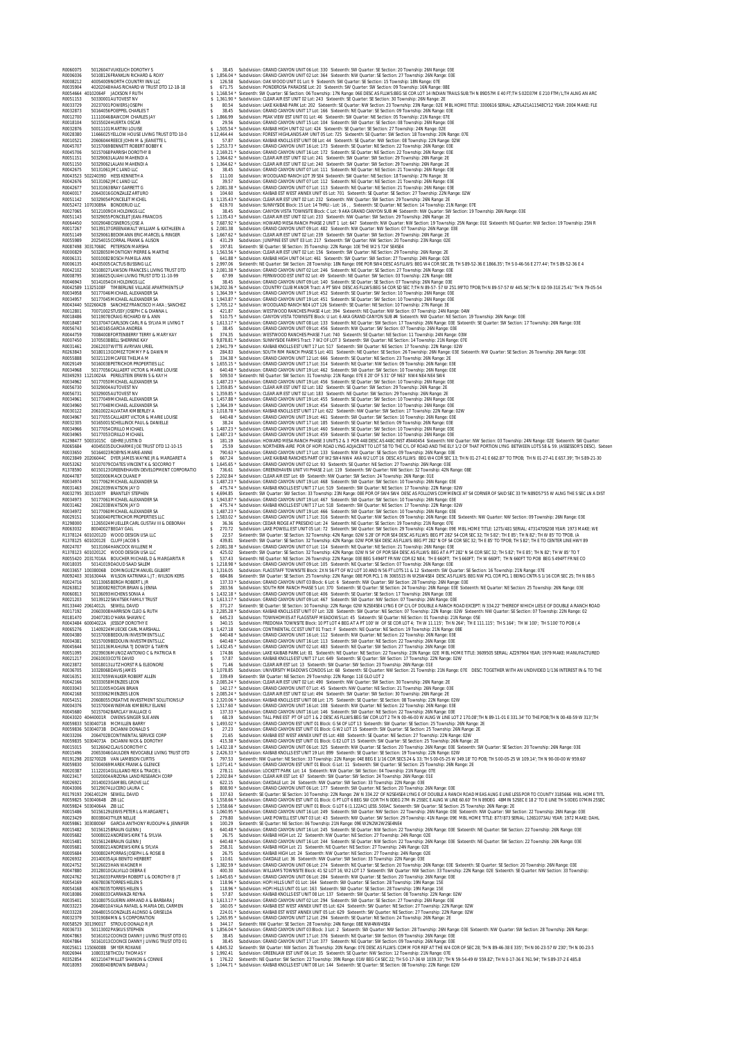R0060075 50126047 VUKELICH DOROTHY S $ 38.45 Subdivision: GRAND CANYON UNIT 06 Lot: 330 Sixteenth: SW Quarter: SE Section: 20 Township: 26N Range: 03E
R0006036 50108126 FRANKLIN RICHARD & ROXY $ 1,856.04 * Subdivision: GRAND CANYON UNIT 02 Lot: 364 Sixteenth: NW Quarter: SE Section: 27 Township: 26N Range: 03E
R0008212 40054009 NORTH COUNTRY INN LLC $ 126.58 Subdivision: OAK WOOD UNIT 01 Lot: 9 Sixteenth: SW Quarter: SE Section: 15 Township: 18N Range: 07E
R0035904 40202048 HAAS RICHARD W TRUST DTD 12-18-18 $ 671.75 Subdivision: PONDEROSA PARADISE Lot: 20 Sixteenth: SW Quarter: SW Section: 09 Township: 16N Range: 08E
R0054864 40102064F JACKSON F RUTH $ 1,168.54 * Sixteenth: SW Quarter: SE Section: 06 Township: 17N Range: 06E DESC AS FLLWS:BEG SE COR LOT 14 INDIAN TRAILS SUB:TH N 89D57M E 40 FT;TH S 02D37M E 210 FTM/L;TH ALNG AN ARC
R0051153 50330001 AUTOVEST NV $ 1,361.90 * Subdivision: CLEAR AIR EST UNIT 02 Lot: 243 Sixteenth: SE Quarter: SE Section: 30 Township: 26N Range: 2E
R0033729 20237001 POWERS JOSEPH $ 80.54 Subdivision: LAKE KAIBAB PARK Lot: 202 Sixteenth: SE Quarter: NW Section: 23 Township: 23N Range: 02E MBL HOME TITLE: 3300616 SERIAL: AZFL421A11548CY12 YEAR: 2004 MAKE: FLE
R0032873 50164056 POEPPEL CHARLES T $ 38.45 Subdivision: GRAND CANYON UNIT 17 Lot: 166 Sixteenth: NE Quarter: SE Section: 09 Township: 26N Range: 03E
R0012730 11132046 BAWCOM CHARLES JAY $ 1,866.99 Subdivision: PEAK VIEW EST UNIT 01 Lot: 46 Sixteenth: SW Quarter: NE Section: 05 Township: 21N Range: 07E
R0018104 50155024 HUERTA OSCAR $ 29.56 Subdivision: GRAND CANYON UNIT 15 Lot: 104 Sixteenth: SW Quarter: SE Section: 08 Township: 26N Range: 03E
R0032876 50011101 MARTINI LOUISE $ 1,505.54 * Subdivision: KAIBAB HIGH UNIT 02 Lot: 424 Sixteenth: SE Quarter: SE Section: 27 Township: 24N Range: 02E
R0028380 11666025 YELLOW HOUSE LIVING TRUST DTD 10-0 $ 12,464.44 Subdivision: FOREST HIGHLANDS AM UNIT 05 Lot: 725 Sixteenth: SE Quarter: SE Section: 18 Township: 20N Range: 07E
R0010521 20606044 REECE JOHN M & JEANETTE L $ 57.87 Subdivision: KAIBAB KNOLLS EST UNIT 08 Lot: 44 Sixteenth: SE Quarter: NW Section: 08 Township: 22N Range: 02W
R0045707 50157069 BENNETT ROBERT BOBBY K $ 1,253.73 * Subdivision: GRAND CANYON UNIT 16 Lot: 173 Sixteenth: SE Quarter: NE Section: 22 Township: 26N Range: 03E
R0045706 50157068 PARRISH DOROTHY B $ 2,169.21 * Subdivision: GRAND CANYON UNIT 16 Lot: 172 Sixteenth: SE Quarter: NE Section: 22 Township: 26N Range: 03E
R0051151 50329063 LALANI MAHENDI A $ 1,364.62 * Subdivision: CLEAR AIR EST UNIT 02 Lot: 241 Sixteenth: SW Quarter: SW Section: 29 Township: 26N Range: 2E
R0051150 50329062 LALANI MAHENDI A $ 1,364.62 * Subdivision: CLEAR AIR EST UNIT 02 Lot: 240 Sixteenth: SW Quarter: SW Section: 29 Township: 26N Range: 2E
R0042675 50131061 JMC LAND LLC $ 38.45 Subdivision: GRAND CANYON UNIT 07 Lot: 111 Sixteenth: NE Quarter: NE Section: 21 Township: 26N Range: 03E
R0043523 50224039D HESS KENNETH A $ 111.00 Subdivision: WOODLAND RANCH LOT 39 SE4 Sixteenth: SW Quarter: NE Section: 18 Township: 27N Range: 3E
R0042676 50131062 JMC LAND LLC $ 39.57 Subdivision: GRAND CANYON UNIT 07 Lot: 112 Sixteenth: NE Quarter: NE Section: 21 Township: 26N Range: 03E
R0042677 50131063 BRAY GARRETT G $ 2,081.38 * Subdivision: GRAND CANYON UNIT 07 Lot: 113 Sixteenth: NE Quarter: NE Section: 21 Township: 26N Range: 03E
R0040017 20643016 GONZALEZ ARTURO $ 104.60 Subdivision: KAIBAB EST WEST ANNEX UNIT 05 Lot: 701 Sixteenth: SE Quarter: SE Section: 27 Township: 22N Range: 02W
R0051142 50329054 PONCELET MICHEL $ 1,135.43 * Subdivision: CLEAR AIR EST UNIT 02 Lot: 232 Sixteenth: NW Quarter: SW Section: 29 Township: 26N Range: 2E
R0052472 10703089A BONDERUD LLC $ 619.70 Subdivision: SUNNYSIDE Block: 15 Lot: 14 THRU- Lot: 16 , , Sixteenth: SE Quarter: NE Section: 14 Township: 21N Range: 07E
R0027065 50121009 OX HOLDINGS LLC $ 38.45 Subdivision: CANYON VISTA TOWNSITE Block: C Lot: 9 AKA GRAND CANYON SUB #4 Sixteenth: NW Quarter: SW Section: 19 Township: 26N Range: 03E
R0051143 50329055 PONCELET JEAN-FRANCOIS $ 1,135.43 * Subdivision: CLEAR AIR EST UNIT 02 Lot: 233 Sixteenth: NW Quarter: SW Section: 29 Township: 26N Range: 2E
R0064450 50029048 CISNEROS JOSE A $ 7,687.92 * Subdivision: HOWARD MESA RANCH PHASE 2 UNIT 1 Lot: 647 Sixteenth: NW Quarter: NW Section: 19 Township: 25N Range: 01E Sixteenth: NE Quarter: NW Section: 19 Township: 25N R
R0017267 50139137 GREENAWALT WILLIAM & KATHLEEN A $ 2,081.38 Subdivision: GRAND CANYON UNIT 09 Lot: 482 Sixteenth: NW Quarter: NW Section: 07 Township: 26N Range: 03E
R0051149 50329061 BECKMANN ERIC-MARCEL & RINGER $ 1,667.62 * Subdivision: CLEAR AIR EST UNIT 02 Lot: 239 Sixteenth: SW Quarter: SW Section: 29 Township: 26N Range: 2E
R0055989 20254015 CORRAL FRANK & ALISON $ 431.29 Subdivision: JUNIPINE EST UNIT 03 Lot: 217 Sixteenth: SW Quarter: NW Section: 20 Township: 23N Range: 02E
R0087498 30317068C PETERSON MARSHA $ 197.81 Sixteenth: SE Quarter: SE Section: 35 Township: 22N Range: 10E THE W2 S724' SE4SE4
R0000829 50328050 MONTIGNY PIERRE & MARTHE $ 1,563.56 * Subdivision: CLEAR AIR EST UNIT 02 Lot: 156 Sixteenth: SW Quarter: NE Section: 29 Township: 26N Range: 2E
R0006131 50010082 BOSCH PAMELA ANN $ 641.88 * Subdivision: KAIBAB HIGH UNIT 04 Lot: 461 Sixteenth: SW Quarter: SW Section: 27 Township: 24N Range: 02E
R0006135 40435005 CACTUS BUSSING LLC $ 2,997.06 Sixteenth: NE Quarter: SW Section: 28 Township: 18N Range: 09E POR SW4 DESC AS FLLWS: BEG W4 COR SEC 28; TH S 89-52-36 E 1866.35'; TH S 0-46-56 E 277.44'; TH S 89-52-36 E 4
R0042102 50108027 LAWSON FRANCES L LIVING TRUST DTD $ 2,081.38 * Subdivision: GRAND CANYON UNIT 02 Lot: 246 Sixteenth: NE Quarter: SE Section: 27 Township: 26N Range: 03E
R0008795 30166025 QUAHI LIVING TRUST DTD 11-10-99 $ 67.99 Subdivision: FERNWOOD EST UNIT 02 Lot: 49 Sixteenth: NE Quarter: SE Section: 03 Township: 22N Range: 08E
R0046963 50141054 OX HOLDINGS LLC $ 38.45 Subdivision: GRAND CANYON UNIT 09 Lot: 140 Sixteenth: SE Quarter: SE Section: 07 Township: 26N Range: 03E
R0042589 11325108F TIMBERLINE VILLAGE APARTMENTS LP $ 34,202.36 * Subdivision: COUNTRY CLUB MANOR Tract: A PT SW4 DESC AS FLLWS:BEG S4 COR SD SEC 7;TH N 89-57-57 W 251.99'TO TPOB;TH N 89-57-57 W 445.56';TH N 02-59-31E 25.41' TH N 79-05-54
R0034958 50177046 MICHAEL ALEXANDER SA $ 1,364.39 * Subdivision: GRAND CANYON UNIT 19 Lot: 452 Sixteenth: SE Quarter: SW Section: 10 Township: 26N Range: 03E
R0034957 50177045 MICHAEL ALEXANDER SA $ 1,943.87 * Subdivision: GRAND CANYON UNIT 19 Lot: 451 Sixteenth: SE Quarter: SW Section: 10 Township: 26N Range: 03E
R0043440 50226042B SANCHEZ FRANCISCO H AKA ; SANCHEZ $ 1,705.12 * Subdivision: WOODLAND RANCH NE4 LOT 126 Sixteenth: SE Quarter: NE Section: 10 Township: 27N Range: 3E
R0012801 70071002 STUSSY JOSEPH C & DIANNA L $ 421.87 Subdivision: WESTWOOD RANCHES PHASE 4 Lot: 394 Sixteenth: NE Quarter: NW Section: 07 Township: 24N Range: 04W
R0018486 50119007 CRAIG RICHARD W & ANN $ 510.75 * Subdivision: CANYON VISTA TOWNSITE Block: U Lot: 6 AKA GRAND CANYON SUB #4 Sixteenth: NW Quarter: NE Section: 19 Township: 26N Range: 03E
R0018487 50137047 CARLSON CARL R & SYLVIA M LIVING T $ 1,613.17 * Subdivision: GRAND CANYON UNIT 08 Lot: 133 Sixteenth: NE Quarter: SW Section: 17 Township: 26N Range: 03E Sixteenth: SE Quarter: SW Section: 17 Township: 26N Range: 03E
R0056743 50140165 GARCIA ANDREA $ 38.45 Subdivision: GRAND CANYON UNIT 09 Lot: 456 Sixteenth: NW Quarter: SW Section: 07 Township: 26N Range: 03E
R0044759 70084008 FORTENBERRY TERRY & MARY KAY $ 374.35 Subdivision: WESTWOOD RANCHES PHASE 7 Lot: 740 Sixteenth: SE Quarter: NE Section: 11 Township: 24N Range: 03W
R0007450 10703038 BELL SHERRINE KAY $ 9,878.81 * Subdivision: SUNNYSIDE FARMS Tract: 7 W2 OF LOT 3 Sixteenth: SW Quarter: NE Section: 14 Township: 21N Range: 07E
R0031461 20612037 WITTE AVRYAN URIEL $ 2,941.79 * Subdivision: KAIBAB KNOLLS EST UNIT 17 Lot: 517 Sixteenth: SW Quarter: NE Section: 17 Township: 22N Range: 02W
R0263843 50180113 GOMEZ TOMMY P & DAWN M $ 284.83 Subdivision: SOUTH RIM RANCH PHASE 5 Lot: 401 Sixteenth: NE Quarter: SE Section: 26 Township: 26N Range: 03E Sixteenth: NW Quarter: SE Section: 26 Township: 26N Range: 03E
R0055888 50321120 MCAFEE THELMA M $ 334.38 * Subdivision: GRAND CANYON UNIT 12 Lot: 666 Sixteenth: SE Quarter: NE Section: 23 Township: 26N Range: 2E
R0029149 50160038 PETRICHOR PROPERTIES LLC $ 1,655.15 * Subdivision: GRAND CANYON UNIT 17 Lot: 314 Sixteenth: NE Quarter: NW Section: 09 Township: 26N Range: 03E
R0034968 50177056 CALLAERT VICTOR & MARIE LOUISE $ 640.48 * Subdivision: GRAND CANYON UNIT 19 Lot: 462 Sixteenth: SW Quarter: SW Section: 10 Township: 26N Range: 03E
R0349293 11210024A PERELSTEIN ERWIN S & KAY H $ 509.50 * Sixteenth: NE Quarter: SW Section: 31 Township: 21N Range: 07E E 20' OF S 31' OF N63' NW4 NE4 NE4 SW4
R0034962 50177050 MICHAEL ALEXANDER SA $ 1,487.23 * Subdivision: GRAND CANYON UNIT 19 Lot: 456 Sixteenth: SE Quarter: SW Section: 10 Township: 26N Range: 03E
R0056730 50329004 AUTOVEST NV $ 1,359.85 * Subdivision: CLEAR AIR EST UNIT 02 Lot: 182 Sixteenth: SE Quarter: SW Section: 29 Township: 26N Range: 2E
R0056731 50329005 AUTOVEST NV $ 1,359.85 * Subdivision: CLEAR AIR EST UNIT 02 Lot: 183 Sixteenth: NE Quarter: SW Section: 29 Township: 26N Range: 2E
R0034961 50177049 MICHAEL ALEXANDER SA $ 1,457.88 * Subdivision: GRAND CANYON UNIT 19 Lot: 455 Sixteenth: SE Quarter: SW Section: 10 Township: 26N Range: 03E
R0034960 50177048 MICHAEL ALEXANDER SA $ 1,364.39 * Subdivision: GRAND CANYON UNIT 19 Lot: 454 Sixteenth: SE Quarter: SW Section: 10 Township: 26N Range: 03E
R0030122 20610022 ALVATAR KIMBERLEY A $ 1,018.78 * Subdivision: KAIBAB KNOLLS EST UNIT 17 Lot: 622 Sixteenth: NW Quarter: SW Section: 17 Township: 22N Range: 02W
R0034967 50177055 CALLAERT VICTOR & MARIE LOUISE $ 640.48 * Subdivision: GRAND CANYON UNIT 19 Lot: 461 Sixteenth: SW Quarter: SW Section: 10 Township: 26N Range: 03E
R0032305 50165001 SCHELLINCK PAUL & DANIELLE $ 38.24 Subdivision: GRAND CANYON UNIT 17 Lot: 185 Sixteenth: SE Quarter: NE Section: 09 Township: 26N Range: 03E
R0034966 50177054 CRILLO MICHAEL $ 1,487.23 * Subdivision: GRAND CANYON UNIT 19 Lot: 460 Sixteenth: SW Quarter: SW Section: 10 Township: 26N Range: 03E
R0034965 50177053 CRILLO MICHAEL $ 1,487.23 * Subdivision: GRAND CANYON UNIT 19 Lot: 459 Sixteenth: SE Quarter: SW Section: 10 Township: 26N Range: 03E
R1298477 50031015C GEHRE JUSTIN D $ 181.19 Subdivision: HOWARD MESA RANCH PHASE 3 UNITS 2 & 3 POR 448 DESC AS 448C INST #3440454 Sixteenth: NW Quarter: NW Section: 03 Township: 24N Range: 02E Sixteenth: SW Quarter:
R0065684 40045035 DUCHARME JOE TRUST DTD 12-10-15 $ 25.59 Subdivision: NORTHERN-AIRE POR OF HOPI ROAD LYING ADJACENT TO LOT 58 TO THE C/L OF ROAD AND THE ELY 1/2 OF THAT PORTION LYING BETWEEN LOTS 58 & 59. (ASSESSOR'S DESC). Sixteen
R0033650 50164023 ROBYNS MARIE-ANNE $ 790.63 * Subdivision: GRAND CANYON UNIT 17 Lot: 133 Sixteenth: NW Quarter: SE Section: 09 Township: 26N Range: 03E
R0023849 20206044C DYER JAMES WAYNE JR & MARGARET A $ 667.24 Subdivision: LAKE KAIBAB RANCHES PART OF W2 SW4 NW4 AKA W2 LOT 16 DESC AS FLLWS: BEG W4 COR SEC 13; TH N 01-27-41 E 662.87' TO TPOB; TH N 01-27-41 E 657.39'; TH S 89-21-30
R0053262 50107079 COATES VINCENT K & SOCORRO Y $ 1,645.65 * Subdivision: GRAND CANYON UNIT 02 Lot: 93 Sixteenth: SE Quarter: NE Section: 27 Township: 26N Range: 03E
R1378590 60150123 GREENEHAVEN DEVELOPMENT CORPORATIO $ 736.61 Subdivision: GREENEHAVEN UNIT VII PHASE 2 Lot: 119 Sixteenth: SW Quarter: NW Section: 32 Township: 42N Range: 08E
R0044787 50020006 MACK DUANE P $ 2,202.84 * Subdivision: CLEAR AIR EST Lot: 69 Sixteenth: NW Quarter: SW Section: 24 Township: 26N Range: 01E
R0034974 50177062 MICHAEL ALEXANDER SA $ 1,487.23 * Subdivision: GRAND CANYON UNIT 19 Lot: 468 Sixteenth: SW Quarter: SW Section: 10 Township: 26N Range: 03E
R0031463 20612039 WATSON JAY D $ 475.74 * Subdivision: KAIBAB KNOLLS EST UNIT 17 Lot: 519 Sixteenth: SW Quarter: NE Section: 17 Township: 22N Range: 02W
R0032795 30151007F BRANTLEY STEPHEN $ 4,694.85 Sixteenth: SW Quarter: SW Section: 33 Township: 23N Range: 08E POR OF SW4 SW4 DESC AS FOLLOWS COMMENCE AT S4 CORNER OF SAID SEC 33 TH N89D57'55 W ALNG THE S SEC LN A DIST
R0034973 50177061 MICHAEL ALEXANDER SA $ 1,943.87 * Subdivision: GRAND CANYON UNIT 19 Lot: 467 Sixteenth: SW Quarter: SW Section: 10 Township: 26N Range: 03E
R0031462 20612038 WATSON JAY D $ 475.74 * Subdivision: KAIBAB KNOLLS EST UNIT 17 Lot: 518 Sixteenth: SW Quarter: NE Section: 17 Township: 22N Range: 02W
R0034972 50177060 MICHAEL ALEXANDER SA $ 1,487.23 * Subdivision: GRAND CANYON UNIT 19 Lot: 466 Sixteenth: SW Quarter: SW Section: 10 Township: 26N Range: 03E
R0029151 50160040 PETRICHOR PROPERTIES LLC $ 1,583.02 * Subdivision: GRAND CANYON UNIT 17 Lot: 316 Sixteenth: NE Quarter: NW Section: 09 Township: 26N Range: 03E Sixteenth: NW Quarter: NW Section: 09 Township: 26N Range: 03E
R1298000 11265024 MUELLER CARL GUSTAV III & DEBORAH $ 36.36 Subdivision: CEDAR RIDGE AT PRESIDIO Lot: 24 Sixteenth: NE Quarter: SE Section: 19 Township: 21N Range: 07E
R0063032 80040027 BEGAY GAIL $ 270.72 Subdivision: LAKE POWELL EST UNIT 05 Lot: 72 Sixteenth: SW Quarter: SW Section: 29 Township: 41N Range: 09E MBL HOME TITLE: 1275/481 SERIAL: 47314705208 YEAR: 1973 MAKE: WE
R1378124 60102012D WOOD DESIGN USA LLC $ 22.57 Sixteenth: SW Quarter: SE Section: 32 Township: 42N Range: 02W S28' OF POR SE4 DESC AS FLLWS: BEG PT 282' S4 COR SEC 32; TH S 82'; TH E 85'; TH N 82'; TH W 85' TO TPOB. (A
R1378125 60102012E CLIFF JACOB S $ 439.81 Sixteenth: SW Quarter: SE Section: 32 Township: 42N Range: 02W POR SE4 DESC AS FLLWS: BEG PT 282' N OF S4 COR SEC 32; TH E 85' TO TPOB; TH S 82'; TH E TO CENTER LINE HWY 89
R0024707 50131064 HANCOCK WILLENE M $ 2,081.38 * Subdivision: GRAND CANYON UNIT 07 Lot: 114 Sixteenth: NE Quarter: NE Section: 21 Township: 26N Range: 03E
R1378123 60102012C WOOD DESIGN USA LLC $ 425.02 Sixteenth: SW Quarter: SE Section: 32 Township: 42N Range: 02W N 54' OF POR SE4 DESC AS FLLWS: BEG AT A PT 282' N S4 COR SEC 32; TH S 82'; TH E 85'; TH N 82'; TH W 85' TO T
R0055420 20317016A BOUCHER MICHAEL D & MARGARITA R $ 537.43 Sixteenth: NE Quarter: NE Section: 26 Township: 22N Range: 03E BEG S 494FT FR NW COR E2 NE4; TH E 660FT; TH S 660FT; TH W 660FT TO POB BEG S 494FT FR NE CO
R0018105 50141019 DAOUD SAAD SALEM $ 1,218.98 * Subdivision: GRAND CANYON UNIT 09 Lot: 105 Sixteenth: NE Quarter: SE Section: 07 Township: 26N Range: 03E
R0033657 10018006B DOMINGUEZ MANUEL GILBERT $ 1,316.05 Subdivision: FLAGSTAFF TOWNSITE Block: 2X N 56 FT OF W2 LOT 10 AND N 56 FT LOTS 11 & 12 Sixteenth: SW Quarter: SE Section: 16 Township: 21N Range: 07E
R0092403 30163044A WILSON KATRINKA L JT ; WILSON KERS $ 684.86 Sixteenth: SW Quarter: SE Section: 25 Township: 23N Range: 08E POR PCL 1 IN 3065515 IN W2SW4SE4 DESC AS FLLWS: BEG NW PCL COR PCL 1 BEING CNTR-S 1/16 COR SEC 25; TH N 88-5
R0024716 50131065 BERGH ROBERT L JR $ 137.33 * Subdivision: GRAND CANYON UNIT 03 Block: 6 Lot: 6 Sixteenth: NW Quarter: SW Section: 28 Township: 26N Range: 03E
R0263812 50180082 RECTOR BRIAN & JENNA $ 283.56 Subdivision: SOUTH RIM RANCH PHASE 5 Lot: 370 Sixteenth: SE Quarter: SE Section: 24 Township: 26N Range: 03E Sixteenth: NE Quarter: NE Section: 25 Township: 26N Range: 03E
R0060813 50136093 HICHENS SONIA A $ 1,432.18 * Subdivision: GRAND CANYON UNIT 08 Lot: 406 Sixteenth: SE Quarter: SE Section: 17 Township: 26N Range: 03E
R0021203 50139125 SWATSEK FAMILY TRUST $ 1,613.17 * Subdivision: GRAND CANYON UNIT 09 Lot: 467 Sixteenth: SW Quarter: NW Section: 07 Township: 26N Range: 03E
R0133440 20614012L SEWELL DAVID $ 371.27 Sixteenth: SE Quarter: SE Section: 10 Township: 22N Range: 02W N2SE4SE4 LYING E OF C/L OF DOUBLE A RANCH ROAD EXCEPT: N 334.22' THEREOF WHICH LIES E OF DOUBLE A RANCH ROAD
R0017192 20603008 HARRISON CLEO & RUTH $ 2,285.28 * Subdivision: KAIBAB KNOLLS EST UNIT 07 Lot: 328 Sixteenth: SW Quarter: NW Section: 07 Township: 22N Range: 02W Sixteenth: NW Quarter: SW Section: 07 Township: 22N Range: 02
R0181470 20407281 O'HARA SHAWN C $ 645.23 Subdivision: TOWNHOMES AT FLAGSTAFF MEADOWS Lot: 45 Sixteenth: SE Quarter: NE Section: 01 Township: 21N Range: 05E
R0043484 40004022A JESSOP DOROTHY E $ 340.15 Subdivision: FREDONIA TOWNSITE Block: 10 PT LOT 4 BEG AT A PT 100' W OF SE COR LOT 4; TH W 11.115'; TH N 264'; TH E 111.115'; TH S 164'; TH W 100'; TH S 100' TO POB (.4
R0065276 11409224 MUECKE CARL MARSHALL $ 1,427.18 Subdivision: CONTINENTAL CC EST UNIT 11 Tract: F Sixteenth: NE Quarter: NE Section: 19 Township: 21N Range: 08E
R0004380 50157008 BEDOUIN INVESTMENTS LLC $ 640.48 * Subdivision: GRAND CANYON UNIT 16 Lot: 112 Sixteenth: NW Quarter: NE Section: 22 Township: 26N Range: 03E
R0004381 50157009 BEDOUIN INVESTMENTS LLC $ 640.48 * Subdivision: GRAND CANYON UNIT 16 Lot: 113 Sixteenth: SW Quarter: NE Section: 22 Township: 26N Range: 03E
R0045644 50110136 MAHUNA TJ DOWDY & TARYN $ 1,432.45 * Subdivision: GRAND CANYON UNIT 02 Lot: 483 Sixteenth: NE Quarter: SE Section: 27 Township: 26N Range: 03E
R0051095 20239036 MUNOZ ANTONIO C & PATRICIA R $ 174.86 Subdivision: LAKE KAIBAB PARK Lot: 81 Sixteenth: NE Quarter: NE Section: 22 Township: 23N Range: 02E MBL HOME TITLE: 3609505 SERIAL: AZ297904 YEAR: 1979 MAKE: MANUFACTURED
R0021217 20610033 COTE DAVID $ 57.87 Subdivision: KAIBAB KNOLLS EST UNIT 17 Lot: 649 Sixteenth: SE Quarter: SW Section: 17 Township: 22N Range: 02W
R0023872 50018013 LITZ HORST R & ELEONORE $ 71.46 Subdivision: CLEAR AIR EST Lot: 13 Sixteenth: SW Quarter: SW Section: 23 Township: 26N Range: 01E
R0036705 10328068 DAVIS JAMES $ 1,078.85 Subdivision: UNIVERSITY MEADOWS CONDOS Lot: 68 Sixteenth: SE Quarter: NW Section: 21 Township: 21N Range: 07E DESC: TOGETHER WITH AN UNDIVIDED 1/136 INTEREST IN & TO THE
R0016351 30317059 WALKER ROBERT ALLEN $ 339.49 Sixteenth: SW Quarter: NE Section: 29 Township: 22N Range: 11E GLO LOT 2
R0042166 50333038 MENZIES LEON $ 2,085.24 * Subdivision: CLEAR AIR EST UNIT 02 Lot: 490 Sixteenth: NW Quarter: SW Section: 30 Township: 26N Range: 2E
R0003043 50131005 HOGAN BRIAN $ 142.17 * Subdivision: GRAND CANYON UNIT 07 Lot: 45 Sixteenth: NW Quarter: NE Section: 21 Township: 26N Range: 03E
R0042168 50333062 MENZIES LEON $ 2,085.24 * Subdivision: CLEAR AIR EST UNIT 02 Lot: 494 Sixteenth: SW Quarter: SW Section: 30 Township: 26N Range: 2E
R0054151 20608055 CREATIVE INVESTMENT SOLUTIONS LLP $ 2,320.06 * Subdivision: KAIBAB KNOLLS EST UNIT 08 Lot: 175 Sixteenth: SE Quarter: SE Section: 08 Township: 22N Range: 02W
R0004376 50157004 WINEMAN KIMBERLY ELAINE $ 1,517.60 * Subdivision: GRAND CANYON UNIT 16 Lot: 108 Sixteenth: NW Quarter: NE Section: 22 Township: 26N Range: 03E
R0045680 50157042 BARCLAY WALLACE G $ 137.33 * Subdivision: GRAND CANYON UNIT 16 Lot: 146 Sixteenth: SW Quarter: NE Section: 22 Township: 26N Range: 03E
R0043020 40440001R OWENS-SINGER SUE ANN $ 68.19 Subdivision: TALL PINE EST PT OF LOT 1 & 2 DESC AS FLLWS:BEG SW COR LOT 2 TH N 00-46-00 W ALNG W LINE LOT 2 170.08';TH N 89-11-01 E 331.34' TO THE POB;TH N 00-48-59 W 313';TH
R0059833 50304071B MCMILLEN BARRY $ 1,493.02 * Subdivision: GRAND CANYON EST UNIT 01 Block: G S4 OF LOT 13 Sixteenth: SW Quarter: SE Section: 25 Township: 26N Range: 2E
R0059836 50304073B DICIANNI DONALD S $ 27.23 Subdivision: GRAND CANYON EST UNIT 01 Block: G W2 LOT 15 Sixteenth: SW Quarter: SE Section: 25 Township: 26N Range: 2E
R0033206 20687028 CONTINENTAL SERVICE CORP $ 21.65 Subdivision: KAIBAB EST WEST ANNEX UNIT 05 Lot: 488 Sixteenth: SE Quarter: NE Section: 27 Township: 22N Range: 02W
R0059835 50304073A DICIANNI NICK & DOROTHY $ 415.38 * Subdivision: GRAND CANYON EST UNIT 01 Block: G E2 LOT 15 Sixteenth: SW Quarter: SE Section: 25 Township: 26N Range: 2E
R0015015 50126042 CLAUS DOROTHY C $ 1,432.18 * Subdivision: GRAND CANYON UNIT 06 Lot: 325 Sixteenth: NW Quarter: SE Section: 20 Township: 26N Range: 03E Sixteenth: SW Quarter: SE Section: 20 Township: 26N Range: 03E
R0015496 20653046 GAULDEN REVOCABLE LIVING TRUST DTD $ 2,426.33 * Subdivision: KAIBAB KNOLLS EST UNIT 19 Lot: 899 Sixteenth: SE Quarter: SE Section: 19 Township: 22N Range: 02W
R0191298 20327002B VAN LAMBSON CURTIS $ 797.53 Sixteenth: NW Quarter: NE Section: 33 Township: 22N Range: 04E BEG E 1/16 COR SECS 24 & 33; TH S 00-05-25 W 349.18' TO POB; TH S 00-05-25 W 109.14'; TH N 90-00-00 W 959.60'
R0059830 50304069 MAREK FRANK & GLENICE $ 117.41 * Subdivision: GRAND CANYON EST UNIT 01 Block: G Lot: 11 Sixteenth: SW Quarter: SE Section: 25 Township: 26N Range: 2E
R0020387 11122014 GILLILAND REX & TRACIE L $ 278.11 Subdivision: LOCKETT PARK Lot: 14 Sixteenth: NW Quarter: SW Section: 04 Township: 21N Range: 07E
R0023417 50020064 ARIZONA LAND RESEARCH CORP $ 2,202.84 * Subdivision: CLEAR AIR EST Lot: 67 Sixteenth: SW Quarter: SW Section: 24 Township: 26N Range: 01E
R0026921 20140023 GAMBEL GROVE LLC $ 622.15 Subdivision: OAKDALE Lot: 24 Sixteenth: NW Quarter: SW Section: 33 Township: 22N Range: 03E
R0043006 50129074 LUCERO LAURA C $ 808.90 * Subdivision: GRAND CANYON UNIT 06 Lot: 177 Sixteenth: SW Quarter: NE Section: 20 Township: 26N Range: 03E
R0179193 20614012M SEWELL DAVID $ 337.63 Sixteenth: SE Quarter: SE Section: 10 Township: 22N Range: 2W N 334.22' OF N2SE4SE4 LYING E OF DOUBLE A RANCH ROAD MEAS ALNG E LINE LESS POR TO COUNTY 3185666 MBL HOME TITL
R0059825 50304064B ZIB LLC $ 1,558.66 * Subdivision: GRAND CANYON EST UNIT 01 Block: G PT LOT 6 BEG SW COR TH N 0DEG 27M IN 25SEC E ALNG W LINE 60.60' TH N 89DEG 48MIN 52SEC E 18.2' TO E LINE TH S 0DEG 07MIN 25SEC
R0059824 50304064A ZIB LLC $ 1,558.66 * Subdivision: GRAND CANYON EST UNIT 01 Block: G LOT 6 (1.122AC) LESS .500AC Sixteenth: SW Quarter: SE Section: 25 Township: 26N Range: 2E
R0015486 50156129 LEWIS PETER L & MARGARET L $ 1,060.95 * Subdivision: GRAND CANYON UNIT 16 Lot: 249 Sixteenth: NW Quarter: SE Section: 22 Township: 26N Range: 03E Sixteenth: SW Quarter: SE Section: 22 Township: 26N Range: 03E
R0023429 80038043 TYLER NELLIE $ 279.80 Subdivision: LAKE POWELL EST UNIT 03 Lot: 43 Sixteenth: NW Quarter: SW Section: 29 Township: 41N Range: 09E MBL HOME TITLE: 877/873 SERIAL: 12651073AU YEAR: 1972 MAKE: DAHL
R0059861 30308006F GARCIA ANTHONY RUDOLPH & JENNIFER $ 100.29 Sixteenth: SE Quarter: NE Section: 06 Township: 21N Range: 09E W2N2W2W2SE4NE4
R0015482 50156125 BRAUN GLENN J $ 640.48 * Subdivision: GRAND CANYON UNIT 16 Lot: 245 Sixteenth: SE Quarter: NW Section: 22 Township: 26N Range: 03E Sixteenth: NE Quarter: SW Section: 22 Township: 26N Range: 03E
R0005682 50008022 ANDREWS KIRK & SYLVIA $ 26.75 Subdivision: KAIBAB HIGH Lot: 22 Sixteenth: NW Quarter: NE Section: 27 Township: 24N Range: 02E
R0015481 50156124 BRAUN GLENN J $ 640.48 * Subdivision: GRAND CANYON UNIT 16 Lot: 244 Sixteenth: SE Quarter: NW Section: 22 Township: 26N Range: 03E Sixteenth: NE Quarter: SW Section: 22 Township: 26N Range: 03E
R0005681 50008021 ANDREWS KIRK & SYLVIA $ 258.31 Subdivision: KAIBAB HIGH Lot: 21 Sixteenth: NE Quarter: NE Section: 27 Township: 24N Range: 02E
R0005684 50008024 PORRAS JOSEPH L & ROSIE B $ 26.75 Subdivision: KAIBAB HIGH Lot: 24 Sixteenth: NW Quarter: NE Section: 27 Township: 24N Range: 02E
R0026932 20140035 AJA BENITO HERBERT $ 110.61 Subdivision: OAKDALE Lot: 36 Sixteenth: NW Quarter: SW Section: 33 Township: 22N Range: 03E
R0024752 50126023 HAN WAGNER H $ 1,382.59 * Subdivision: GRAND CANYON UNIT 06 Lot: 274 Sixteenth: NE Quarter: SE Section: 20 Township: 26N Range: 03E Sixteenth: SE Quarter: SE Section: 20 Township: 26N Range: 03E
R0047780 20128010 CALVILLO DEBRA E $ 400.30 Subdivision: WILLIAMS TOWNSITE Block: 41 S2 LOT 16; W2 LOT 17 Sixteenth: SW Quarter: SW Section: 33 Township: 22N Range: 02E Sixteenth: SE Quarter: NW Section: 33 Township:
R0024762 50126033 PARRISH ROBERT L & DOROTHY B JT $ 1,645.65 * Subdivision: GRAND CANYON UNIT 06 Lot: 284 Sixteenth: NW Quarter: SE Section: 20 Township: 26N Range: 03E
R0054169 40678036 TORRES HELEN S $ 118.96 * Subdivision: HOPI HILLS UNIT 01 Lot: 164 Sixteenth: SW Quarter: SE Section: 28 Township: 19N Range: 15E
R0054168 40678035 TORRES HELEN S $ 118.96 * Subdivision: HOPI HILLS UNIT 01 Lot: 163 Sixteenth: SW Quarter: SE Section: 28 Township: 19N Range: 15E
R0018086 20608033 CARRANZA REYNA $ 57.87 Subdivision: KAIBAB KNOLLS EST UNIT 08 Lot: 137 Sixteenth: SW Quarter: SE Section: 08 Township: 22N Range: 02W
R0035401 50108075 GUERIN ARMAND A & BARBARA J $ 1,613.17 * Subdivision: GRAND CANYON UNIT 02 Lot: 294 Sixteenth: SW Quarter: SE Section: 27 Township: 26N Range: 03E
R0033223 20648010 AYALA RAFAEL & MARIA DEL CARMEN $ 160.05 * Subdivision: KAIBAB EST WEST ANNEX UNIT 05 Lot: 624 Sixteenth: SW Quarter: NE Section: 27 Township: 22N Range: 02W
R0033228 20648015 GONZALES ALONSO & GRISELDA $ 224.01 * Subdivision: KAIBAB EST WEST ANNEX UNIT 05 Lot: 629 Sixteenth: SW Quarter: NE Section: 27 Township: 22N Range: 02W
R0032379 50319084 MN & S CORPORATION $ 1,265.95 * Subdivision: GRAND CANYON UNIT 12 Lot: 294 Sixteenth: SE Quarter: NE Section: 24 Township: 26N Range: 2E
R0058529 30139001T STROUD DONALD R JR $ 344.17 Sixteenth: NW Quarter: SE Section: 28 Township: 24N Range: 08E NW4NW4SE4
R0036733 50113002 PASKUS STEPHEN $ 1,856.04 * Subdivision: GRAND CANYON UNIT 03 Block: 3 Lot: 2 Sixteenth: SW Quarter: NE Section: 28 Township: 26N Range: 03E Sixteenth: NW Quarter: SE Section: 28 Township: 26N Range:
R0047863 50161012 COONCE DANNY J LIVING TRUST DTD 01 $ 38.45 Subdivision: GRAND CANYON UNIT 17 Lot: 376 Sixteenth: NE Quarter: SW Section: 09 Township: 26N Range: 03E
R0047864 50161013 COONCE DANNY J LIVING TRUST DTD 01 $ 38.45 Subdivision: GRAND CANYON UNIT 17 Lot: 377 Sixteenth: NE Quarter: SW Section: 09 Township: 26N Range: 03E
R0025611 11506008B SMYER ROXANE $ 4,845.32 Sixteenth: SW Quarter: NW Section: 28 Township: 20N Range: 07E DESC AS FLLWS: COMM FOR REF AT THE W4 COR OF SEC 28; TH N 89-46-38 E 335'; TH N 00-23-57 W 230'; TH N 00-23-5
R0026944 10803158 THODU THOMAS Y $ 1,992.41 Subdivision: GREENLAW EST UNIT 06 Lot: 35 Sixteenth: SE Quarter: NW Section: 12 Township: 21N Range: 07E
R0352854 60121047 MILLET SHANON & CONNIE $ 176.22 Sixteenth: NE Quarter: SW Section: 22 Township: 39N Range: 01W BEG C4 SEC 22; TH S 0-17-36 W 1039.33'; TH N 59-54-49 W 559.82'; TH N 0-17-36 E 761.94'; TH S 89-37-2 E 485.8
R0018093 20608040 BROWN BARBARA J $ 1,044.71 * Subdivision: KAIBAB KNOLLS EST UNIT 08 Lot: 144 Sixteenth: SE Quarter: SE Section: 08 Township: 22N Range: 02W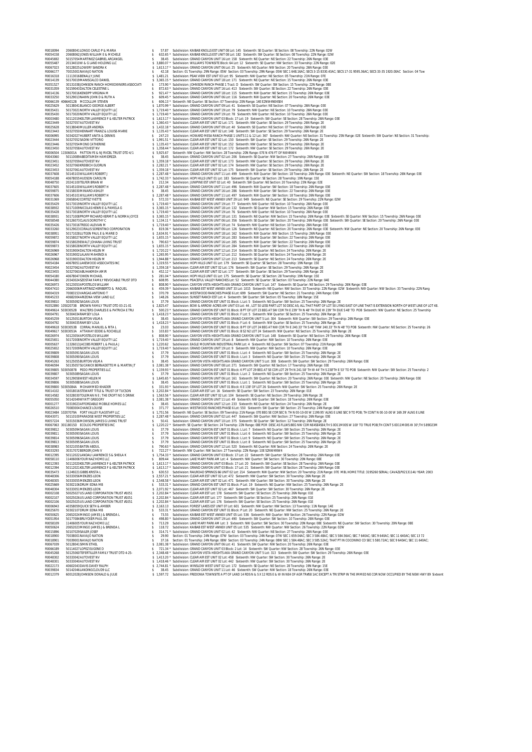| | | | |
|---|---|---|---|
| R0018094 | 20608041LONGO CARLO P & MARIA | $ 57.87 | Subdivision: KAIBAB KNOLLS EST UNIT 08 Lot: 145 Sixteenth: SE Quarter: SE Section: 08 Township: 22N Range: 02W |
| R0054158 | 20608062JONES WILLIAM E & MICHELE | $ 632.65 * | Subdivision: KAIBAB KNOLLS EST UNIT 08 Lot: 182 Sixteenth: SW Quarter: SE Section: 08 Township: 22N Range: 02W |
| R0045692 | 50157054MARTINEZ GABRIEL ARCANGEL | $ 38.45 | Subdivision: GRAND CANYON UNIT 16 Lot: 158 Sixteenth: NE Quarter: NE Section: 22 Township: 26N Range: 03E |
| R0055487 | 20134010W & G LAND HOLDING LLC | $ 3,880.07 * | Subdivision: WILLIAMS TOWNSITE Block: 64 Lot: 12 Sixteenth: SE Quarter: NW Section: 33 Township: 22N Range: 02E |
| R0067023 | 50128025LOWERY SANDRA K | $ 1,613.17 * | Subdivision: GRAND CANYON UNIT 06 Lot: 25 Sixteenth: NE Quarter: NW Section: 20 Township: 26N Range: 03E |
| R0066177 | 70015001NAVAJO NATION | $ 42.18 | Section: 01 Township: 29N Range: 05W Section: 03 Township: 29N Range: 05W SEC 1 648.16AC; SECS 3-15 8330.43AC; SECS 17-31 9595.36AC; SECS 33-35 1920.00AC Section: 04 Tow |
| R0016318 | 11113016BENALLY JUNE | $ 1,481.21 | Subdivision: PEAK VIEW EST UNIT 03 Lot: 95 Sixteenth: NW Quarter: NE Section: 05 Township: 21N Range: 07E |
| R0014139 | 50170019MANISCALCO DANIEL | $ 3,365.15 * | Subdivision: GRAND CANYON UNIT 18 Lot: 171 Sixteenth: NE Quarter: NE Section: 15 Township: 26N Range: 03E |
| R0351527 | 30131038JOHNSON RANCH HOMEOWNERS ASSOCIATI | $ 173.90 * | Subdivision: JOHNSON RANCH PHASE 1 Tract: D Sixteenth: SW Quarter: SW Section: 15 Township: 22N Range: 08E |
| R0031059 | 50159043DALTON CELESTINE L | $ 872.63 * | Subdivision: GRAND CANYON UNIT 16 Lot: 413 Sixteenth: SW Quarter: SE Section: 22 Township: 26N Range: 03E |
| R0014136 | 50170016KENEIPP VIRGINIA M | $ 921.47 * | Subdivision: GRAND CANYON UNIT 18 Lot: 115 Sixteenth: NW Quarter: NE Section: 15 Township: 26N Range: 03E |
| R0033250 | 50129013NAWN JOHN D & RUTH A | $ 609.45 * | Subdivision: GRAND CANYON UNIT 06 Lot: 116 Sixteenth: NW Quarter: NE Section: 20 Township: 26N Range: 03E |
| R0066139 40664012B | MCCOLLUM STEVEN | $ 606.13 * | Sixteenth: NE Quarter: SE Section: 07 Township: 20N Range: 14E E2NW4NE4SE4 |
| R0025629 | 50138041BLANCO GEORGE ALBERT | $ 1,870.99 * | Subdivision: GRAND CANYON UNIT 09 Lot: 41 Sixteenth: SE Quarter: NE Section: 07 Township: 26N Range: 03E |
| R0035431 | 50173021NORTH VALLEY EQUITY LLC | $ 1,719.40 * | Subdivision: GRAND CANYON UNIT 19 Lot: 79 Sixteenth: NW Quarter: NE Section: 10 Township: 26N Range: 03E |
| R0035430 | 50173020NORTH VALLEY EQUITY LLC | $ 1,719.40 * | Subdivision: GRAND CANYON UNIT 19 Lot: 78 Sixteenth: NW Quarter: NE Section: 10 Township: 26N Range: 03E |
| R0003480 | 50132019KELTER LAWRENCE F & KELTER PATRICK | $ 1,613.17 * | Subdivision: GRAND CANYON UNIT 03 Block: 17 Lot: 19 Sixteenth: SW Quarter: SE Section: 28 Township: 26N Range: 03E |
| R0023449 | 50327057AUTOVEST NV | $ 1,360.43 * | Subdivision: CLEAR AIR EST UNIT 02 Lot: 171 Sixteenth: NW Quarter: SE Section: 29 Township: 26N Range: 2E |
| R0025628 | 50138040MULLER ANDREA | $ 1,432.18 * | Subdivision: GRAND CANYON UNIT 09 Lot: 40 Sixteenth: SE Quarter: NE Section: 07 Township: 26N Range: 03E |
| R0023443 | 50327050HENNART FRANZ & LOUISE-MARIE | $ 1,135.43 * | Subdivision: CLEAR AIR EST UNIT 02 Lot: 148 Sixteenth: SW Quarter: SE Section: 29 Township: 26N Range: 2E |
| R0006995 | 50342027HUBERT ANITA & DENNIS | $ 247.23 | Subdivision: HOWARD MESA RANCH PHASE 1 UNITS 11 & 12 Lot: 367 Sixteenth: NW Quarter: NE Section: 31 Township: 25N Range: 02E Sixteenth: SW Quarter: NE Section: 31 Township: |
| R0023444 | 50327052SADINI VITTORIO | $ 1,991.51 * | Subdivision: CLEAR AIR EST UNIT 02 Lot: 150 Sixteenth: SW Quarter: SE Section: 29 Township: 26N Range: 2E |
| R0023446 | 50327054MONE CATHERINE | $ 1,135.43 * | Subdivision: CLEAR AIR EST UNIT 02 Lot: 152 Sixteenth: NW Quarter: SE Section: 29 Township: 26N Range: 2E |
| R0023450 | 50327058AUTOVEST NV | $ 1,358.44 * | Subdivision: CLEAR AIR EST UNIT 02 Lot: 172 Sixteenth: NW Quarter: SE Section: 29 Township: 26N Range: 2E |
| R0006504 11506001A | PATTON FE & NJ RVCBL TRUST DTD 4/1 | $ 5,925.67 | Sixteenth: NW Quarter: NW Section: 28 Township: 20N Range: 07E N 476 FT OF NW4NW4 |
| R0043060 | 50110089ABEDITAMEH HAMIDREZA | $ 38.45 | Subdivision: GRAND CANYON UNIT 02 Lot: 206 Sixteenth: SE Quarter: NW Section: 27 Township: 26N Range: 03E |
| R0023451 | 50327059AUTOVEST NV | $ 1,359.18 * | Subdivision: CLEAR AIR EST UNIT 02 Lot: 173 Sixteenth: NW Quarter: SE Section: 29 Township: 26N Range: 2E |
| R0023452 | 50327060KREBICH GUDRUN | $ 2,282.21 * | Subdivision: CLEAR AIR EST UNIT 02 Lot: 174 Sixteenth: NW Quarter: SE Section: 29 Township: 26N Range: 2E |
| R0023453 | 50327061AUTOVEST NV | $ 1,359.18 * | Subdivision: CLEAR AIR EST UNIT 02 Lot: 175 Sixteenth: SW Quarter: SE Section: 29 Township: 26N Range: 2E |
| R0037608 | 50145103WILLIAMS ROBERT J | $ 2,287.48 * | Subdivision: GRAND CANYON UNIT 11 Lot: 499 Sixteenth: NW Quarter: SW Section: 18 Township: 26N Range: 03E Sixteenth: NE Quarter: SW Section: 18 Township: 26N Range: 03E |
| R0054188 | 40678055HUDSON CAROLYN | $ 1,742.33 * | Subdivision: HOPI HILLS UNIT 01 Lot: 183 Sixteenth: SE Quarter: SE Section: 28 Township: 19N Range: 15E |
| R0048750 | 20241100TELFER BRIAN W | $ 212.34 | Subdivision: JUNIPINE EST UNIT 02 Lot: 40 Sixteenth: SW Quarter: NE Section: 20 Township: 23N Range: 02E |
| R0037605 | 50145100WILLIAMS ROBERT H | $ 2,287.48 * | Subdivision: GRAND CANYON UNIT 11 Lot: 496 Sixteenth: NW Quarter: SW Section: 18 Township: 26N Range: 03E |
| R0059875 | 50158030MINIARD ASHLEY | $ 38.45 | Subdivision: GRAND CANYON UNIT 16 Lot: 286 Sixteenth: NW Quarter: SW Section: 22 Township: 26N Range: 03E |
| R0037606 | 50145101WILLIAMS ROBERT H | $ 2,287.48 * | Subdivision: GRAND CANYON UNIT 11 Lot: 497 Sixteenth: NW Quarter: SW Section: 18 Township: 26N Range: 03E |
| R0031069 | 20658042CORTEZ YVETTE | $ 572.33 * | Subdivision: KAIBAB EST WEST ANNEX UNIT 29 Lot: 949 Sixteenth: NE Quarter: SE Section: 29 Township: 22N Range: 02W |
| R0035429 | 50173019NORTH VALLEY EQUITY LLC | $ 1,719.40 * | Subdivision: GRAND CANYON UNIT 19 Lot: 77 Sixteenth: NW Quarter: NE Section: 10 Township: 26N Range: 03E |
| R0038892 | 50171009NICOLAS HENRI E & PAMELA G | $ 3,365.15 * | Subdivision: GRAND CANYON UNIT 18 Lot: 132 Sixteenth: SE Quarter: NW Section: 15 Township: 26N Range: 03E |
| R0035428 | 50173018NORTH VALLEY EQUITY LLC | $ 1,719.40 * | Subdivision: GRAND CANYON UNIT 19 Lot: 76 Sixteenth: NW Quarter: NE Section: 10 Township: 26N Range: 03E |
| R0038891 | 50171008PROPP RICHARD KERMIT & NORMA JOYCE | $ 3,365.15 * | Subdivision: GRAND CANYON UNIT 18 Lot: 131 Sixteenth: NE Quarter: NW Section: 15 Township: 26N Range: 03E Sixteenth: SE Quarter: NW Section: 15 Township: 26N Range: 03E |
| R0058548 | 50126073CLAUS DOROTHY C | $ 1,134.11 * | Subdivision: GRAND CANYON UNIT 06 Lot: 356 Sixteenth: SE Quarter: SW Section: 20 Township: 26N Range: 03E Sixteenth: SW Quarter: SE Section: 20 Township: 26N Range: 03E |
| R0035426 | 50173016TREGO ALEVIAN M | $ 1,719.40 * | Subdivision: GRAND CANYON UNIT 19 Lot: 74 Sixteenth: NW Quarter: NE Section: 10 Township: 26N Range: 03E |
| R0033260 | 50129023CORALIS SORENTINO CORPORATION | $ 819.36 * | Subdivision: GRAND CANYON UNIT 06 Lot: 126 Sixteenth: NE Quarter: NE Section: 20 Township: 26N Range: 03E Sixteenth: NW Quarter: NE Section: 20 Township: 26N Range: 03E |
| R0038951 | 50171028LUTGEN PAULE E & MARIE D | $ 2,634.91 * | Subdivision: GRAND CANYON UNIT 18 Lot: 162 Sixteenth: NW Quarter: NW Section: 15 Township: 26N Range: 03E |
| R0059872 | 50158027NORTH VALLEY EQUITY LLC | $ 1,655.15 * | Subdivision: GRAND CANYON UNIT 16 Lot: 283 Sixteenth: NW Quarter: SW Section: 22 Township: 26N Range: 03E |
| R0059874 | 50158029EWALT JOHANA LIVING TRUST | $ 790.63 * | Subdivision: GRAND CANYON UNIT 16 Lot: 285 Sixteenth: NW Quarter: SW Section: 22 Township: 26N Range: 03E |
| R0059873 | 50158028NORTH VALLEY EQUITY LLC | $ 1,655.15 * | Subdivision: GRAND CANYON UNIT 16 Lot: 284 Sixteenth: NW Quarter: SW Section: 22 Township: 26N Range: 03E |
| R0026969 | 50319004DALTON HELEN M | $ 1,720.22 * | Subdivision: GRAND CANYON UNIT 12 Lot: 214 Sixteenth: SE Quarter: NE Section: 24 Township: 26N Range: 2E |
| R0026967 | 50319002LALANI MAHENDI A | $ 1,265.95 * | Subdivision: GRAND CANYON UNIT 12 Lot: 212 Sixteenth: SE Quarter: NE Section: 24 Township: 26N Range: 2E |
| R0026968 | 50319003DALTON HELEN M | $ 1,944.88 * | Subdivision: GRAND CANYON UNIT 12 Lot: 213 Sixteenth: SE Quarter: NE Section: 24 Township: 26N Range: 2E |
| R0054184 | 40678051LAKEWOOD ASSOCIATES INC | $ 1,319.55 * | Subdivision: HOPI HILLS UNIT 01 Lot: 179 Sixteenth: SE Quarter: SE Section: 28 Township: 19N Range: 15E |
| R0023454 | 50327062AUTOVEST NV | $ 1,359.18 * | Subdivision: CLEAR AIR EST UNIT 02 Lot: 176 Sixteenth: SW Quarter: SE Section: 29 Township: 26N Range: 2E |
| R0023455 | 50327063ABJHAKMEH AMIR | $ 452.12 * | Subdivision: CLEAR AIR EST UNIT 02 Lot: 177 Sixteenth: SW Quarter: SE Section: 29 Township: 26N Range: 2E |
| R0054180 | 40678047OWEN MICHAEL | $ 281.04 * | Subdivision: HOPI HILLS UNIT 01 Lot: 175 Sixteenth: SE Quarter: SE Section: 28 Township: 19N Range: 15E |
| R0044380 | 20343024SZOSTAK FAMILY REVOCABLE TRUST DTD | $ 608.95 | Subdivision: PEACEFUL VALLEY RANCHES Lot: 52 Sixteenth: SE Quarter: SE Section: 03 Township: 22N Range: 04E |
| R0026973 | 50123053APOSTELOS WILLIAM | $ 808.90 * | Subdivision: CANYON VISTA HEIGHTS AKA GRAND CANYON UNIT 5 Lot: 147 Sixteenth: SE Quarter: NE Section: 29 Township: 26N Range: 03E |
| R0047410 | 20663006MARTINEZ HERIBERTO & RAQUEL | $ 459.39 * | Subdivision: KAIBAB EST WEST ANNEX UNIT 33 Lot: 1015 Sixteenth: NE Quarter: NW Section: 33 Township: 22N Range: 02W Sixteenth: NW Quarter: NW Section: 33 Township: 22N Rang |
| R0004319 | 70083131VARGAS ANTONIO T | $ 370.79 | Subdivision: WESTWOOD RANCHES PHASE 6 Lot: 699 Sixteenth: SW Quarter: NE Section: 21 Township: 24N Range: 03W |
| R0045233 | 40682004ARIZONA VIEW LAND LLC | $ 148.26 | Subdivision: SUNSET RANCH EST Lot: 4 Sixteenth: SW Quarter: SW Section: 05 Township: 18N Range: 15E |
| R0039810 | 50305092SAGAN LOUIS | $ 37.79 | Subdivision: GRAND CANYON EST UNIT 01 Block: L Lot: 5 Sixteenth: NE Quarter: SW Section: 25 Township: 26N Range: 2E |
| R0352890 10502073B | BROWN FAMILY TRUST DTD 03-21-01 | $ 2,825.47 | Subdivision: BOW & ARROW ACRES AM UNIT 03 Lot: 44 , LOT 50 LESS PART LOT 50 DESC AS; ALL THAT PART OF LOT 50 LYING EAST OF LINE THAT IS EXTENSION NORTH OF WEST LINE OF LOT 48. |
| R0049614 50303052B | WALTERS CHARLES E & PATRICIA E TRU | $ 500.23 * | Subdivision: GRAND CANYON EST UNIT 01 Block: B PT OF LOT 23 BEG AT SW COR TH E 239' TH N 48' TH DUE W 239' TH DUE S 48' TO POB Sixteenth: NW Quarter: NE Section: 25 Township |
| R0004791 | 50304034RAMSEY LOLA | $ 1,418.23 * | Subdivision: GRAND CANYON EST UNIT 01 Block: F Lot: 5 Sixteenth: NW Quarter: SE Section: 25 Township: 26N Range: 2E |
| R0045259 | 50125051BURTON VELMA | $ 38.45 | Subdivision: CANYON VISTA HEIGHTS AKA GRAND CANYON UNIT 5 Lot: 304 Sixteenth: NW Quarter: SW Section: 29 Township: 26N Range: 03E |
| R0004792 | 50304035RAMSEY LOLA | $ 1,418.23 * | Subdivision: GRAND CANYON EST UNIT 01 Block: F Lot: 6 Sixteenth: NW Quarter: SE Section: 25 Township: 26N Range: 2E |
| R0049618 50303053B | CORRAL MANUEL & RITA L | $ 23.03 | Subdivision: GRAND CANYON EST UNIT 01 Block: B PT OF LOT 24 BEG AT NW COR TH E 240.33' TH S 48' THW 240.33' TH N 48' TO POB Sixteenth: NW Quarter: NE Section: 25 Township: 26 |
| R0049617 50303053A | ATTAWAY EDDIE & ROCHELLE | $ 103.83 * | Subdivision: GRAND CANYON EST UNIT 01 Block: B S2 N2 LOT 24 Sixteenth: NW Quarter: NE Section: 25 Township: 26N Range: 2E |
| R0026974 | 50123054APOSTELOS WILLIAM | $ 808.90 * | Subdivision: CANYON VISTA HEIGHTS AKA GRAND CANYON UNIT 5 Lot: 148 Sixteenth: SE Quarter: NE Section: 29 Township: 26N Range: 03E |
| R0025651 | 50172008NORTH VALLEY EQUITY LLC | $ 1,719.40 * | Subdivision: GRAND CANYON UNIT 19 Lot: 8 Sixteenth: NW Quarter: NW Section: 10 Township: 26N Range: 03E |
| R0005637 | 11326013JACOBS ROBERT L & PAULA J | $ 1,220.62 | Subdivision: EAGLE MOUNTAIN INDUSTRIAL PARK Lot: 4 Sixteenth: NE Quarter: SW Section: 07 Township: 21N Range: 08E |
| R0025652 | 50172009NORTH VALLEY EQUITY LLC | $ 1,719.40 * | Subdivision: GRAND CANYON UNIT 19 Lot: 9 Sixteenth: NW Quarter: NW Section: 10 Township: 26N Range: 03E |
| R0039809 | 50305091SAGAN LOUIS | $ 37.79 | Subdivision: GRAND CANYON EST UNIT 01 Block: L Lot: 4 Sixteenth: NE Quarter: SW Section: 25 Township: 26N Range: 2E |
| R0039808 | 50305090SAGAN LOUIS | $ 37.79 | Subdivision: GRAND CANYON EST UNIT 01 Block: L Lot: 3 Sixteenth: NE Quarter: SW Section: 25 Township: 26N Range: 2E |
| R0045263 | 50125055BURTON VELMA | $ 38.45 | Subdivision: CANYON VISTA HEIGHTS AKA GRAND CANYON UNIT 5 Lot: 308 Sixteenth: SW Quarter: SW Section: 29 Township: 26N Range: 03E |
| R0046594 | 50135075SICANICK BERNADETTE M & MARTIN JT | $ 2,081.38 * | Subdivision: GRAND CANYON UNIT 08 Lot: 271 Sixteenth: SW Quarter: NE Section: 17 Township: 26N Range: 03E |
| R0039805 50305087B | PEDO PROPERTIES LLC | $ 1,159.93 * | Subdivision: GRAND CANYON EST UNIT 01 Block: K PT LOT 29 BEG AT SE COR LOT 29 TH N 241.58' TH W 44' TH S 238'TH E 53' TO POB Sixteenth: NW Quarter: SW Section: 25 Township: 2 |
| R0039807 | 50305089SAGAN LOUIS | $ 37.79 | Subdivision: GRAND CANYON EST UNIT 01 Block: L Lot: 2 Sixteenth: NE Quarter: SW Section: 25 Township: 26N Range: 2E |
| R0034597 | 50129058WEST HELEN M | $ 1,645.65 * | Subdivision: GRAND CANYON UNIT 06 Lot: 161 Sixteenth: SW Quarter: NE Section: 20 Township: 26N Range: 03E Sixteenth: NW Quarter: NE Section: 20 Township: 26N Range: 03E |
| R0039806 | 50305088SAGAN LOUIS | $ 38.45 | Subdivision: GRAND CANYON EST UNIT 01 Block: L Lot: 1 Sixteenth: NE Quarter: SW Section: 25 Township: 26N Range: 2E |
| R0039800 50305084A | MOHAMMED KHADER | $ 331.93 * | Subdivision: GRAND CANYON EST UNIT 01 Block: K E 138' OF LOT 26 Sixteenth: NW Quarter: SW Section: 25 Township: 26N Range: 2E |
| R0014102 | 50018016STEWART TITLE & TRUST OF TUCSON | $ 2,202.84 * | Subdivision: CLEAR AIR EST Lot: 16 Sixteenth: SE Quarter: SW Section: 23 Township: 26N Range: 01E |
| R0014582 | 50328030TOLEMAN N E ; THE CROFT NO 5 DRINK | $ 1,563.56 * | Subdivision: CLEAR AIR EST UNIT 02 Lot: 104 Sixteenth: SE Quarter: NE Section: 29 Township: 26N Range: 2E |
| R0055050 | 50142049WYATT GREGORY | $ 2,081.38 * | Subdivision: GRAND CANYON UNIT 11 Lot: 49 Sixteenth: NW Quarter: SW Section: 18 Township: 26N Range: 03E |
| R0001277 | 50319023AFFORDABLE MOBILE HOMES LLC | $ 38.45 | Subdivision: GRAND CANYON UNIT 12 Lot: 233 Sixteenth: NE Quarter: NE Section: 24 Township: 26N Range: 2E |
| R0026510 | 70083004CHANCE LOUISE | $ 371.77 | Subdivision: WESTWOOD RANCHES PHASE 6 Lot: 550 Sixteenth: SW Quarter: SW Section: 25 Township: 24N Range: 04W |
| R0023484 10207079A | FORT VALLEY FLAGSTAFF LLC | $ 1,751.56 | Sixteenth: NE Quarter: SE Section: 09 Township: 21N Range: 07E BEG SE COR SEC 9; TH N 00-10-00 W 1199.95' ALNG E LINE SEC 9 TO POB; TH CONT N 00-10-00 W 169.39' ALNG E LINE |
| R0043071 | 50110100PARADISE WEST PROPERTIES LLC | $ 2,287.48 * | Subdivision: GRAND CANYON UNIT 02 Lot: 447 Sixteenth: SW Quarter: NW Section: 27 Township: 26N Range: 03E |
| R0057224 | 50151036MOWSON JAMES G LIVING TRUST | $ 50.41 | Subdivision: GRAND CANYON UNIT 10 Lot: 375 Sixteenth: SE Quarter: SW Section: 12 Township: 26N Range: 2E |
| R0067063 30118015D | ECOLOG PROPERTIES INC | $ 1,220.22 * | Sixteenth: SE Quarter: SE Section: 24 Township: 22N Range: 08E POR DESC AS FLLWS:BEG NW COR NE4SE4SE4;TH S 0D11M00S W 100' TO TRUE POB;TH CONT S 0D11M00S W 30';TH S 89D23M |
| R0039812 | 50305094SAGAN LOUIS | $ 37.79 | Subdivision: GRAND CANYON EST UNIT 01 Block: L Lot: 7 Sixteenth: NE Quarter: SW Section: 25 Township: 26N Range: 2E |
| R0039811 | 50305093SAGAN LOUIS | $ 37.79 | Subdivision: GRAND CANYON EST UNIT 01 Block: L Lot: 6 Sixteenth: NE Quarter: SW Section: 25 Township: 26N Range: 2E |
| R0039814 | 50305096SAGAN LOUIS | $ 37.79 | Subdivision: GRAND CANYON EST UNIT 01 Block: L Lot: 9 Sixteenth: NE Quarter: SW Section: 25 Township: 26N Range: 2E |
| R0039813 | 50305095SAGAN LOUIS | $ 37.79 | Subdivision: GRAND CANYON EST UNIT 01 Block: L Lot: 8 Sixteenth: NE Quarter: SW Section: 25 Township: 26N Range: 2E |
| R0038983 | 50321055BATEN ABDUL | $ 790.63 * | Subdivision: GRAND CANYON UNIT 12 Lot: 520 Sixteenth: NE Quarter: NW Section: 24 Township: 26N Range: 2E |
| R0033293 | 30317072BERGER JOHN V | $ 722.27 * | Sixteenth: NW Quarter: NW Section: 27 Township: 22N Range: 10E S2NW4NW4 |
| R0012395 | 50112022LANDAU LAWRENCE S & SHEILA K | $ 1,754.33 * | Subdivision: GRAND CANYON UNIT 03 Block: 17 Lot: 22 Sixteenth: SW Quarter: SE Section: 28 Township: 26N Range: 03E |
| R0058110 | 11406006YOUR NAZ HOME LLC | $ 809.44 | Subdivision: LAKE MARY PARK AM Lot: 4 Sixteenth: NW Quarter: SW Section: 30 Township: 20N Range: 08E |
| R0012393 | 50112020KELTER LAWRENCE F & KELTER PATRICK | $ 1,613.17 * | Subdivision: GRAND CANYON UNIT 03 Block: 17 Lot: 20 Sixteenth: SW Quarter: SE Section: 28 Township: 26N Range: 03E |
| R0012394 | 50112021KELTER LAWRENCE F & KELTER PATRICK | $ 1,613.17 * | Subdivision: GRAND CANYON UNIT 03 Block: 17 Lot: 21 Sixteenth: SW Quarter: SE Section: 28 Township: 26N Range: 03E |
| R0035473 | 11249221GIBBS KRISTA L | $ 630.53 | Subdivision: RAILROAD SPRINGS 66 UNIT 02 Lot: 214 Sixteenth: NW Quarter: NW Section: 20 Township: 21N Range: 07E MBL HOME TITLE: 3195260 SERIAL: CAVAZLP0213114U YEAR: 2003 |
| R0048306 | 50333056MENZIES LEON | $ 2,557.21 * | Subdivision: CLEAR AIR EST UNIT 02 Lot: 472 Sixteenth: NW Quarter: SW Section: 30 Township: 26N Range: 2E |
| R0048305 | 50333055MENZIES LEON | $ 2,548.58 * | Subdivision: CLEAR AIR EST UNIT 02 Lot: 471 Sixteenth: NW Quarter: SW Section: 30 Township: 26N Range: 2E |
| R0025669 | 50302106DRUM EDNA MB | $ 533.31 * | Subdivision: GRAND CANYON EST UNIT 01 Block: P Lot: 19 Sixteenth: NE Quarter: NW Section: 25 Township: 26N Range: 2E |
| R0048304 | 50333053MENZIES LEON | $ 2,071.92 * | Subdivision: CLEAR AIR EST UNIT 02 Lot: 467 Sixteenth: SW Quarter: SW Section: 30 Township: 26N Range: 2E |
| R0002108 | 50025027US LAND CORPORATION TRUST #1051 | $ 2,202.84 * | Subdivision: CLEAR AIR EST Lot: 178 Sixteenth: SW Quarter: SE Section: 25 Township: 26N Range: 01E |
| R0002107 | 50025026US LAND CORPORATION TRUST #1051 | $ 2,202.84 * | Subdivision: CLEAR AIR EST Lot: 177 Sixteenth: SW Quarter: SE Section: 25 Township: 26N Range: 01E |
| R0002106 | 50025025US LAND CORPORATION TRUST #1051 | $ 2,202.84 * | Subdivision: CLEAR AIR EST Lot: 176 Sixteenth: SW Quarter: SE Section: 25 Township: 26N Range: 01E |
| R0006943 | 40358059QUICK SETH & AMBER | $ 2,163.13 | Subdivision: FOREST LAKES EST UNIT 07 Lot: 601 Sixteenth: NW Quarter: NW Section: 13 Township: 11N Range: 14E |
| R0025670 | 50302107DRUM EDNA MB | $ 533.31 * | Subdivision: GRAND CANYON EST UNIT 01 Block: P Lot: 20 Sixteenth: NE Quarter: NW Section: 25 Township: 26N Range: 2E |
| R0050625 | 20652024MINGO JAMES J & BRENDA L | $ 73.55 | Subdivision: KAIBAB EST WEST ANNEX UNIT 05 Lot: 536 Sixteenth: NW Quarter: NE Section: 26 Township: 22N Range: 02W |
| R0051954 | 50177084BRUYCKER PAUL DE | $ 498.80 * | Subdivision: GRAND CANYON UNIT 19 Lot: 490 Sixteenth: SW Quarter: SW Section: 10 Township: 26N Range: 03E |
| R0058109 | 11406005YOUR NAZ HOME LLC | $ 713.29 | Subdivision: LAKE MARY PARK AM Lot: 3 Sixteenth: NW Quarter: SW Section: 30 Township: 20N Range: 08E Sixteenth: NE Quarter: SW Section: 30 Township: 20N Range: 08E |
| R0050624 | 20652023MINGO JAMES J & BRENDA L | $ 118.72 | Subdivision: KAIBAB EST WEST ANNEX UNIT 05 Lot: 535 Sixteenth: NW Quarter: NE Section: 26 Township: 22N Range: 02W |
| R0015896 | 50107029SALER JOSEF | $ 314.71 * | Subdivision: GRAND CANYON UNIT 02 Lot: 42 Sixteenth: NW Quarter: NE Section: 27 Township: 26N Range: 03E |
| R0018900 | 70038001NAVAJO NATION | $ 29.90 | Section: 01 Township: 24N Range: 07W Section: 03 Township: 24N Range: 07W SEC 1 659.04AC; SEC 3 584.48AC; SEC 5 584.56AC; SEC 7 640AC; SEC 9 640AC; SEC 11 640AC; SEC 13 72 |
| R0018901 | 70039001NAVAJO NATION | $ 37.16 | Section: 01 Township: 24N Range: 08W Section: 03 Township: 24N Range: 08W SEC 1 584.48AC; SEC 3 585.52AC; THAT PT IN COCONINO CO SEC 5 580.72AC; SEC 9 640AC; SEC 11 640AC; |
| R0067039 | 50128041SIMIN ETHEL | $ 2,081.38 * | Subdivision: GRAND CANYON UNIT 06 Lot: 41 Sixteenth: SW Quarter: NW Section: 20 Township: 26N Range: 03E |
| R0066189 | 50114027LOPEZ EUGENE D | $ 721.34 * | Subdivision: GRAND CANYON UNIT 03 Block: 2 Lot: 14 Sixteenth: SW Quarter: NE Section: 28 Township: 26N Range: 03E |
| R0045268 | 50125060TEFERTILLER FAMILY TRUST DTD 4-25- | $ 2,348.48 * | Subdivision: CANYON VISTA HEIGHTS AKA GRAND CANYON UNIT 5 Lot: 313 Sixteenth: SW Quarter: SW Section: 29 Township: 26N Range: 03E |
| R0048302 | 50333042AUTOVEST NV | $ 1,413.20 * | Subdivision: CLEAR AIR EST UNIT 02 Lot: 458 Sixteenth: NW Quarter: SW Section: 30 Township: 26N Range: 2E |
| R0048301 | 50333040AUTOVEST NV | $ 1,418.46 * | Subdivision: CLEAR AIR EST UNIT 02 Lot: 442 Sixteenth: NW Quarter: SW Section: 30 Township: 26N Range: 2E |
| R0022173 | 40602043DAVIS DAVEY RALPH | $ 2,744.81 * | Subdivision: WINSLOW WEST UNIT 02 Lot: 172 Sixteenth: SE Quarter: NE Section: 28 Township: 19N Range: 15E |
| R0039834 | 50142046LANDINGCLOUD9 LLC | $ 38.45 | Subdivision: GRAND CANYON UNIT 11 Lot: 46 Sixteenth: SW Quarter: NW Section: 18 Township: 26N Range: 03E |
| R0012379 | 60012028JOHNSON DONALD & JULIE | $ 1,597.72 | Subdivision: FREDONIA TOWNSITE A PT OF LAND 14 RDS N & S X 12 RDS E & W IN NE4 OF AGR TR#58 1AC EXCEPT A TRI STRIP IN THE IMMED NE COR NOW OCCUPIED BY THE NEW HWY 89 Sixteent |